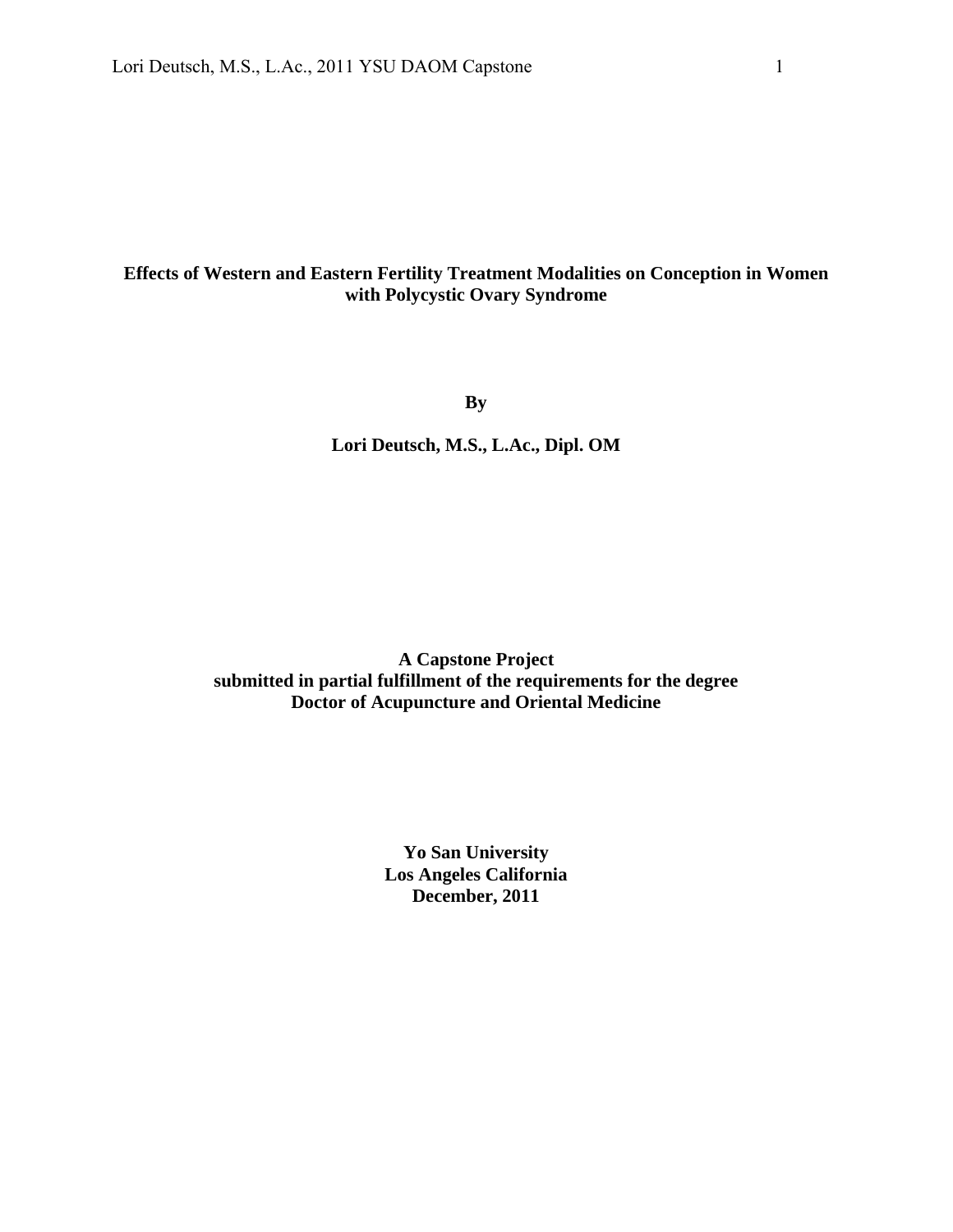# Effects of Western and Eastern Fertility Treatment Modalities on Conception in Women with Polycystic Ovary Syndrome

**By**

**Lori Deutsch, M.S., L.Ac., Dipl. OM**

**A Capstone Project**
**submitted in partial fulfillment of the requirements for the degree**
**Doctor of Acupuncture and Oriental Medicine**

**Yo San University**
**Los Angeles California**
**December, 2011**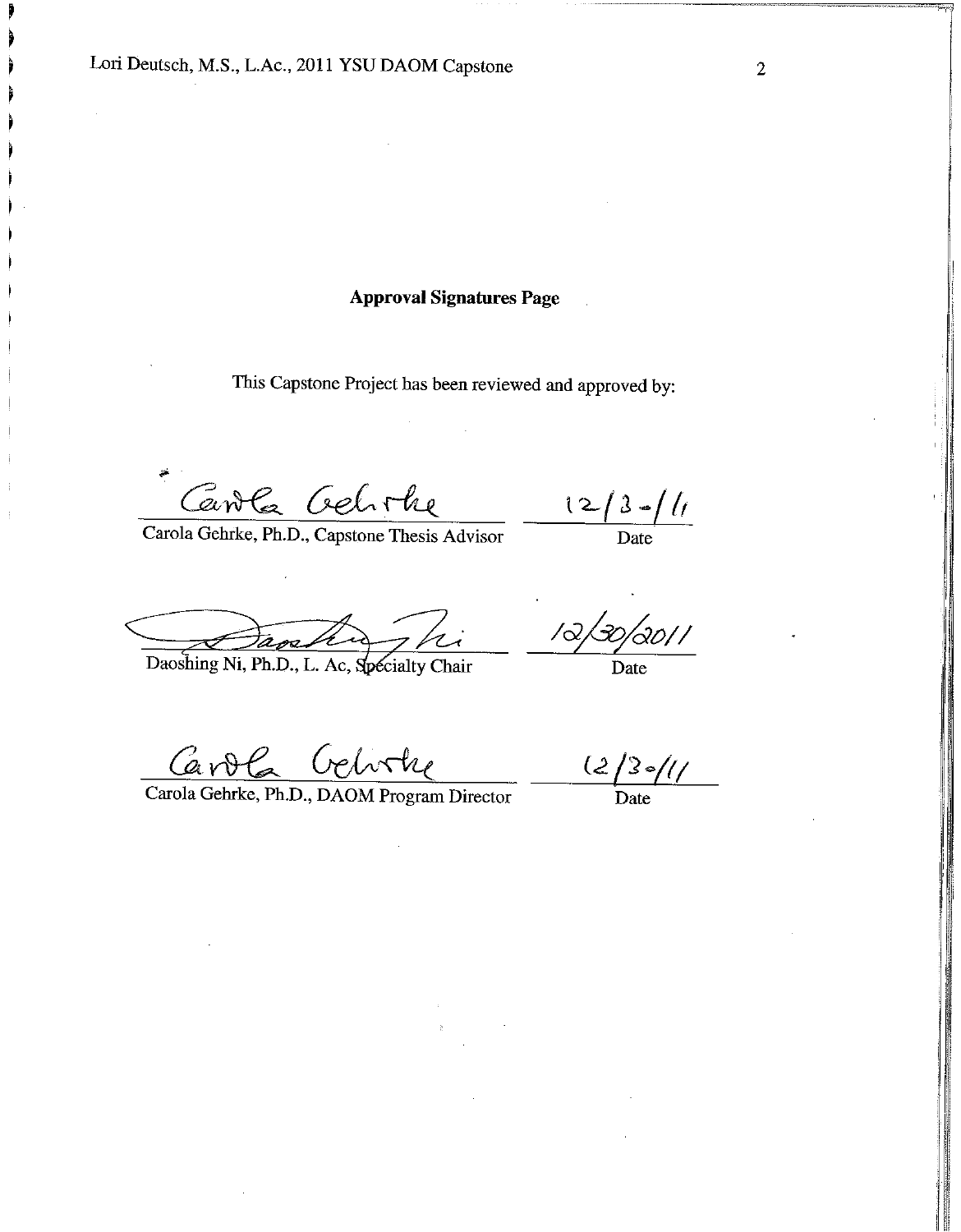**Approval Signatures Page**

This Capstone Project has been reviewed and approved by:

Carola Gehrke — 12/3-/11

Carola Gehrke, Ph.D., Capstone Thesis Advisor — Date

Daoshing Ni — 12/30/2011

Daoshing Ni, Ph.D., L. Ac, Specialty Chair — Date

Carola Gehrke — 12/3-/11

Carola Gehrke, Ph.D., DAOM Program Director — Date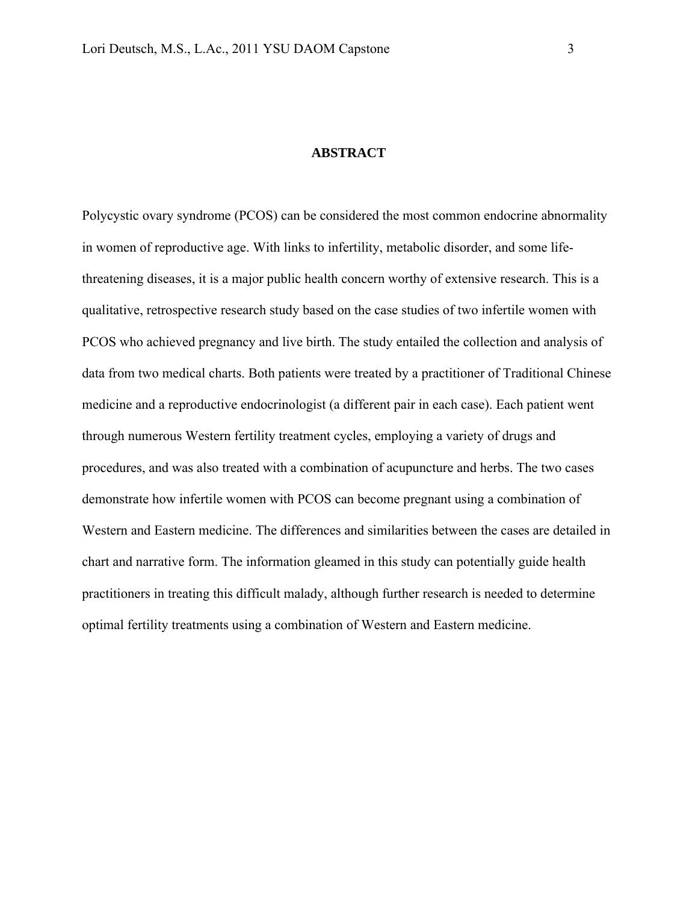## ABSTRACT

Polycystic ovary syndrome (PCOS) can be considered the most common endocrine abnormality in women of reproductive age. With links to infertility, metabolic disorder, and some life-threatening diseases, it is a major public health concern worthy of extensive research. This is a qualitative, retrospective research study based on the case studies of two infertile women with PCOS who achieved pregnancy and live birth. The study entailed the collection and analysis of data from two medical charts. Both patients were treated by a practitioner of Traditional Chinese medicine and a reproductive endocrinologist (a different pair in each case). Each patient went through numerous Western fertility treatment cycles, employing a variety of drugs and procedures, and was also treated with a combination of acupuncture and herbs. The two cases demonstrate how infertile women with PCOS can become pregnant using a combination of Western and Eastern medicine. The differences and similarities between the cases are detailed in chart and narrative form. The information gleamed in this study can potentially guide health practitioners in treating this difficult malady, although further research is needed to determine optimal fertility treatments using a combination of Western and Eastern medicine.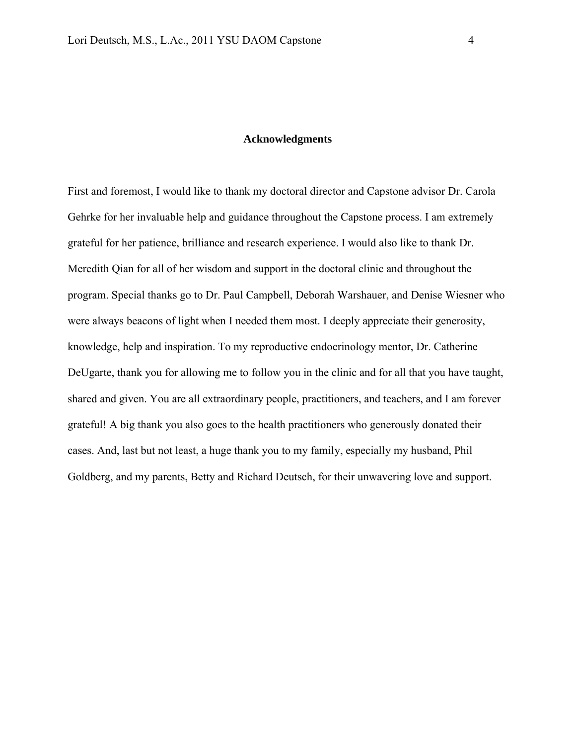## Acknowledgments

First and foremost, I would like to thank my doctoral director and Capstone advisor Dr. Carola Gehrke for her invaluable help and guidance throughout the Capstone process. I am extremely grateful for her patience, brilliance and research experience. I would also like to thank Dr. Meredith Qian for all of her wisdom and support in the doctoral clinic and throughout the program. Special thanks go to Dr. Paul Campbell, Deborah Warshauer, and Denise Wiesner who were always beacons of light when I needed them most. I deeply appreciate their generosity, knowledge, help and inspiration. To my reproductive endocrinology mentor, Dr. Catherine DeUgarte, thank you for allowing me to follow you in the clinic and for all that you have taught, shared and given. You are all extraordinary people, practitioners, and teachers, and I am forever grateful! A big thank you also goes to the health practitioners who generously donated their cases. And, last but not least, a huge thank you to my family, especially my husband, Phil Goldberg, and my parents, Betty and Richard Deutsch, for their unwavering love and support.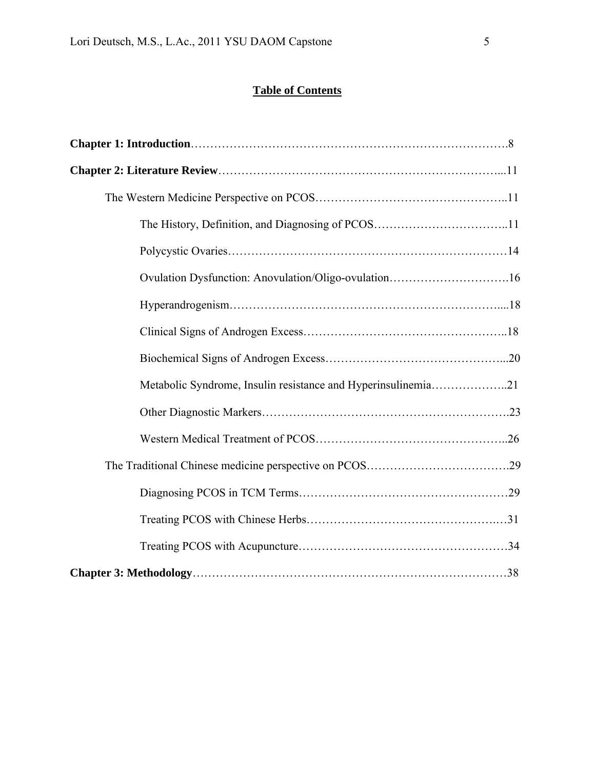# Table of Contents

**Chapter 1: Introduction**……………………………………………………………………….8

**Chapter 2: Literature Review**……………………………………………………………....11

- The Western Medicine Perspective on PCOS…………………………………………..11
    - The History, Definition, and Diagnosing of PCOS……………………………..11
    - Polycystic Ovaries………………………………………………………………14
    - Ovulation Dysfunction: Anovulation/Oligo-ovulation………………………….16
    - Hyperandrogenism……………………………………………………………....18
    - Clinical Signs of Androgen Excess……………………………………………..18
    - Biochemical Signs of Androgen Excess………………………………………...20
    - Metabolic Syndrome, Insulin resistance and Hyperinsulinemia………………..21
    - Other Diagnostic Markers……………………………………………………….23
    - Western Medical Treatment of PCOS…………………………………………..26
- The Traditional Chinese medicine perspective on PCOS……………………………….29
    - Diagnosing PCOS in TCM Terms……………………………………………….29
    - Treating PCOS with Chinese Herbs…………………………………………….…31
    - Treating PCOS with Acupuncture………………………………………………34

**Chapter 3: Methodology**……………………………………………………………………38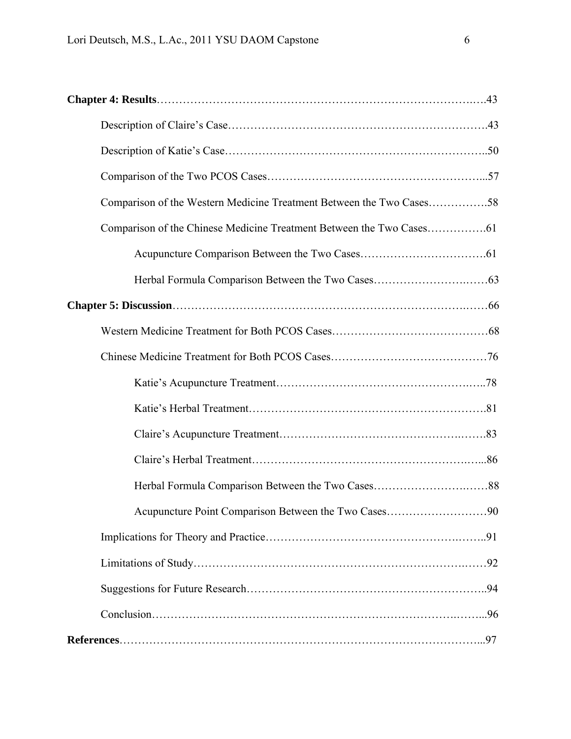**Chapter 4: Results**……………………………………………………………………….….43

Description of Claire's Case…………………………………………………………….43

Description of Katie's Case…………………………………………………………..50

Comparison of the Two PCOS Cases………………………………………………...57

Comparison of the Western Medicine Treatment Between the Two Cases…………….58

Comparison of the Chinese Medicine Treatment Between the Two Cases…………….61

Acupuncture Comparison Between the Two Cases…………………………….61

Herbal Formula Comparison Between the Two Cases……………………….……63

**Chapter 5: Discussion**………………………………………………………………….……66

Western Medicine Treatment for Both PCOS Cases……………………………………68

Chinese Medicine Treatment for Both PCOS Cases……………………………………76

Katie's Acupuncture Treatment……………………………………………….…..78

Katie's Herbal Treatment……………………………………………….…………81

Claire's Acupuncture Treatment……………………………………….…….83

Claire's Herbal Treatment………………………………………………….…...86

Herbal Formula Comparison Between the Two Cases……………………….……88

Acupuncture Point Comparison Between the Two Cases………………………90

Implications for Theory and Practice…………………………………………….……..91

Limitations of Study………………………………………………………………….……92

Suggestions for Future Research……………………………………………………..94

Conclusion…………………………………………………………………….……...96

**References**……………………………………………………………………………...97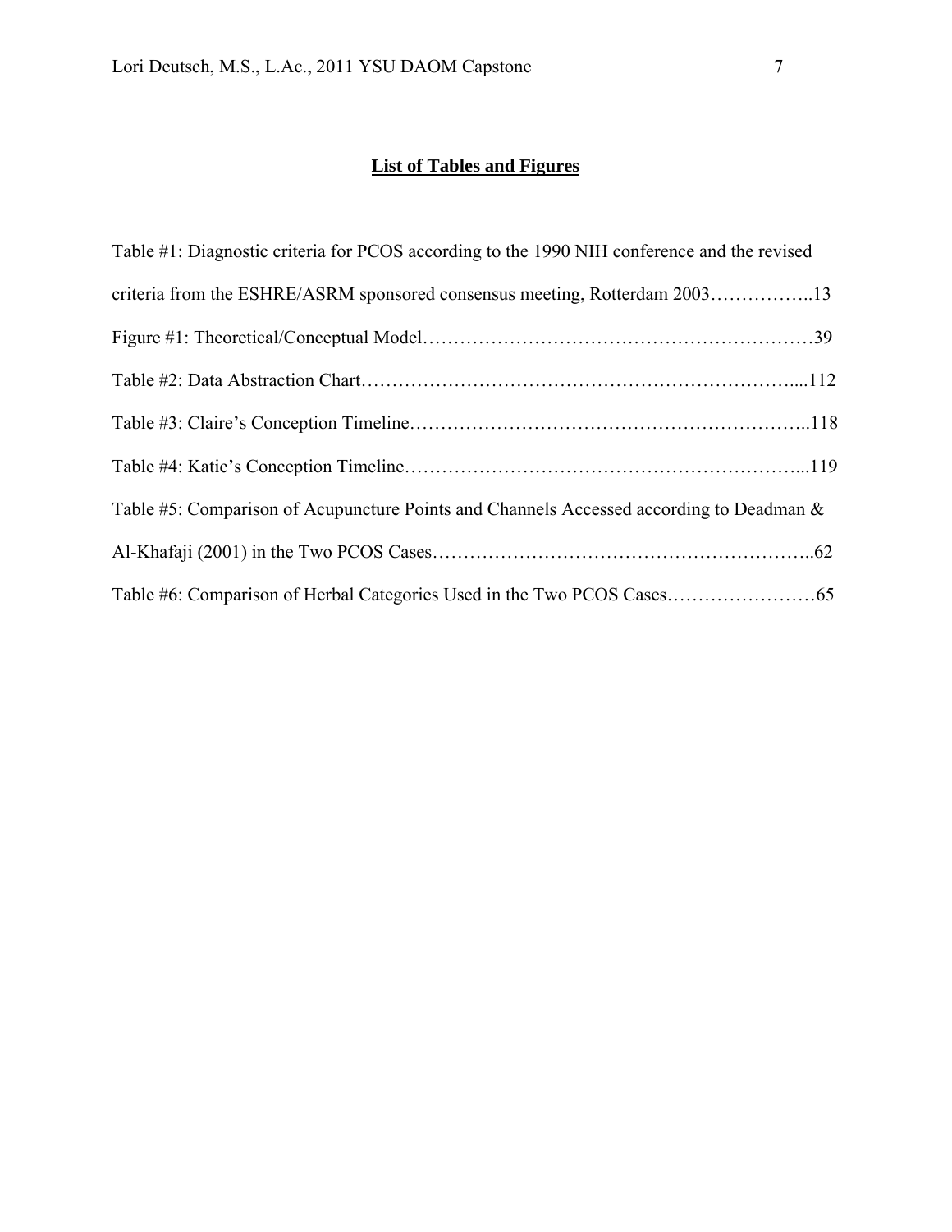## List of Tables and Figures

Table #1: Diagnostic criteria for PCOS according to the 1990 NIH conference and the revised criteria from the ESHRE/ASRM sponsored consensus meeting, Rotterdam 2003……………..13

Figure #1: Theoretical/Conceptual Model………………………………………………………39

Table #2: Data Abstraction Chart…………………………………………………………....112

Table #3: Claire's Conception Timeline………………………………………………………..118

Table #4: Katie's Conception Timeline………………………………………………………...119

Table #5: Comparison of Acupuncture Points and Channels Accessed according to Deadman & Al-Khafaji (2001) in the Two PCOS Cases……………………………………………………..62

Table #6: Comparison of Herbal Categories Used in the Two PCOS Cases……………………65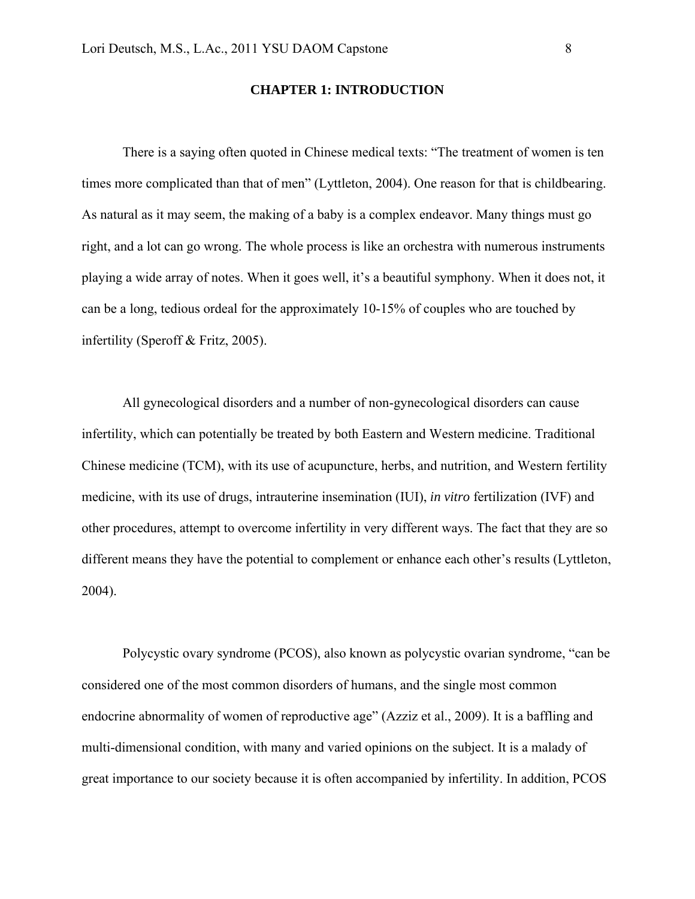# CHAPTER 1: INTRODUCTION

There is a saying often quoted in Chinese medical texts: "The treatment of women is ten times more complicated than that of men" (Lyttleton, 2004). One reason for that is childbearing. As natural as it may seem, the making of a baby is a complex endeavor. Many things must go right, and a lot can go wrong. The whole process is like an orchestra with numerous instruments playing a wide array of notes. When it goes well, it's a beautiful symphony. When it does not, it can be a long, tedious ordeal for the approximately 10-15% of couples who are touched by infertility (Speroff & Fritz, 2005).

All gynecological disorders and a number of non-gynecological disorders can cause infertility, which can potentially be treated by both Eastern and Western medicine. Traditional Chinese medicine (TCM), with its use of acupuncture, herbs, and nutrition, and Western fertility medicine, with its use of drugs, intrauterine insemination (IUI), *in vitro* fertilization (IVF) and other procedures, attempt to overcome infertility in very different ways. The fact that they are so different means they have the potential to complement or enhance each other's results (Lyttleton, 2004).

Polycystic ovary syndrome (PCOS), also known as polycystic ovarian syndrome, "can be considered one of the most common disorders of humans, and the single most common endocrine abnormality of women of reproductive age" (Azziz et al., 2009). It is a baffling and multi-dimensional condition, with many and varied opinions on the subject. It is a malady of great importance to our society because it is often accompanied by infertility. In addition, PCOS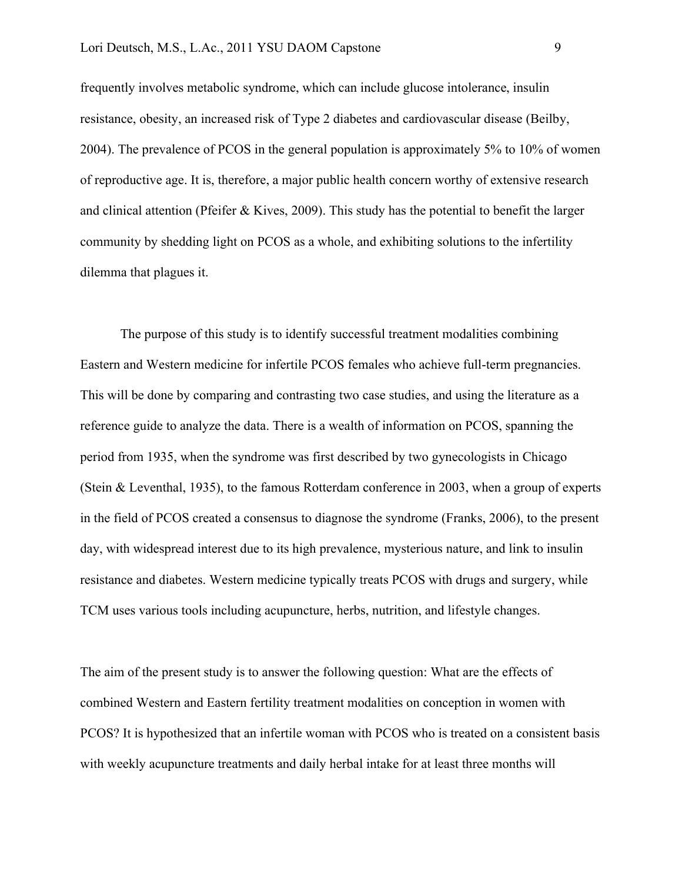frequently involves metabolic syndrome, which can include glucose intolerance, insulin resistance, obesity, an increased risk of Type 2 diabetes and cardiovascular disease (Beilby, 2004). The prevalence of PCOS in the general population is approximately 5% to 10% of women of reproductive age. It is, therefore, a major public health concern worthy of extensive research and clinical attention (Pfeifer & Kives, 2009). This study has the potential to benefit the larger community by shedding light on PCOS as a whole, and exhibiting solutions to the infertility dilemma that plagues it.

The purpose of this study is to identify successful treatment modalities combining Eastern and Western medicine for infertile PCOS females who achieve full-term pregnancies. This will be done by comparing and contrasting two case studies, and using the literature as a reference guide to analyze the data. There is a wealth of information on PCOS, spanning the period from 1935, when the syndrome was first described by two gynecologists in Chicago (Stein & Leventhal, 1935), to the famous Rotterdam conference in 2003, when a group of experts in the field of PCOS created a consensus to diagnose the syndrome (Franks, 2006), to the present day, with widespread interest due to its high prevalence, mysterious nature, and link to insulin resistance and diabetes. Western medicine typically treats PCOS with drugs and surgery, while TCM uses various tools including acupuncture, herbs, nutrition, and lifestyle changes.

The aim of the present study is to answer the following question: What are the effects of combined Western and Eastern fertility treatment modalities on conception in women with PCOS? It is hypothesized that an infertile woman with PCOS who is treated on a consistent basis with weekly acupuncture treatments and daily herbal intake for at least three months will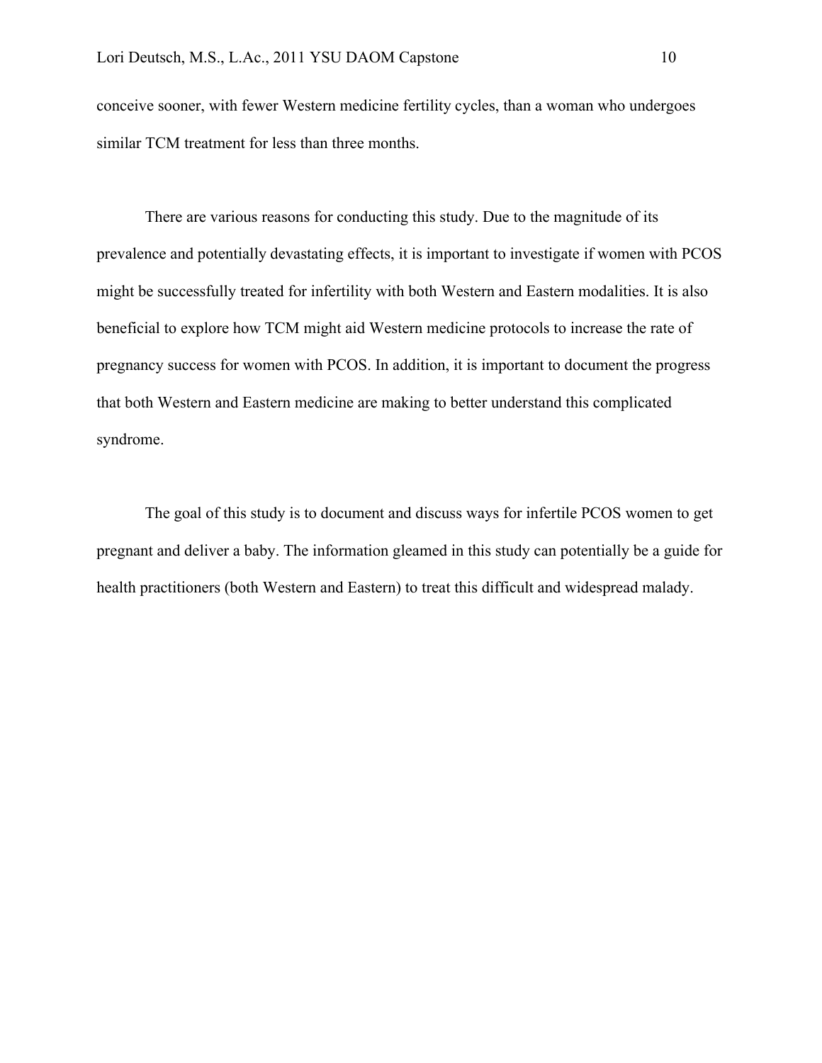conceive sooner, with fewer Western medicine fertility cycles, than a woman who undergoes similar TCM treatment for less than three months.

There are various reasons for conducting this study. Due to the magnitude of its prevalence and potentially devastating effects, it is important to investigate if women with PCOS might be successfully treated for infertility with both Western and Eastern modalities. It is also beneficial to explore how TCM might aid Western medicine protocols to increase the rate of pregnancy success for women with PCOS. In addition, it is important to document the progress that both Western and Eastern medicine are making to better understand this complicated syndrome.

The goal of this study is to document and discuss ways for infertile PCOS women to get pregnant and deliver a baby. The information gleamed in this study can potentially be a guide for health practitioners (both Western and Eastern) to treat this difficult and widespread malady.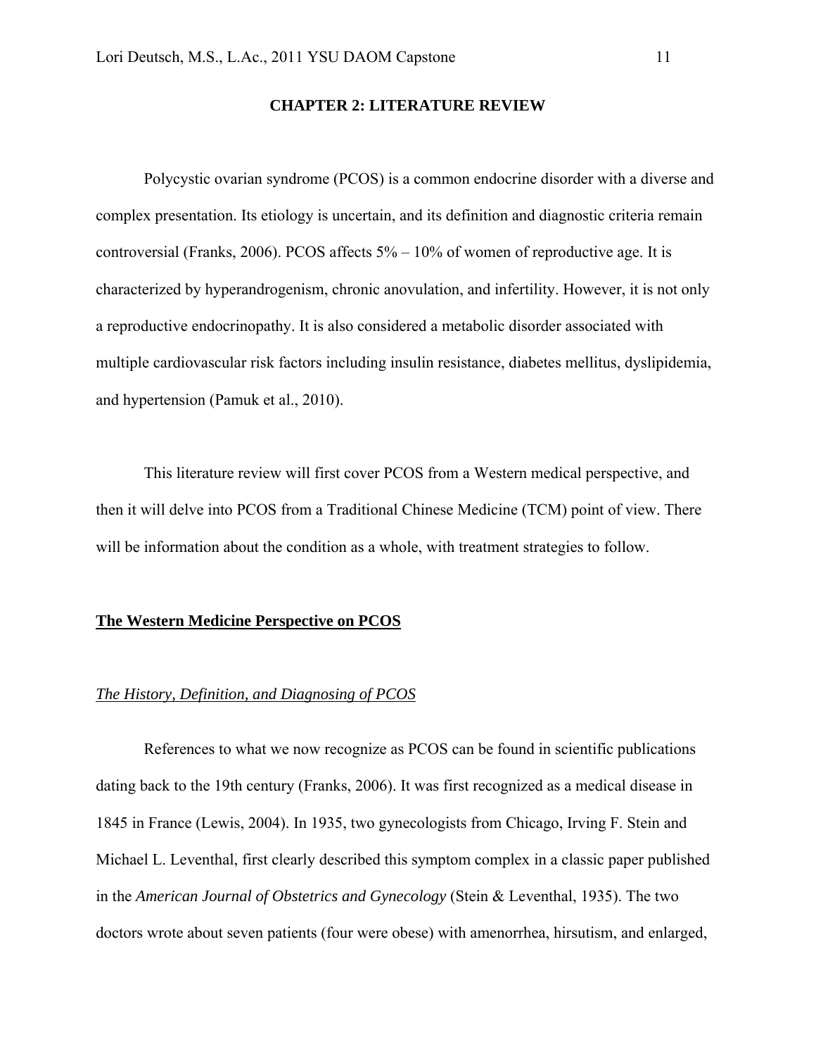## CHAPTER 2: LITERATURE REVIEW

Polycystic ovarian syndrome (PCOS) is a common endocrine disorder with a diverse and complex presentation. Its etiology is uncertain, and its definition and diagnostic criteria remain controversial (Franks, 2006). PCOS affects 5% – 10% of women of reproductive age. It is characterized by hyperandrogenism, chronic anovulation, and infertility. However, it is not only a reproductive endocrinopathy. It is also considered a metabolic disorder associated with multiple cardiovascular risk factors including insulin resistance, diabetes mellitus, dyslipidemia, and hypertension (Pamuk et al., 2010).

This literature review will first cover PCOS from a Western medical perspective, and then it will delve into PCOS from a Traditional Chinese Medicine (TCM) point of view. There will be information about the condition as a whole, with treatment strategies to follow.

### The Western Medicine Perspective on PCOS

#### *The History, Definition, and Diagnosing of PCOS*

References to what we now recognize as PCOS can be found in scientific publications dating back to the 19th century (Franks, 2006). It was first recognized as a medical disease in 1845 in France (Lewis, 2004). In 1935, two gynecologists from Chicago, Irving F. Stein and Michael L. Leventhal, first clearly described this symptom complex in a classic paper published in the *American Journal of Obstetrics and Gynecology* (Stein & Leventhal, 1935). The two doctors wrote about seven patients (four were obese) with amenorrhea, hirsutism, and enlarged,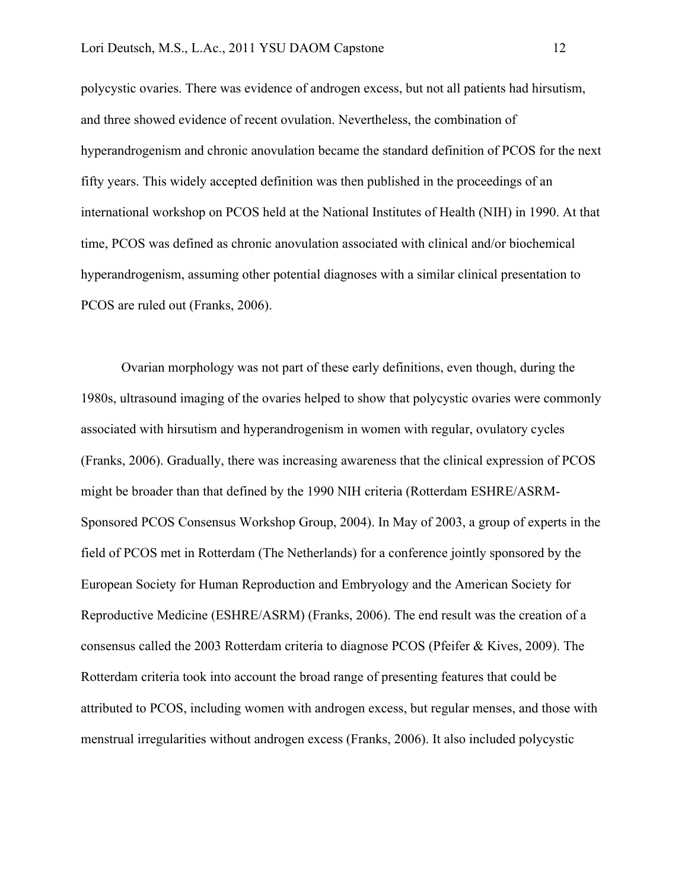polycystic ovaries. There was evidence of androgen excess, but not all patients had hirsutism, and three showed evidence of recent ovulation. Nevertheless, the combination of hyperandrogenism and chronic anovulation became the standard definition of PCOS for the next fifty years. This widely accepted definition was then published in the proceedings of an international workshop on PCOS held at the National Institutes of Health (NIH) in 1990. At that time, PCOS was defined as chronic anovulation associated with clinical and/or biochemical hyperandrogenism, assuming other potential diagnoses with a similar clinical presentation to PCOS are ruled out (Franks, 2006).

Ovarian morphology was not part of these early definitions, even though, during the 1980s, ultrasound imaging of the ovaries helped to show that polycystic ovaries were commonly associated with hirsutism and hyperandrogenism in women with regular, ovulatory cycles (Franks, 2006). Gradually, there was increasing awareness that the clinical expression of PCOS might be broader than that defined by the 1990 NIH criteria (Rotterdam ESHRE/ASRM-Sponsored PCOS Consensus Workshop Group, 2004). In May of 2003, a group of experts in the field of PCOS met in Rotterdam (The Netherlands) for a conference jointly sponsored by the European Society for Human Reproduction and Embryology and the American Society for Reproductive Medicine (ESHRE/ASRM) (Franks, 2006). The end result was the creation of a consensus called the 2003 Rotterdam criteria to diagnose PCOS (Pfeifer & Kives, 2009). The Rotterdam criteria took into account the broad range of presenting features that could be attributed to PCOS, including women with androgen excess, but regular menses, and those with menstrual irregularities without androgen excess (Franks, 2006). It also included polycystic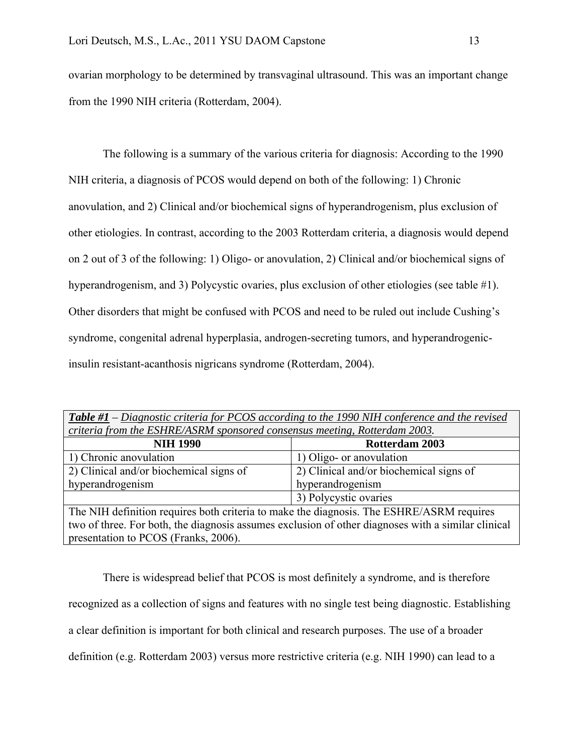ovarian morphology to be determined by transvaginal ultrasound. This was an important change from the 1990 NIH criteria (Rotterdam, 2004).

The following is a summary of the various criteria for diagnosis: According to the 1990 NIH criteria, a diagnosis of PCOS would depend on both of the following: 1) Chronic anovulation, and 2) Clinical and/or biochemical signs of hyperandrogenism, plus exclusion of other etiologies. In contrast, according to the 2003 Rotterdam criteria, a diagnosis would depend on 2 out of 3 of the following: 1) Oligo- or anovulation, 2) Clinical and/or biochemical signs of hyperandrogenism, and 3) Polycystic ovaries, plus exclusion of other etiologies (see table #1). Other disorders that might be confused with PCOS and need to be ruled out include Cushing's syndrome, congenital adrenal hyperplasia, androgen-secreting tumors, and hyperandrogenic-insulin resistant-acanthosis nigricans syndrome (Rotterdam, 2004).

***Table #1*** – *Diagnostic criteria for PCOS according to the 1990 NIH conference and the revised criteria from the ESHRE/ASRM sponsored consensus meeting, Rotterdam 2003.*

| NIH 1990 | Rotterdam 2003 |
|---|---|
| 1) Chronic anovulation | 1) Oligo- or anovulation |
| 2) Clinical and/or biochemical signs of hyperandrogenism | 2) Clinical and/or biochemical signs of hyperandrogenism |
| | 3) Polycystic ovaries |

The NIH definition requires both criteria to make the diagnosis. The ESHRE/ASRM requires two of three. For both, the diagnosis assumes exclusion of other diagnoses with a similar clinical presentation to PCOS (Franks, 2006).

There is widespread belief that PCOS is most definitely a syndrome, and is therefore recognized as a collection of signs and features with no single test being diagnostic. Establishing a clear definition is important for both clinical and research purposes. The use of a broader definition (e.g. Rotterdam 2003) versus more restrictive criteria (e.g. NIH 1990) can lead to a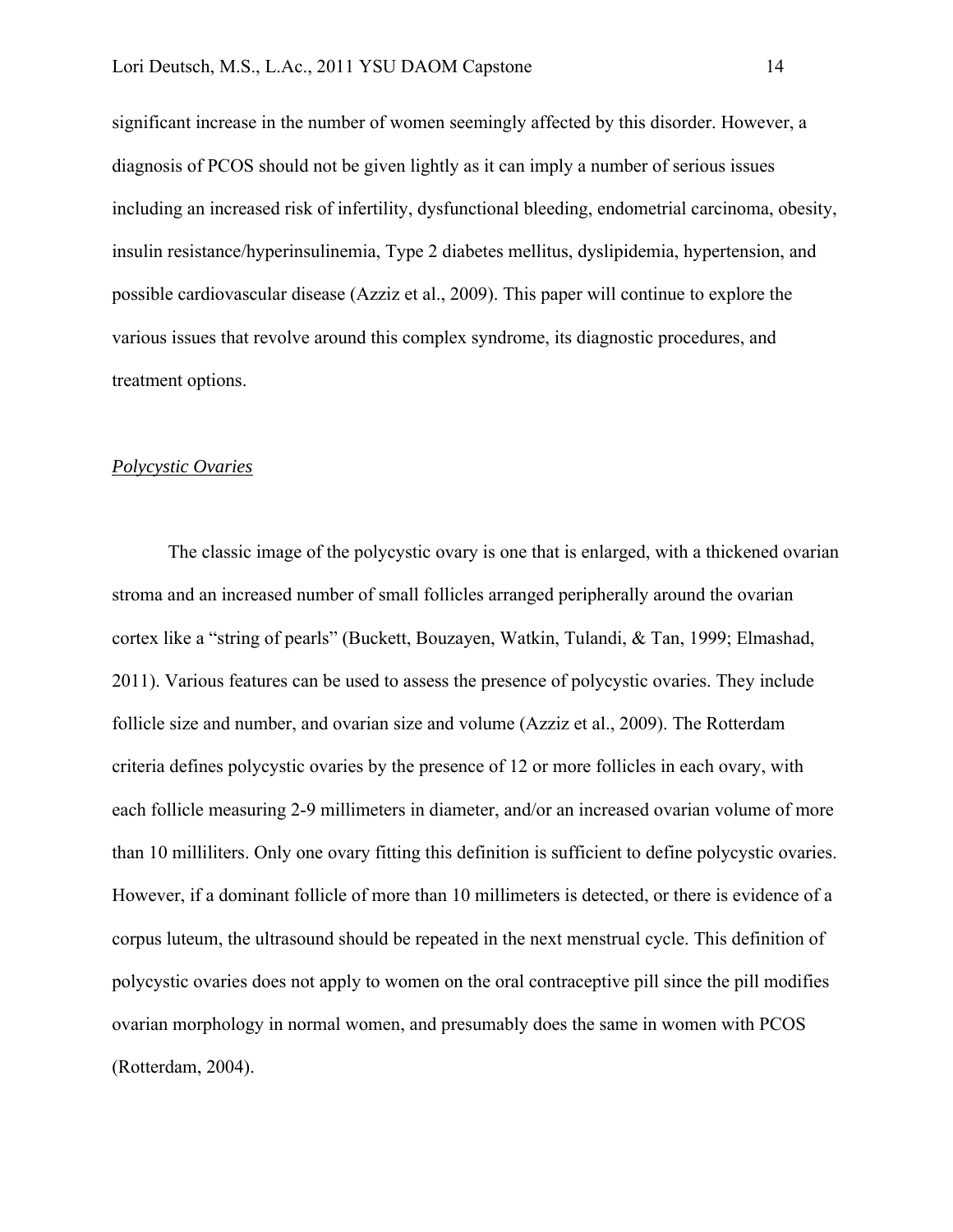significant increase in the number of women seemingly affected by this disorder. However, a diagnosis of PCOS should not be given lightly as it can imply a number of serious issues including an increased risk of infertility, dysfunctional bleeding, endometrial carcinoma, obesity, insulin resistance/hyperinsulinemia, Type 2 diabetes mellitus, dyslipidemia, hypertension, and possible cardiovascular disease (Azziz et al., 2009). This paper will continue to explore the various issues that revolve around this complex syndrome, its diagnostic procedures, and treatment options.

### *Polycystic Ovaries*

The classic image of the polycystic ovary is one that is enlarged, with a thickened ovarian stroma and an increased number of small follicles arranged peripherally around the ovarian cortex like a "string of pearls" (Buckett, Bouzayen, Watkin, Tulandi, & Tan, 1999; Elmashad, 2011). Various features can be used to assess the presence of polycystic ovaries. They include follicle size and number, and ovarian size and volume (Azziz et al., 2009). The Rotterdam criteria defines polycystic ovaries by the presence of 12 or more follicles in each ovary, with each follicle measuring 2-9 millimeters in diameter, and/or an increased ovarian volume of more than 10 milliliters. Only one ovary fitting this definition is sufficient to define polycystic ovaries. However, if a dominant follicle of more than 10 millimeters is detected, or there is evidence of a corpus luteum, the ultrasound should be repeated in the next menstrual cycle. This definition of polycystic ovaries does not apply to women on the oral contraceptive pill since the pill modifies ovarian morphology in normal women, and presumably does the same in women with PCOS (Rotterdam, 2004).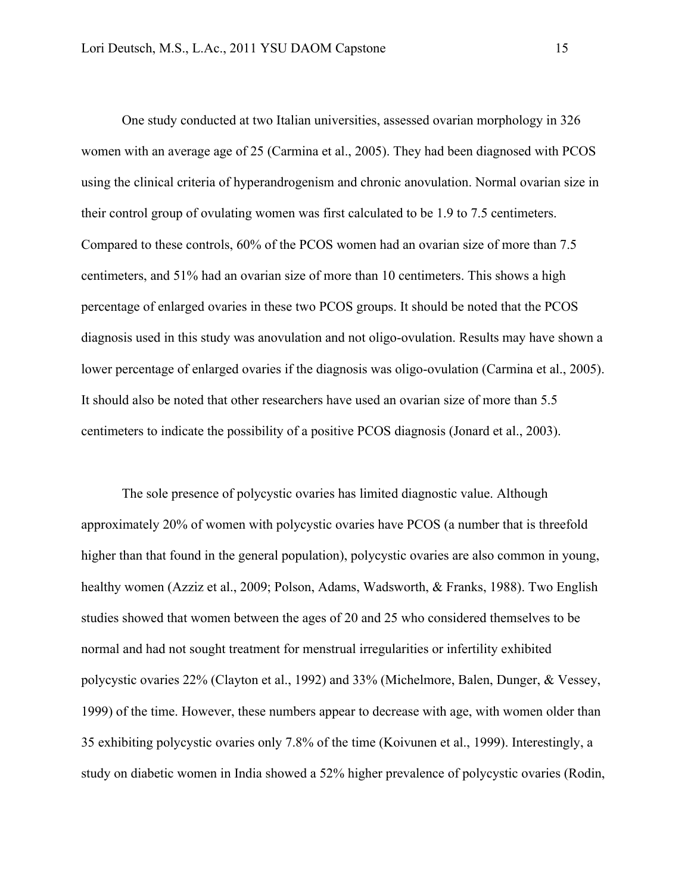One study conducted at two Italian universities, assessed ovarian morphology in 326 women with an average age of 25 (Carmina et al., 2005). They had been diagnosed with PCOS using the clinical criteria of hyperandrogenism and chronic anovulation. Normal ovarian size in their control group of ovulating women was first calculated to be 1.9 to 7.5 centimeters. Compared to these controls, 60% of the PCOS women had an ovarian size of more than 7.5 centimeters, and 51% had an ovarian size of more than 10 centimeters. This shows a high percentage of enlarged ovaries in these two PCOS groups. It should be noted that the PCOS diagnosis used in this study was anovulation and not oligo-ovulation. Results may have shown a lower percentage of enlarged ovaries if the diagnosis was oligo-ovulation (Carmina et al., 2005). It should also be noted that other researchers have used an ovarian size of more than 5.5 centimeters to indicate the possibility of a positive PCOS diagnosis (Jonard et al., 2003).

The sole presence of polycystic ovaries has limited diagnostic value. Although approximately 20% of women with polycystic ovaries have PCOS (a number that is threefold higher than that found in the general population), polycystic ovaries are also common in young, healthy women (Azziz et al., 2009; Polson, Adams, Wadsworth, & Franks, 1988). Two English studies showed that women between the ages of 20 and 25 who considered themselves to be normal and had not sought treatment for menstrual irregularities or infertility exhibited polycystic ovaries 22% (Clayton et al., 1992) and 33% (Michelmore, Balen, Dunger, & Vessey, 1999) of the time. However, these numbers appear to decrease with age, with women older than 35 exhibiting polycystic ovaries only 7.8% of the time (Koivunen et al., 1999). Interestingly, a study on diabetic women in India showed a 52% higher prevalence of polycystic ovaries (Rodin,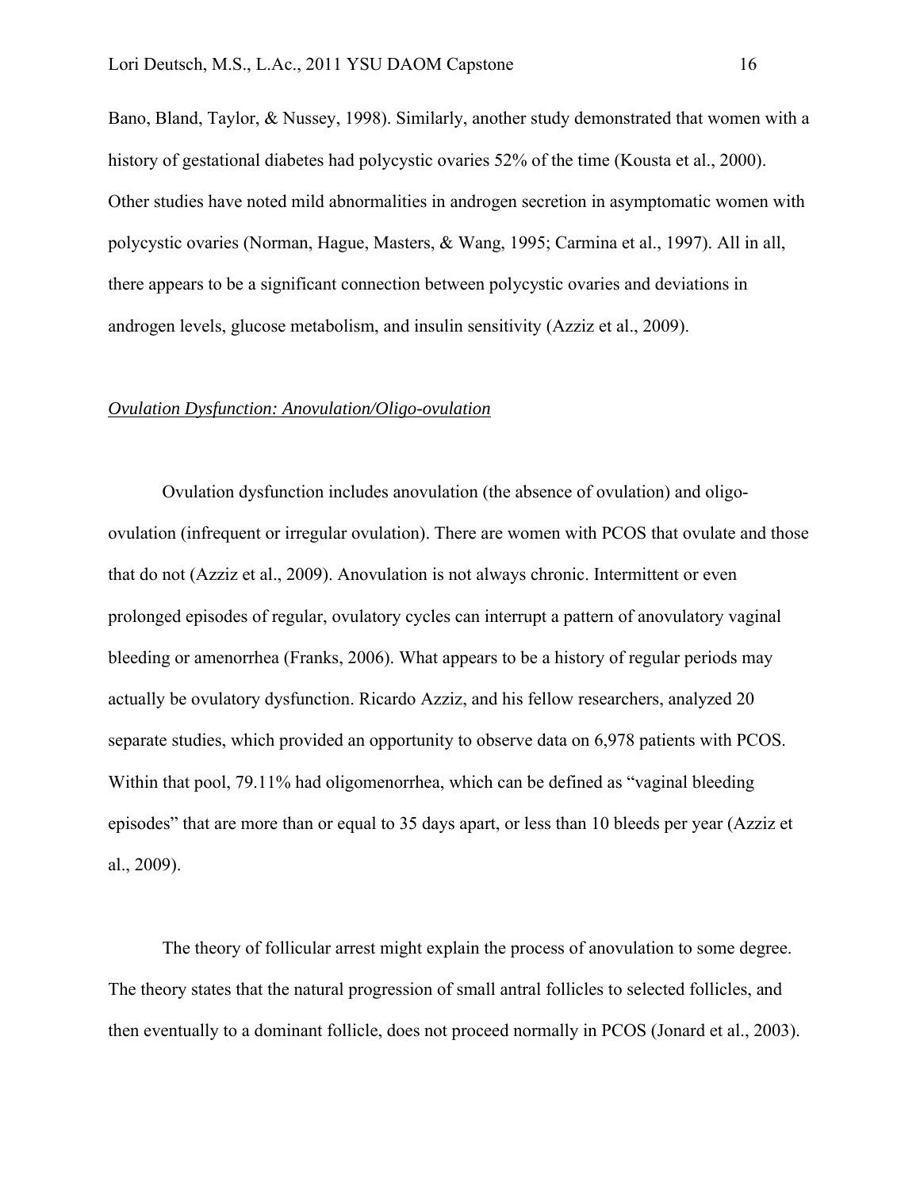Bano, Bland, Taylor, & Nussey, 1998). Similarly, another study demonstrated that women with a history of gestational diabetes had polycystic ovaries 52% of the time (Kousta et al., 2000). Other studies have noted mild abnormalities in androgen secretion in asymptomatic women with polycystic ovaries (Norman, Hague, Masters, & Wang, 1995; Carmina et al., 1997). All in all, there appears to be a significant connection between polycystic ovaries and deviations in androgen levels, glucose metabolism, and insulin sensitivity (Azziz et al., 2009).

### *Ovulation Dysfunction: Anovulation/Oligo-ovulation*

Ovulation dysfunction includes anovulation (the absence of ovulation) and oligo-ovulation (infrequent or irregular ovulation). There are women with PCOS that ovulate and those that do not (Azziz et al., 2009). Anovulation is not always chronic. Intermittent or even prolonged episodes of regular, ovulatory cycles can interrupt a pattern of anovulatory vaginal bleeding or amenorrhea (Franks, 2006). What appears to be a history of regular periods may actually be ovulatory dysfunction. Ricardo Azziz, and his fellow researchers, analyzed 20 separate studies, which provided an opportunity to observe data on 6,978 patients with PCOS. Within that pool, 79.11% had oligomenorrhea, which can be defined as "vaginal bleeding episodes" that are more than or equal to 35 days apart, or less than 10 bleeds per year (Azziz et al., 2009).

The theory of follicular arrest might explain the process of anovulation to some degree. The theory states that the natural progression of small antral follicles to selected follicles, and then eventually to a dominant follicle, does not proceed normally in PCOS (Jonard et al., 2003).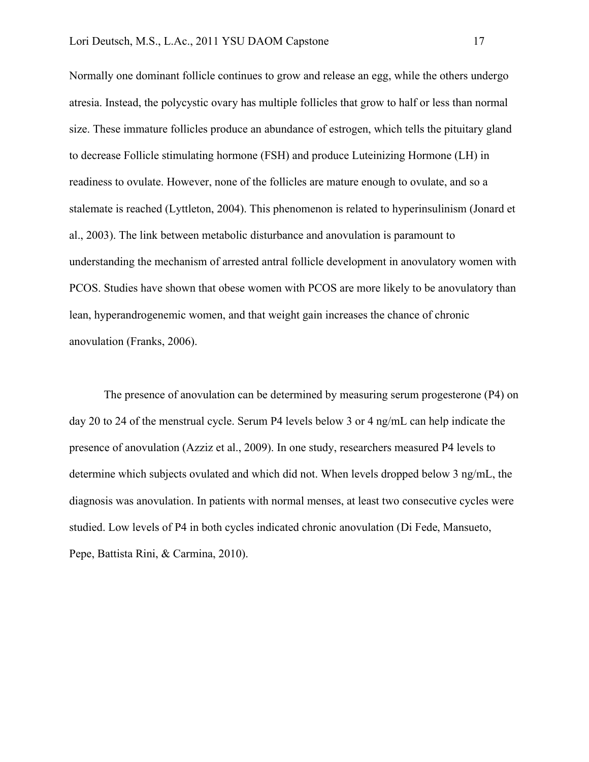Normally one dominant follicle continues to grow and release an egg, while the others undergo atresia. Instead, the polycystic ovary has multiple follicles that grow to half or less than normal size. These immature follicles produce an abundance of estrogen, which tells the pituitary gland to decrease Follicle stimulating hormone (FSH) and produce Luteinizing Hormone (LH) in readiness to ovulate. However, none of the follicles are mature enough to ovulate, and so a stalemate is reached (Lyttleton, 2004). This phenomenon is related to hyperinsulinism (Jonard et al., 2003). The link between metabolic disturbance and anovulation is paramount to understanding the mechanism of arrested antral follicle development in anovulatory women with PCOS. Studies have shown that obese women with PCOS are more likely to be anovulatory than lean, hyperandrogenemic women, and that weight gain increases the chance of chronic anovulation (Franks, 2006).

The presence of anovulation can be determined by measuring serum progesterone (P4) on day 20 to 24 of the menstrual cycle. Serum P4 levels below 3 or 4 ng/mL can help indicate the presence of anovulation (Azziz et al., 2009). In one study, researchers measured P4 levels to determine which subjects ovulated and which did not. When levels dropped below 3 ng/mL, the diagnosis was anovulation. In patients with normal menses, at least two consecutive cycles were studied. Low levels of P4 in both cycles indicated chronic anovulation (Di Fede, Mansueto, Pepe, Battista Rini, & Carmina, 2010).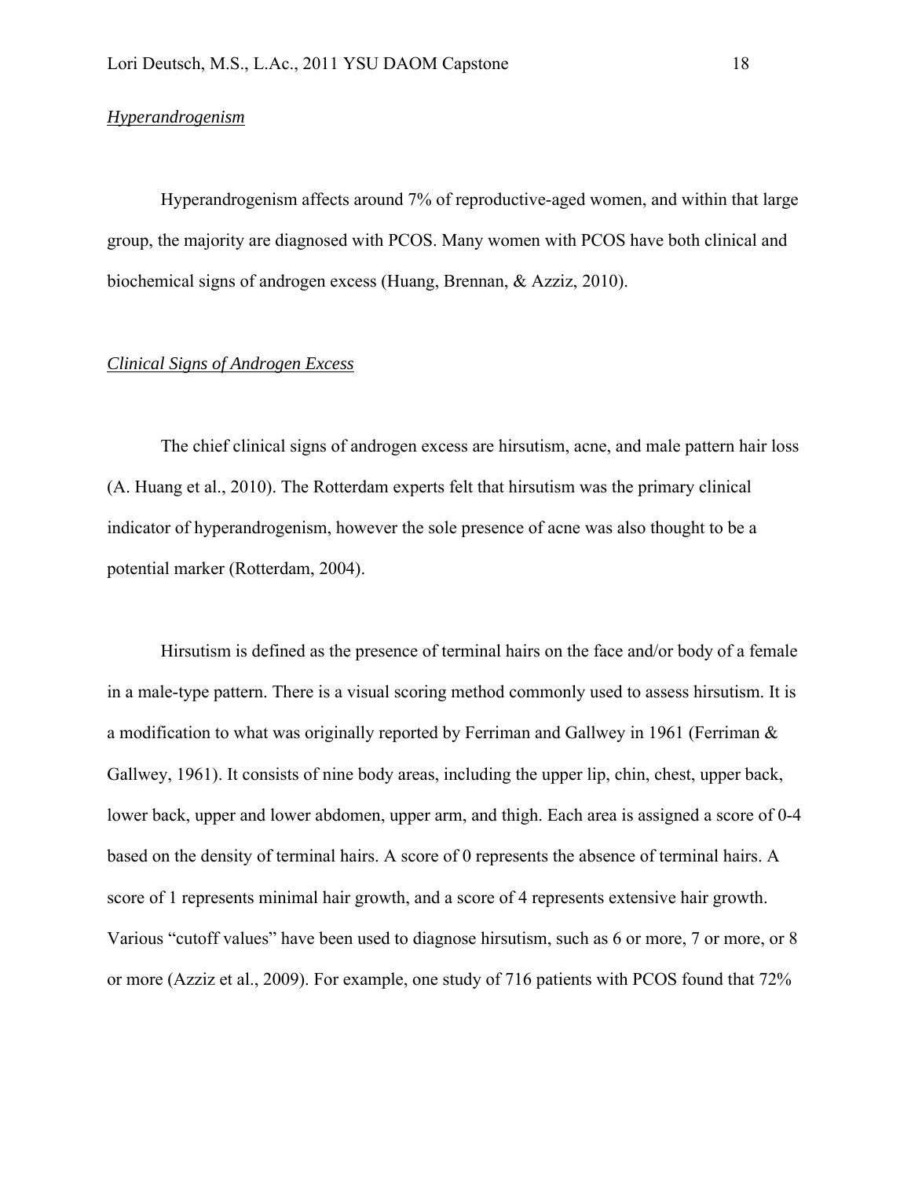*Hyperandrogenism*

Hyperandrogenism affects around 7% of reproductive-aged women, and within that large group, the majority are diagnosed with PCOS. Many women with PCOS have both clinical and biochemical signs of androgen excess (Huang, Brennan, & Azziz, 2010).

*Clinical Signs of Androgen Excess*

The chief clinical signs of androgen excess are hirsutism, acne, and male pattern hair loss (A. Huang et al., 2010). The Rotterdam experts felt that hirsutism was the primary clinical indicator of hyperandrogenism, however the sole presence of acne was also thought to be a potential marker (Rotterdam, 2004).

Hirsutism is defined as the presence of terminal hairs on the face and/or body of a female in a male-type pattern. There is a visual scoring method commonly used to assess hirsutism. It is a modification to what was originally reported by Ferriman and Gallwey in 1961 (Ferriman & Gallwey, 1961). It consists of nine body areas, including the upper lip, chin, chest, upper back, lower back, upper and lower abdomen, upper arm, and thigh. Each area is assigned a score of 0-4 based on the density of terminal hairs. A score of 0 represents the absence of terminal hairs. A score of 1 represents minimal hair growth, and a score of 4 represents extensive hair growth. Various "cutoff values" have been used to diagnose hirsutism, such as 6 or more, 7 or more, or 8 or more (Azziz et al., 2009). For example, one study of 716 patients with PCOS found that 72%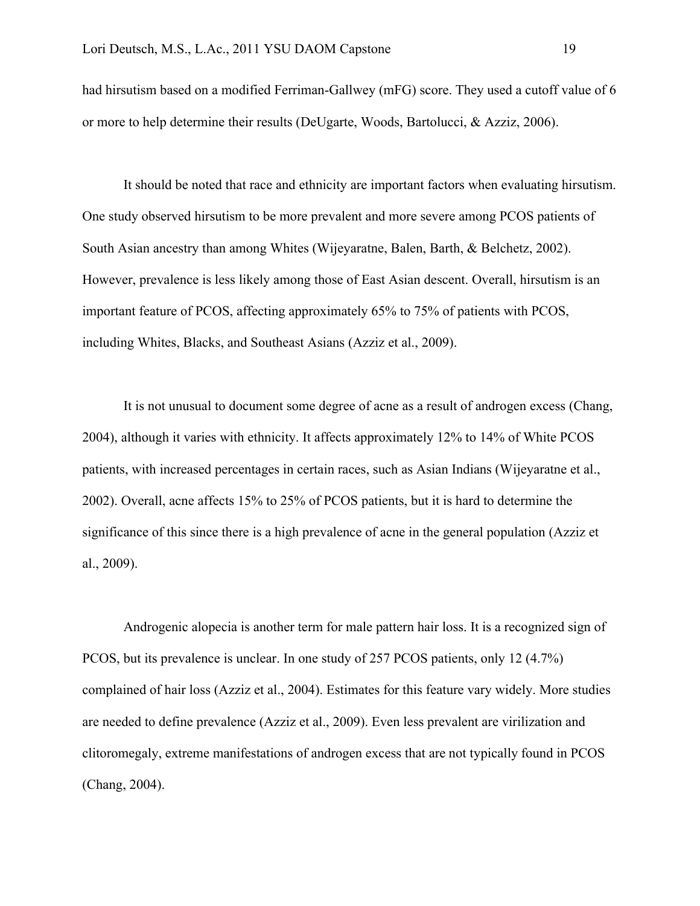had hirsutism based on a modified Ferriman-Gallwey (mFG) score. They used a cutoff value of 6 or more to help determine their results (DeUgarte, Woods, Bartolucci, & Azziz, 2006).

It should be noted that race and ethnicity are important factors when evaluating hirsutism. One study observed hirsutism to be more prevalent and more severe among PCOS patients of South Asian ancestry than among Whites (Wijeyaratne, Balen, Barth, & Belchetz, 2002). However, prevalence is less likely among those of East Asian descent. Overall, hirsutism is an important feature of PCOS, affecting approximately 65% to 75% of patients with PCOS, including Whites, Blacks, and Southeast Asians (Azziz et al., 2009).

It is not unusual to document some degree of acne as a result of androgen excess (Chang, 2004), although it varies with ethnicity. It affects approximately 12% to 14% of White PCOS patients, with increased percentages in certain races, such as Asian Indians (Wijeyaratne et al., 2002). Overall, acne affects 15% to 25% of PCOS patients, but it is hard to determine the significance of this since there is a high prevalence of acne in the general population (Azziz et al., 2009).

Androgenic alopecia is another term for male pattern hair loss. It is a recognized sign of PCOS, but its prevalence is unclear. In one study of 257 PCOS patients, only 12 (4.7%) complained of hair loss (Azziz et al., 2004). Estimates for this feature vary widely. More studies are needed to define prevalence (Azziz et al., 2009). Even less prevalent are virilization and clitoromegaly, extreme manifestations of androgen excess that are not typically found in PCOS (Chang, 2004).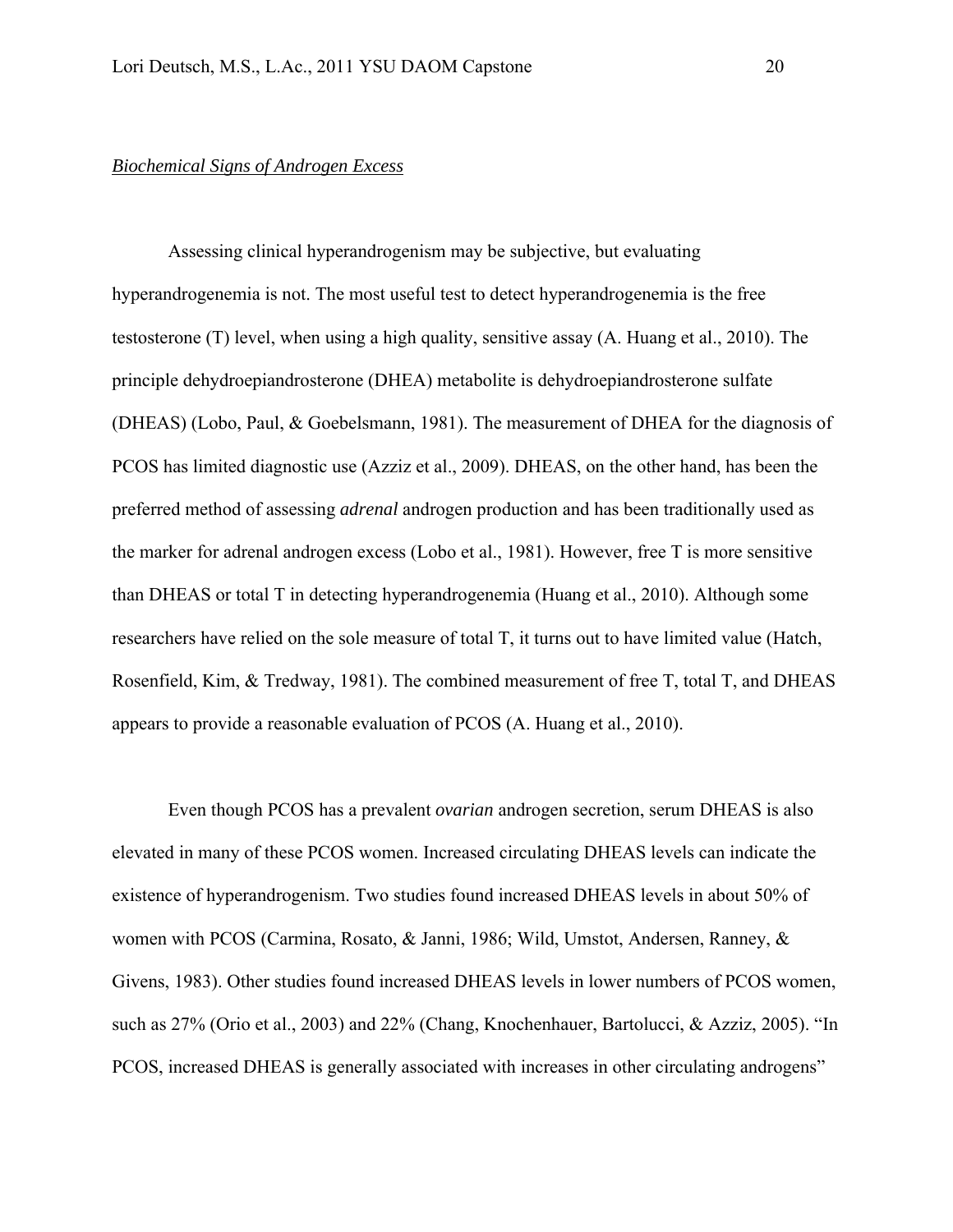*Biochemical Signs of Androgen Excess*

Assessing clinical hyperandrogenism may be subjective, but evaluating hyperandrogenemia is not. The most useful test to detect hyperandrogenemia is the free testosterone (T) level, when using a high quality, sensitive assay (A. Huang et al., 2010). The principle dehydroepiandrosterone (DHEA) metabolite is dehydroepiandrosterone sulfate (DHEAS) (Lobo, Paul, & Goebelsmann, 1981). The measurement of DHEA for the diagnosis of PCOS has limited diagnostic use (Azziz et al., 2009). DHEAS, on the other hand, has been the preferred method of assessing *adrenal* androgen production and has been traditionally used as the marker for adrenal androgen excess (Lobo et al., 1981). However, free T is more sensitive than DHEAS or total T in detecting hyperandrogenemia (Huang et al., 2010). Although some researchers have relied on the sole measure of total T, it turns out to have limited value (Hatch, Rosenfield, Kim, & Tredway, 1981). The combined measurement of free T, total T, and DHEAS appears to provide a reasonable evaluation of PCOS (A. Huang et al., 2010).

Even though PCOS has a prevalent *ovarian* androgen secretion, serum DHEAS is also elevated in many of these PCOS women. Increased circulating DHEAS levels can indicate the existence of hyperandrogenism. Two studies found increased DHEAS levels in about 50% of women with PCOS (Carmina, Rosato, & Janni, 1986; Wild, Umstot, Andersen, Ranney, & Givens, 1983). Other studies found increased DHEAS levels in lower numbers of PCOS women, such as 27% (Orio et al., 2003) and 22% (Chang, Knochenhauer, Bartolucci, & Azziz, 2005). "In PCOS, increased DHEAS is generally associated with increases in other circulating androgens"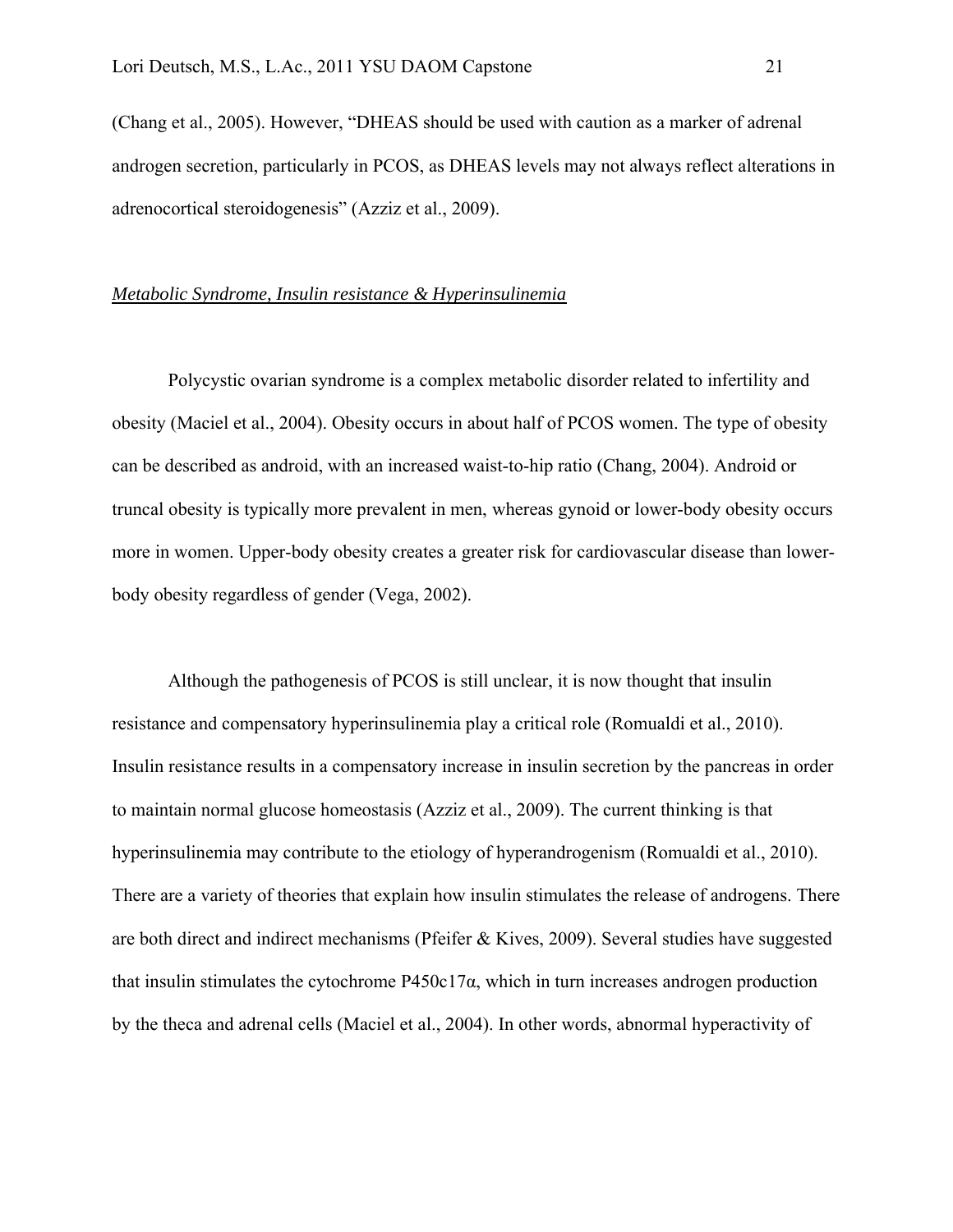(Chang et al., 2005). However, “DHEAS should be used with caution as a marker of adrenal androgen secretion, particularly in PCOS, as DHEAS levels may not always reflect alterations in adrenocortical steroidogenesis” (Azziz et al., 2009).

### *Metabolic Syndrome, Insulin resistance & Hyperinsulinemia*

Polycystic ovarian syndrome is a complex metabolic disorder related to infertility and obesity (Maciel et al., 2004). Obesity occurs in about half of PCOS women. The type of obesity can be described as android, with an increased waist-to-hip ratio (Chang, 2004). Android or truncal obesity is typically more prevalent in men, whereas gynoid or lower-body obesity occurs more in women. Upper-body obesity creates a greater risk for cardiovascular disease than lower-body obesity regardless of gender (Vega, 2002).

Although the pathogenesis of PCOS is still unclear, it is now thought that insulin resistance and compensatory hyperinsulinemia play a critical role (Romualdi et al., 2010). Insulin resistance results in a compensatory increase in insulin secretion by the pancreas in order to maintain normal glucose homeostasis (Azziz et al., 2009). The current thinking is that hyperinsulinemia may contribute to the etiology of hyperandrogenism (Romualdi et al., 2010). There are a variety of theories that explain how insulin stimulates the release of androgens. There are both direct and indirect mechanisms (Pfeifer & Kives, 2009). Several studies have suggested that insulin stimulates the cytochrome P450c17α, which in turn increases androgen production by the theca and adrenal cells (Maciel et al., 2004). In other words, abnormal hyperactivity of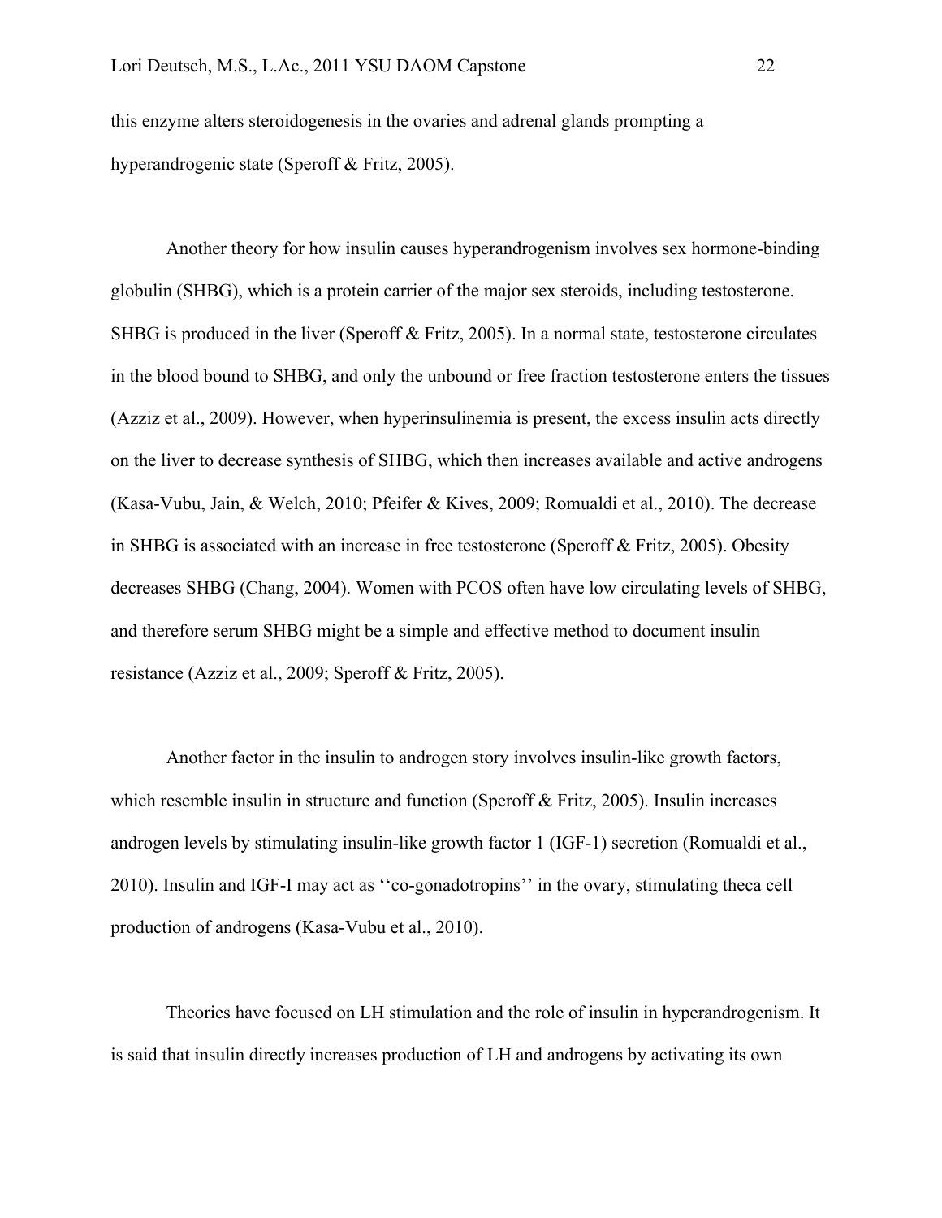this enzyme alters steroidogenesis in the ovaries and adrenal glands prompting a hyperandrogenic state (Speroff & Fritz, 2005).

Another theory for how insulin causes hyperandrogenism involves sex hormone-binding globulin (SHBG), which is a protein carrier of the major sex steroids, including testosterone. SHBG is produced in the liver (Speroff & Fritz, 2005). In a normal state, testosterone circulates in the blood bound to SHBG, and only the unbound or free fraction testosterone enters the tissues (Azziz et al., 2009). However, when hyperinsulinemia is present, the excess insulin acts directly on the liver to decrease synthesis of SHBG, which then increases available and active androgens (Kasa-Vubu, Jain, & Welch, 2010; Pfeifer & Kives, 2009; Romualdi et al., 2010). The decrease in SHBG is associated with an increase in free testosterone (Speroff & Fritz, 2005). Obesity decreases SHBG (Chang, 2004). Women with PCOS often have low circulating levels of SHBG, and therefore serum SHBG might be a simple and effective method to document insulin resistance (Azziz et al., 2009; Speroff & Fritz, 2005).

Another factor in the insulin to androgen story involves insulin-like growth factors, which resemble insulin in structure and function (Speroff & Fritz, 2005). Insulin increases androgen levels by stimulating insulin-like growth factor 1 (IGF-1) secretion (Romualdi et al., 2010). Insulin and IGF-I may act as ‘‘co-gonadotropins’’ in the ovary, stimulating theca cell production of androgens (Kasa-Vubu et al., 2010).

Theories have focused on LH stimulation and the role of insulin in hyperandrogenism. It is said that insulin directly increases production of LH and androgens by activating its own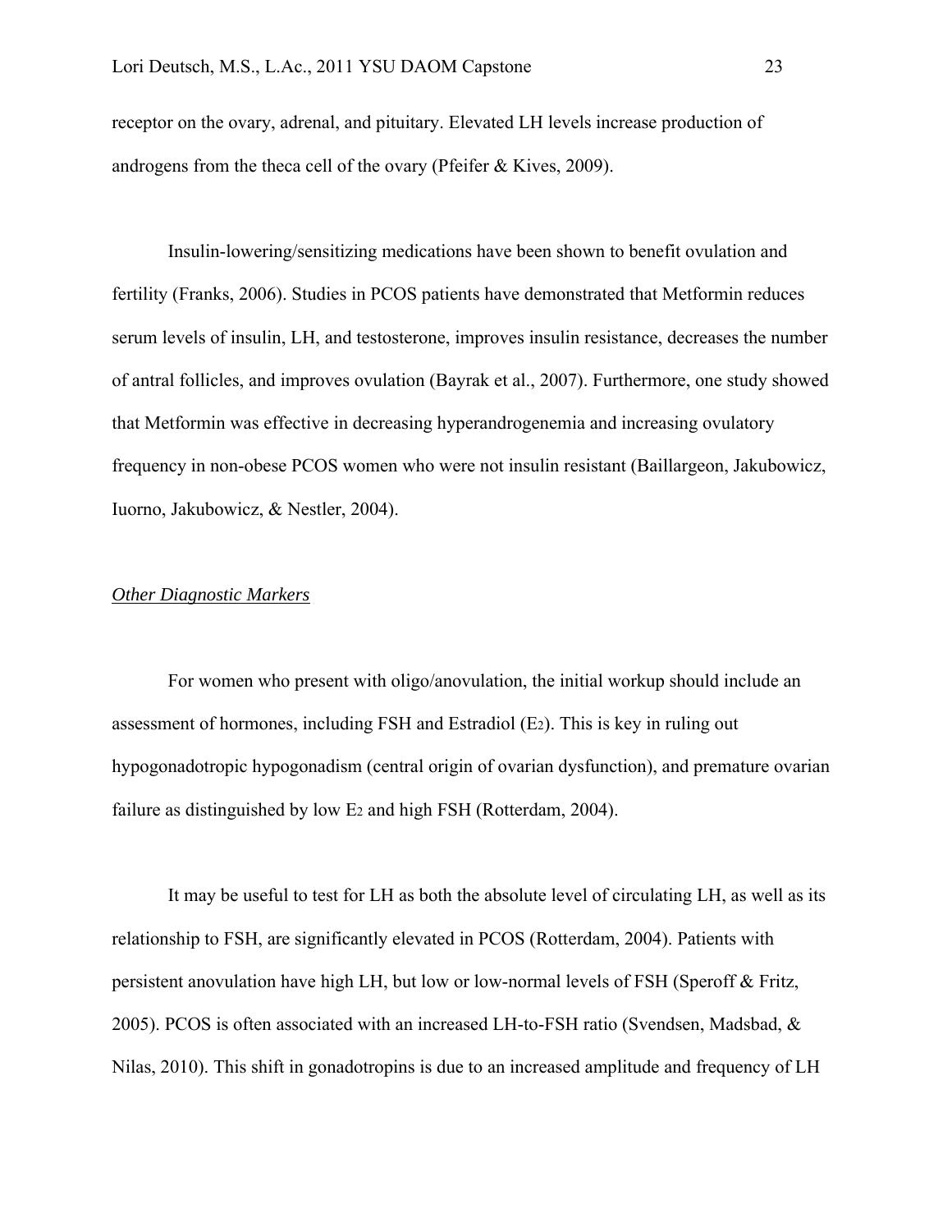receptor on the ovary, adrenal, and pituitary. Elevated LH levels increase production of androgens from the theca cell of the ovary (Pfeifer & Kives, 2009).

Insulin-lowering/sensitizing medications have been shown to benefit ovulation and fertility (Franks, 2006). Studies in PCOS patients have demonstrated that Metformin reduces serum levels of insulin, LH, and testosterone, improves insulin resistance, decreases the number of antral follicles, and improves ovulation (Bayrak et al., 2007). Furthermore, one study showed that Metformin was effective in decreasing hyperandrogenemia and increasing ovulatory frequency in non-obese PCOS women who were not insulin resistant (Baillargeon, Jakubowicz, Iuorno, Jakubowicz, & Nestler, 2004).

### *Other Diagnostic Markers*

For women who present with oligo/anovulation, the initial workup should include an assessment of hormones, including FSH and Estradiol ($E_2$). This is key in ruling out hypogonadotropic hypogonadism (central origin of ovarian dysfunction), and premature ovarian failure as distinguished by low $E_2$ and high FSH (Rotterdam, 2004).

It may be useful to test for LH as both the absolute level of circulating LH, as well as its relationship to FSH, are significantly elevated in PCOS (Rotterdam, 2004). Patients with persistent anovulation have high LH, but low or low-normal levels of FSH (Speroff & Fritz, 2005). PCOS is often associated with an increased LH-to-FSH ratio (Svendsen, Madsbad, & Nilas, 2010). This shift in gonadotropins is due to an increased amplitude and frequency of LH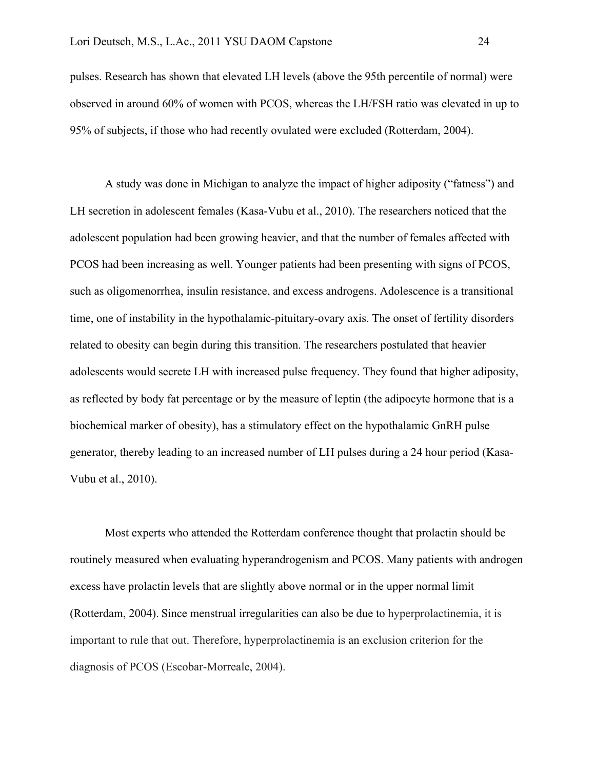pulses. Research has shown that elevated LH levels (above the 95th percentile of normal) were observed in around 60% of women with PCOS, whereas the LH/FSH ratio was elevated in up to 95% of subjects, if those who had recently ovulated were excluded (Rotterdam, 2004).

A study was done in Michigan to analyze the impact of higher adiposity ("fatness") and LH secretion in adolescent females (Kasa-Vubu et al., 2010). The researchers noticed that the adolescent population had been growing heavier, and that the number of females affected with PCOS had been increasing as well. Younger patients had been presenting with signs of PCOS, such as oligomenorrhea, insulin resistance, and excess androgens. Adolescence is a transitional time, one of instability in the hypothalamic-pituitary-ovary axis. The onset of fertility disorders related to obesity can begin during this transition. The researchers postulated that heavier adolescents would secrete LH with increased pulse frequency. They found that higher adiposity, as reflected by body fat percentage or by the measure of leptin (the adipocyte hormone that is a biochemical marker of obesity), has a stimulatory effect on the hypothalamic GnRH pulse generator, thereby leading to an increased number of LH pulses during a 24 hour period (Kasa-Vubu et al., 2010).

Most experts who attended the Rotterdam conference thought that prolactin should be routinely measured when evaluating hyperandrogenism and PCOS. Many patients with androgen excess have prolactin levels that are slightly above normal or in the upper normal limit (Rotterdam, 2004). Since menstrual irregularities can also be due to hyperprolactinemia, it is important to rule that out. Therefore, hyperprolactinemia is an exclusion criterion for the diagnosis of PCOS (Escobar-Morreale, 2004).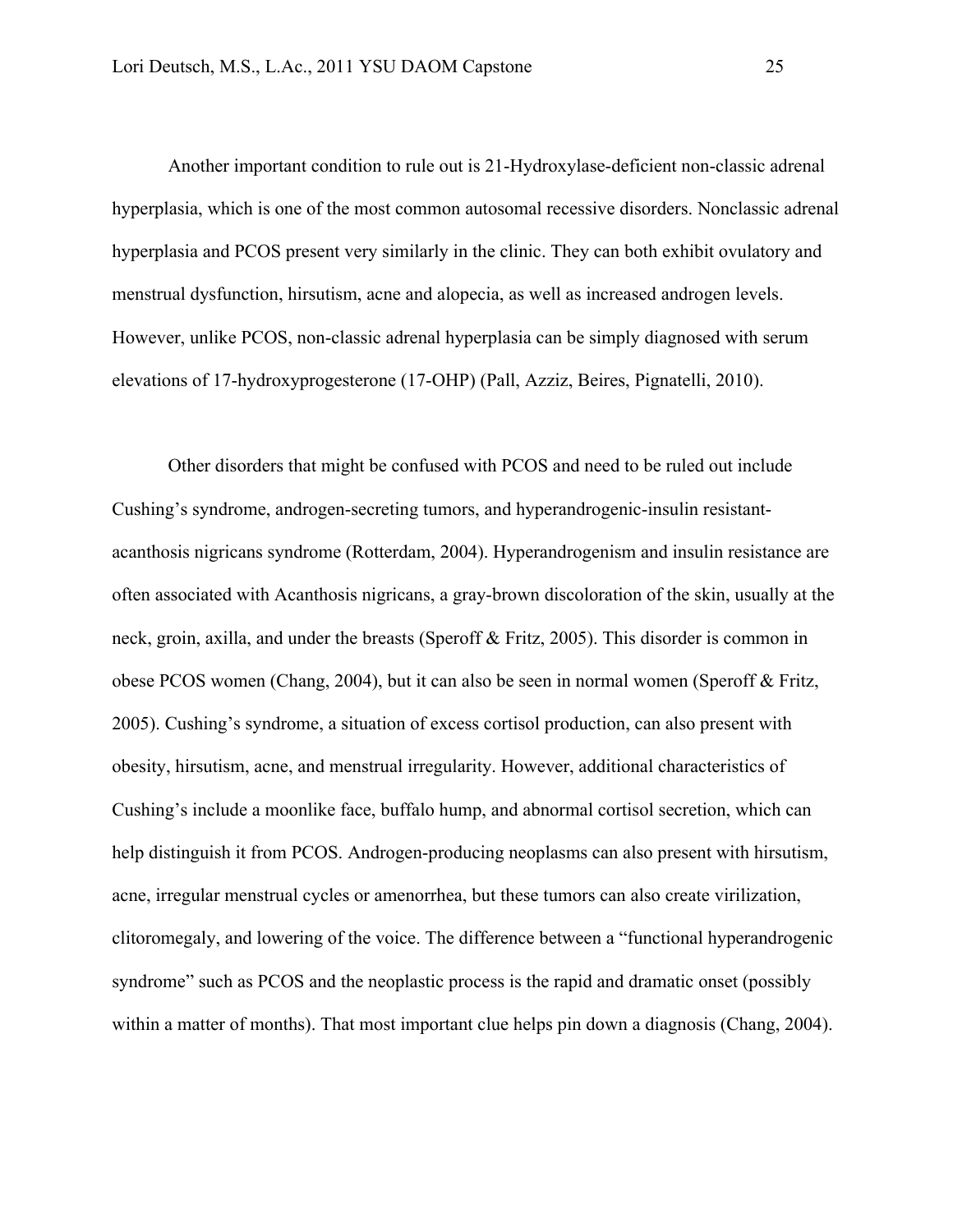Another important condition to rule out is 21-Hydroxylase-deficient non-classic adrenal hyperplasia, which is one of the most common autosomal recessive disorders. Nonclassic adrenal hyperplasia and PCOS present very similarly in the clinic. They can both exhibit ovulatory and menstrual dysfunction, hirsutism, acne and alopecia, as well as increased androgen levels. However, unlike PCOS, non-classic adrenal hyperplasia can be simply diagnosed with serum elevations of 17-hydroxyprogesterone (17-OHP) (Pall, Azziz, Beires, Pignatelli, 2010).

Other disorders that might be confused with PCOS and need to be ruled out include Cushing's syndrome, androgen-secreting tumors, and hyperandrogenic-insulin resistant-acanthosis nigricans syndrome (Rotterdam, 2004). Hyperandrogenism and insulin resistance are often associated with Acanthosis nigricans, a gray-brown discoloration of the skin, usually at the neck, groin, axilla, and under the breasts (Speroff & Fritz, 2005). This disorder is common in obese PCOS women (Chang, 2004), but it can also be seen in normal women (Speroff & Fritz, 2005). Cushing's syndrome, a situation of excess cortisol production, can also present with obesity, hirsutism, acne, and menstrual irregularity. However, additional characteristics of Cushing's include a moonlike face, buffalo hump, and abnormal cortisol secretion, which can help distinguish it from PCOS. Androgen-producing neoplasms can also present with hirsutism, acne, irregular menstrual cycles or amenorrhea, but these tumors can also create virilization, clitoromegaly, and lowering of the voice. The difference between a "functional hyperandrogenic syndrome" such as PCOS and the neoplastic process is the rapid and dramatic onset (possibly within a matter of months). That most important clue helps pin down a diagnosis (Chang, 2004).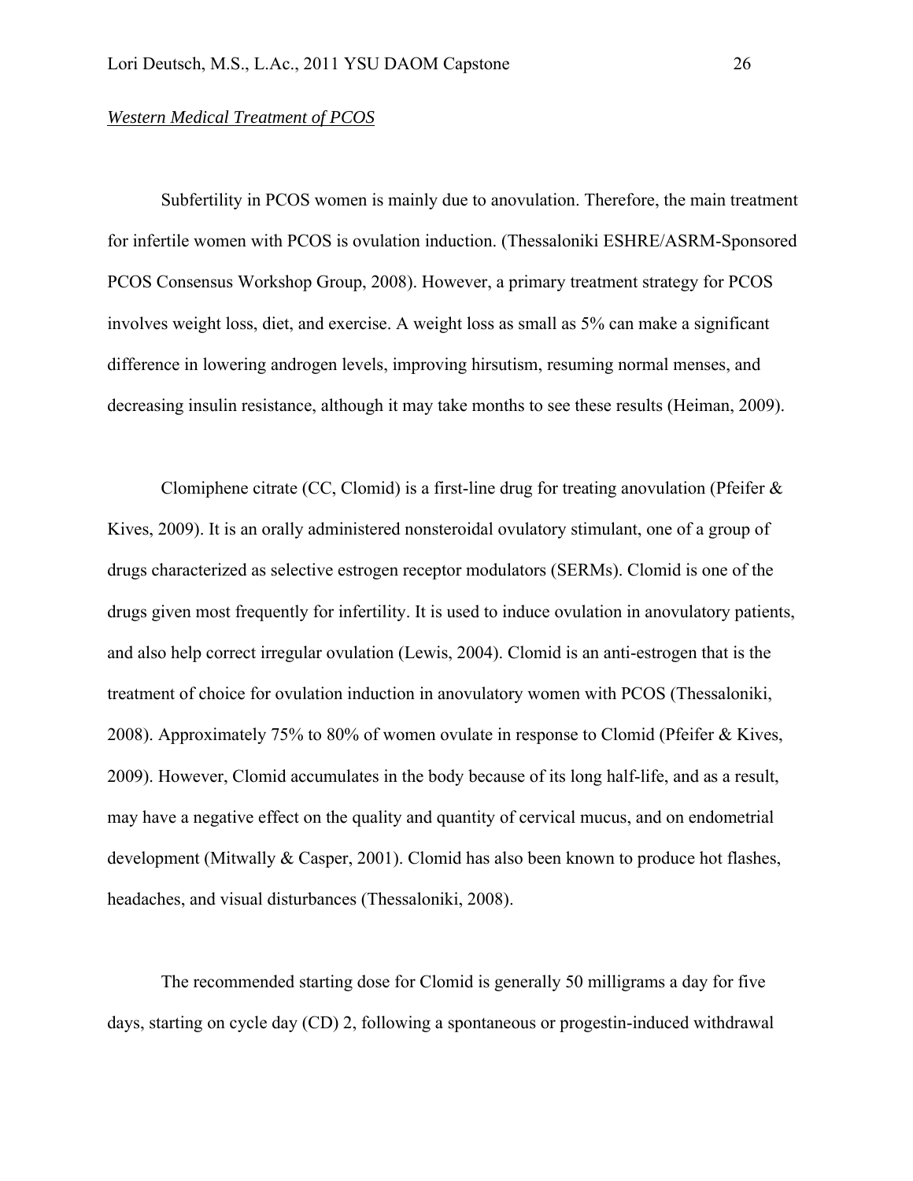*Western Medical Treatment of PCOS*

Subfertility in PCOS women is mainly due to anovulation. Therefore, the main treatment for infertile women with PCOS is ovulation induction. (Thessaloniki ESHRE/ASRM-Sponsored PCOS Consensus Workshop Group, 2008). However, a primary treatment strategy for PCOS involves weight loss, diet, and exercise. A weight loss as small as 5% can make a significant difference in lowering androgen levels, improving hirsutism, resuming normal menses, and decreasing insulin resistance, although it may take months to see these results (Heiman, 2009).

Clomiphene citrate (CC, Clomid) is a first-line drug for treating anovulation (Pfeifer & Kives, 2009). It is an orally administered nonsteroidal ovulatory stimulant, one of a group of drugs characterized as selective estrogen receptor modulators (SERMs). Clomid is one of the drugs given most frequently for infertility. It is used to induce ovulation in anovulatory patients, and also help correct irregular ovulation (Lewis, 2004). Clomid is an anti-estrogen that is the treatment of choice for ovulation induction in anovulatory women with PCOS (Thessaloniki, 2008). Approximately 75% to 80% of women ovulate in response to Clomid (Pfeifer & Kives, 2009). However, Clomid accumulates in the body because of its long half-life, and as a result, may have a negative effect on the quality and quantity of cervical mucus, and on endometrial development (Mitwally & Casper, 2001). Clomid has also been known to produce hot flashes, headaches, and visual disturbances (Thessaloniki, 2008).

The recommended starting dose for Clomid is generally 50 milligrams a day for five days, starting on cycle day (CD) 2, following a spontaneous or progestin-induced withdrawal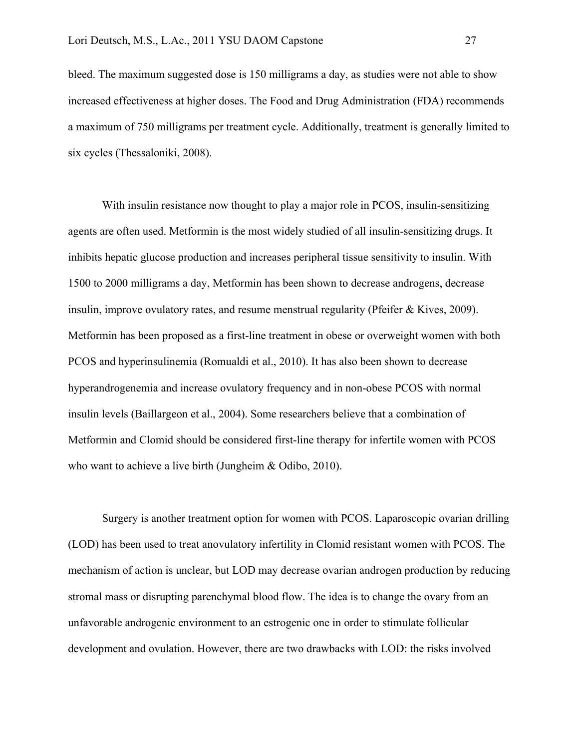bleed. The maximum suggested dose is 150 milligrams a day, as studies were not able to show increased effectiveness at higher doses. The Food and Drug Administration (FDA) recommends a maximum of 750 milligrams per treatment cycle. Additionally, treatment is generally limited to six cycles (Thessaloniki, 2008).

With insulin resistance now thought to play a major role in PCOS, insulin-sensitizing agents are often used. Metformin is the most widely studied of all insulin-sensitizing drugs. It inhibits hepatic glucose production and increases peripheral tissue sensitivity to insulin. With 1500 to 2000 milligrams a day, Metformin has been shown to decrease androgens, decrease insulin, improve ovulatory rates, and resume menstrual regularity (Pfeifer & Kives, 2009). Metformin has been proposed as a first-line treatment in obese or overweight women with both PCOS and hyperinsulinemia (Romualdi et al., 2010). It has also been shown to decrease hyperandrogenemia and increase ovulatory frequency and in non-obese PCOS with normal insulin levels (Baillargeon et al., 2004). Some researchers believe that a combination of Metformin and Clomid should be considered first-line therapy for infertile women with PCOS who want to achieve a live birth (Jungheim & Odibo, 2010).

Surgery is another treatment option for women with PCOS. Laparoscopic ovarian drilling (LOD) has been used to treat anovulatory infertility in Clomid resistant women with PCOS. The mechanism of action is unclear, but LOD may decrease ovarian androgen production by reducing stromal mass or disrupting parenchymal blood flow. The idea is to change the ovary from an unfavorable androgenic environment to an estrogenic one in order to stimulate follicular development and ovulation. However, there are two drawbacks with LOD: the risks involved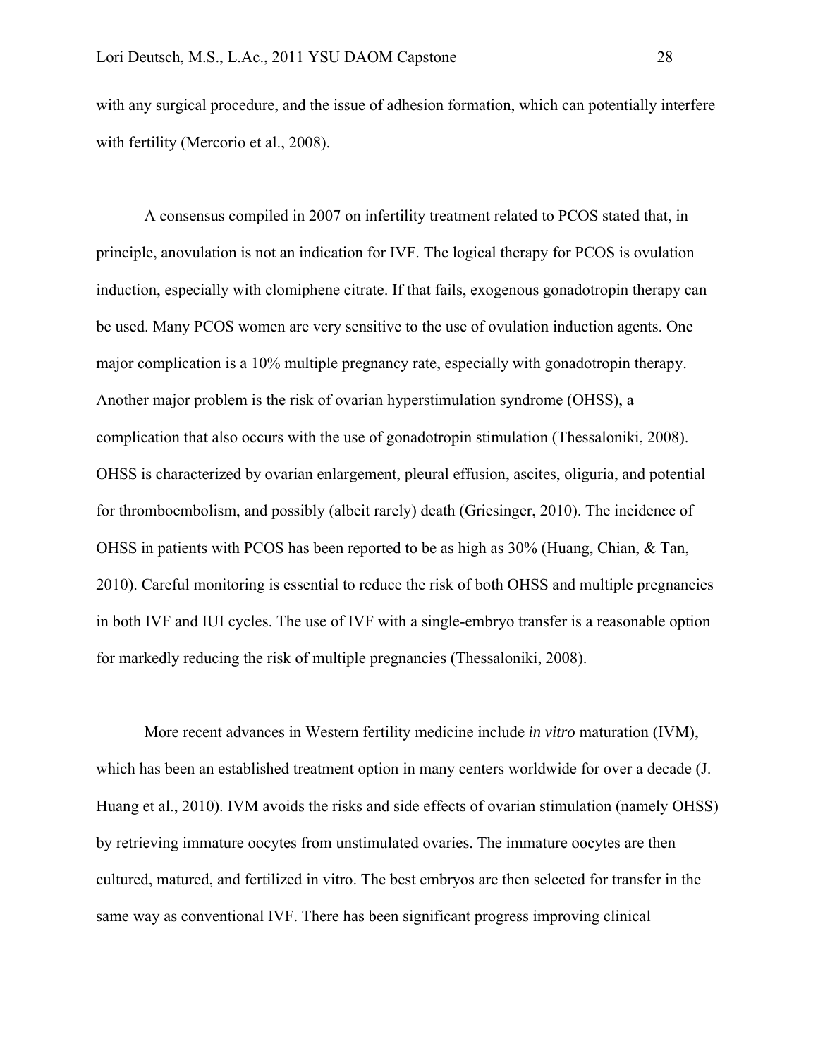with any surgical procedure, and the issue of adhesion formation, which can potentially interfere with fertility (Mercorio et al., 2008).

A consensus compiled in 2007 on infertility treatment related to PCOS stated that, in principle, anovulation is not an indication for IVF. The logical therapy for PCOS is ovulation induction, especially with clomiphene citrate. If that fails, exogenous gonadotropin therapy can be used. Many PCOS women are very sensitive to the use of ovulation induction agents. One major complication is a 10% multiple pregnancy rate, especially with gonadotropin therapy. Another major problem is the risk of ovarian hyperstimulation syndrome (OHSS), a complication that also occurs with the use of gonadotropin stimulation (Thessaloniki, 2008). OHSS is characterized by ovarian enlargement, pleural effusion, ascites, oliguria, and potential for thromboembolism, and possibly (albeit rarely) death (Griesinger, 2010). The incidence of OHSS in patients with PCOS has been reported to be as high as 30% (Huang, Chian, & Tan, 2010). Careful monitoring is essential to reduce the risk of both OHSS and multiple pregnancies in both IVF and IUI cycles. The use of IVF with a single-embryo transfer is a reasonable option for markedly reducing the risk of multiple pregnancies (Thessaloniki, 2008).

More recent advances in Western fertility medicine include *in vitro* maturation (IVM), which has been an established treatment option in many centers worldwide for over a decade (J. Huang et al., 2010). IVM avoids the risks and side effects of ovarian stimulation (namely OHSS) by retrieving immature oocytes from unstimulated ovaries. The immature oocytes are then cultured, matured, and fertilized in vitro. The best embryos are then selected for transfer in the same way as conventional IVF. There has been significant progress improving clinical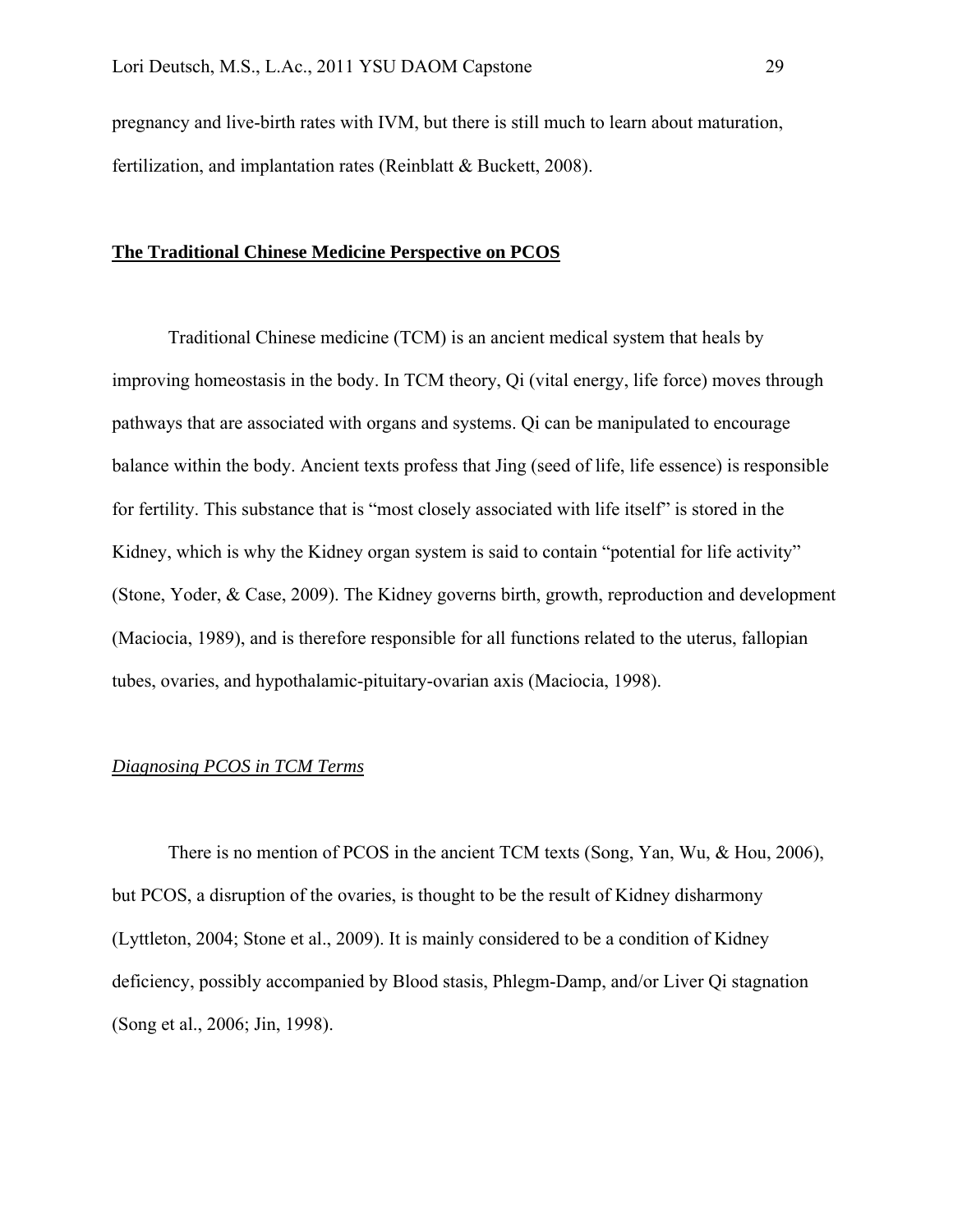pregnancy and live-birth rates with IVM, but there is still much to learn about maturation, fertilization, and implantation rates (Reinblatt & Buckett, 2008).

## <u>**The Traditional Chinese Medicine Perspective on PCOS**</u>

Traditional Chinese medicine (TCM) is an ancient medical system that heals by improving homeostasis in the body. In TCM theory, Qi (vital energy, life force) moves through pathways that are associated with organs and systems. Qi can be manipulated to encourage balance within the body. Ancient texts profess that Jing (seed of life, life essence) is responsible for fertility. This substance that is "most closely associated with life itself" is stored in the Kidney, which is why the Kidney organ system is said to contain "potential for life activity" (Stone, Yoder, & Case, 2009). The Kidney governs birth, growth, reproduction and development (Maciocia, 1989), and is therefore responsible for all functions related to the uterus, fallopian tubes, ovaries, and hypothalamic-pituitary-ovarian axis (Maciocia, 1998).

### <u>*Diagnosing PCOS in TCM Terms*</u>

There is no mention of PCOS in the ancient TCM texts (Song, Yan, Wu, & Hou, 2006), but PCOS, a disruption of the ovaries, is thought to be the result of Kidney disharmony (Lyttleton, 2004; Stone et al., 2009). It is mainly considered to be a condition of Kidney deficiency, possibly accompanied by Blood stasis, Phlegm-Damp, and/or Liver Qi stagnation (Song et al., 2006; Jin, 1998).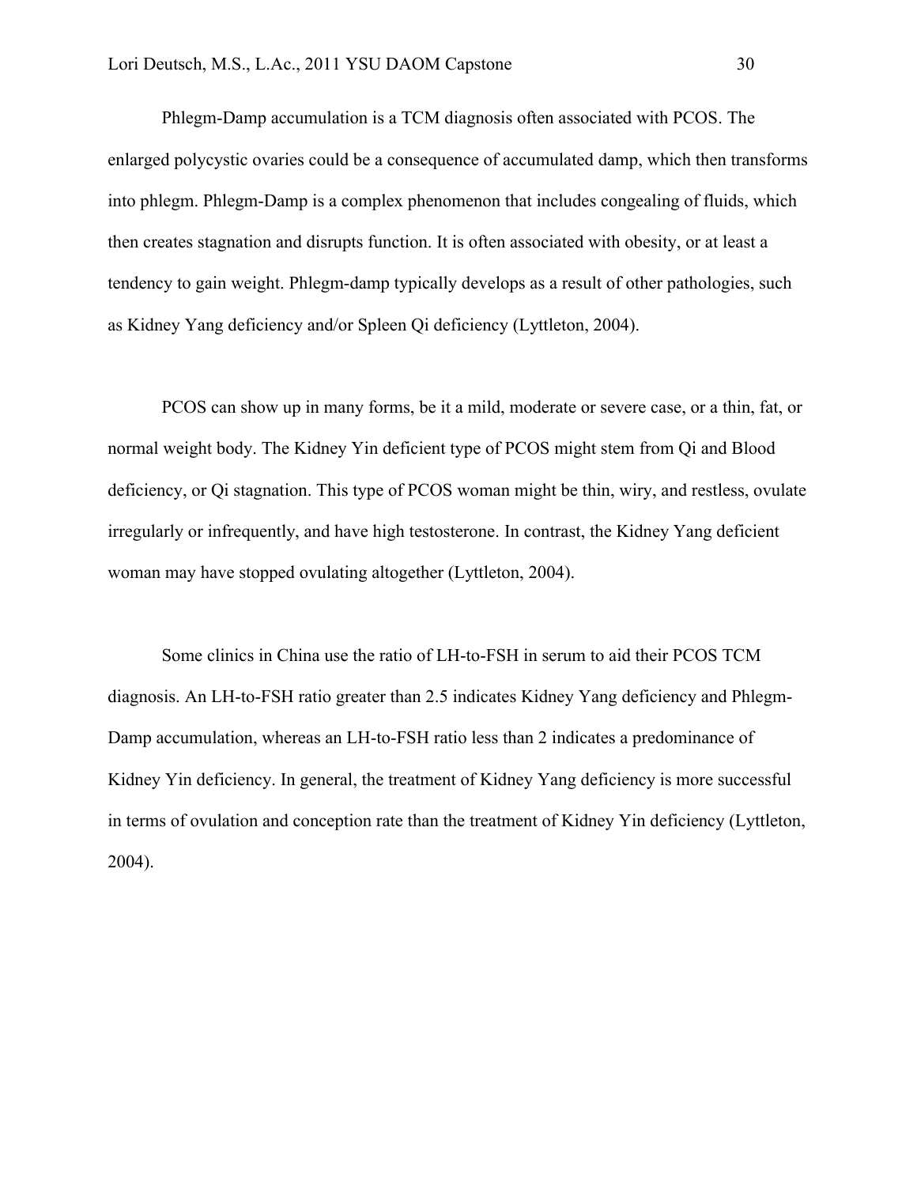Phlegm-Damp accumulation is a TCM diagnosis often associated with PCOS. The enlarged polycystic ovaries could be a consequence of accumulated damp, which then transforms into phlegm. Phlegm-Damp is a complex phenomenon that includes congealing of fluids, which then creates stagnation and disrupts function. It is often associated with obesity, or at least a tendency to gain weight. Phlegm-damp typically develops as a result of other pathologies, such as Kidney Yang deficiency and/or Spleen Qi deficiency (Lyttleton, 2004).

PCOS can show up in many forms, be it a mild, moderate or severe case, or a thin, fat, or normal weight body. The Kidney Yin deficient type of PCOS might stem from Qi and Blood deficiency, or Qi stagnation. This type of PCOS woman might be thin, wiry, and restless, ovulate irregularly or infrequently, and have high testosterone. In contrast, the Kidney Yang deficient woman may have stopped ovulating altogether (Lyttleton, 2004).

Some clinics in China use the ratio of LH-to-FSH in serum to aid their PCOS TCM diagnosis. An LH-to-FSH ratio greater than 2.5 indicates Kidney Yang deficiency and Phlegm-Damp accumulation, whereas an LH-to-FSH ratio less than 2 indicates a predominance of Kidney Yin deficiency. In general, the treatment of Kidney Yang deficiency is more successful in terms of ovulation and conception rate than the treatment of Kidney Yin deficiency (Lyttleton, 2004).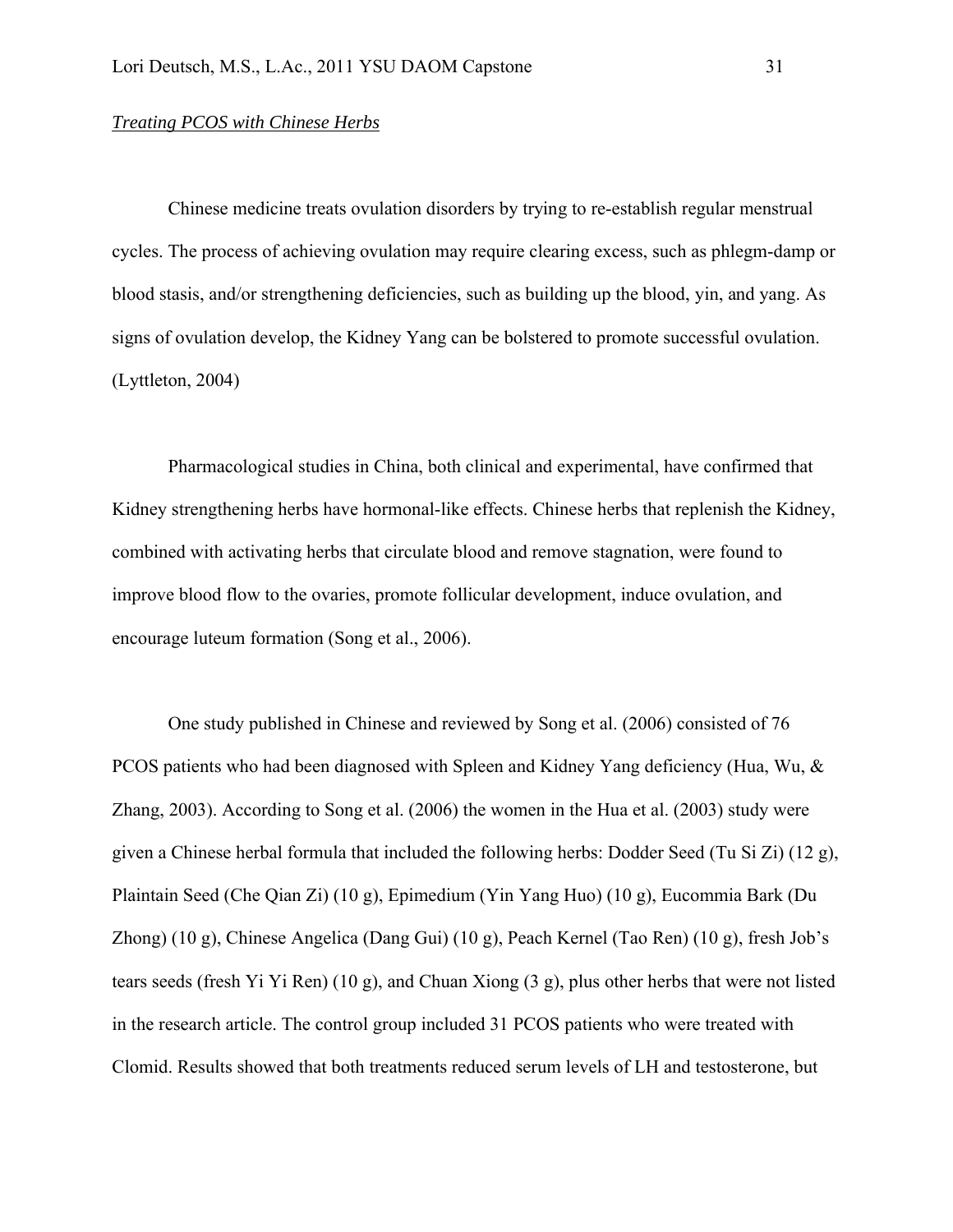*Treating PCOS with Chinese Herbs*

Chinese medicine treats ovulation disorders by trying to re-establish regular menstrual cycles. The process of achieving ovulation may require clearing excess, such as phlegm-damp or blood stasis, and/or strengthening deficiencies, such as building up the blood, yin, and yang. As signs of ovulation develop, the Kidney Yang can be bolstered to promote successful ovulation. (Lyttleton, 2004)

Pharmacological studies in China, both clinical and experimental, have confirmed that Kidney strengthening herbs have hormonal-like effects. Chinese herbs that replenish the Kidney, combined with activating herbs that circulate blood and remove stagnation, were found to improve blood flow to the ovaries, promote follicular development, induce ovulation, and encourage luteum formation (Song et al., 2006).

One study published in Chinese and reviewed by Song et al. (2006) consisted of 76 PCOS patients who had been diagnosed with Spleen and Kidney Yang deficiency (Hua, Wu, & Zhang, 2003). According to Song et al. (2006) the women in the Hua et al. (2003) study were given a Chinese herbal formula that included the following herbs: Dodder Seed (Tu Si Zi) (12 g), Plaintain Seed (Che Qian Zi) (10 g), Epimedium (Yin Yang Huo) (10 g), Eucommia Bark (Du Zhong) (10 g), Chinese Angelica (Dang Gui) (10 g), Peach Kernel (Tao Ren) (10 g), fresh Job's tears seeds (fresh Yi Yi Ren) (10 g), and Chuan Xiong (3 g), plus other herbs that were not listed in the research article. The control group included 31 PCOS patients who were treated with Clomid. Results showed that both treatments reduced serum levels of LH and testosterone, but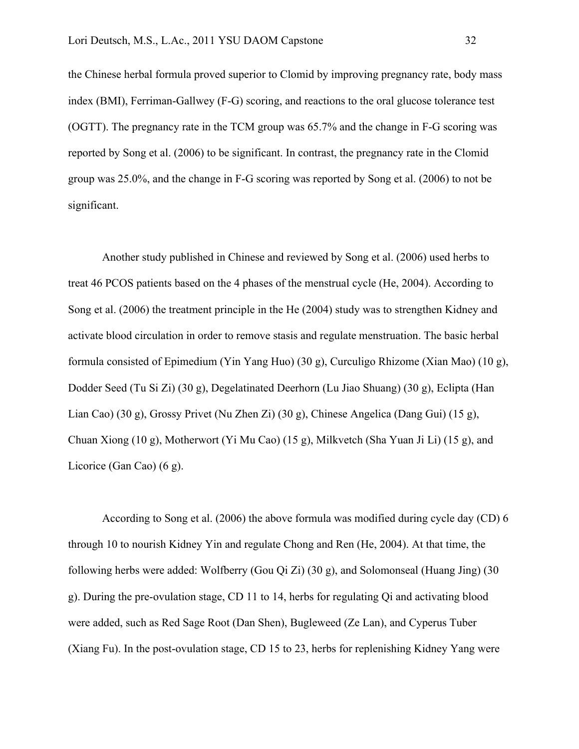the Chinese herbal formula proved superior to Clomid by improving pregnancy rate, body mass index (BMI), Ferriman-Gallwey (F-G) scoring, and reactions to the oral glucose tolerance test (OGTT). The pregnancy rate in the TCM group was 65.7% and the change in F-G scoring was reported by Song et al. (2006) to be significant. In contrast, the pregnancy rate in the Clomid group was 25.0%, and the change in F-G scoring was reported by Song et al. (2006) to not be significant.

Another study published in Chinese and reviewed by Song et al. (2006) used herbs to treat 46 PCOS patients based on the 4 phases of the menstrual cycle (He, 2004). According to Song et al. (2006) the treatment principle in the He (2004) study was to strengthen Kidney and activate blood circulation in order to remove stasis and regulate menstruation. The basic herbal formula consisted of Epimedium (Yin Yang Huo) (30 g), Curculigo Rhizome (Xian Mao) (10 g), Dodder Seed (Tu Si Zi) (30 g), Degelatinated Deerhorn (Lu Jiao Shuang) (30 g), Eclipta (Han Lian Cao) (30 g), Grossy Privet (Nu Zhen Zi) (30 g), Chinese Angelica (Dang Gui) (15 g), Chuan Xiong (10 g), Motherwort (Yi Mu Cao) (15 g), Milkvetch (Sha Yuan Ji Li) (15 g), and Licorice (Gan Cao) (6 g).

According to Song et al. (2006) the above formula was modified during cycle day (CD) 6 through 10 to nourish Kidney Yin and regulate Chong and Ren (He, 2004). At that time, the following herbs were added: Wolfberry (Gou Qi Zi) (30 g), and Solomonseal (Huang Jing) (30 g). During the pre-ovulation stage, CD 11 to 14, herbs for regulating Qi and activating blood were added, such as Red Sage Root (Dan Shen), Bugleweed (Ze Lan), and Cyperus Tuber (Xiang Fu). In the post-ovulation stage, CD 15 to 23, herbs for replenishing Kidney Yang were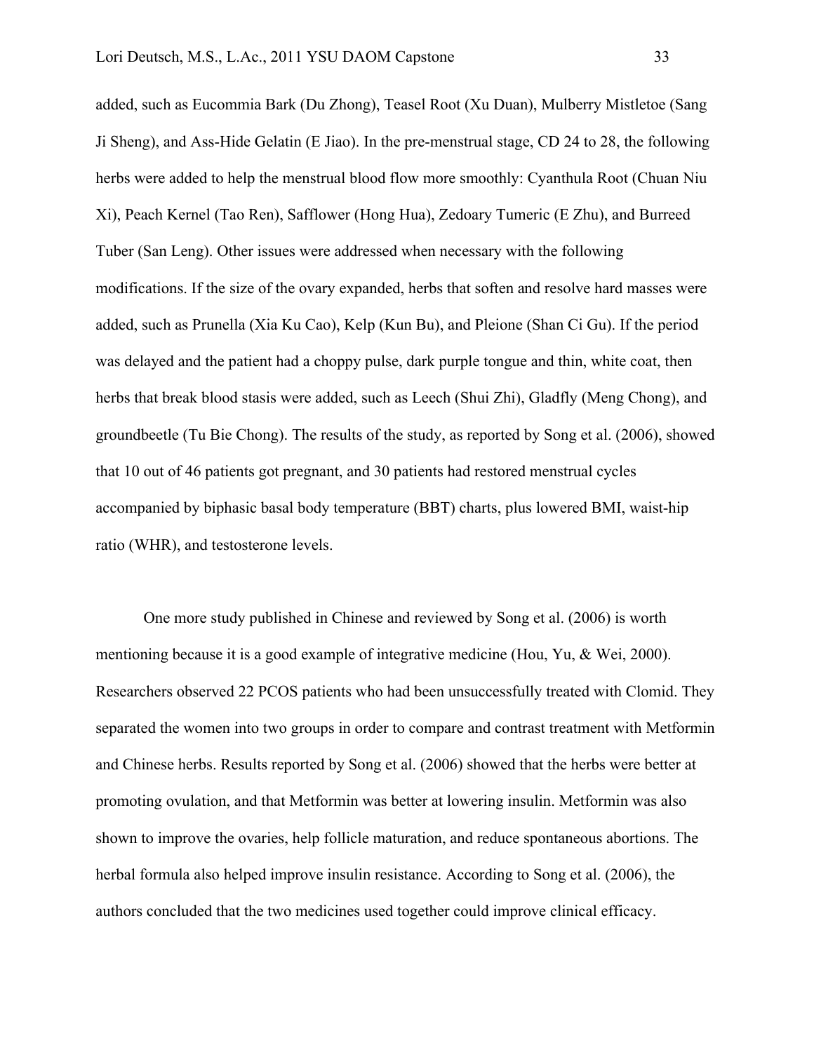added, such as Eucommia Bark (Du Zhong), Teasel Root (Xu Duan), Mulberry Mistletoe (Sang Ji Sheng), and Ass-Hide Gelatin (E Jiao). In the pre-menstrual stage, CD 24 to 28, the following herbs were added to help the menstrual blood flow more smoothly: Cyanthula Root (Chuan Niu Xi), Peach Kernel (Tao Ren), Safflower (Hong Hua), Zedoary Tumeric (E Zhu), and Burreed Tuber (San Leng). Other issues were addressed when necessary with the following modifications. If the size of the ovary expanded, herbs that soften and resolve hard masses were added, such as Prunella (Xia Ku Cao), Kelp (Kun Bu), and Pleione (Shan Ci Gu). If the period was delayed and the patient had a choppy pulse, dark purple tongue and thin, white coat, then herbs that break blood stasis were added, such as Leech (Shui Zhi), Gladfly (Meng Chong), and groundbeetle (Tu Bie Chong). The results of the study, as reported by Song et al. (2006), showed that 10 out of 46 patients got pregnant, and 30 patients had restored menstrual cycles accompanied by biphasic basal body temperature (BBT) charts, plus lowered BMI, waist-hip ratio (WHR), and testosterone levels.

One more study published in Chinese and reviewed by Song et al. (2006) is worth mentioning because it is a good example of integrative medicine (Hou, Yu, & Wei, 2000). Researchers observed 22 PCOS patients who had been unsuccessfully treated with Clomid. They separated the women into two groups in order to compare and contrast treatment with Metformin and Chinese herbs. Results reported by Song et al. (2006) showed that the herbs were better at promoting ovulation, and that Metformin was better at lowering insulin. Metformin was also shown to improve the ovaries, help follicle maturation, and reduce spontaneous abortions. The herbal formula also helped improve insulin resistance. According to Song et al. (2006), the authors concluded that the two medicines used together could improve clinical efficacy.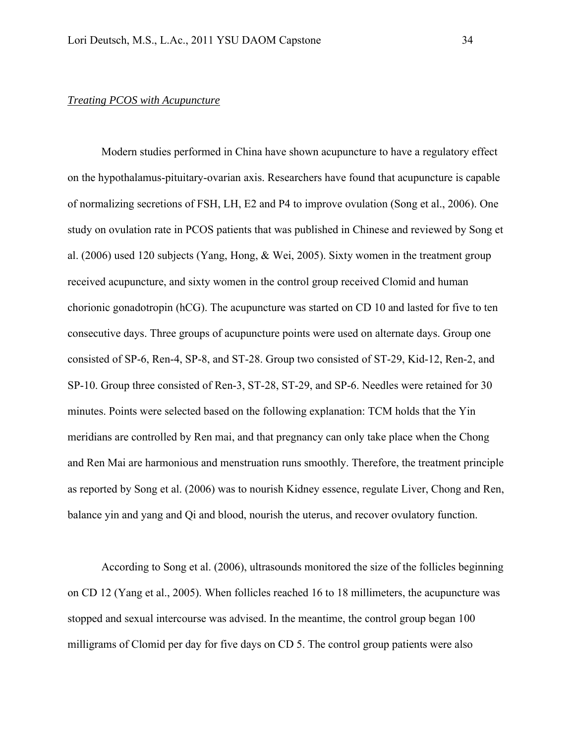*Treating PCOS with Acupuncture*

Modern studies performed in China have shown acupuncture to have a regulatory effect on the hypothalamus-pituitary-ovarian axis. Researchers have found that acupuncture is capable of normalizing secretions of FSH, LH, E2 and P4 to improve ovulation (Song et al., 2006). One study on ovulation rate in PCOS patients that was published in Chinese and reviewed by Song et al. (2006) used 120 subjects (Yang, Hong, & Wei, 2005). Sixty women in the treatment group received acupuncture, and sixty women in the control group received Clomid and human chorionic gonadotropin (hCG). The acupuncture was started on CD 10 and lasted for five to ten consecutive days. Three groups of acupuncture points were used on alternate days. Group one consisted of SP-6, Ren-4, SP-8, and ST-28. Group two consisted of ST-29, Kid-12, Ren-2, and SP-10. Group three consisted of Ren-3, ST-28, ST-29, and SP-6. Needles were retained for 30 minutes. Points were selected based on the following explanation: TCM holds that the Yin meridians are controlled by Ren mai, and that pregnancy can only take place when the Chong and Ren Mai are harmonious and menstruation runs smoothly. Therefore, the treatment principle as reported by Song et al. (2006) was to nourish Kidney essence, regulate Liver, Chong and Ren, balance yin and yang and Qi and blood, nourish the uterus, and recover ovulatory function.

According to Song et al. (2006), ultrasounds monitored the size of the follicles beginning on CD 12 (Yang et al., 2005). When follicles reached 16 to 18 millimeters, the acupuncture was stopped and sexual intercourse was advised. In the meantime, the control group began 100 milligrams of Clomid per day for five days on CD 5. The control group patients were also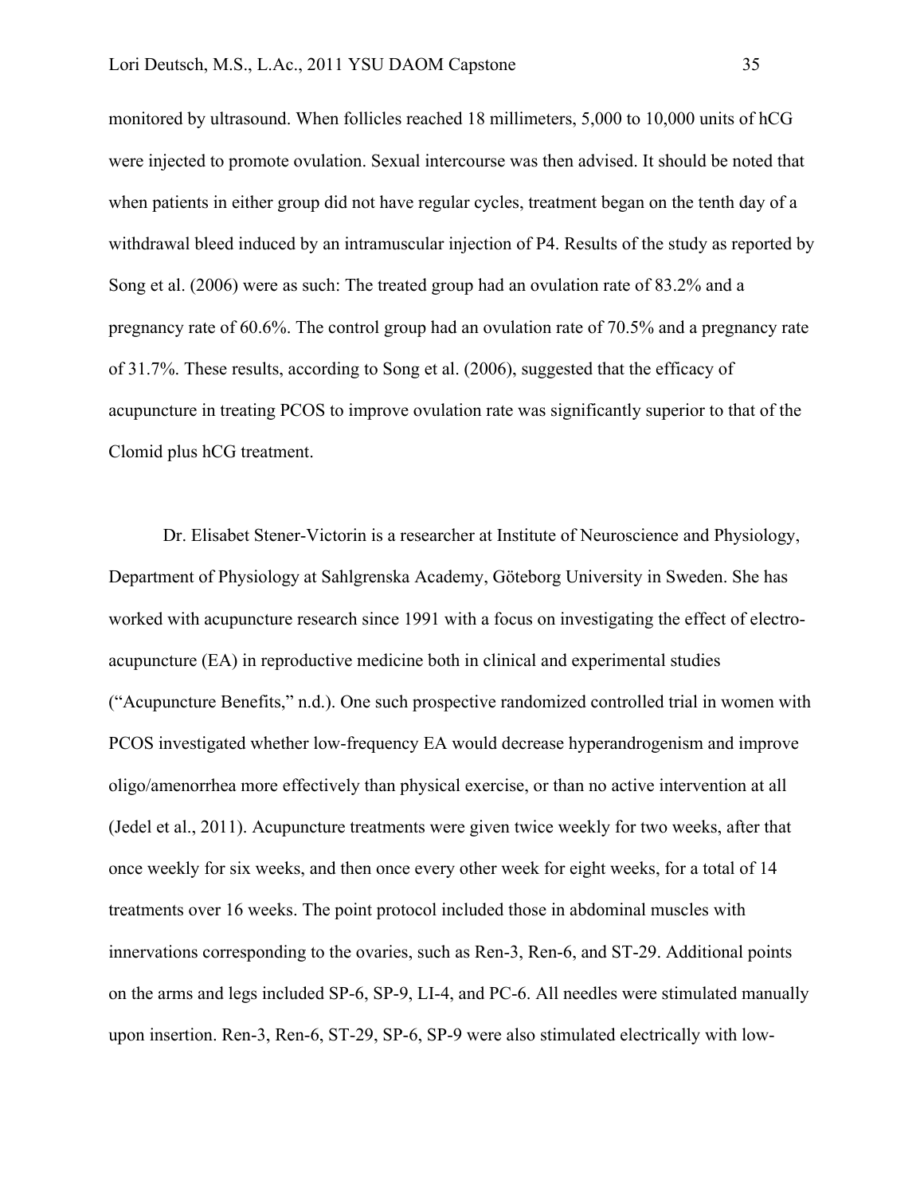monitored by ultrasound. When follicles reached 18 millimeters, 5,000 to 10,000 units of hCG were injected to promote ovulation. Sexual intercourse was then advised. It should be noted that when patients in either group did not have regular cycles, treatment began on the tenth day of a withdrawal bleed induced by an intramuscular injection of P4. Results of the study as reported by Song et al. (2006) were as such: The treated group had an ovulation rate of 83.2% and a pregnancy rate of 60.6%. The control group had an ovulation rate of 70.5% and a pregnancy rate of 31.7%. These results, according to Song et al. (2006), suggested that the efficacy of acupuncture in treating PCOS to improve ovulation rate was significantly superior to that of the Clomid plus hCG treatment.

Dr. Elisabet Stener-Victorin is a researcher at Institute of Neuroscience and Physiology, Department of Physiology at Sahlgrenska Academy, Göteborg University in Sweden. She has worked with acupuncture research since 1991 with a focus on investigating the effect of electro-acupuncture (EA) in reproductive medicine both in clinical and experimental studies ("Acupuncture Benefits," n.d.). One such prospective randomized controlled trial in women with PCOS investigated whether low-frequency EA would decrease hyperandrogenism and improve oligo/amenorrhea more effectively than physical exercise, or than no active intervention at all (Jedel et al., 2011). Acupuncture treatments were given twice weekly for two weeks, after that once weekly for six weeks, and then once every other week for eight weeks, for a total of 14 treatments over 16 weeks. The point protocol included those in abdominal muscles with innervations corresponding to the ovaries, such as Ren-3, Ren-6, and ST-29. Additional points on the arms and legs included SP-6, SP-9, LI-4, and PC-6. All needles were stimulated manually upon insertion. Ren-3, Ren-6, ST-29, SP-6, SP-9 were also stimulated electrically with low-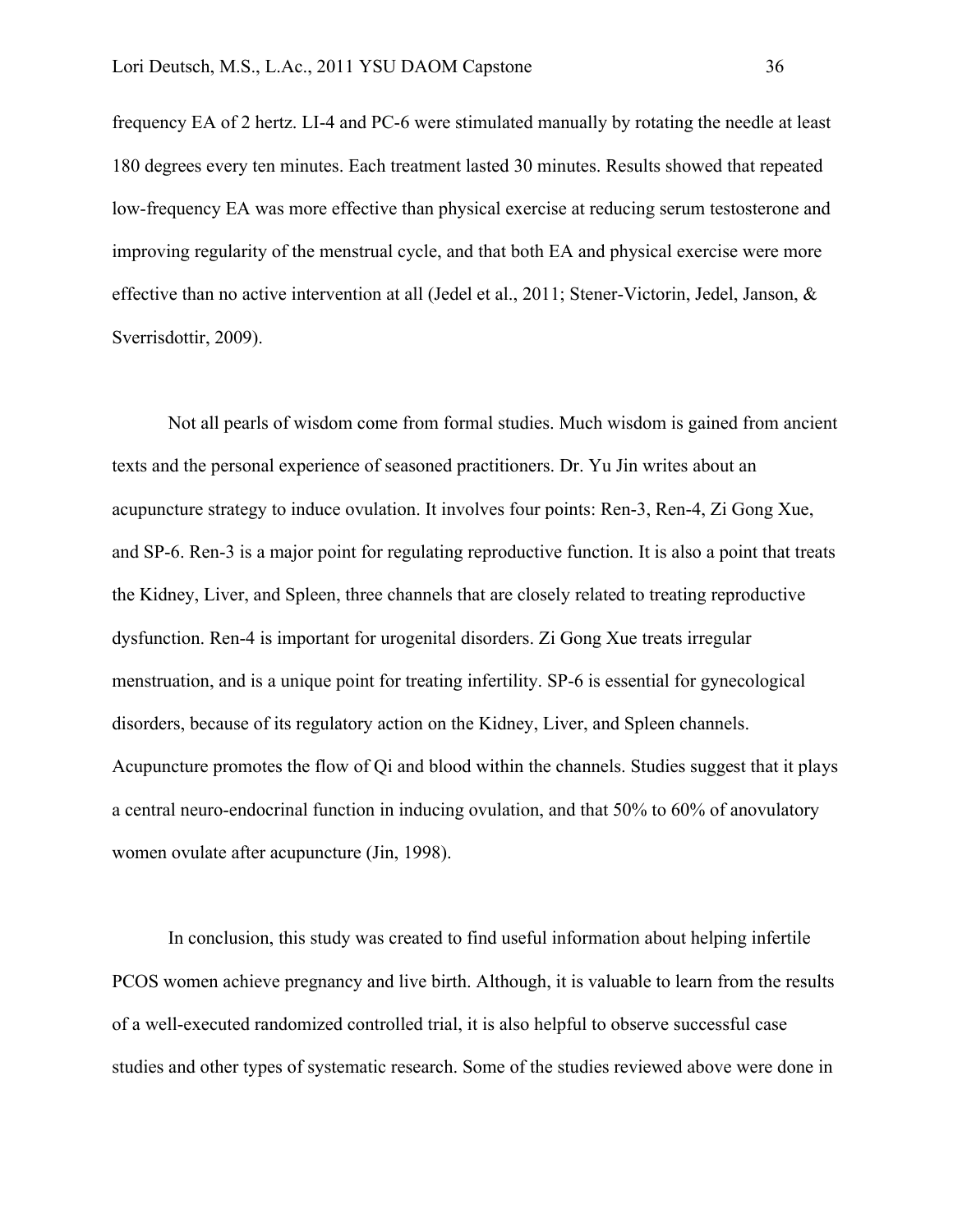frequency EA of 2 hertz. LI-4 and PC-6 were stimulated manually by rotating the needle at least 180 degrees every ten minutes. Each treatment lasted 30 minutes. Results showed that repeated low-frequency EA was more effective than physical exercise at reducing serum testosterone and improving regularity of the menstrual cycle, and that both EA and physical exercise were more effective than no active intervention at all (Jedel et al., 2011; Stener-Victorin, Jedel, Janson, & Sverrisdottir, 2009).

Not all pearls of wisdom come from formal studies. Much wisdom is gained from ancient texts and the personal experience of seasoned practitioners. Dr. Yu Jin writes about an acupuncture strategy to induce ovulation. It involves four points: Ren-3, Ren-4, Zi Gong Xue, and SP-6. Ren-3 is a major point for regulating reproductive function. It is also a point that treats the Kidney, Liver, and Spleen, three channels that are closely related to treating reproductive dysfunction. Ren-4 is important for urogenital disorders. Zi Gong Xue treats irregular menstruation, and is a unique point for treating infertility. SP-6 is essential for gynecological disorders, because of its regulatory action on the Kidney, Liver, and Spleen channels. Acupuncture promotes the flow of Qi and blood within the channels. Studies suggest that it plays a central neuro-endocrinal function in inducing ovulation, and that 50% to 60% of anovulatory women ovulate after acupuncture (Jin, 1998).

In conclusion, this study was created to find useful information about helping infertile PCOS women achieve pregnancy and live birth. Although, it is valuable to learn from the results of a well-executed randomized controlled trial, it is also helpful to observe successful case studies and other types of systematic research. Some of the studies reviewed above were done in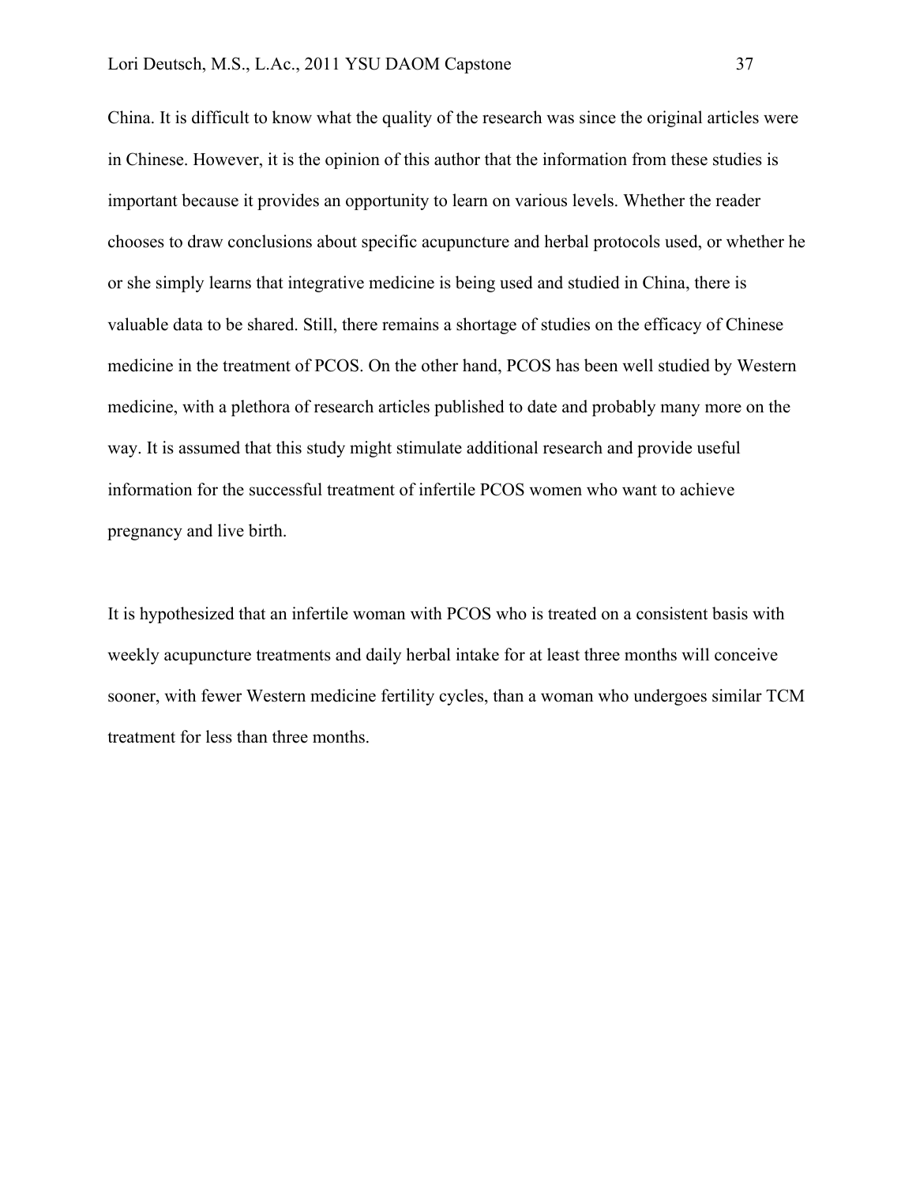China. It is difficult to know what the quality of the research was since the original articles were in Chinese. However, it is the opinion of this author that the information from these studies is important because it provides an opportunity to learn on various levels. Whether the reader chooses to draw conclusions about specific acupuncture and herbal protocols used, or whether he or she simply learns that integrative medicine is being used and studied in China, there is valuable data to be shared. Still, there remains a shortage of studies on the efficacy of Chinese medicine in the treatment of PCOS. On the other hand, PCOS has been well studied by Western medicine, with a plethora of research articles published to date and probably many more on the way. It is assumed that this study might stimulate additional research and provide useful information for the successful treatment of infertile PCOS women who want to achieve pregnancy and live birth.

It is hypothesized that an infertile woman with PCOS who is treated on a consistent basis with weekly acupuncture treatments and daily herbal intake for at least three months will conceive sooner, with fewer Western medicine fertility cycles, than a woman who undergoes similar TCM treatment for less than three months.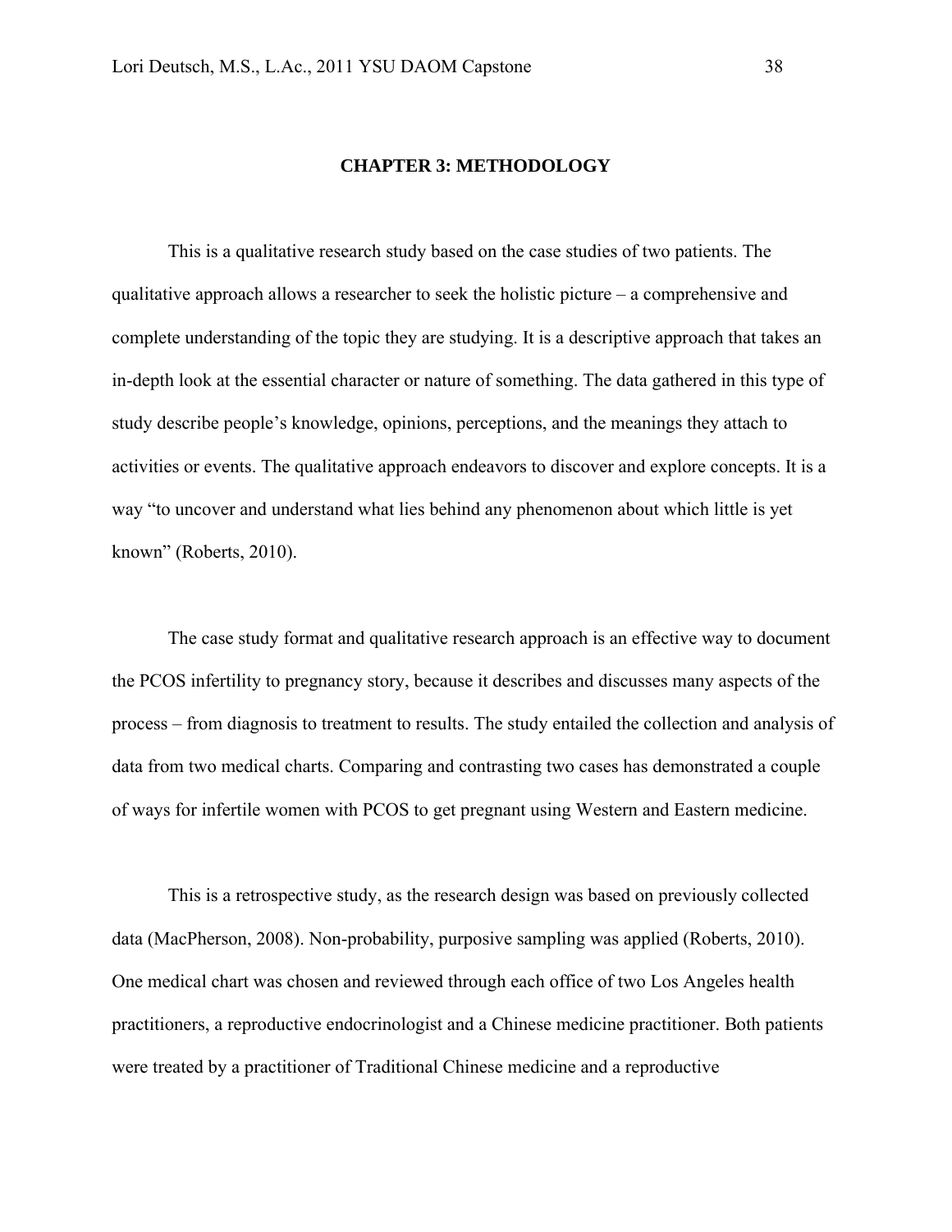# CHAPTER 3: METHODOLOGY

This is a qualitative research study based on the case studies of two patients. The qualitative approach allows a researcher to seek the holistic picture – a comprehensive and complete understanding of the topic they are studying. It is a descriptive approach that takes an in-depth look at the essential character or nature of something. The data gathered in this type of study describe people's knowledge, opinions, perceptions, and the meanings they attach to activities or events. The qualitative approach endeavors to discover and explore concepts. It is a way "to uncover and understand what lies behind any phenomenon about which little is yet known" (Roberts, 2010).

The case study format and qualitative research approach is an effective way to document the PCOS infertility to pregnancy story, because it describes and discusses many aspects of the process – from diagnosis to treatment to results. The study entailed the collection and analysis of data from two medical charts. Comparing and contrasting two cases has demonstrated a couple of ways for infertile women with PCOS to get pregnant using Western and Eastern medicine.

This is a retrospective study, as the research design was based on previously collected data (MacPherson, 2008). Non-probability, purposive sampling was applied (Roberts, 2010). One medical chart was chosen and reviewed through each office of two Los Angeles health practitioners, a reproductive endocrinologist and a Chinese medicine practitioner. Both patients were treated by a practitioner of Traditional Chinese medicine and a reproductive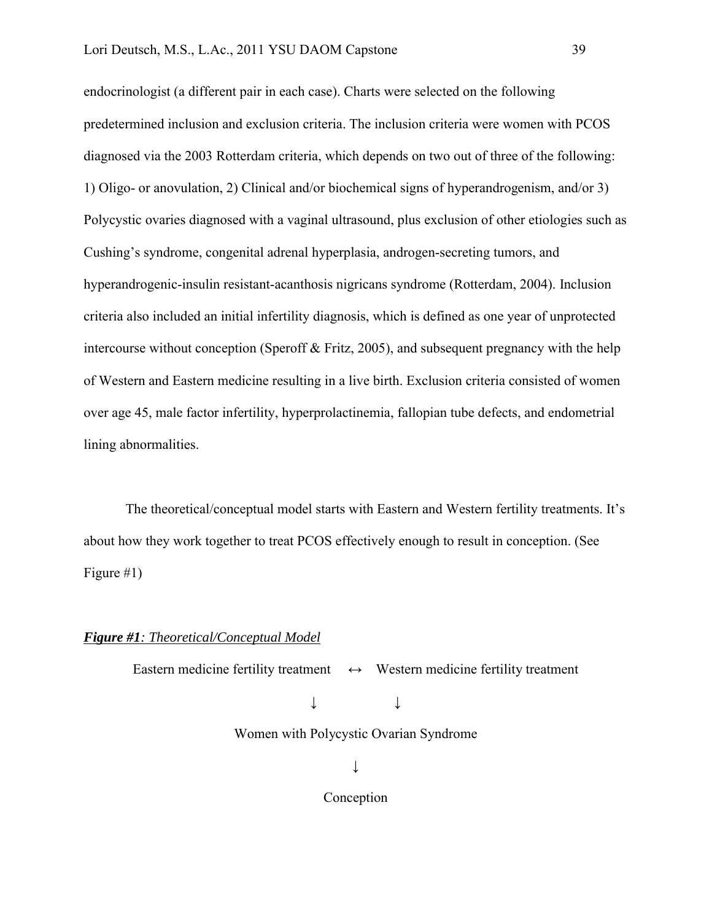endocrinologist (a different pair in each case). Charts were selected on the following predetermined inclusion and exclusion criteria. The inclusion criteria were women with PCOS diagnosed via the 2003 Rotterdam criteria, which depends on two out of three of the following: 1) Oligo- or anovulation, 2) Clinical and/or biochemical signs of hyperandrogenism, and/or 3) Polycystic ovaries diagnosed with a vaginal ultrasound, plus exclusion of other etiologies such as Cushing's syndrome, congenital adrenal hyperplasia, androgen-secreting tumors, and hyperandrogenic-insulin resistant-acanthosis nigricans syndrome (Rotterdam, 2004). Inclusion criteria also included an initial infertility diagnosis, which is defined as one year of unprotected intercourse without conception (Speroff & Fritz, 2005), and subsequent pregnancy with the help of Western and Eastern medicine resulting in a live birth. Exclusion criteria consisted of women over age 45, male factor infertility, hyperprolactinemia, fallopian tube defects, and endometrial lining abnormalities.

The theoretical/conceptual model starts with Eastern and Western fertility treatments. It's about how they work together to treat PCOS effectively enough to result in conception. (See Figure #1)

***Figure #1**: Theoretical/Conceptual Model*

Eastern medicine fertility treatment ↔ Western medicine fertility treatment

↓ ↓

Women with Polycystic Ovarian Syndrome

↓

Conception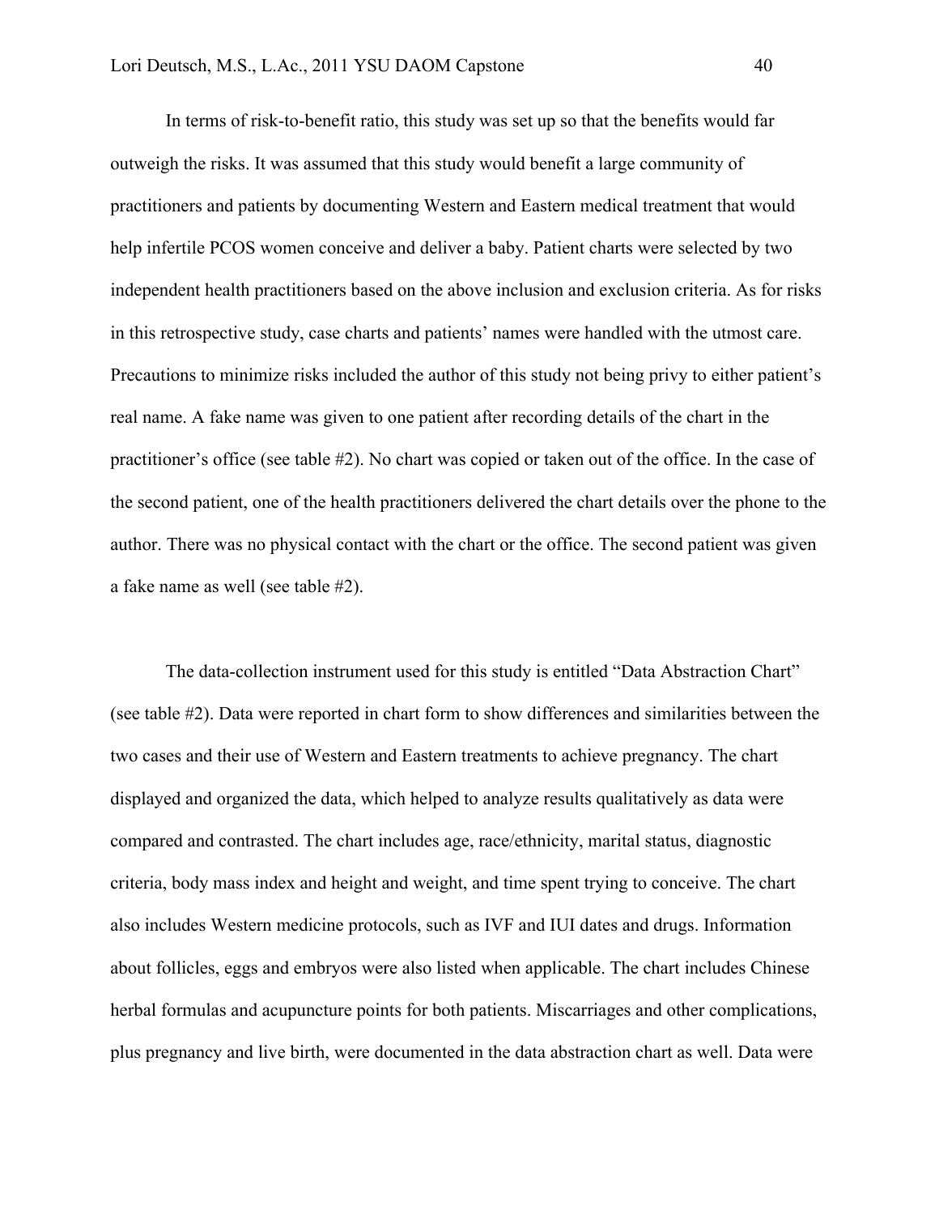In terms of risk-to-benefit ratio, this study was set up so that the benefits would far outweigh the risks. It was assumed that this study would benefit a large community of practitioners and patients by documenting Western and Eastern medical treatment that would help infertile PCOS women conceive and deliver a baby. Patient charts were selected by two independent health practitioners based on the above inclusion and exclusion criteria. As for risks in this retrospective study, case charts and patients' names were handled with the utmost care. Precautions to minimize risks included the author of this study not being privy to either patient's real name. A fake name was given to one patient after recording details of the chart in the practitioner's office (see table #2). No chart was copied or taken out of the office. In the case of the second patient, one of the health practitioners delivered the chart details over the phone to the author. There was no physical contact with the chart or the office. The second patient was given a fake name as well (see table #2).

The data-collection instrument used for this study is entitled "Data Abstraction Chart" (see table #2). Data were reported in chart form to show differences and similarities between the two cases and their use of Western and Eastern treatments to achieve pregnancy. The chart displayed and organized the data, which helped to analyze results qualitatively as data were compared and contrasted. The chart includes age, race/ethnicity, marital status, diagnostic criteria, body mass index and height and weight, and time spent trying to conceive. The chart also includes Western medicine protocols, such as IVF and IUI dates and drugs. Information about follicles, eggs and embryos were also listed when applicable. The chart includes Chinese herbal formulas and acupuncture points for both patients. Miscarriages and other complications, plus pregnancy and live birth, were documented in the data abstraction chart as well. Data were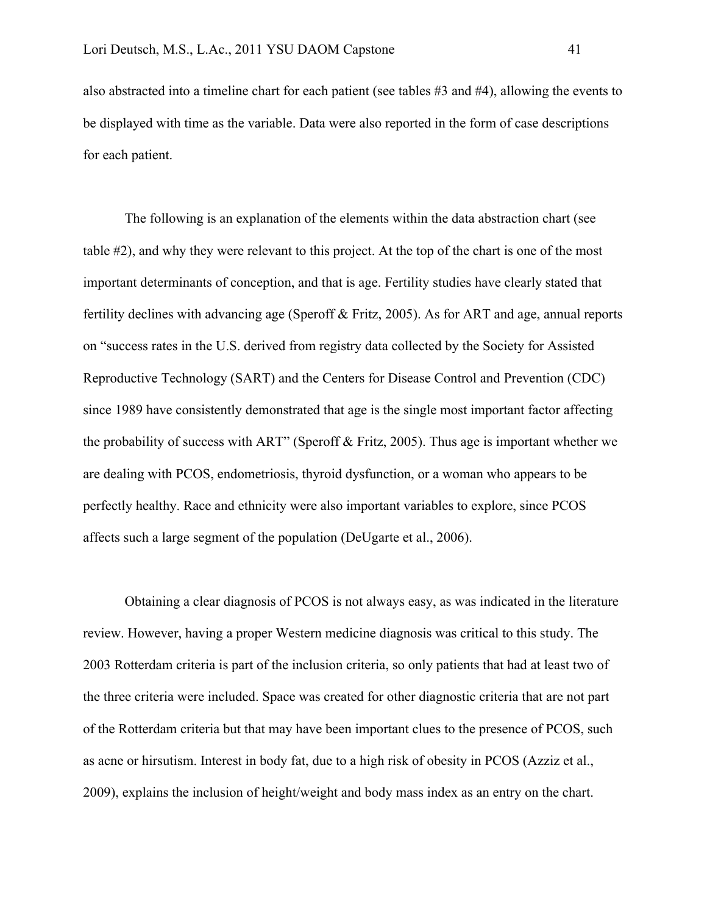also abstracted into a timeline chart for each patient (see tables #3 and #4), allowing the events to be displayed with time as the variable. Data were also reported in the form of case descriptions for each patient.

The following is an explanation of the elements within the data abstraction chart (see table #2), and why they were relevant to this project. At the top of the chart is one of the most important determinants of conception, and that is age. Fertility studies have clearly stated that fertility declines with advancing age (Speroff & Fritz, 2005). As for ART and age, annual reports on "success rates in the U.S. derived from registry data collected by the Society for Assisted Reproductive Technology (SART) and the Centers for Disease Control and Prevention (CDC) since 1989 have consistently demonstrated that age is the single most important factor affecting the probability of success with ART" (Speroff & Fritz, 2005). Thus age is important whether we are dealing with PCOS, endometriosis, thyroid dysfunction, or a woman who appears to be perfectly healthy. Race and ethnicity were also important variables to explore, since PCOS affects such a large segment of the population (DeUgarte et al., 2006).

Obtaining a clear diagnosis of PCOS is not always easy, as was indicated in the literature review. However, having a proper Western medicine diagnosis was critical to this study. The 2003 Rotterdam criteria is part of the inclusion criteria, so only patients that had at least two of the three criteria were included. Space was created for other diagnostic criteria that are not part of the Rotterdam criteria but that may have been important clues to the presence of PCOS, such as acne or hirsutism. Interest in body fat, due to a high risk of obesity in PCOS (Azziz et al., 2009), explains the inclusion of height/weight and body mass index as an entry on the chart.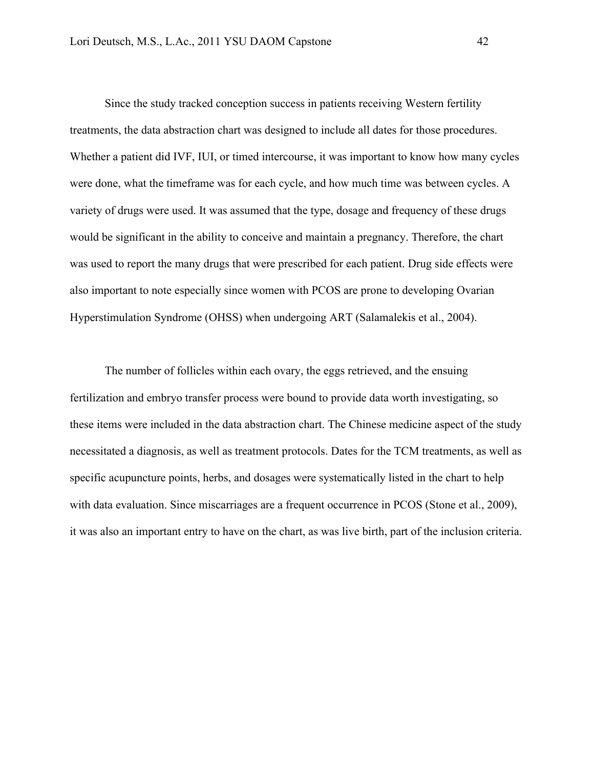Since the study tracked conception success in patients receiving Western fertility treatments, the data abstraction chart was designed to include all dates for those procedures. Whether a patient did IVF, IUI, or timed intercourse, it was important to know how many cycles were done, what the timeframe was for each cycle, and how much time was between cycles. A variety of drugs were used. It was assumed that the type, dosage and frequency of these drugs would be significant in the ability to conceive and maintain a pregnancy. Therefore, the chart was used to report the many drugs that were prescribed for each patient. Drug side effects were also important to note especially since women with PCOS are prone to developing Ovarian Hyperstimulation Syndrome (OHSS) when undergoing ART (Salamalekis et al., 2004).

The number of follicles within each ovary, the eggs retrieved, and the ensuing fertilization and embryo transfer process were bound to provide data worth investigating, so these items were included in the data abstraction chart. The Chinese medicine aspect of the study necessitated a diagnosis, as well as treatment protocols. Dates for the TCM treatments, as well as specific acupuncture points, herbs, and dosages were systematically listed in the chart to help with data evaluation. Since miscarriages are a frequent occurrence in PCOS (Stone et al., 2009), it was also an important entry to have on the chart, as was live birth, part of the inclusion criteria.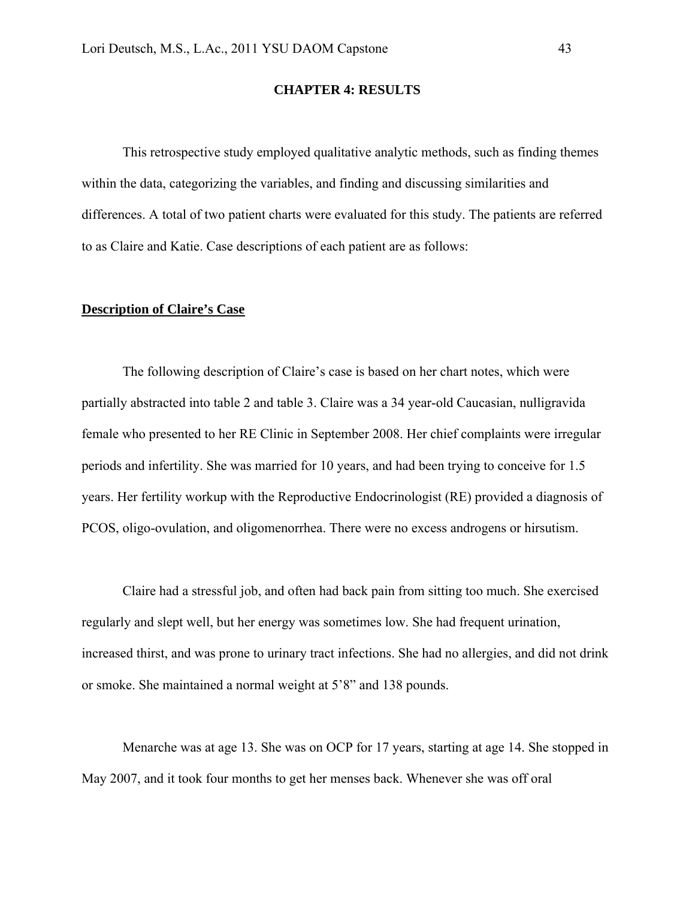# CHAPTER 4: RESULTS

This retrospective study employed qualitative analytic methods, such as finding themes within the data, categorizing the variables, and finding and discussing similarities and differences. A total of two patient charts were evaluated for this study. The patients are referred to as Claire and Katie. Case descriptions of each patient are as follows:

## Description of Claire's Case

The following description of Claire's case is based on her chart notes, which were partially abstracted into table 2 and table 3. Claire was a 34 year-old Caucasian, nulligravida female who presented to her RE Clinic in September 2008. Her chief complaints were irregular periods and infertility. She was married for 10 years, and had been trying to conceive for 1.5 years. Her fertility workup with the Reproductive Endocrinologist (RE) provided a diagnosis of PCOS, oligo-ovulation, and oligomenorrhea. There were no excess androgens or hirsutism.

Claire had a stressful job, and often had back pain from sitting too much. She exercised regularly and slept well, but her energy was sometimes low. She had frequent urination, increased thirst, and was prone to urinary tract infections. She had no allergies, and did not drink or smoke. She maintained a normal weight at 5'8" and 138 pounds.

Menarche was at age 13. She was on OCP for 17 years, starting at age 14. She stopped in May 2007, and it took four months to get her menses back. Whenever she was off oral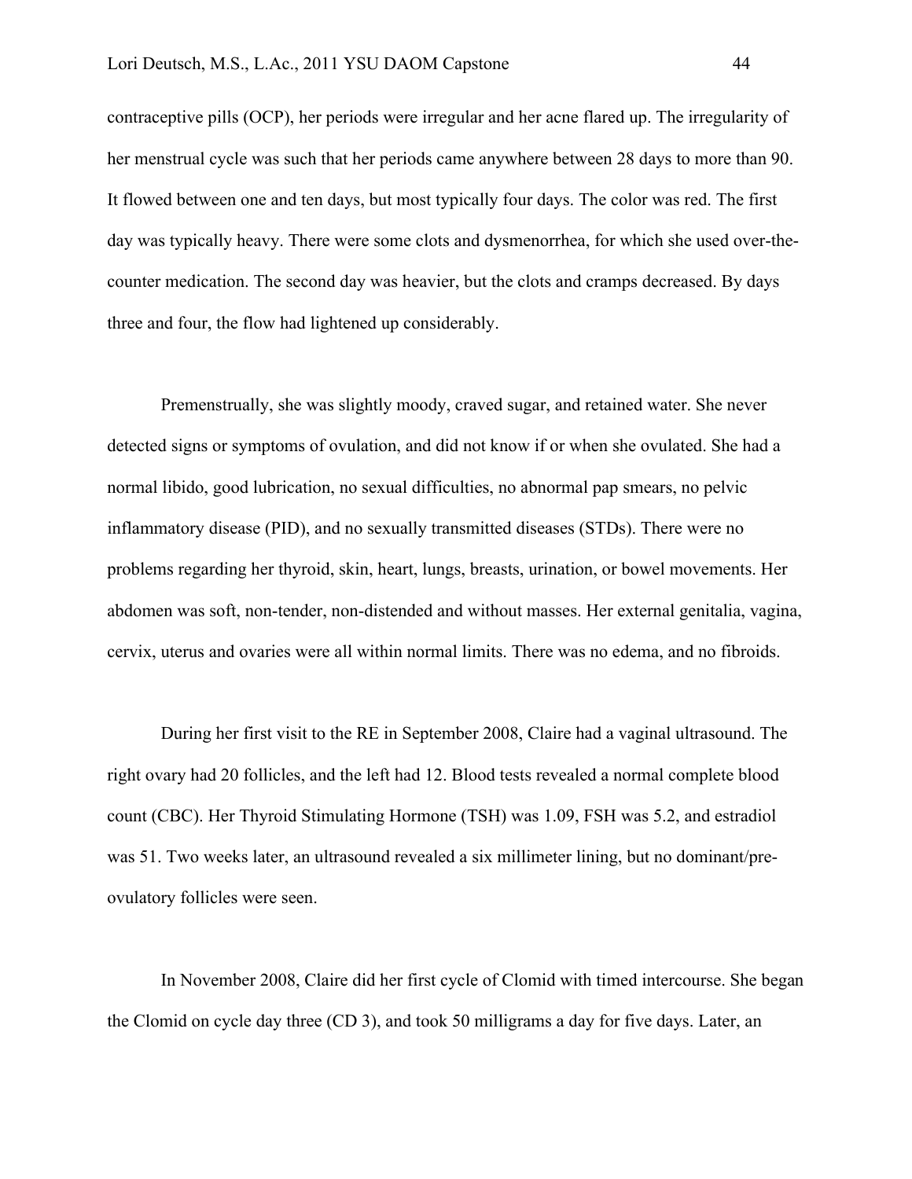contraceptive pills (OCP), her periods were irregular and her acne flared up. The irregularity of her menstrual cycle was such that her periods came anywhere between 28 days to more than 90. It flowed between one and ten days, but most typically four days. The color was red. The first day was typically heavy. There were some clots and dysmenorrhea, for which she used over-the-counter medication. The second day was heavier, but the clots and cramps decreased. By days three and four, the flow had lightened up considerably.

Premenstrually, she was slightly moody, craved sugar, and retained water. She never detected signs or symptoms of ovulation, and did not know if or when she ovulated. She had a normal libido, good lubrication, no sexual difficulties, no abnormal pap smears, no pelvic inflammatory disease (PID), and no sexually transmitted diseases (STDs). There were no problems regarding her thyroid, skin, heart, lungs, breasts, urination, or bowel movements. Her abdomen was soft, non-tender, non-distended and without masses. Her external genitalia, vagina, cervix, uterus and ovaries were all within normal limits. There was no edema, and no fibroids.

During her first visit to the RE in September 2008, Claire had a vaginal ultrasound. The right ovary had 20 follicles, and the left had 12. Blood tests revealed a normal complete blood count (CBC). Her Thyroid Stimulating Hormone (TSH) was 1.09, FSH was 5.2, and estradiol was 51. Two weeks later, an ultrasound revealed a six millimeter lining, but no dominant/pre-ovulatory follicles were seen.

In November 2008, Claire did her first cycle of Clomid with timed intercourse. She began the Clomid on cycle day three (CD 3), and took 50 milligrams a day for five days. Later, an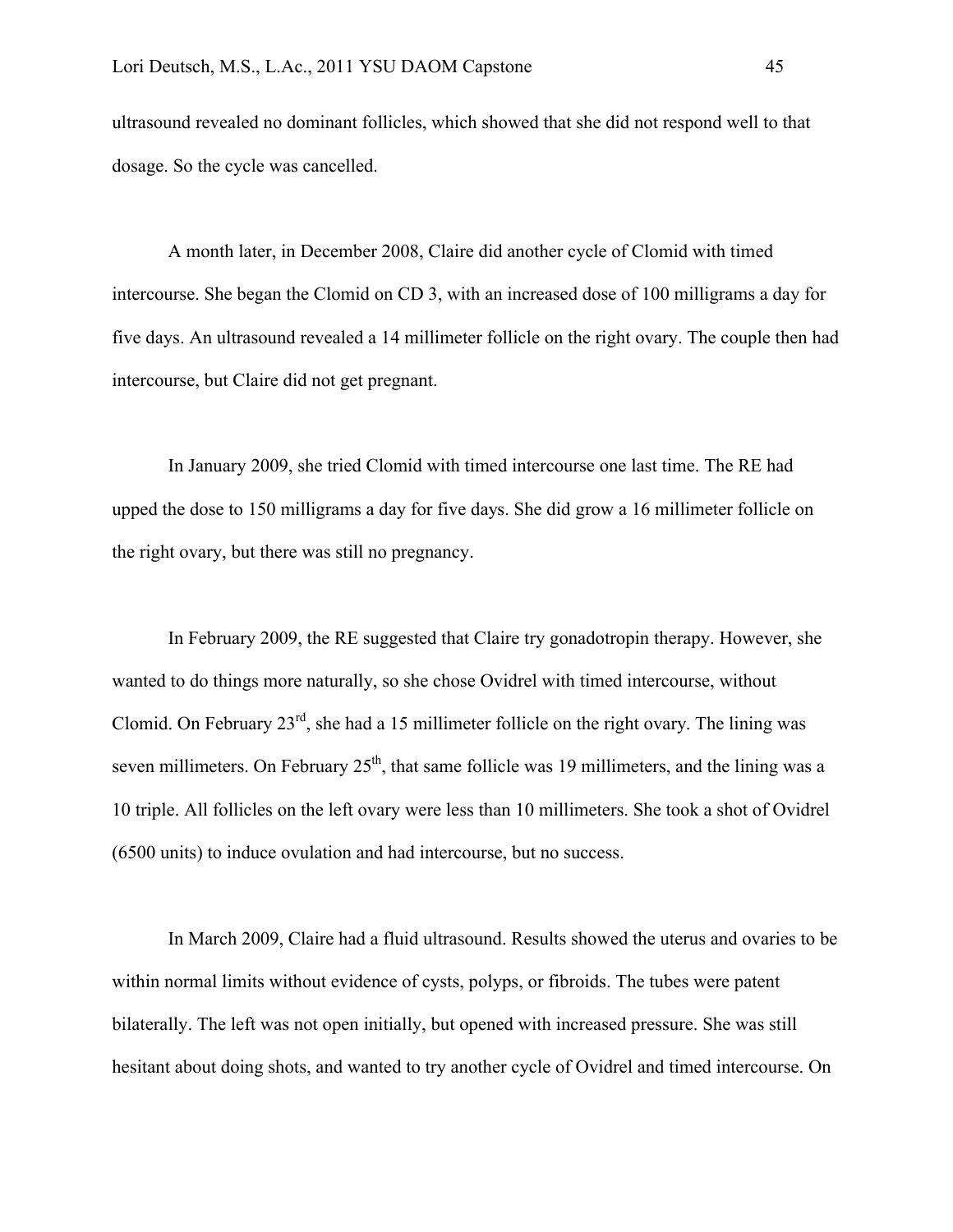ultrasound revealed no dominant follicles, which showed that she did not respond well to that dosage. So the cycle was cancelled.

A month later, in December 2008, Claire did another cycle of Clomid with timed intercourse. She began the Clomid on CD 3, with an increased dose of 100 milligrams a day for five days. An ultrasound revealed a 14 millimeter follicle on the right ovary. The couple then had intercourse, but Claire did not get pregnant.

In January 2009, she tried Clomid with timed intercourse one last time. The RE had upped the dose to 150 milligrams a day for five days. She did grow a 16 millimeter follicle on the right ovary, but there was still no pregnancy.

In February 2009, the RE suggested that Claire try gonadotropin therapy. However, she wanted to do things more naturally, so she chose Ovidrel with timed intercourse, without Clomid. On February 23rd, she had a 15 millimeter follicle on the right ovary. The lining was seven millimeters. On February 25th, that same follicle was 19 millimeters, and the lining was a 10 triple. All follicles on the left ovary were less than 10 millimeters. She took a shot of Ovidrel (6500 units) to induce ovulation and had intercourse, but no success.

In March 2009, Claire had a fluid ultrasound. Results showed the uterus and ovaries to be within normal limits without evidence of cysts, polyps, or fibroids. The tubes were patent bilaterally. The left was not open initially, but opened with increased pressure. She was still hesitant about doing shots, and wanted to try another cycle of Ovidrel and timed intercourse. On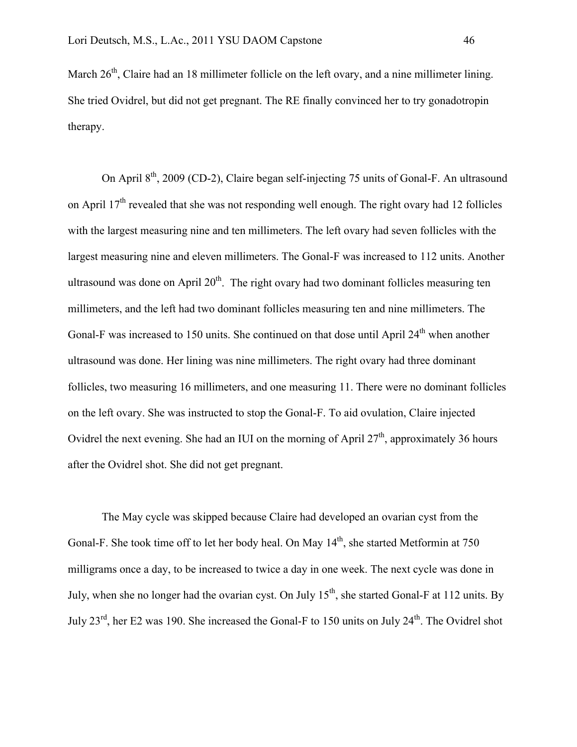March 26th, Claire had an 18 millimeter follicle on the left ovary, and a nine millimeter lining. She tried Ovidrel, but did not get pregnant. The RE finally convinced her to try gonadotropin therapy.

On April 8th, 2009 (CD-2), Claire began self-injecting 75 units of Gonal-F. An ultrasound on April 17th revealed that she was not responding well enough. The right ovary had 12 follicles with the largest measuring nine and ten millimeters. The left ovary had seven follicles with the largest measuring nine and eleven millimeters. The Gonal-F was increased to 112 units. Another ultrasound was done on April 20th. The right ovary had two dominant follicles measuring ten millimeters, and the left had two dominant follicles measuring ten and nine millimeters. The Gonal-F was increased to 150 units. She continued on that dose until April 24th when another ultrasound was done. Her lining was nine millimeters. The right ovary had three dominant follicles, two measuring 16 millimeters, and one measuring 11. There were no dominant follicles on the left ovary. She was instructed to stop the Gonal-F. To aid ovulation, Claire injected Ovidrel the next evening. She had an IUI on the morning of April 27th, approximately 36 hours after the Ovidrel shot. She did not get pregnant.

The May cycle was skipped because Claire had developed an ovarian cyst from the Gonal-F. She took time off to let her body heal. On May 14th, she started Metformin at 750 milligrams once a day, to be increased to twice a day in one week. The next cycle was done in July, when she no longer had the ovarian cyst. On July 15th, she started Gonal-F at 112 units. By July 23rd, her E2 was 190. She increased the Gonal-F to 150 units on July 24th. The Ovidrel shot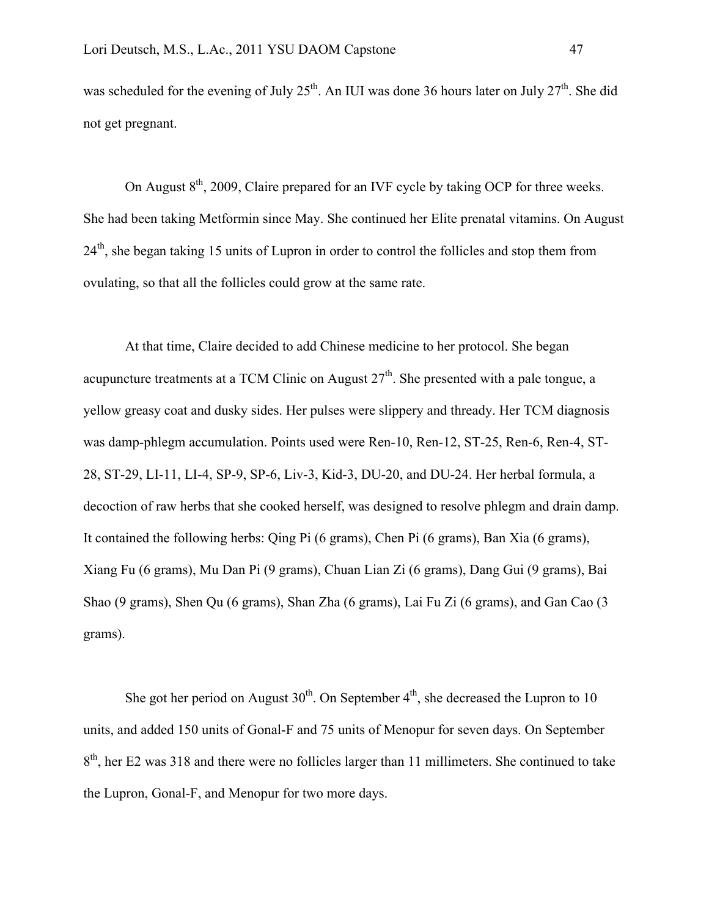was scheduled for the evening of July 25th. An IUI was done 36 hours later on July 27th. She did not get pregnant.

On August 8th, 2009, Claire prepared for an IVF cycle by taking OCP for three weeks. She had been taking Metformin since May. She continued her Elite prenatal vitamins. On August 24th, she began taking 15 units of Lupron in order to control the follicles and stop them from ovulating, so that all the follicles could grow at the same rate.

At that time, Claire decided to add Chinese medicine to her protocol. She began acupuncture treatments at a TCM Clinic on August 27th. She presented with a pale tongue, a yellow greasy coat and dusky sides. Her pulses were slippery and thready. Her TCM diagnosis was damp-phlegm accumulation. Points used were Ren-10, Ren-12, ST-25, Ren-6, Ren-4, ST-28, ST-29, LI-11, LI-4, SP-9, SP-6, Liv-3, Kid-3, DU-20, and DU-24. Her herbal formula, a decoction of raw herbs that she cooked herself, was designed to resolve phlegm and drain damp. It contained the following herbs: Qing Pi (6 grams), Chen Pi (6 grams), Ban Xia (6 grams), Xiang Fu (6 grams), Mu Dan Pi (9 grams), Chuan Lian Zi (6 grams), Dang Gui (9 grams), Bai Shao (9 grams), Shen Qu (6 grams), Shan Zha (6 grams), Lai Fu Zi (6 grams), and Gan Cao (3 grams).

She got her period on August 30th. On September 4th, she decreased the Lupron to 10 units, and added 150 units of Gonal-F and 75 units of Menopur for seven days. On September 8th, her E2 was 318 and there were no follicles larger than 11 millimeters. She continued to take the Lupron, Gonal-F, and Menopur for two more days.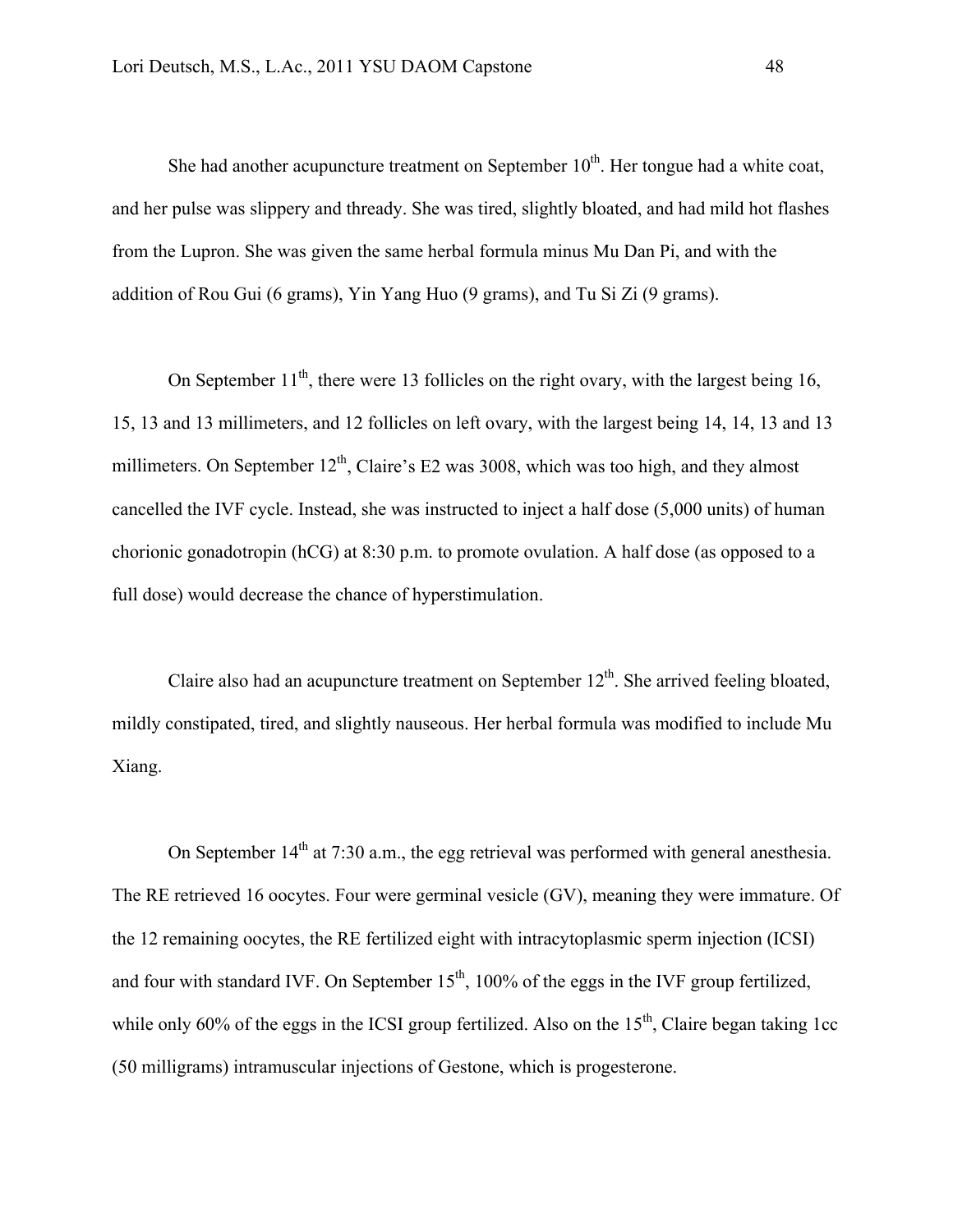She had another acupuncture treatment on September 10th. Her tongue had a white coat, and her pulse was slippery and thready. She was tired, slightly bloated, and had mild hot flashes from the Lupron. She was given the same herbal formula minus Mu Dan Pi, and with the addition of Rou Gui (6 grams), Yin Yang Huo (9 grams), and Tu Si Zi (9 grams).

On September 11th, there were 13 follicles on the right ovary, with the largest being 16, 15, 13 and 13 millimeters, and 12 follicles on left ovary, with the largest being 14, 14, 13 and 13 millimeters. On September 12th, Claire's E2 was 3008, which was too high, and they almost cancelled the IVF cycle. Instead, she was instructed to inject a half dose (5,000 units) of human chorionic gonadotropin (hCG) at 8:30 p.m. to promote ovulation. A half dose (as opposed to a full dose) would decrease the chance of hyperstimulation.

Claire also had an acupuncture treatment on September 12th. She arrived feeling bloated, mildly constipated, tired, and slightly nauseous. Her herbal formula was modified to include Mu Xiang.

On September 14th at 7:30 a.m., the egg retrieval was performed with general anesthesia. The RE retrieved 16 oocytes. Four were germinal vesicle (GV), meaning they were immature. Of the 12 remaining oocytes, the RE fertilized eight with intracytoplasmic sperm injection (ICSI) and four with standard IVF. On September 15th, 100% of the eggs in the IVF group fertilized, while only 60% of the eggs in the ICSI group fertilized. Also on the 15th, Claire began taking 1cc (50 milligrams) intramuscular injections of Gestone, which is progesterone.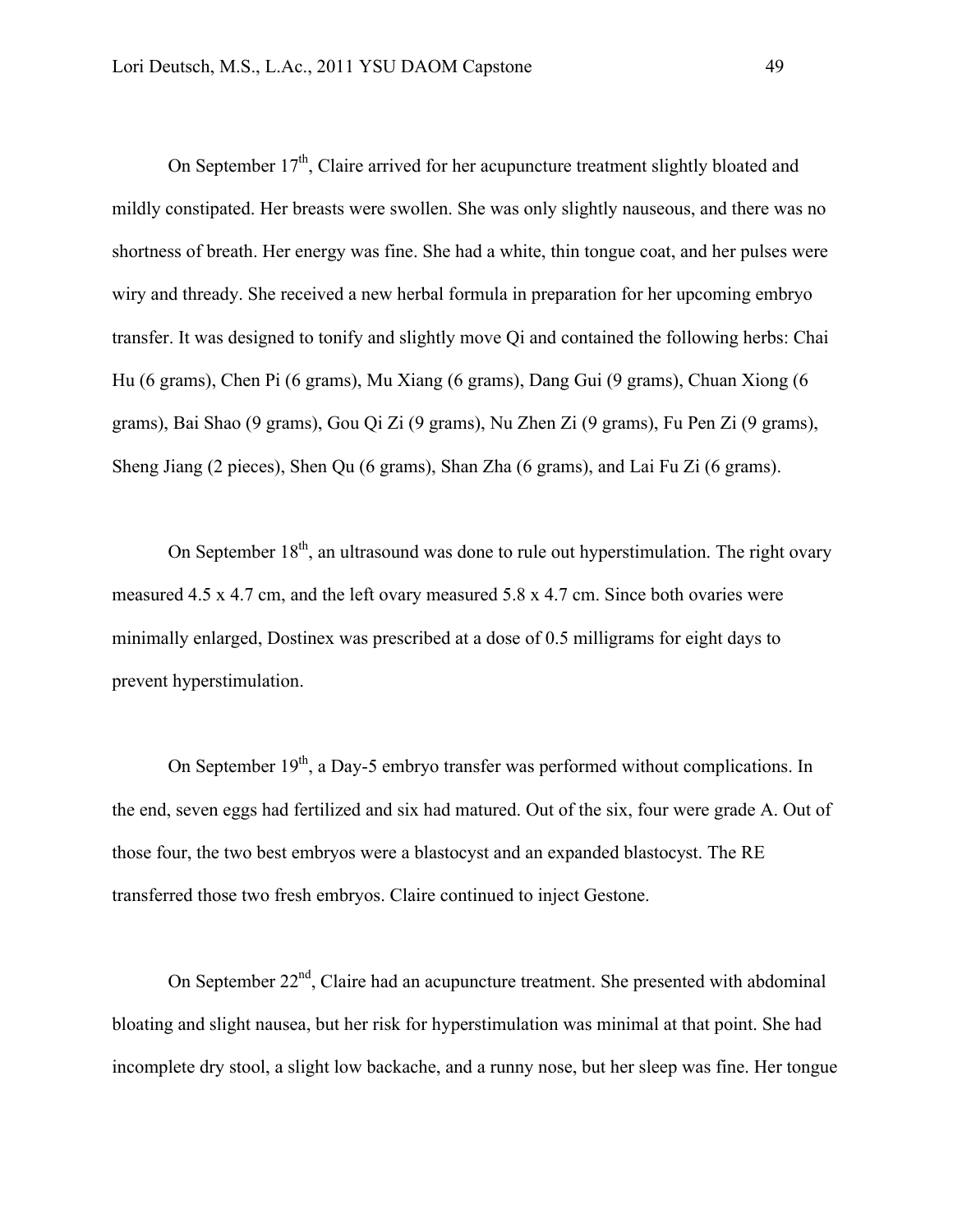On September 17th, Claire arrived for her acupuncture treatment slightly bloated and mildly constipated. Her breasts were swollen. She was only slightly nauseous, and there was no shortness of breath. Her energy was fine. She had a white, thin tongue coat, and her pulses were wiry and thready. She received a new herbal formula in preparation for her upcoming embryo transfer. It was designed to tonify and slightly move Qi and contained the following herbs: Chai Hu (6 grams), Chen Pi (6 grams), Mu Xiang (6 grams), Dang Gui (9 grams), Chuan Xiong (6 grams), Bai Shao (9 grams), Gou Qi Zi (9 grams), Nu Zhen Zi (9 grams), Fu Pen Zi (9 grams), Sheng Jiang (2 pieces), Shen Qu (6 grams), Shan Zha (6 grams), and Lai Fu Zi (6 grams).

On September 18th, an ultrasound was done to rule out hyperstimulation. The right ovary measured 4.5 x 4.7 cm, and the left ovary measured 5.8 x 4.7 cm. Since both ovaries were minimally enlarged, Dostinex was prescribed at a dose of 0.5 milligrams for eight days to prevent hyperstimulation.

On September 19th, a Day-5 embryo transfer was performed without complications. In the end, seven eggs had fertilized and six had matured. Out of the six, four were grade A. Out of those four, the two best embryos were a blastocyst and an expanded blastocyst. The RE transferred those two fresh embryos. Claire continued to inject Gestone.

On September 22nd, Claire had an acupuncture treatment. She presented with abdominal bloating and slight nausea, but her risk for hyperstimulation was minimal at that point. She had incomplete dry stool, a slight low backache, and a runny nose, but her sleep was fine. Her tongue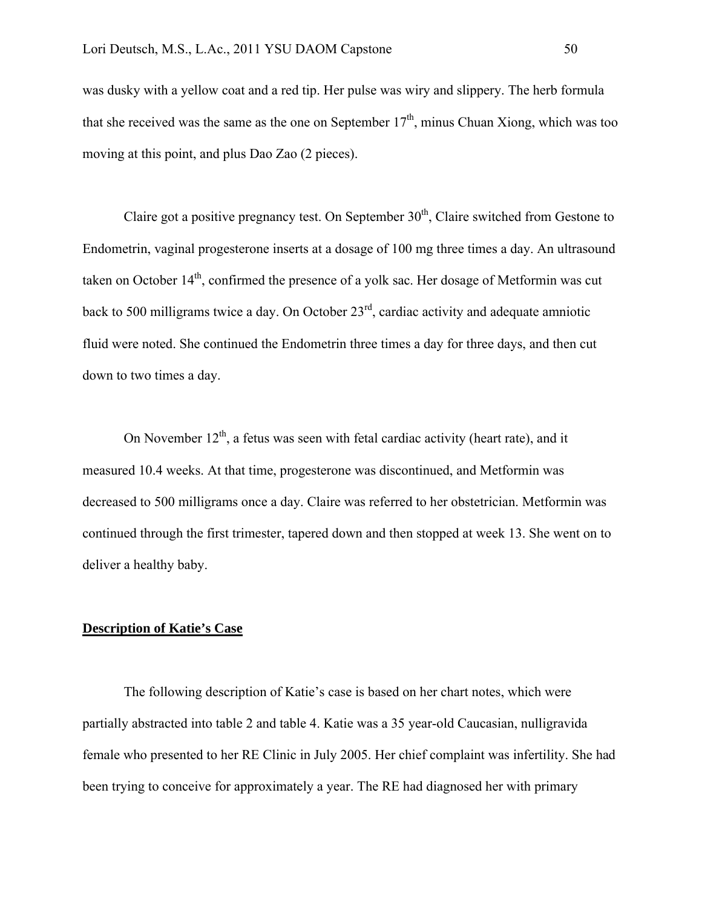was dusky with a yellow coat and a red tip. Her pulse was wiry and slippery. The herb formula that she received was the same as the one on September 17th, minus Chuan Xiong, which was too moving at this point, and plus Dao Zao (2 pieces).

Claire got a positive pregnancy test. On September 30th, Claire switched from Gestone to Endometrin, vaginal progesterone inserts at a dosage of 100 mg three times a day. An ultrasound taken on October 14th, confirmed the presence of a yolk sac. Her dosage of Metformin was cut back to 500 milligrams twice a day. On October 23rd, cardiac activity and adequate amniotic fluid were noted. She continued the Endometrin three times a day for three days, and then cut down to two times a day.

On November 12th, a fetus was seen with fetal cardiac activity (heart rate), and it measured 10.4 weeks. At that time, progesterone was discontinued, and Metformin was decreased to 500 milligrams once a day. Claire was referred to her obstetrician. Metformin was continued through the first trimester, tapered down and then stopped at week 13. She went on to deliver a healthy baby.

## Description of Katie's Case

The following description of Katie's case is based on her chart notes, which were partially abstracted into table 2 and table 4. Katie was a 35 year-old Caucasian, nulligravida female who presented to her RE Clinic in July 2005. Her chief complaint was infertility. She had been trying to conceive for approximately a year. The RE had diagnosed her with primary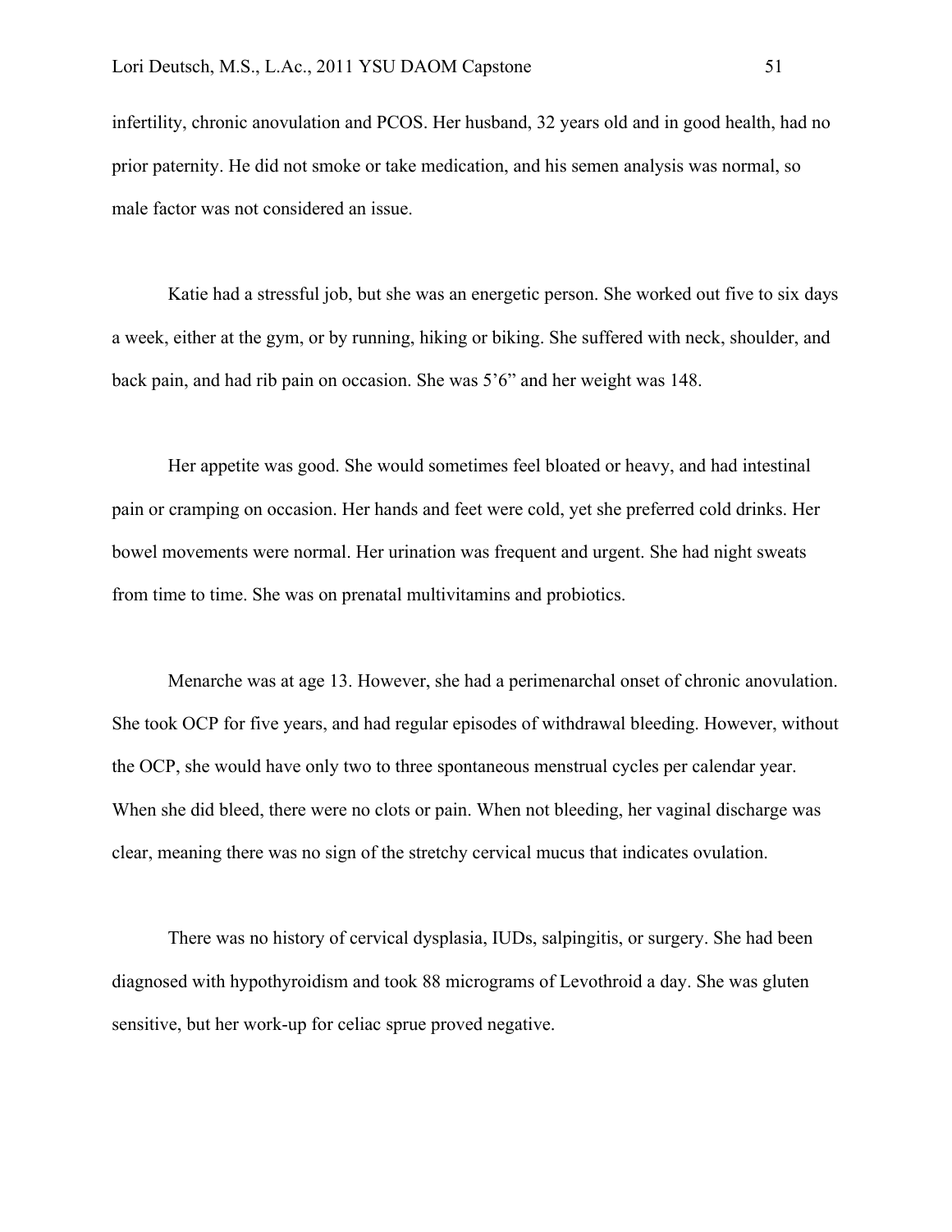infertility, chronic anovulation and PCOS. Her husband, 32 years old and in good health, had no prior paternity. He did not smoke or take medication, and his semen analysis was normal, so male factor was not considered an issue.

Katie had a stressful job, but she was an energetic person. She worked out five to six days a week, either at the gym, or by running, hiking or biking. She suffered with neck, shoulder, and back pain, and had rib pain on occasion. She was 5'6" and her weight was 148.

Her appetite was good. She would sometimes feel bloated or heavy, and had intestinal pain or cramping on occasion. Her hands and feet were cold, yet she preferred cold drinks. Her bowel movements were normal. Her urination was frequent and urgent. She had night sweats from time to time. She was on prenatal multivitamins and probiotics.

Menarche was at age 13. However, she had a perimenarchal onset of chronic anovulation. She took OCP for five years, and had regular episodes of withdrawal bleeding. However, without the OCP, she would have only two to three spontaneous menstrual cycles per calendar year. When she did bleed, there were no clots or pain. When not bleeding, her vaginal discharge was clear, meaning there was no sign of the stretchy cervical mucus that indicates ovulation.

There was no history of cervical dysplasia, IUDs, salpingitis, or surgery. She had been diagnosed with hypothyroidism and took 88 micrograms of Levothroid a day. She was gluten sensitive, but her work-up for celiac sprue proved negative.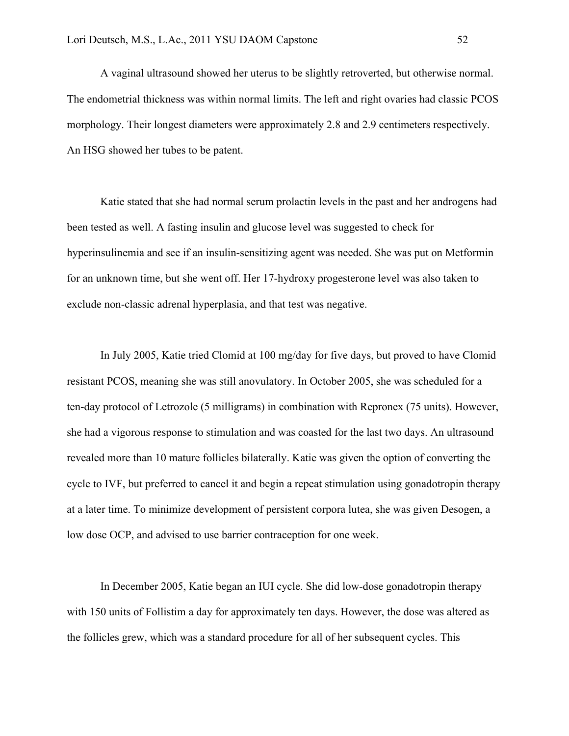A vaginal ultrasound showed her uterus to be slightly retroverted, but otherwise normal. The endometrial thickness was within normal limits. The left and right ovaries had classic PCOS morphology. Their longest diameters were approximately 2.8 and 2.9 centimeters respectively. An HSG showed her tubes to be patent.

Katie stated that she had normal serum prolactin levels in the past and her androgens had been tested as well. A fasting insulin and glucose level was suggested to check for hyperinsulinemia and see if an insulin-sensitizing agent was needed. She was put on Metformin for an unknown time, but she went off. Her 17-hydroxy progesterone level was also taken to exclude non-classic adrenal hyperplasia, and that test was negative.

In July 2005, Katie tried Clomid at 100 mg/day for five days, but proved to have Clomid resistant PCOS, meaning she was still anovulatory. In October 2005, she was scheduled for a ten-day protocol of Letrozole (5 milligrams) in combination with Repronex (75 units). However, she had a vigorous response to stimulation and was coasted for the last two days. An ultrasound revealed more than 10 mature follicles bilaterally. Katie was given the option of converting the cycle to IVF, but preferred to cancel it and begin a repeat stimulation using gonadotropin therapy at a later time. To minimize development of persistent corpora lutea, she was given Desogen, a low dose OCP, and advised to use barrier contraception for one week.

In December 2005, Katie began an IUI cycle. She did low-dose gonadotropin therapy with 150 units of Follistim a day for approximately ten days. However, the dose was altered as the follicles grew, which was a standard procedure for all of her subsequent cycles. This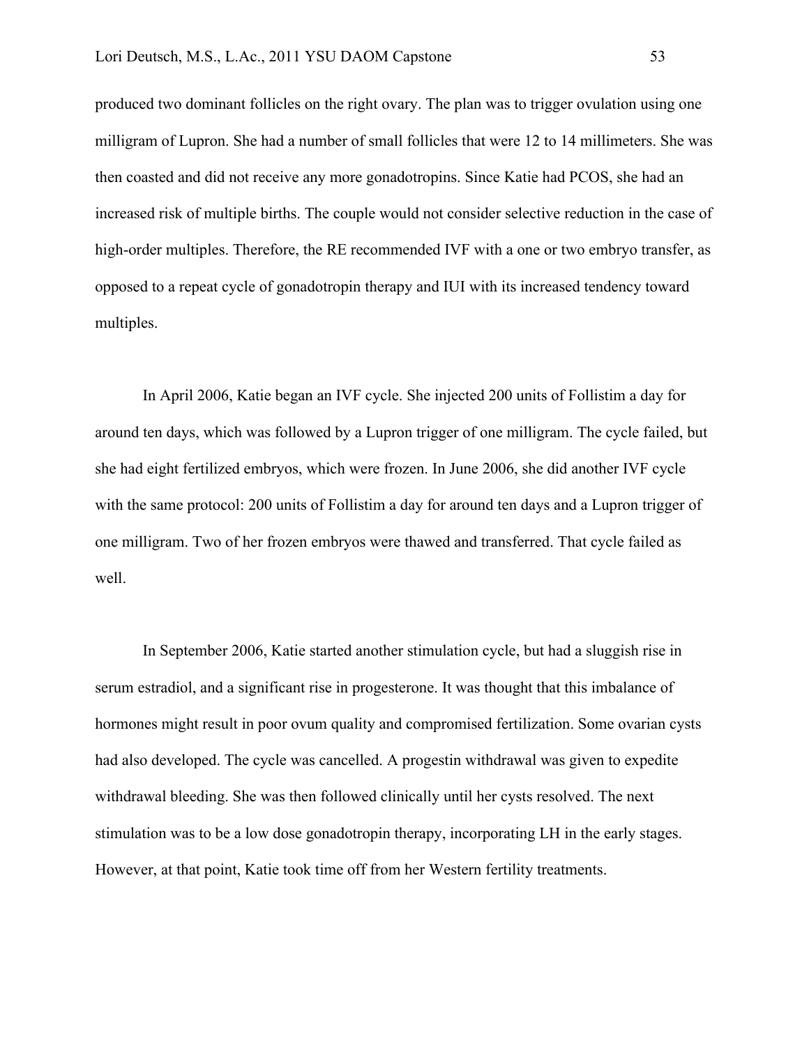produced two dominant follicles on the right ovary. The plan was to trigger ovulation using one milligram of Lupron. She had a number of small follicles that were 12 to 14 millimeters. She was then coasted and did not receive any more gonadotropins. Since Katie had PCOS, she had an increased risk of multiple births. The couple would not consider selective reduction in the case of high-order multiples. Therefore, the RE recommended IVF with a one or two embryo transfer, as opposed to a repeat cycle of gonadotropin therapy and IUI with its increased tendency toward multiples.

In April 2006, Katie began an IVF cycle. She injected 200 units of Follistim a day for around ten days, which was followed by a Lupron trigger of one milligram. The cycle failed, but she had eight fertilized embryos, which were frozen. In June 2006, she did another IVF cycle with the same protocol: 200 units of Follistim a day for around ten days and a Lupron trigger of one milligram. Two of her frozen embryos were thawed and transferred. That cycle failed as well.

In September 2006, Katie started another stimulation cycle, but had a sluggish rise in serum estradiol, and a significant rise in progesterone. It was thought that this imbalance of hormones might result in poor ovum quality and compromised fertilization. Some ovarian cysts had also developed. The cycle was cancelled. A progestin withdrawal was given to expedite withdrawal bleeding. She was then followed clinically until her cysts resolved. The next stimulation was to be a low dose gonadotropin therapy, incorporating LH in the early stages. However, at that point, Katie took time off from her Western fertility treatments.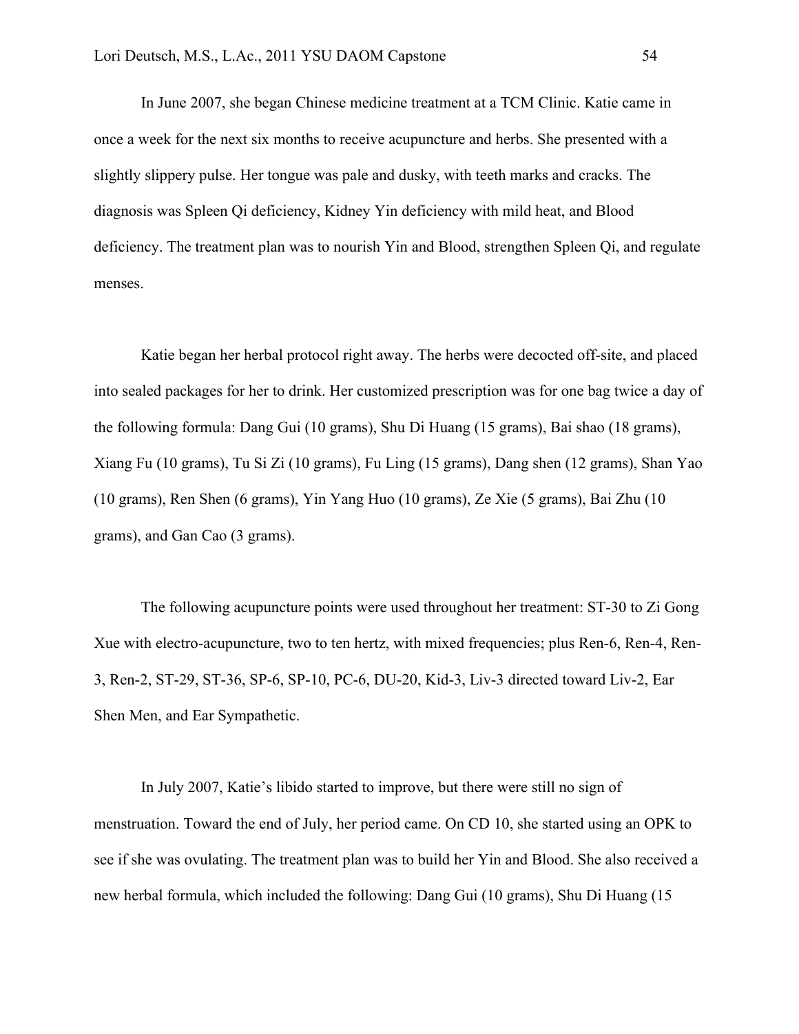In June 2007, she began Chinese medicine treatment at a TCM Clinic. Katie came in once a week for the next six months to receive acupuncture and herbs. She presented with a slightly slippery pulse. Her tongue was pale and dusky, with teeth marks and cracks. The diagnosis was Spleen Qi deficiency, Kidney Yin deficiency with mild heat, and Blood deficiency. The treatment plan was to nourish Yin and Blood, strengthen Spleen Qi, and regulate menses.

Katie began her herbal protocol right away. The herbs were decocted off-site, and placed into sealed packages for her to drink. Her customized prescription was for one bag twice a day of the following formula: Dang Gui (10 grams), Shu Di Huang (15 grams), Bai shao (18 grams), Xiang Fu (10 grams), Tu Si Zi (10 grams), Fu Ling (15 grams), Dang shen (12 grams), Shan Yao (10 grams), Ren Shen (6 grams), Yin Yang Huo (10 grams), Ze Xie (5 grams), Bai Zhu (10 grams), and Gan Cao (3 grams).

The following acupuncture points were used throughout her treatment: ST-30 to Zi Gong Xue with electro-acupuncture, two to ten hertz, with mixed frequencies; plus Ren-6, Ren-4, Ren-3, Ren-2, ST-29, ST-36, SP-6, SP-10, PC-6, DU-20, Kid-3, Liv-3 directed toward Liv-2, Ear Shen Men, and Ear Sympathetic.

In July 2007, Katie's libido started to improve, but there were still no sign of menstruation. Toward the end of July, her period came. On CD 10, she started using an OPK to see if she was ovulating. The treatment plan was to build her Yin and Blood. She also received a new herbal formula, which included the following: Dang Gui (10 grams), Shu Di Huang (15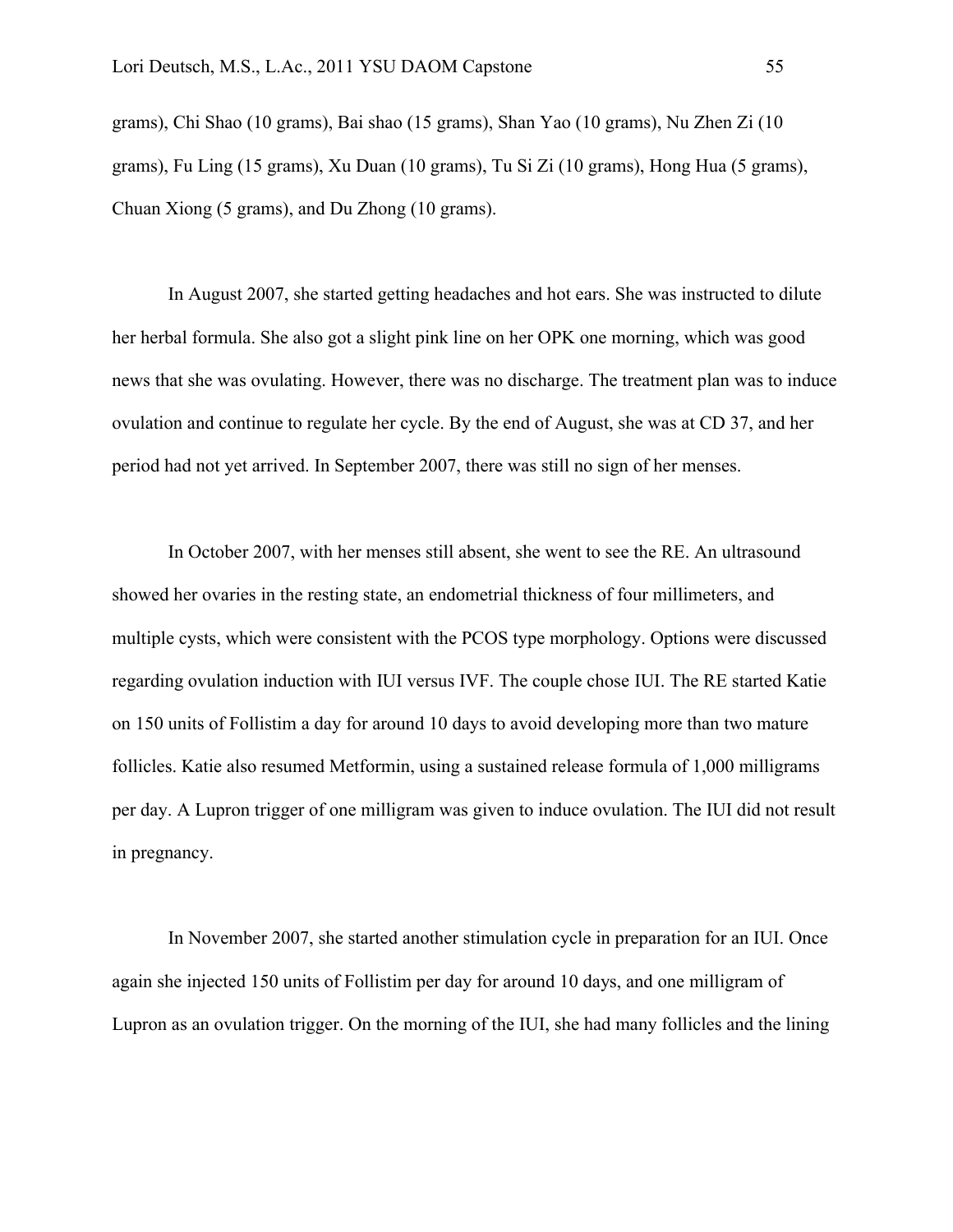grams), Chi Shao (10 grams), Bai shao (15 grams), Shan Yao (10 grams), Nu Zhen Zi (10 grams), Fu Ling (15 grams), Xu Duan (10 grams), Tu Si Zi (10 grams), Hong Hua (5 grams), Chuan Xiong (5 grams), and Du Zhong (10 grams).

In August 2007, she started getting headaches and hot ears. She was instructed to dilute her herbal formula. She also got a slight pink line on her OPK one morning, which was good news that she was ovulating. However, there was no discharge. The treatment plan was to induce ovulation and continue to regulate her cycle. By the end of August, she was at CD 37, and her period had not yet arrived. In September 2007, there was still no sign of her menses.

In October 2007, with her menses still absent, she went to see the RE. An ultrasound showed her ovaries in the resting state, an endometrial thickness of four millimeters, and multiple cysts, which were consistent with the PCOS type morphology. Options were discussed regarding ovulation induction with IUI versus IVF. The couple chose IUI. The RE started Katie on 150 units of Follistim a day for around 10 days to avoid developing more than two mature follicles. Katie also resumed Metformin, using a sustained release formula of 1,000 milligrams per day. A Lupron trigger of one milligram was given to induce ovulation. The IUI did not result in pregnancy.

In November 2007, she started another stimulation cycle in preparation for an IUI. Once again she injected 150 units of Follistim per day for around 10 days, and one milligram of Lupron as an ovulation trigger. On the morning of the IUI, she had many follicles and the lining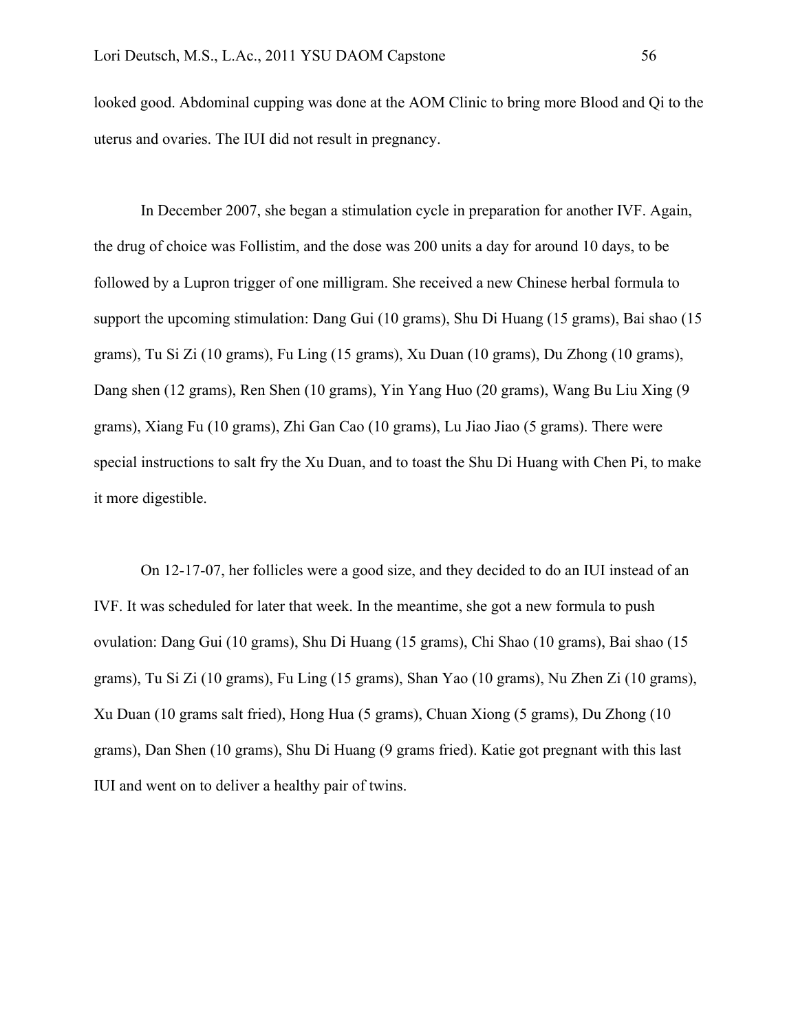looked good. Abdominal cupping was done at the AOM Clinic to bring more Blood and Qi to the uterus and ovaries. The IUI did not result in pregnancy.

In December 2007, she began a stimulation cycle in preparation for another IVF. Again, the drug of choice was Follistim, and the dose was 200 units a day for around 10 days, to be followed by a Lupron trigger of one milligram. She received a new Chinese herbal formula to support the upcoming stimulation: Dang Gui (10 grams), Shu Di Huang (15 grams), Bai shao (15 grams), Tu Si Zi (10 grams), Fu Ling (15 grams), Xu Duan (10 grams), Du Zhong (10 grams), Dang shen (12 grams), Ren Shen (10 grams), Yin Yang Huo (20 grams), Wang Bu Liu Xing (9 grams), Xiang Fu (10 grams), Zhi Gan Cao (10 grams), Lu Jiao Jiao (5 grams). There were special instructions to salt fry the Xu Duan, and to toast the Shu Di Huang with Chen Pi, to make it more digestible.

On 12-17-07, her follicles were a good size, and they decided to do an IUI instead of an IVF. It was scheduled for later that week. In the meantime, she got a new formula to push ovulation: Dang Gui (10 grams), Shu Di Huang (15 grams), Chi Shao (10 grams), Bai shao (15 grams), Tu Si Zi (10 grams), Fu Ling (15 grams), Shan Yao (10 grams), Nu Zhen Zi (10 grams), Xu Duan (10 grams salt fried), Hong Hua (5 grams), Chuan Xiong (5 grams), Du Zhong (10 grams), Dan Shen (10 grams), Shu Di Huang (9 grams fried). Katie got pregnant with this last IUI and went on to deliver a healthy pair of twins.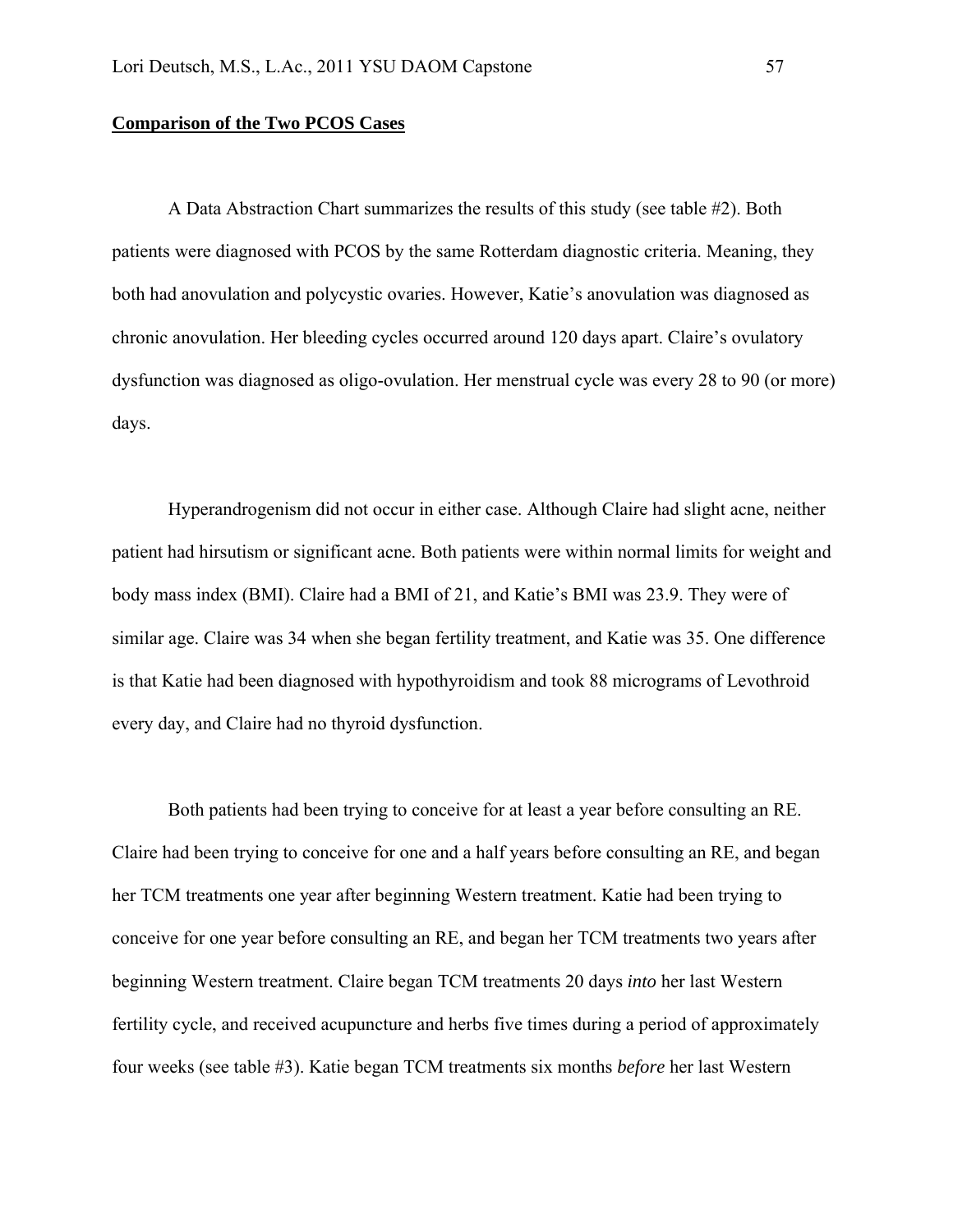**Comparison of the Two PCOS Cases**

A Data Abstraction Chart summarizes the results of this study (see table #2). Both patients were diagnosed with PCOS by the same Rotterdam diagnostic criteria. Meaning, they both had anovulation and polycystic ovaries. However, Katie's anovulation was diagnosed as chronic anovulation. Her bleeding cycles occurred around 120 days apart. Claire's ovulatory dysfunction was diagnosed as oligo-ovulation. Her menstrual cycle was every 28 to 90 (or more) days.

Hyperandrogenism did not occur in either case. Although Claire had slight acne, neither patient had hirsutism or significant acne. Both patients were within normal limits for weight and body mass index (BMI). Claire had a BMI of 21, and Katie's BMI was 23.9. They were of similar age. Claire was 34 when she began fertility treatment, and Katie was 35. One difference is that Katie had been diagnosed with hypothyroidism and took 88 micrograms of Levothroid every day, and Claire had no thyroid dysfunction.

Both patients had been trying to conceive for at least a year before consulting an RE. Claire had been trying to conceive for one and a half years before consulting an RE, and began her TCM treatments one year after beginning Western treatment. Katie had been trying to conceive for one year before consulting an RE, and began her TCM treatments two years after beginning Western treatment. Claire began TCM treatments 20 days *into* her last Western fertility cycle, and received acupuncture and herbs five times during a period of approximately four weeks (see table #3). Katie began TCM treatments six months *before* her last Western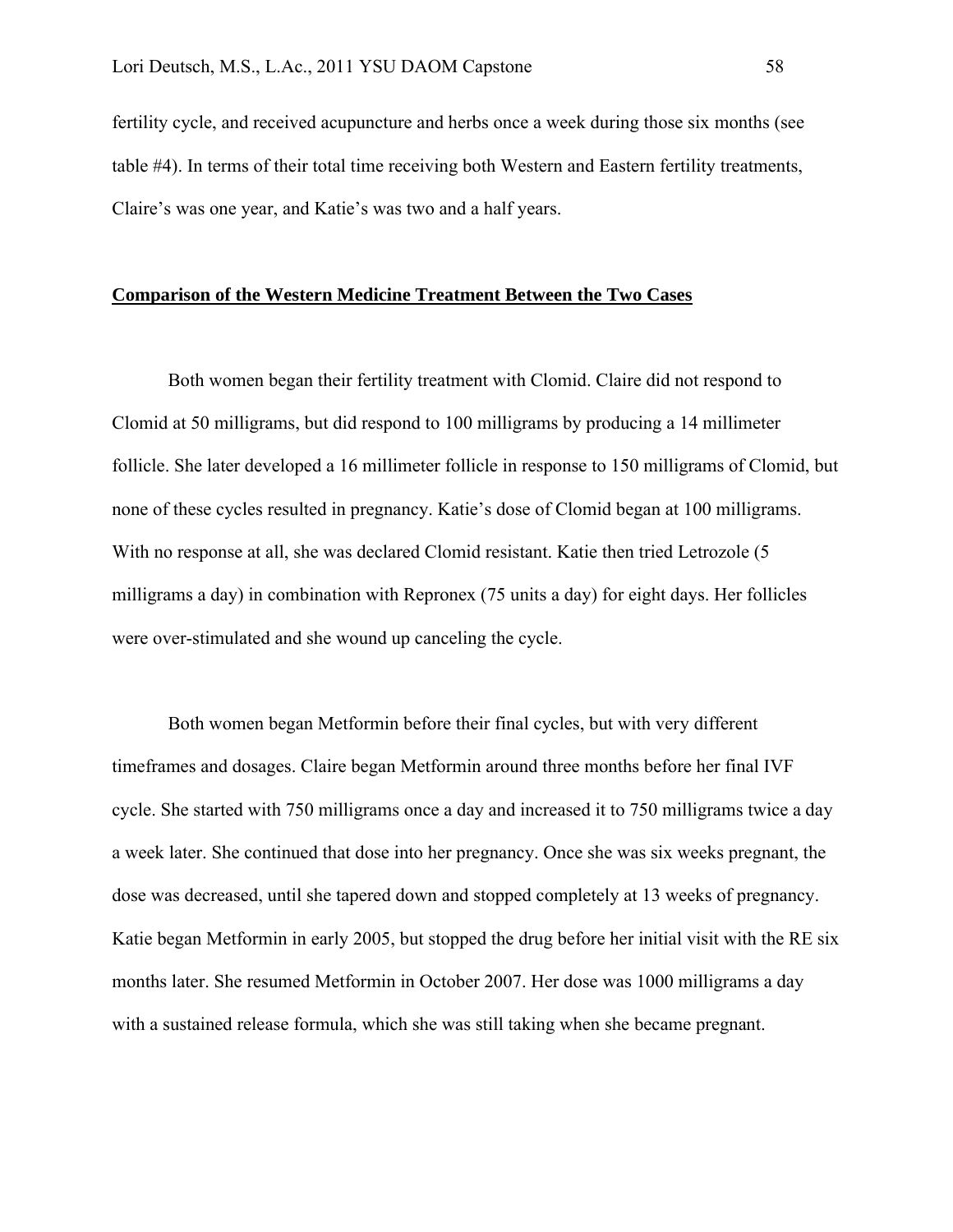fertility cycle, and received acupuncture and herbs once a week during those six months (see table #4). In terms of their total time receiving both Western and Eastern fertility treatments, Claire's was one year, and Katie's was two and a half years.

## Comparison of the Western Medicine Treatment Between the Two Cases

Both women began their fertility treatment with Clomid. Claire did not respond to Clomid at 50 milligrams, but did respond to 100 milligrams by producing a 14 millimeter follicle. She later developed a 16 millimeter follicle in response to 150 milligrams of Clomid, but none of these cycles resulted in pregnancy. Katie's dose of Clomid began at 100 milligrams. With no response at all, she was declared Clomid resistant. Katie then tried Letrozole (5 milligrams a day) in combination with Repronex (75 units a day) for eight days. Her follicles were over-stimulated and she wound up canceling the cycle.

Both women began Metformin before their final cycles, but with very different timeframes and dosages. Claire began Metformin around three months before her final IVF cycle. She started with 750 milligrams once a day and increased it to 750 milligrams twice a day a week later. She continued that dose into her pregnancy. Once she was six weeks pregnant, the dose was decreased, until she tapered down and stopped completely at 13 weeks of pregnancy. Katie began Metformin in early 2005, but stopped the drug before her initial visit with the RE six months later. She resumed Metformin in October 2007. Her dose was 1000 milligrams a day with a sustained release formula, which she was still taking when she became pregnant.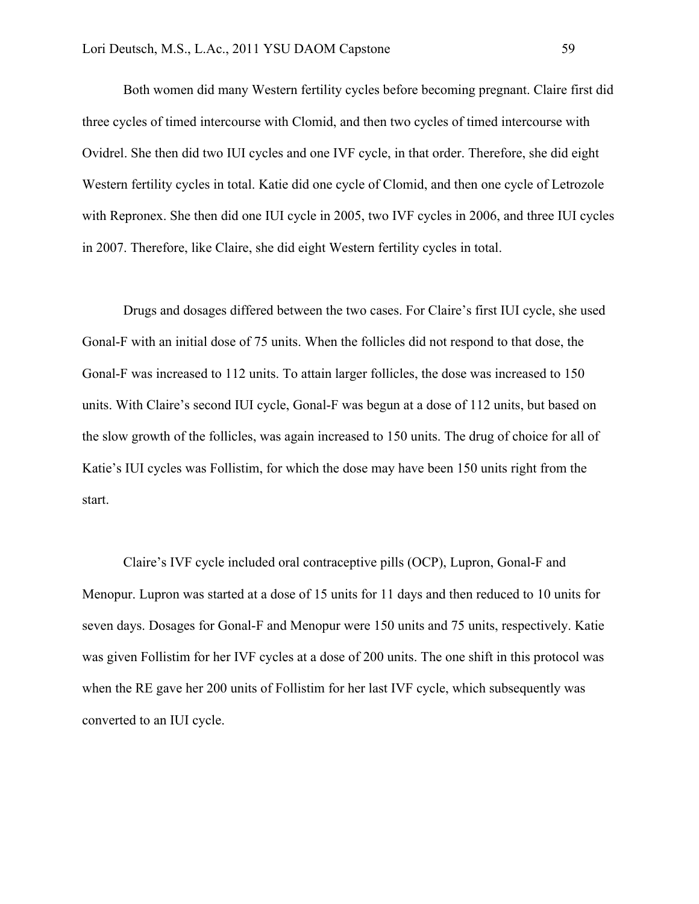Both women did many Western fertility cycles before becoming pregnant. Claire first did three cycles of timed intercourse with Clomid, and then two cycles of timed intercourse with Ovidrel. She then did two IUI cycles and one IVF cycle, in that order. Therefore, she did eight Western fertility cycles in total. Katie did one cycle of Clomid, and then one cycle of Letrozole with Repronex. She then did one IUI cycle in 2005, two IVF cycles in 2006, and three IUI cycles in 2007. Therefore, like Claire, she did eight Western fertility cycles in total.

Drugs and dosages differed between the two cases. For Claire's first IUI cycle, she used Gonal-F with an initial dose of 75 units. When the follicles did not respond to that dose, the Gonal-F was increased to 112 units. To attain larger follicles, the dose was increased to 150 units. With Claire's second IUI cycle, Gonal-F was begun at a dose of 112 units, but based on the slow growth of the follicles, was again increased to 150 units. The drug of choice for all of Katie's IUI cycles was Follistim, for which the dose may have been 150 units right from the start.

Claire's IVF cycle included oral contraceptive pills (OCP), Lupron, Gonal-F and Menopur. Lupron was started at a dose of 15 units for 11 days and then reduced to 10 units for seven days. Dosages for Gonal-F and Menopur were 150 units and 75 units, respectively. Katie was given Follistim for her IVF cycles at a dose of 200 units. The one shift in this protocol was when the RE gave her 200 units of Follistim for her last IVF cycle, which subsequently was converted to an IUI cycle.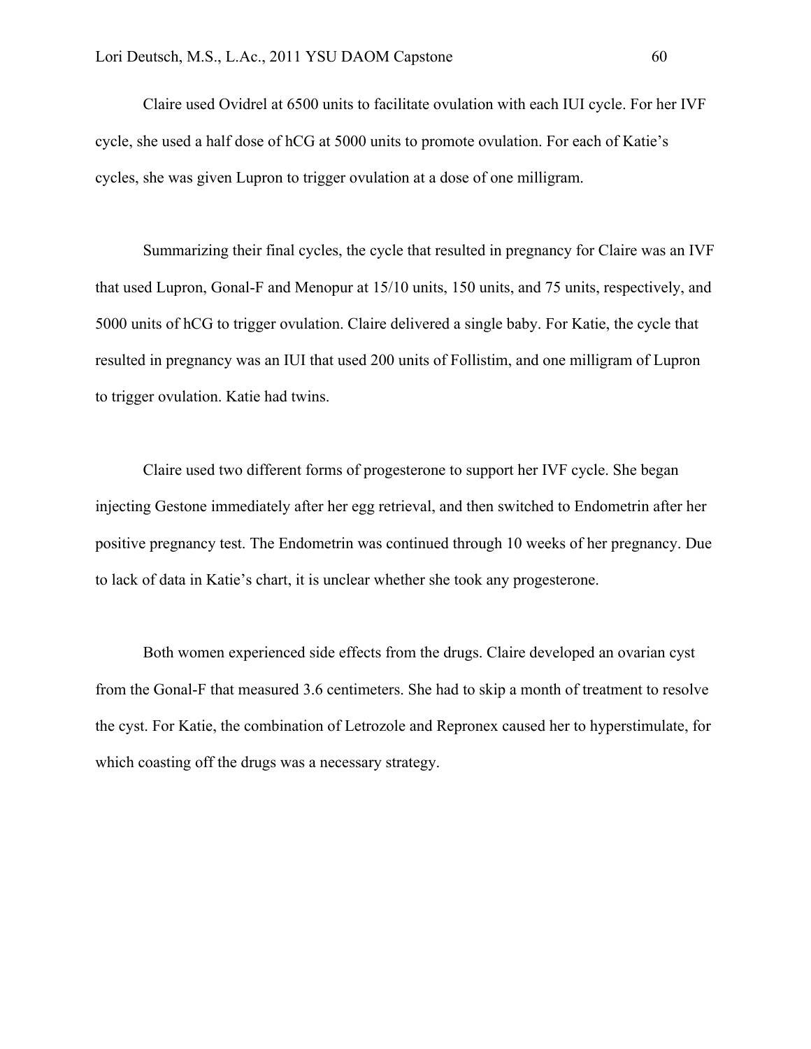Claire used Ovidrel at 6500 units to facilitate ovulation with each IUI cycle. For her IVF cycle, she used a half dose of hCG at 5000 units to promote ovulation. For each of Katie's cycles, she was given Lupron to trigger ovulation at a dose of one milligram.

Summarizing their final cycles, the cycle that resulted in pregnancy for Claire was an IVF that used Lupron, Gonal-F and Menopur at 15/10 units, 150 units, and 75 units, respectively, and 5000 units of hCG to trigger ovulation. Claire delivered a single baby. For Katie, the cycle that resulted in pregnancy was an IUI that used 200 units of Follistim, and one milligram of Lupron to trigger ovulation. Katie had twins.

Claire used two different forms of progesterone to support her IVF cycle. She began injecting Gestone immediately after her egg retrieval, and then switched to Endometrin after her positive pregnancy test. The Endometrin was continued through 10 weeks of her pregnancy. Due to lack of data in Katie's chart, it is unclear whether she took any progesterone.

Both women experienced side effects from the drugs. Claire developed an ovarian cyst from the Gonal-F that measured 3.6 centimeters. She had to skip a month of treatment to resolve the cyst. For Katie, the combination of Letrozole and Repronex caused her to hyperstimulate, for which coasting off the drugs was a necessary strategy.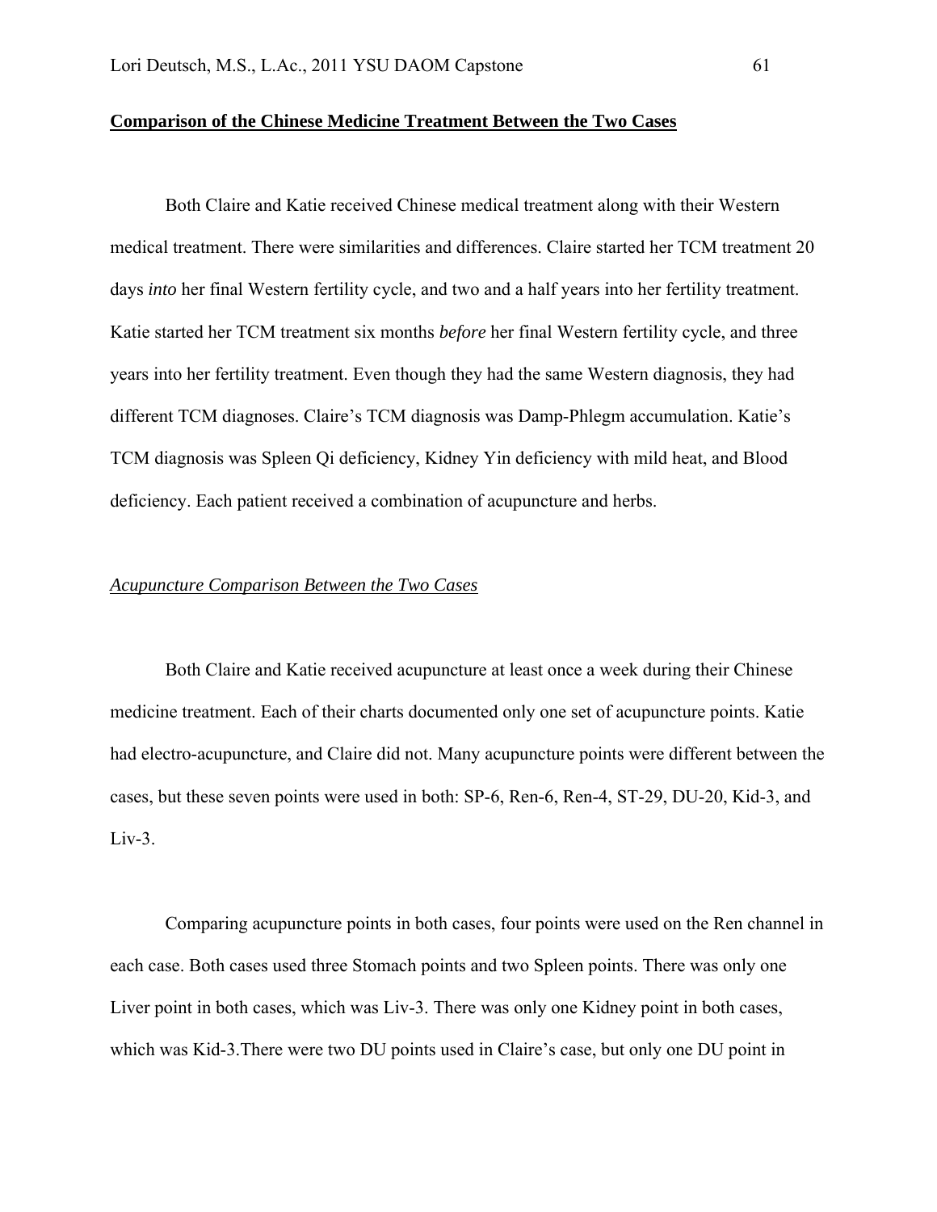**Comparison of the Chinese Medicine Treatment Between the Two Cases**

Both Claire and Katie received Chinese medical treatment along with their Western medical treatment. There were similarities and differences. Claire started her TCM treatment 20 days *into* her final Western fertility cycle, and two and a half years into her fertility treatment. Katie started her TCM treatment six months *before* her final Western fertility cycle, and three years into her fertility treatment. Even though they had the same Western diagnosis, they had different TCM diagnoses. Claire's TCM diagnosis was Damp-Phlegm accumulation. Katie's TCM diagnosis was Spleen Qi deficiency, Kidney Yin deficiency with mild heat, and Blood deficiency. Each patient received a combination of acupuncture and herbs.

*Acupuncture Comparison Between the Two Cases*

Both Claire and Katie received acupuncture at least once a week during their Chinese medicine treatment. Each of their charts documented only one set of acupuncture points. Katie had electro-acupuncture, and Claire did not. Many acupuncture points were different between the cases, but these seven points were used in both: SP-6, Ren-6, Ren-4, ST-29, DU-20, Kid-3, and Liv-3.

Comparing acupuncture points in both cases, four points were used on the Ren channel in each case. Both cases used three Stomach points and two Spleen points. There was only one Liver point in both cases, which was Liv-3. There was only one Kidney point in both cases, which was Kid-3.There were two DU points used in Claire's case, but only one DU point in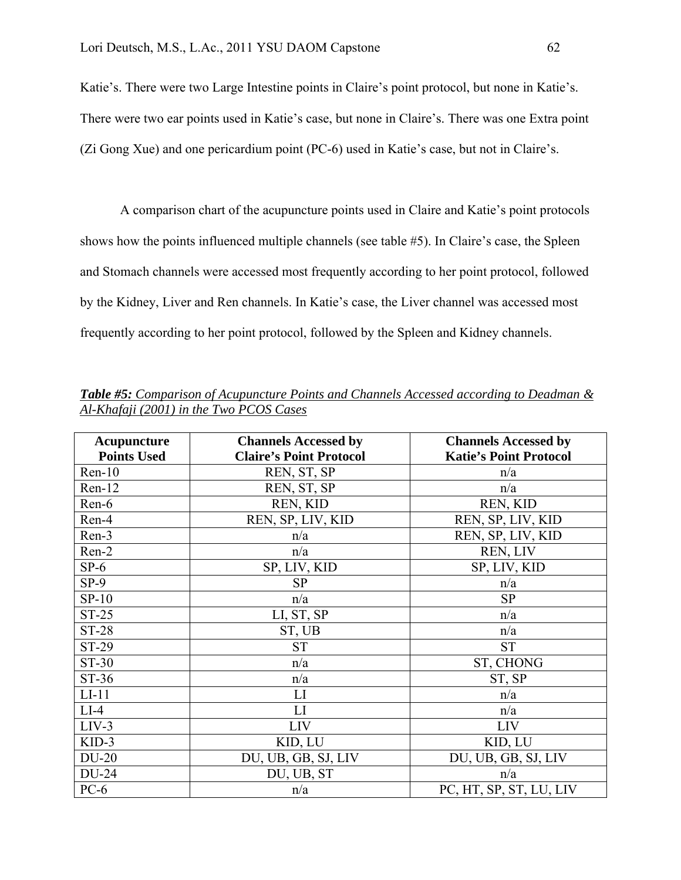Katie's. There were two Large Intestine points in Claire's point protocol, but none in Katie's. There were two ear points used in Katie's case, but none in Claire's. There was one Extra point (Zi Gong Xue) and one pericardium point (PC-6) used in Katie's case, but not in Claire's.

A comparison chart of the acupuncture points used in Claire and Katie's point protocols shows how the points influenced multiple channels (see table #5). In Claire's case, the Spleen and Stomach channels were accessed most frequently according to her point protocol, followed by the Kidney, Liver and Ren channels. In Katie's case, the Liver channel was accessed most frequently according to her point protocol, followed by the Spleen and Kidney channels.

***Table #5:*** *Comparison of Acupuncture Points and Channels Accessed according to Deadman & Al-Khafaji (2001) in the Two PCOS Cases*

| Acupuncture Points Used | Channels Accessed by Claire's Point Protocol | Channels Accessed by Katie's Point Protocol |
|---|---|---|
| Ren-10 | REN, ST, SP | n/a |
| Ren-12 | REN, ST, SP | n/a |
| Ren-6 | REN, KID | REN, KID |
| Ren-4 | REN, SP, LIV, KID | REN, SP, LIV, KID |
| Ren-3 | n/a | REN, SP, LIV, KID |
| Ren-2 | n/a | REN, LIV |
| SP-6 | SP, LIV, KID | SP, LIV, KID |
| SP-9 | SP | n/a |
| SP-10 | n/a | SP |
| ST-25 | LI, ST, SP | n/a |
| ST-28 | ST, UB | n/a |
| ST-29 | ST | ST |
| ST-30 | n/a | ST, CHONG |
| ST-36 | n/a | ST, SP |
| LI-11 | LI | n/a |
| LI-4 | LI | n/a |
| LIV-3 | LIV | LIV |
| KID-3 | KID, LU | KID, LU |
| DU-20 | DU, UB, GB, SJ, LIV | DU, UB, GB, SJ, LIV |
| DU-24 | DU, UB, ST | n/a |
| PC-6 | n/a | PC, HT, SP, ST, LU, LIV |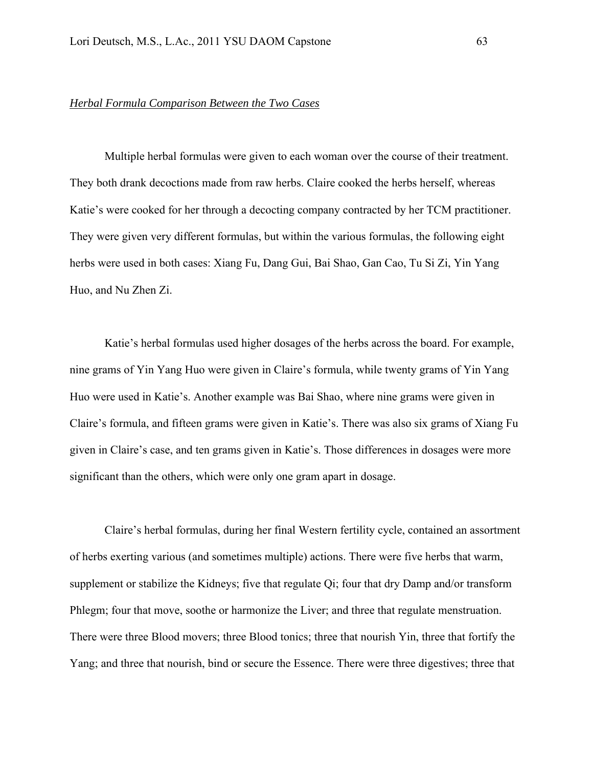*Herbal Formula Comparison Between the Two Cases*

Multiple herbal formulas were given to each woman over the course of their treatment. They both drank decoctions made from raw herbs. Claire cooked the herbs herself, whereas Katie's were cooked for her through a decocting company contracted by her TCM practitioner. They were given very different formulas, but within the various formulas, the following eight herbs were used in both cases: Xiang Fu, Dang Gui, Bai Shao, Gan Cao, Tu Si Zi, Yin Yang Huo, and Nu Zhen Zi.

Katie's herbal formulas used higher dosages of the herbs across the board. For example, nine grams of Yin Yang Huo were given in Claire's formula, while twenty grams of Yin Yang Huo were used in Katie's. Another example was Bai Shao, where nine grams were given in Claire's formula, and fifteen grams were given in Katie's. There was also six grams of Xiang Fu given in Claire's case, and ten grams given in Katie's. Those differences in dosages were more significant than the others, which were only one gram apart in dosage.

Claire's herbal formulas, during her final Western fertility cycle, contained an assortment of herbs exerting various (and sometimes multiple) actions. There were five herbs that warm, supplement or stabilize the Kidneys; five that regulate Qi; four that dry Damp and/or transform Phlegm; four that move, soothe or harmonize the Liver; and three that regulate menstruation. There were three Blood movers; three Blood tonics; three that nourish Yin, three that fortify the Yang; and three that nourish, bind or secure the Essence. There were three digestives; three that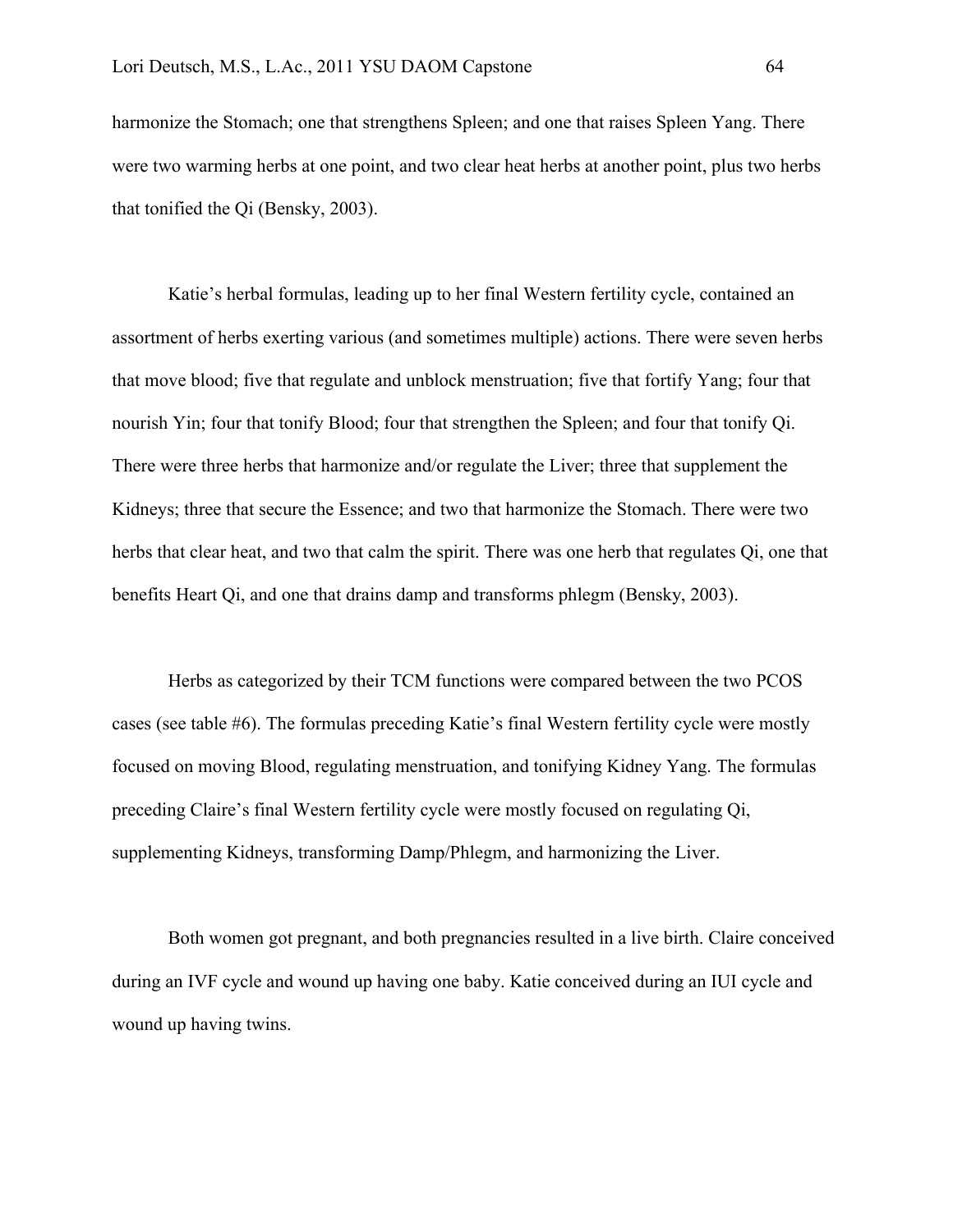harmonize the Stomach; one that strengthens Spleen; and one that raises Spleen Yang. There were two warming herbs at one point, and two clear heat herbs at another point, plus two herbs that tonified the Qi (Bensky, 2003).

Katie's herbal formulas, leading up to her final Western fertility cycle, contained an assortment of herbs exerting various (and sometimes multiple) actions. There were seven herbs that move blood; five that regulate and unblock menstruation; five that fortify Yang; four that nourish Yin; four that tonify Blood; four that strengthen the Spleen; and four that tonify Qi. There were three herbs that harmonize and/or regulate the Liver; three that supplement the Kidneys; three that secure the Essence; and two that harmonize the Stomach. There were two herbs that clear heat, and two that calm the spirit. There was one herb that regulates Qi, one that benefits Heart Qi, and one that drains damp and transforms phlegm (Bensky, 2003).

Herbs as categorized by their TCM functions were compared between the two PCOS cases (see table #6). The formulas preceding Katie's final Western fertility cycle were mostly focused on moving Blood, regulating menstruation, and tonifying Kidney Yang. The formulas preceding Claire's final Western fertility cycle were mostly focused on regulating Qi, supplementing Kidneys, transforming Damp/Phlegm, and harmonizing the Liver.

Both women got pregnant, and both pregnancies resulted in a live birth. Claire conceived during an IVF cycle and wound up having one baby. Katie conceived during an IUI cycle and wound up having twins.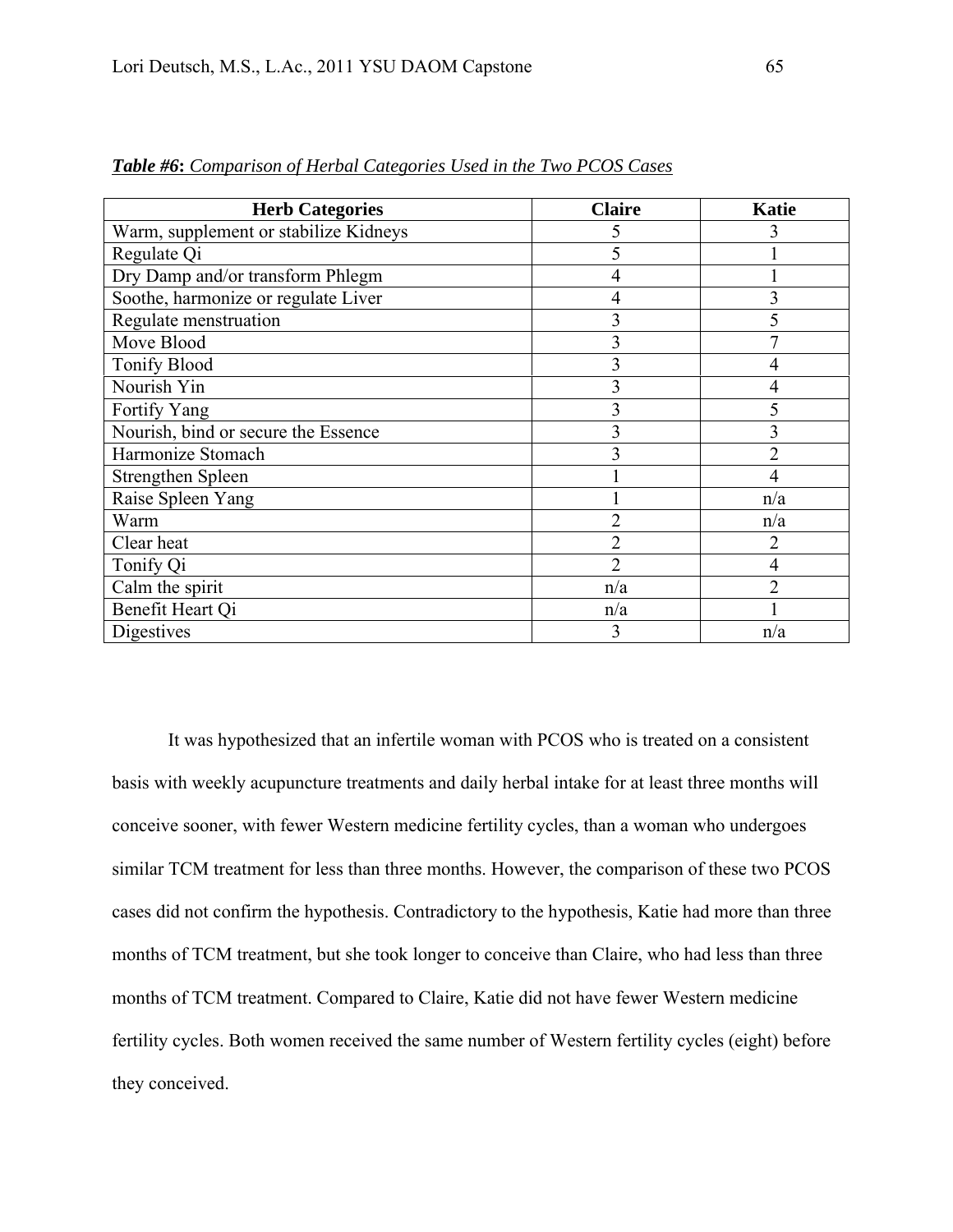***Table #6**: Comparison of Herbal Categories Used in the Two PCOS Cases*

| Herb Categories | Claire | Katie |
|---|---|---|
| Warm, supplement or stabilize Kidneys | 5 | 3 |
| Regulate Qi | 5 | 1 |
| Dry Damp and/or transform Phlegm | 4 | 1 |
| Soothe, harmonize or regulate Liver | 4 | 3 |
| Regulate menstruation | 3 | 5 |
| Move Blood | 3 | 7 |
| Tonify Blood | 3 | 4 |
| Nourish Yin | 3 | 4 |
| Fortify Yang | 3 | 5 |
| Nourish, bind or secure the Essence | 3 | 3 |
| Harmonize Stomach | 3 | 2 |
| Strengthen Spleen | 1 | 4 |
| Raise Spleen Yang | 1 | n/a |
| Warm | 2 | n/a |
| Clear heat | 2 | 2 |
| Tonify Qi | 2 | 4 |
| Calm the spirit | n/a | 2 |
| Benefit Heart Qi | n/a | 1 |
| Digestives | 3 | n/a |

It was hypothesized that an infertile woman with PCOS who is treated on a consistent basis with weekly acupuncture treatments and daily herbal intake for at least three months will conceive sooner, with fewer Western medicine fertility cycles, than a woman who undergoes similar TCM treatment for less than three months. However, the comparison of these two PCOS cases did not confirm the hypothesis. Contradictory to the hypothesis, Katie had more than three months of TCM treatment, but she took longer to conceive than Claire, who had less than three months of TCM treatment. Compared to Claire, Katie did not have fewer Western medicine fertility cycles. Both women received the same number of Western fertility cycles (eight) before they conceived.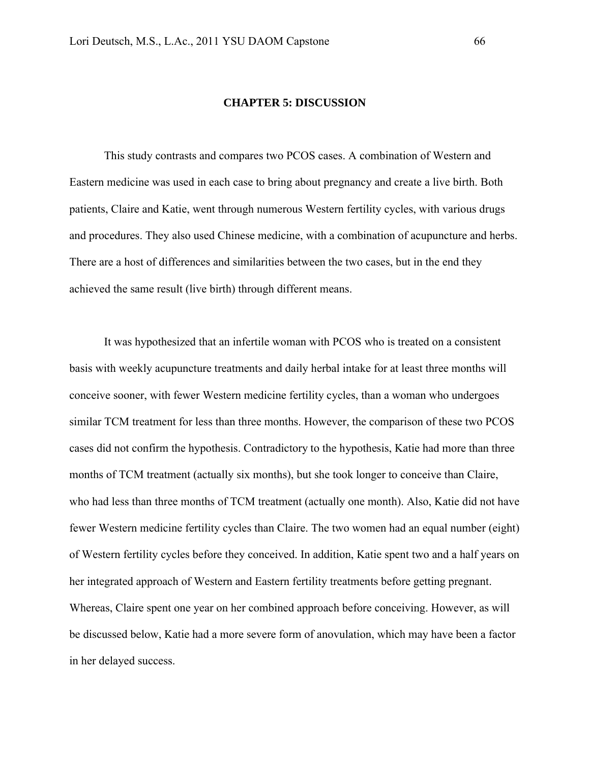# CHAPTER 5: DISCUSSION

This study contrasts and compares two PCOS cases. A combination of Western and Eastern medicine was used in each case to bring about pregnancy and create a live birth. Both patients, Claire and Katie, went through numerous Western fertility cycles, with various drugs and procedures. They also used Chinese medicine, with a combination of acupuncture and herbs. There are a host of differences and similarities between the two cases, but in the end they achieved the same result (live birth) through different means.

It was hypothesized that an infertile woman with PCOS who is treated on a consistent basis with weekly acupuncture treatments and daily herbal intake for at least three months will conceive sooner, with fewer Western medicine fertility cycles, than a woman who undergoes similar TCM treatment for less than three months. However, the comparison of these two PCOS cases did not confirm the hypothesis. Contradictory to the hypothesis, Katie had more than three months of TCM treatment (actually six months), but she took longer to conceive than Claire, who had less than three months of TCM treatment (actually one month). Also, Katie did not have fewer Western medicine fertility cycles than Claire. The two women had an equal number (eight) of Western fertility cycles before they conceived. In addition, Katie spent two and a half years on her integrated approach of Western and Eastern fertility treatments before getting pregnant. Whereas, Claire spent one year on her combined approach before conceiving. However, as will be discussed below, Katie had a more severe form of anovulation, which may have been a factor in her delayed success.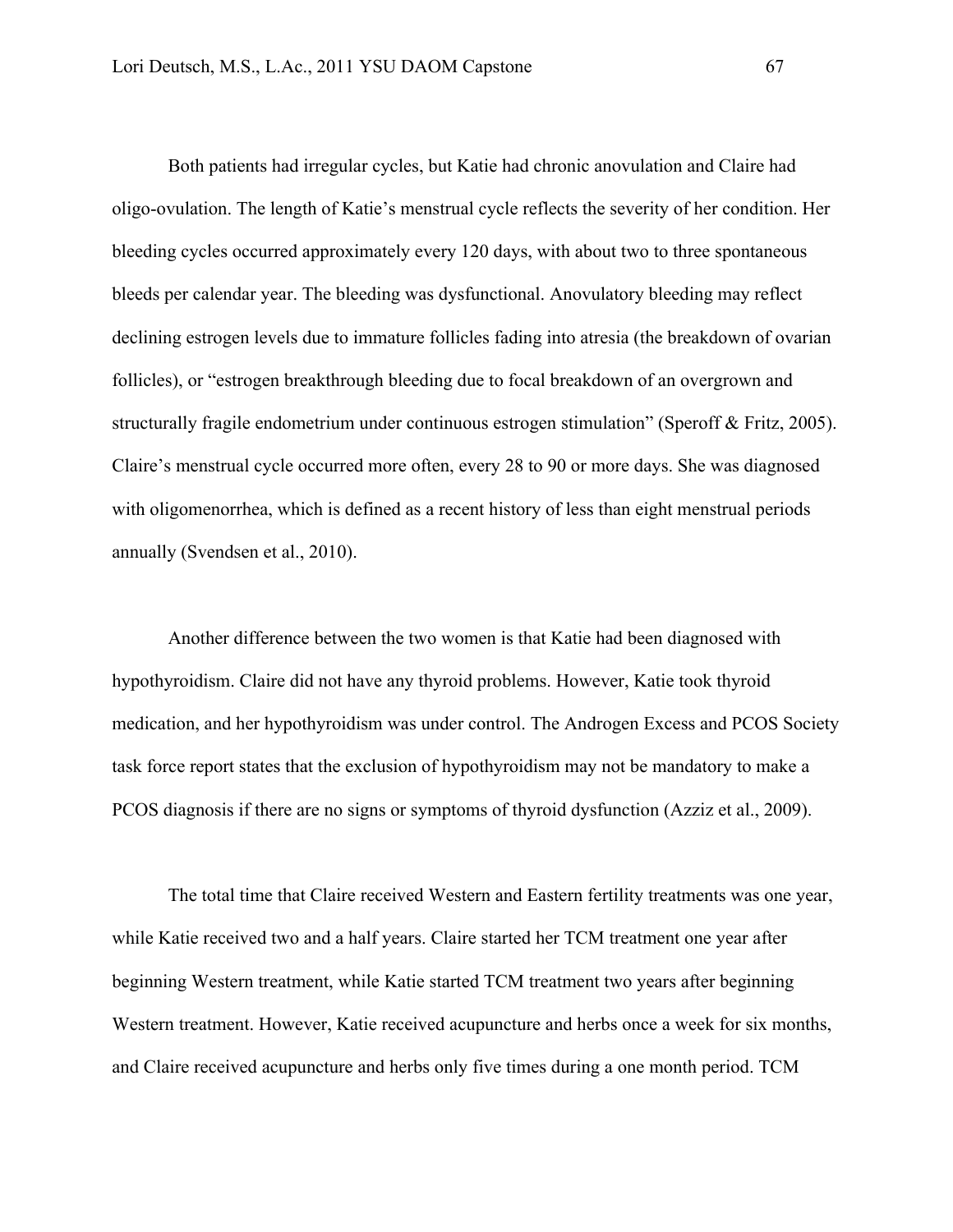Both patients had irregular cycles, but Katie had chronic anovulation and Claire had oligo-ovulation. The length of Katie's menstrual cycle reflects the severity of her condition. Her bleeding cycles occurred approximately every 120 days, with about two to three spontaneous bleeds per calendar year. The bleeding was dysfunctional. Anovulatory bleeding may reflect declining estrogen levels due to immature follicles fading into atresia (the breakdown of ovarian follicles), or "estrogen breakthrough bleeding due to focal breakdown of an overgrown and structurally fragile endometrium under continuous estrogen stimulation" (Speroff & Fritz, 2005). Claire's menstrual cycle occurred more often, every 28 to 90 or more days. She was diagnosed with oligomenorrhea, which is defined as a recent history of less than eight menstrual periods annually (Svendsen et al., 2010).

Another difference between the two women is that Katie had been diagnosed with hypothyroidism. Claire did not have any thyroid problems. However, Katie took thyroid medication, and her hypothyroidism was under control. The Androgen Excess and PCOS Society task force report states that the exclusion of hypothyroidism may not be mandatory to make a PCOS diagnosis if there are no signs or symptoms of thyroid dysfunction (Azziz et al., 2009).

The total time that Claire received Western and Eastern fertility treatments was one year, while Katie received two and a half years. Claire started her TCM treatment one year after beginning Western treatment, while Katie started TCM treatment two years after beginning Western treatment. However, Katie received acupuncture and herbs once a week for six months, and Claire received acupuncture and herbs only five times during a one month period. TCM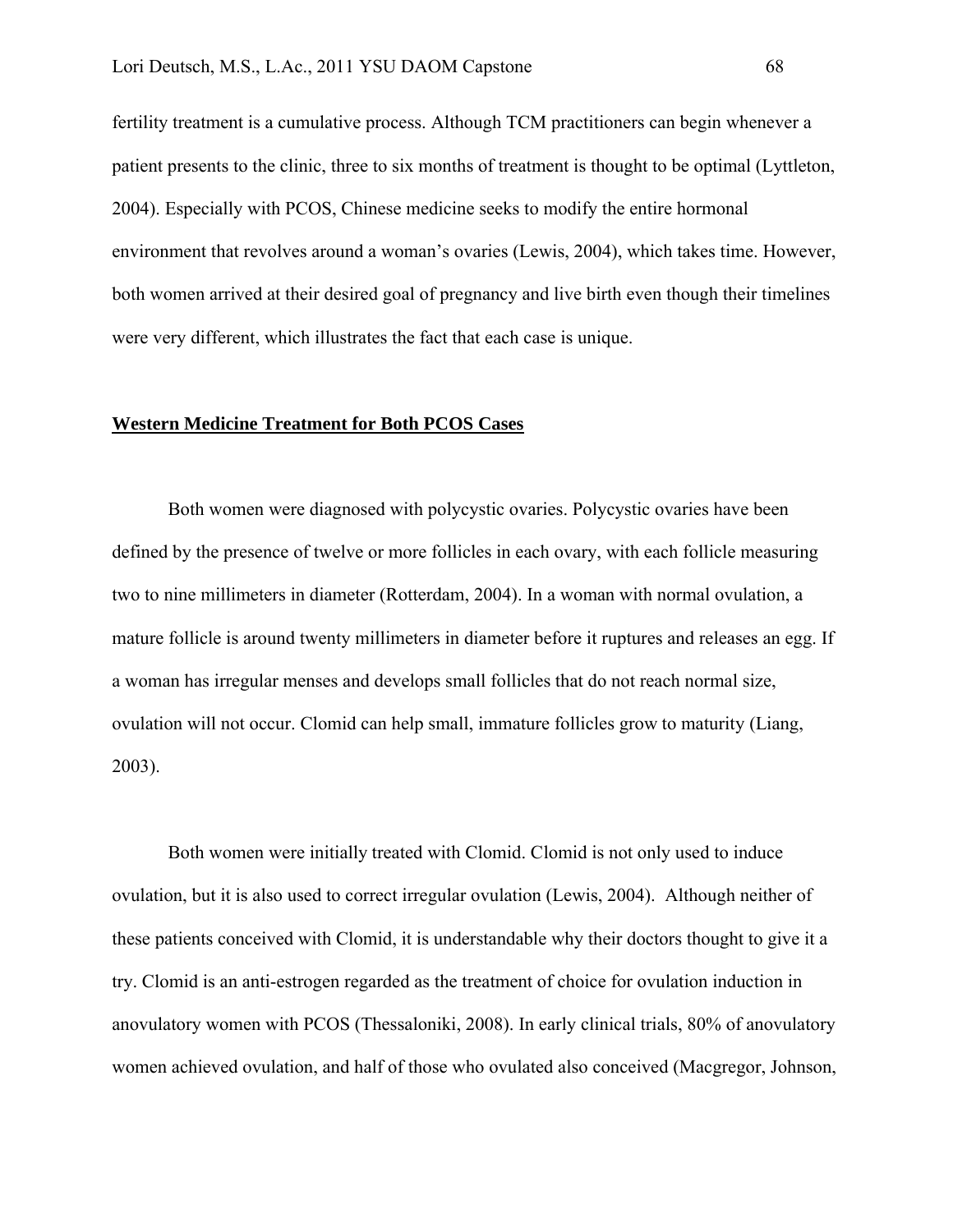fertility treatment is a cumulative process. Although TCM practitioners can begin whenever a patient presents to the clinic, three to six months of treatment is thought to be optimal (Lyttleton, 2004). Especially with PCOS, Chinese medicine seeks to modify the entire hormonal environment that revolves around a woman's ovaries (Lewis, 2004), which takes time. However, both women arrived at their desired goal of pregnancy and live birth even though their timelines were very different, which illustrates the fact that each case is unique.

## Western Medicine Treatment for Both PCOS Cases

Both women were diagnosed with polycystic ovaries. Polycystic ovaries have been defined by the presence of twelve or more follicles in each ovary, with each follicle measuring two to nine millimeters in diameter (Rotterdam, 2004). In a woman with normal ovulation, a mature follicle is around twenty millimeters in diameter before it ruptures and releases an egg. If a woman has irregular menses and develops small follicles that do not reach normal size, ovulation will not occur. Clomid can help small, immature follicles grow to maturity (Liang, 2003).

Both women were initially treated with Clomid. Clomid is not only used to induce ovulation, but it is also used to correct irregular ovulation (Lewis, 2004). Although neither of these patients conceived with Clomid, it is understandable why their doctors thought to give it a try. Clomid is an anti-estrogen regarded as the treatment of choice for ovulation induction in anovulatory women with PCOS (Thessaloniki, 2008). In early clinical trials, 80% of anovulatory women achieved ovulation, and half of those who ovulated also conceived (Macgregor, Johnson,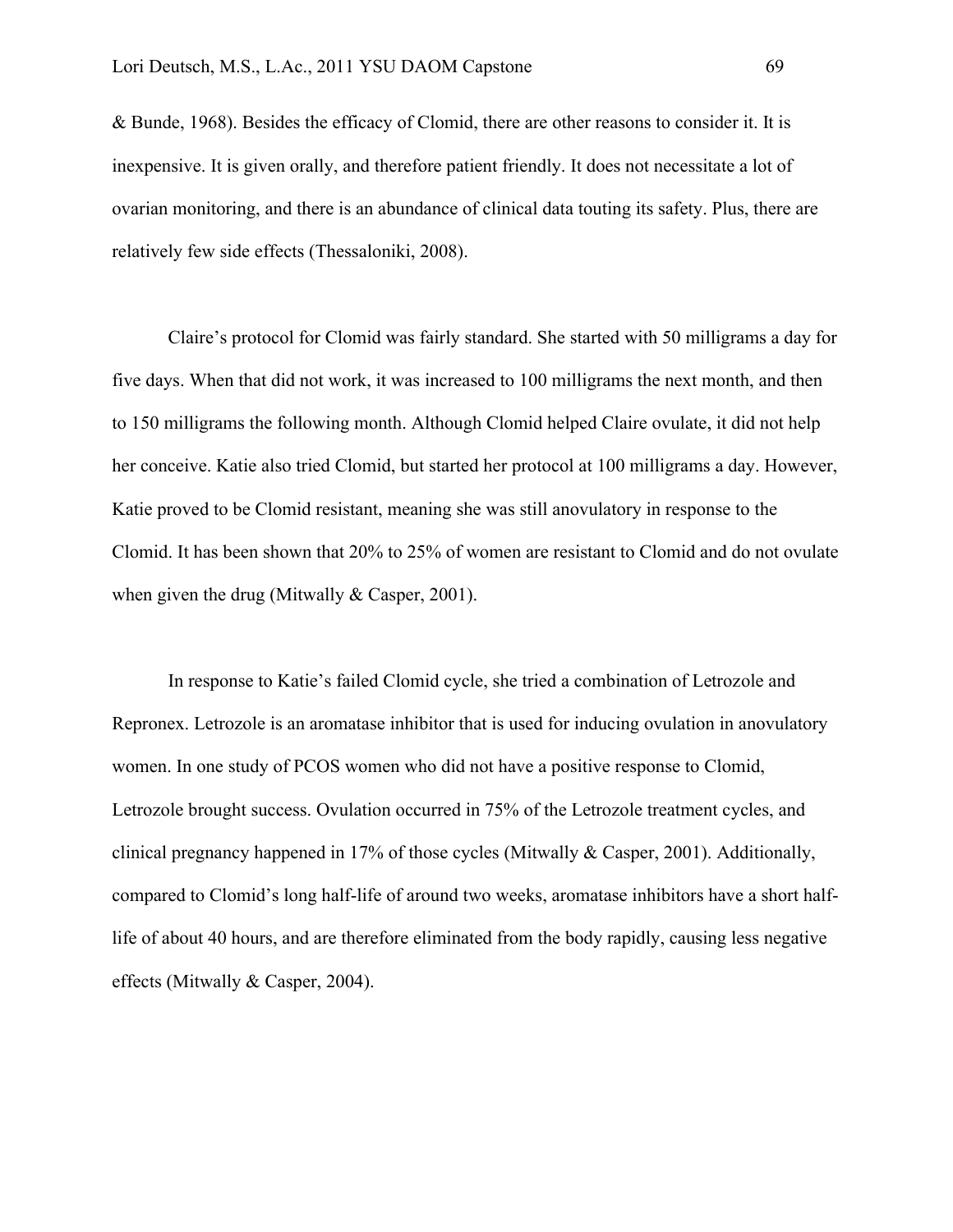& Bunde, 1968). Besides the efficacy of Clomid, there are other reasons to consider it. It is inexpensive. It is given orally, and therefore patient friendly. It does not necessitate a lot of ovarian monitoring, and there is an abundance of clinical data touting its safety. Plus, there are relatively few side effects (Thessaloniki, 2008).

Claire's protocol for Clomid was fairly standard. She started with 50 milligrams a day for five days. When that did not work, it was increased to 100 milligrams the next month, and then to 150 milligrams the following month. Although Clomid helped Claire ovulate, it did not help her conceive. Katie also tried Clomid, but started her protocol at 100 milligrams a day. However, Katie proved to be Clomid resistant, meaning she was still anovulatory in response to the Clomid. It has been shown that 20% to 25% of women are resistant to Clomid and do not ovulate when given the drug (Mitwally & Casper, 2001).

In response to Katie's failed Clomid cycle, she tried a combination of Letrozole and Repronex. Letrozole is an aromatase inhibitor that is used for inducing ovulation in anovulatory women. In one study of PCOS women who did not have a positive response to Clomid, Letrozole brought success. Ovulation occurred in 75% of the Letrozole treatment cycles, and clinical pregnancy happened in 17% of those cycles (Mitwally & Casper, 2001). Additionally, compared to Clomid's long half-life of around two weeks, aromatase inhibitors have a short half-life of about 40 hours, and are therefore eliminated from the body rapidly, causing less negative effects (Mitwally & Casper, 2004).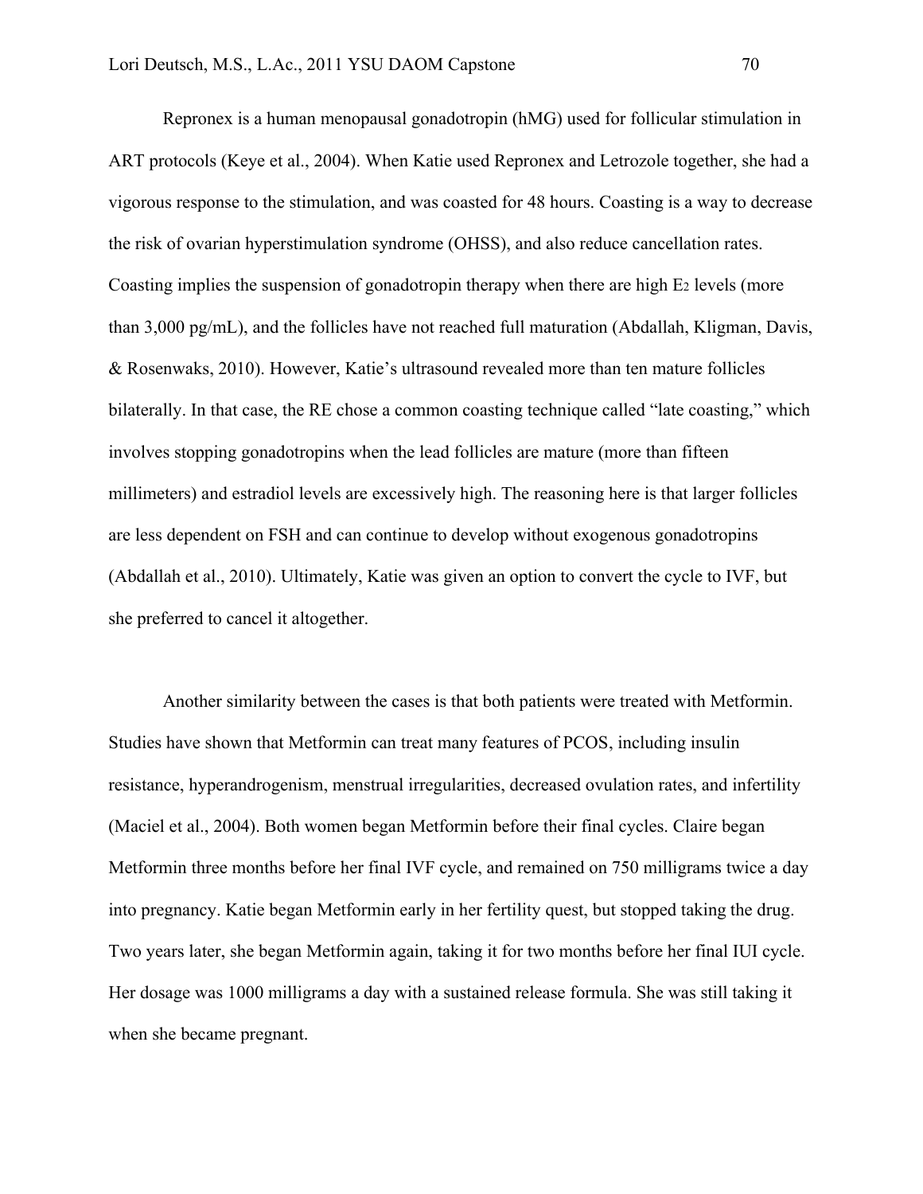Repronex is a human menopausal gonadotropin (hMG) used for follicular stimulation in ART protocols (Keye et al., 2004). When Katie used Repronex and Letrozole together, she had a vigorous response to the stimulation, and was coasted for 48 hours. Coasting is a way to decrease the risk of ovarian hyperstimulation syndrome (OHSS), and also reduce cancellation rates. Coasting implies the suspension of gonadotropin therapy when there are high $E_2$ levels (more than 3,000 pg/mL), and the follicles have not reached full maturation (Abdallah, Kligman, Davis, & Rosenwaks, 2010). However, Katie's ultrasound revealed more than ten mature follicles bilaterally. In that case, the RE chose a common coasting technique called "late coasting," which involves stopping gonadotropins when the lead follicles are mature (more than fifteen millimeters) and estradiol levels are excessively high. The reasoning here is that larger follicles are less dependent on FSH and can continue to develop without exogenous gonadotropins (Abdallah et al., 2010). Ultimately, Katie was given an option to convert the cycle to IVF, but she preferred to cancel it altogether.

Another similarity between the cases is that both patients were treated with Metformin. Studies have shown that Metformin can treat many features of PCOS, including insulin resistance, hyperandrogenism, menstrual irregularities, decreased ovulation rates, and infertility (Maciel et al., 2004). Both women began Metformin before their final cycles. Claire began Metformin three months before her final IVF cycle, and remained on 750 milligrams twice a day into pregnancy. Katie began Metformin early in her fertility quest, but stopped taking the drug. Two years later, she began Metformin again, taking it for two months before her final IUI cycle. Her dosage was 1000 milligrams a day with a sustained release formula. She was still taking it when she became pregnant.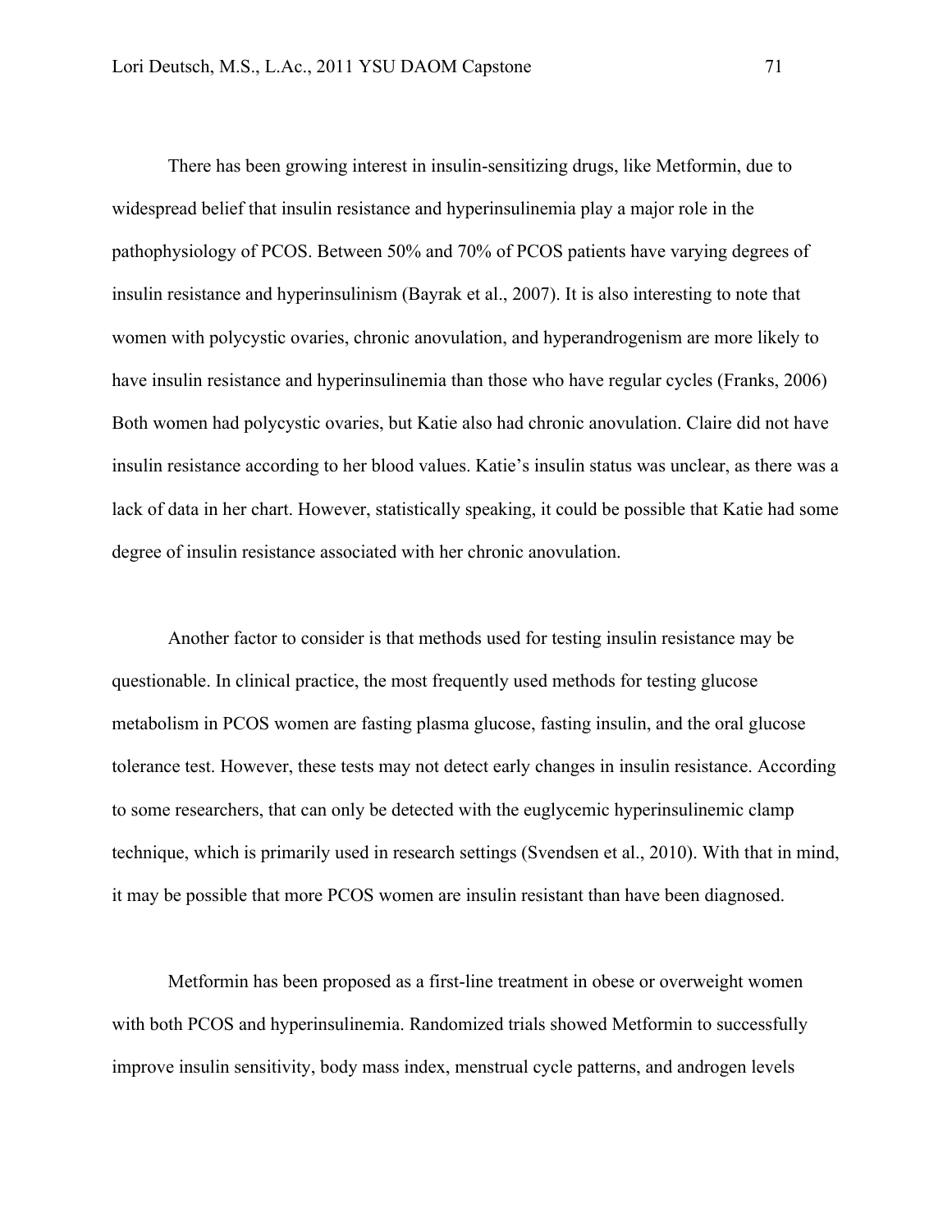There has been growing interest in insulin-sensitizing drugs, like Metformin, due to widespread belief that insulin resistance and hyperinsulinemia play a major role in the pathophysiology of PCOS. Between 50% and 70% of PCOS patients have varying degrees of insulin resistance and hyperinsulinism (Bayrak et al., 2007). It is also interesting to note that women with polycystic ovaries, chronic anovulation, and hyperandrogenism are more likely to have insulin resistance and hyperinsulinemia than those who have regular cycles (Franks, 2006) Both women had polycystic ovaries, but Katie also had chronic anovulation. Claire did not have insulin resistance according to her blood values. Katie's insulin status was unclear, as there was a lack of data in her chart. However, statistically speaking, it could be possible that Katie had some degree of insulin resistance associated with her chronic anovulation.

Another factor to consider is that methods used for testing insulin resistance may be questionable. In clinical practice, the most frequently used methods for testing glucose metabolism in PCOS women are fasting plasma glucose, fasting insulin, and the oral glucose tolerance test. However, these tests may not detect early changes in insulin resistance. According to some researchers, that can only be detected with the euglycemic hyperinsulinemic clamp technique, which is primarily used in research settings (Svendsen et al., 2010). With that in mind, it may be possible that more PCOS women are insulin resistant than have been diagnosed.

Metformin has been proposed as a first-line treatment in obese or overweight women with both PCOS and hyperinsulinemia. Randomized trials showed Metformin to successfully improve insulin sensitivity, body mass index, menstrual cycle patterns, and androgen levels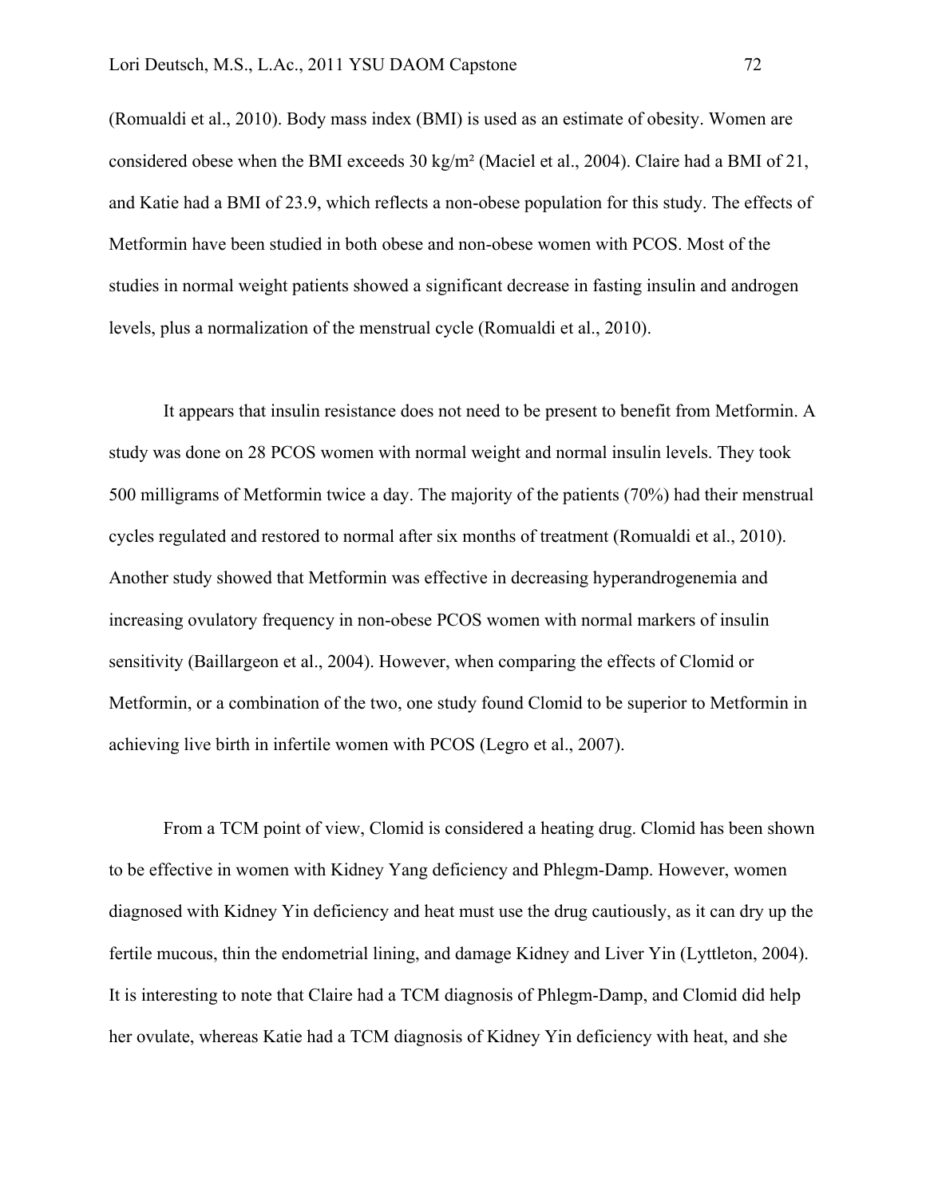(Romualdi et al., 2010). Body mass index (BMI) is used as an estimate of obesity. Women are considered obese when the BMI exceeds 30 kg/m² (Maciel et al., 2004). Claire had a BMI of 21, and Katie had a BMI of 23.9, which reflects a non-obese population for this study. The effects of Metformin have been studied in both obese and non-obese women with PCOS. Most of the studies in normal weight patients showed a significant decrease in fasting insulin and androgen levels, plus a normalization of the menstrual cycle (Romualdi et al., 2010).

It appears that insulin resistance does not need to be present to benefit from Metformin. A study was done on 28 PCOS women with normal weight and normal insulin levels. They took 500 milligrams of Metformin twice a day. The majority of the patients (70%) had their menstrual cycles regulated and restored to normal after six months of treatment (Romualdi et al., 2010). Another study showed that Metformin was effective in decreasing hyperandrogenemia and increasing ovulatory frequency in non-obese PCOS women with normal markers of insulin sensitivity (Baillargeon et al., 2004). However, when comparing the effects of Clomid or Metformin, or a combination of the two, one study found Clomid to be superior to Metformin in achieving live birth in infertile women with PCOS (Legro et al., 2007).

From a TCM point of view, Clomid is considered a heating drug. Clomid has been shown to be effective in women with Kidney Yang deficiency and Phlegm-Damp. However, women diagnosed with Kidney Yin deficiency and heat must use the drug cautiously, as it can dry up the fertile mucous, thin the endometrial lining, and damage Kidney and Liver Yin (Lyttleton, 2004). It is interesting to note that Claire had a TCM diagnosis of Phlegm-Damp, and Clomid did help her ovulate, whereas Katie had a TCM diagnosis of Kidney Yin deficiency with heat, and she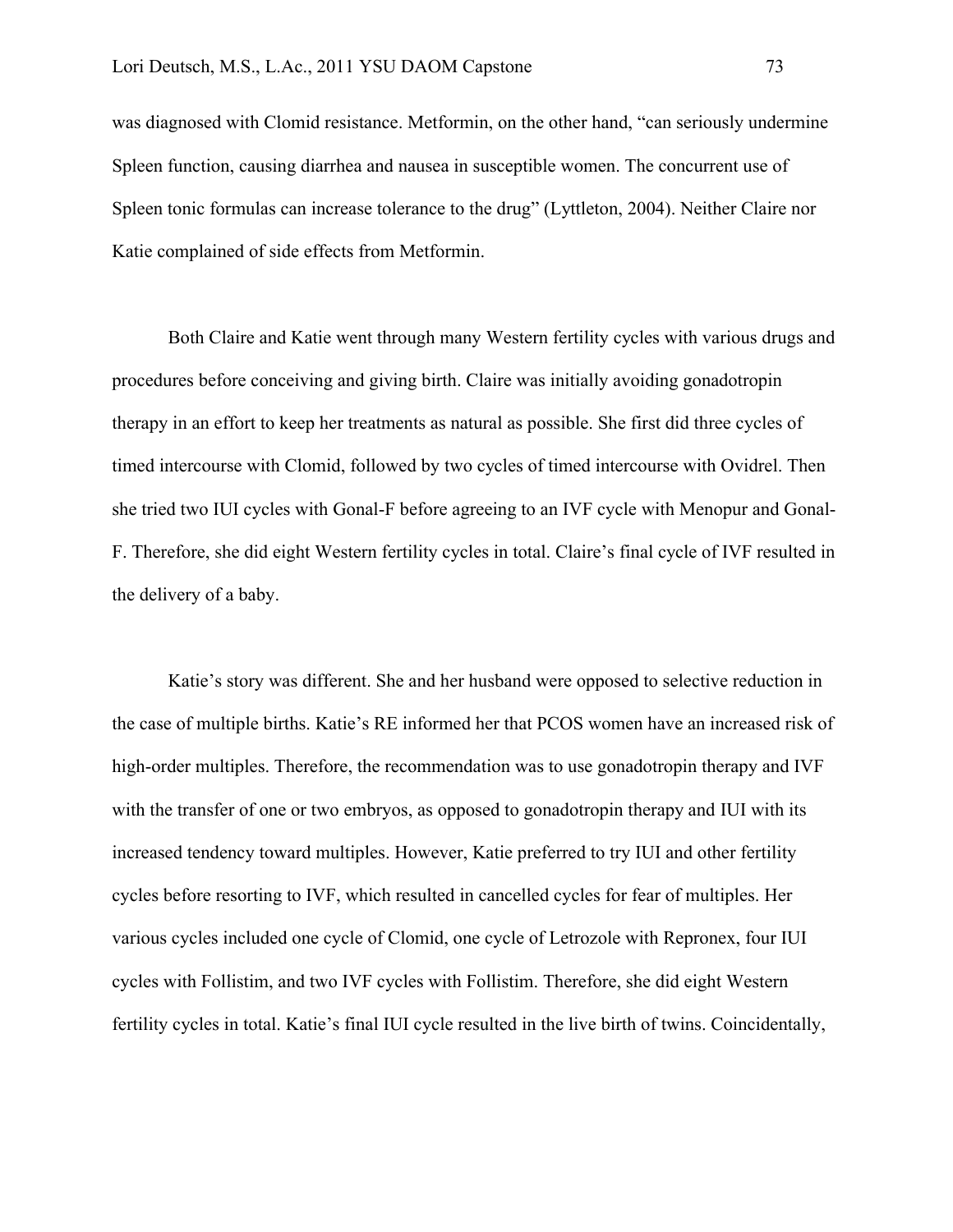was diagnosed with Clomid resistance. Metformin, on the other hand, "can seriously undermine Spleen function, causing diarrhea and nausea in susceptible women. The concurrent use of Spleen tonic formulas can increase tolerance to the drug" (Lyttleton, 2004). Neither Claire nor Katie complained of side effects from Metformin.

Both Claire and Katie went through many Western fertility cycles with various drugs and procedures before conceiving and giving birth. Claire was initially avoiding gonadotropin therapy in an effort to keep her treatments as natural as possible. She first did three cycles of timed intercourse with Clomid, followed by two cycles of timed intercourse with Ovidrel. Then she tried two IUI cycles with Gonal-F before agreeing to an IVF cycle with Menopur and Gonal-F. Therefore, she did eight Western fertility cycles in total. Claire's final cycle of IVF resulted in the delivery of a baby.

Katie's story was different. She and her husband were opposed to selective reduction in the case of multiple births. Katie's RE informed her that PCOS women have an increased risk of high-order multiples. Therefore, the recommendation was to use gonadotropin therapy and IVF with the transfer of one or two embryos, as opposed to gonadotropin therapy and IUI with its increased tendency toward multiples. However, Katie preferred to try IUI and other fertility cycles before resorting to IVF, which resulted in cancelled cycles for fear of multiples. Her various cycles included one cycle of Clomid, one cycle of Letrozole with Repronex, four IUI cycles with Follistim, and two IVF cycles with Follistim. Therefore, she did eight Western fertility cycles in total. Katie's final IUI cycle resulted in the live birth of twins. Coincidentally,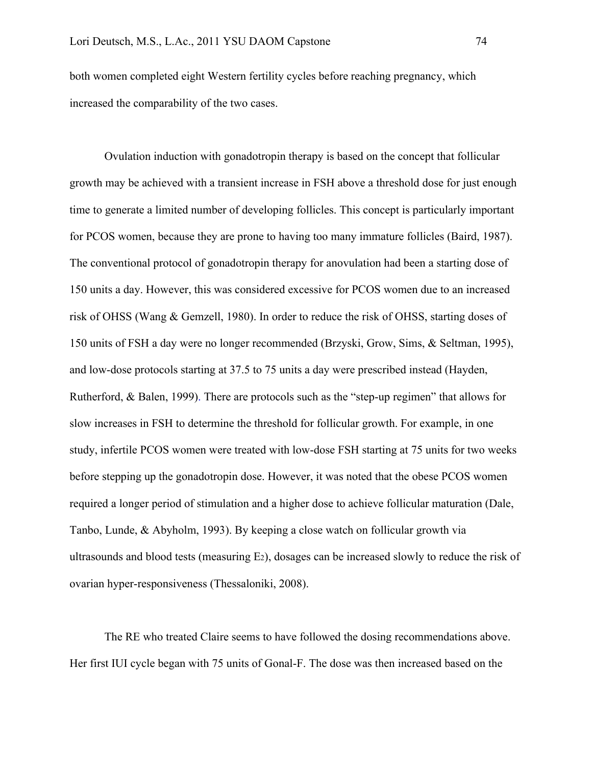both women completed eight Western fertility cycles before reaching pregnancy, which increased the comparability of the two cases.

Ovulation induction with gonadotropin therapy is based on the concept that follicular growth may be achieved with a transient increase in FSH above a threshold dose for just enough time to generate a limited number of developing follicles. This concept is particularly important for PCOS women, because they are prone to having too many immature follicles (Baird, 1987). The conventional protocol of gonadotropin therapy for anovulation had been a starting dose of 150 units a day. However, this was considered excessive for PCOS women due to an increased risk of OHSS (Wang & Gemzell, 1980). In order to reduce the risk of OHSS, starting doses of 150 units of FSH a day were no longer recommended (Brzyski, Grow, Sims, & Seltman, 1995), and low-dose protocols starting at 37.5 to 75 units a day were prescribed instead (Hayden, Rutherford, & Balen, 1999). There are protocols such as the "step-up regimen" that allows for slow increases in FSH to determine the threshold for follicular growth. For example, in one study, infertile PCOS women were treated with low-dose FSH starting at 75 units for two weeks before stepping up the gonadotropin dose. However, it was noted that the obese PCOS women required a longer period of stimulation and a higher dose to achieve follicular maturation (Dale, Tanbo, Lunde, & Abyholm, 1993). By keeping a close watch on follicular growth via ultrasounds and blood tests (measuring $E_2$), dosages can be increased slowly to reduce the risk of ovarian hyper-responsiveness (Thessaloniki, 2008).

The RE who treated Claire seems to have followed the dosing recommendations above. Her first IUI cycle began with 75 units of Gonal-F. The dose was then increased based on the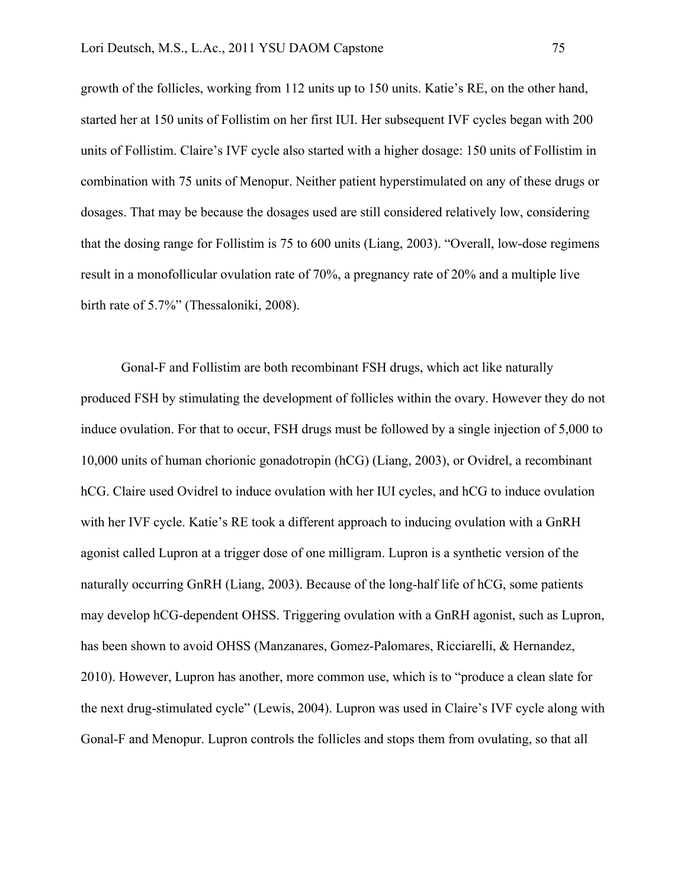growth of the follicles, working from 112 units up to 150 units. Katie's RE, on the other hand, started her at 150 units of Follistim on her first IUI. Her subsequent IVF cycles began with 200 units of Follistim. Claire's IVF cycle also started with a higher dosage: 150 units of Follistim in combination with 75 units of Menopur. Neither patient hyperstimulated on any of these drugs or dosages. That may be because the dosages used are still considered relatively low, considering that the dosing range for Follistim is 75 to 600 units (Liang, 2003). "Overall, low-dose regimens result in a monofollicular ovulation rate of 70%, a pregnancy rate of 20% and a multiple live birth rate of 5.7%" (Thessaloniki, 2008).

Gonal-F and Follistim are both recombinant FSH drugs, which act like naturally produced FSH by stimulating the development of follicles within the ovary. However they do not induce ovulation. For that to occur, FSH drugs must be followed by a single injection of 5,000 to 10,000 units of human chorionic gonadotropin (hCG) (Liang, 2003), or Ovidrel, a recombinant hCG. Claire used Ovidrel to induce ovulation with her IUI cycles, and hCG to induce ovulation with her IVF cycle. Katie's RE took a different approach to inducing ovulation with a GnRH agonist called Lupron at a trigger dose of one milligram. Lupron is a synthetic version of the naturally occurring GnRH (Liang, 2003). Because of the long-half life of hCG, some patients may develop hCG-dependent OHSS. Triggering ovulation with a GnRH agonist, such as Lupron, has been shown to avoid OHSS (Manzanares, Gomez-Palomares, Ricciarelli, & Hernandez, 2010). However, Lupron has another, more common use, which is to "produce a clean slate for the next drug-stimulated cycle" (Lewis, 2004). Lupron was used in Claire's IVF cycle along with Gonal-F and Menopur. Lupron controls the follicles and stops them from ovulating, so that all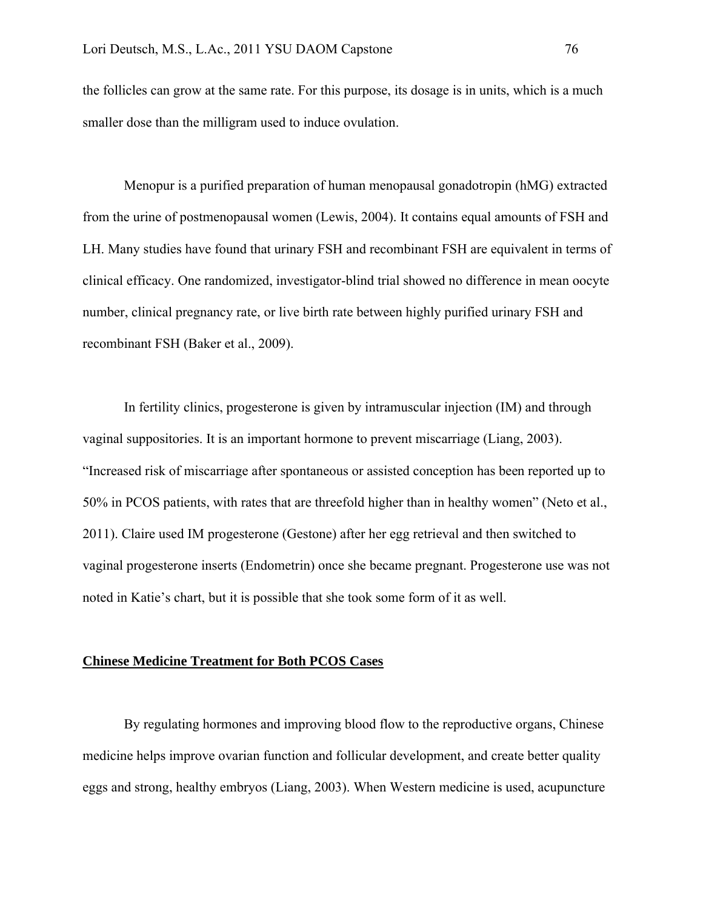the follicles can grow at the same rate. For this purpose, its dosage is in units, which is a much smaller dose than the milligram used to induce ovulation.

Menopur is a purified preparation of human menopausal gonadotropin (hMG) extracted from the urine of postmenopausal women (Lewis, 2004). It contains equal amounts of FSH and LH. Many studies have found that urinary FSH and recombinant FSH are equivalent in terms of clinical efficacy. One randomized, investigator-blind trial showed no difference in mean oocyte number, clinical pregnancy rate, or live birth rate between highly purified urinary FSH and recombinant FSH (Baker et al., 2009).

In fertility clinics, progesterone is given by intramuscular injection (IM) and through vaginal suppositories. It is an important hormone to prevent miscarriage (Liang, 2003). "Increased risk of miscarriage after spontaneous or assisted conception has been reported up to 50% in PCOS patients, with rates that are threefold higher than in healthy women" (Neto et al., 2011). Claire used IM progesterone (Gestone) after her egg retrieval and then switched to vaginal progesterone inserts (Endometrin) once she became pregnant. Progesterone use was not noted in Katie's chart, but it is possible that she took some form of it as well.

## Chinese Medicine Treatment for Both PCOS Cases

By regulating hormones and improving blood flow to the reproductive organs, Chinese medicine helps improve ovarian function and follicular development, and create better quality eggs and strong, healthy embryos (Liang, 2003). When Western medicine is used, acupuncture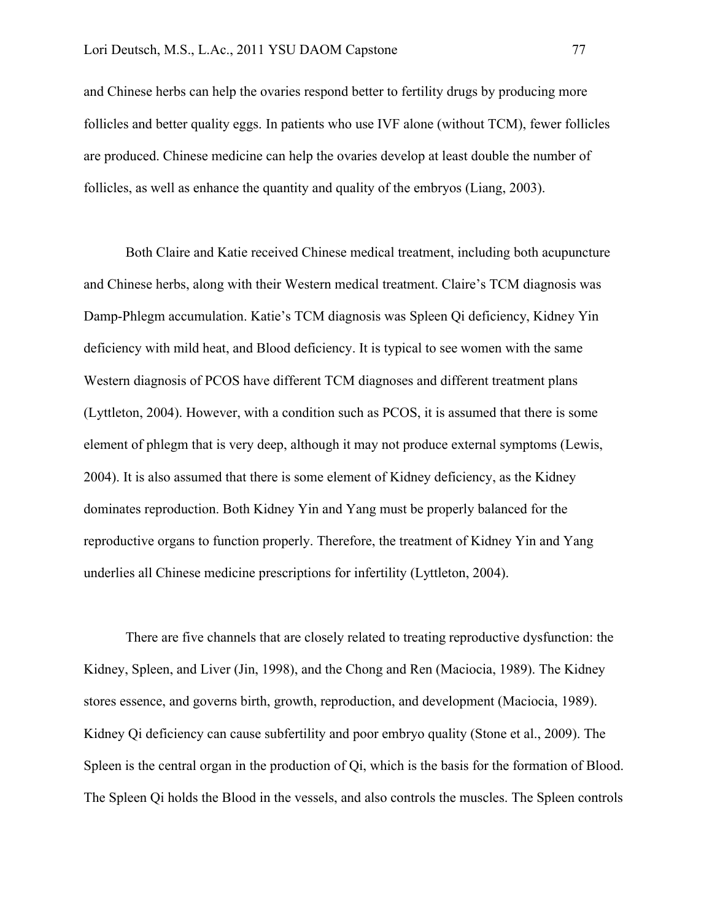and Chinese herbs can help the ovaries respond better to fertility drugs by producing more follicles and better quality eggs. In patients who use IVF alone (without TCM), fewer follicles are produced. Chinese medicine can help the ovaries develop at least double the number of follicles, as well as enhance the quantity and quality of the embryos (Liang, 2003).

Both Claire and Katie received Chinese medical treatment, including both acupuncture and Chinese herbs, along with their Western medical treatment. Claire's TCM diagnosis was Damp-Phlegm accumulation. Katie's TCM diagnosis was Spleen Qi deficiency, Kidney Yin deficiency with mild heat, and Blood deficiency. It is typical to see women with the same Western diagnosis of PCOS have different TCM diagnoses and different treatment plans (Lyttleton, 2004). However, with a condition such as PCOS, it is assumed that there is some element of phlegm that is very deep, although it may not produce external symptoms (Lewis, 2004). It is also assumed that there is some element of Kidney deficiency, as the Kidney dominates reproduction. Both Kidney Yin and Yang must be properly balanced for the reproductive organs to function properly. Therefore, the treatment of Kidney Yin and Yang underlies all Chinese medicine prescriptions for infertility (Lyttleton, 2004).

There are five channels that are closely related to treating reproductive dysfunction: the Kidney, Spleen, and Liver (Jin, 1998), and the Chong and Ren (Maciocia, 1989). The Kidney stores essence, and governs birth, growth, reproduction, and development (Maciocia, 1989). Kidney Qi deficiency can cause subfertility and poor embryo quality (Stone et al., 2009). The Spleen is the central organ in the production of Qi, which is the basis for the formation of Blood. The Spleen Qi holds the Blood in the vessels, and also controls the muscles. The Spleen controls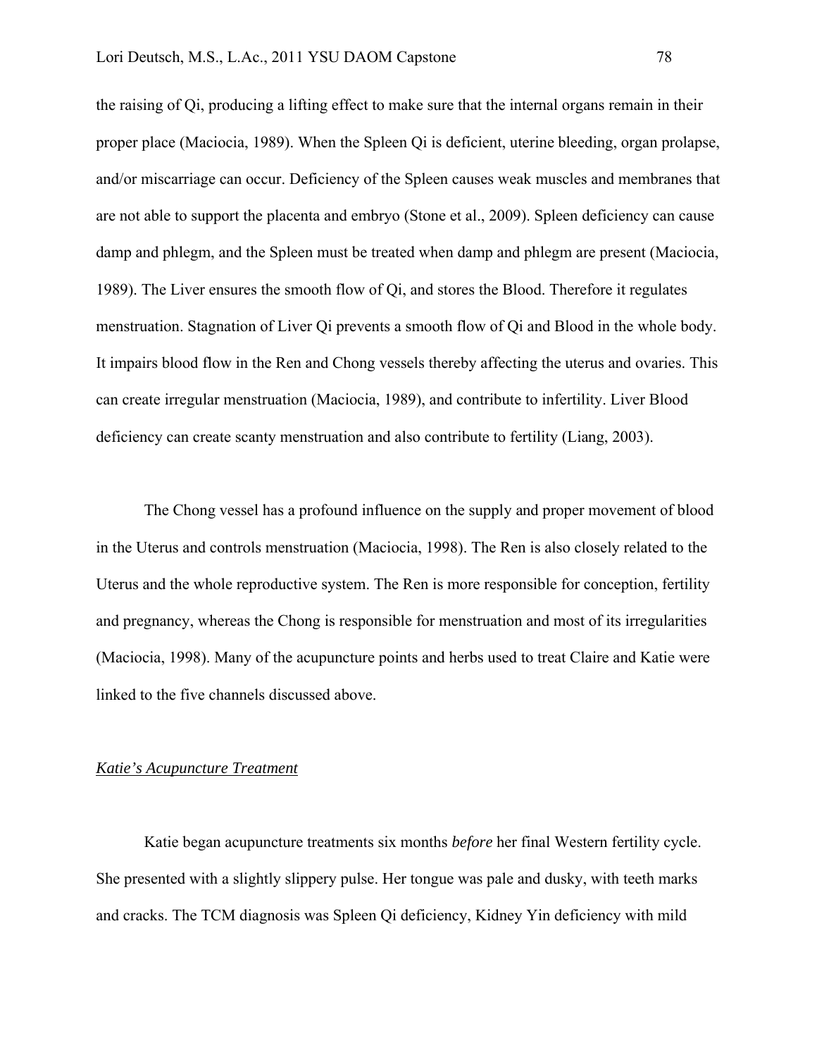the raising of Qi, producing a lifting effect to make sure that the internal organs remain in their proper place (Maciocia, 1989). When the Spleen Qi is deficient, uterine bleeding, organ prolapse, and/or miscarriage can occur. Deficiency of the Spleen causes weak muscles and membranes that are not able to support the placenta and embryo (Stone et al., 2009). Spleen deficiency can cause damp and phlegm, and the Spleen must be treated when damp and phlegm are present (Maciocia, 1989). The Liver ensures the smooth flow of Qi, and stores the Blood. Therefore it regulates menstruation. Stagnation of Liver Qi prevents a smooth flow of Qi and Blood in the whole body. It impairs blood flow in the Ren and Chong vessels thereby affecting the uterus and ovaries. This can create irregular menstruation (Maciocia, 1989), and contribute to infertility. Liver Blood deficiency can create scanty menstruation and also contribute to fertility (Liang, 2003).

The Chong vessel has a profound influence on the supply and proper movement of blood in the Uterus and controls menstruation (Maciocia, 1998). The Ren is also closely related to the Uterus and the whole reproductive system. The Ren is more responsible for conception, fertility and pregnancy, whereas the Chong is responsible for menstruation and most of its irregularities (Maciocia, 1998). Many of the acupuncture points and herbs used to treat Claire and Katie were linked to the five channels discussed above.

*Katie's Acupuncture Treatment*

Katie began acupuncture treatments six months *before* her final Western fertility cycle. She presented with a slightly slippery pulse. Her tongue was pale and dusky, with teeth marks and cracks. The TCM diagnosis was Spleen Qi deficiency, Kidney Yin deficiency with mild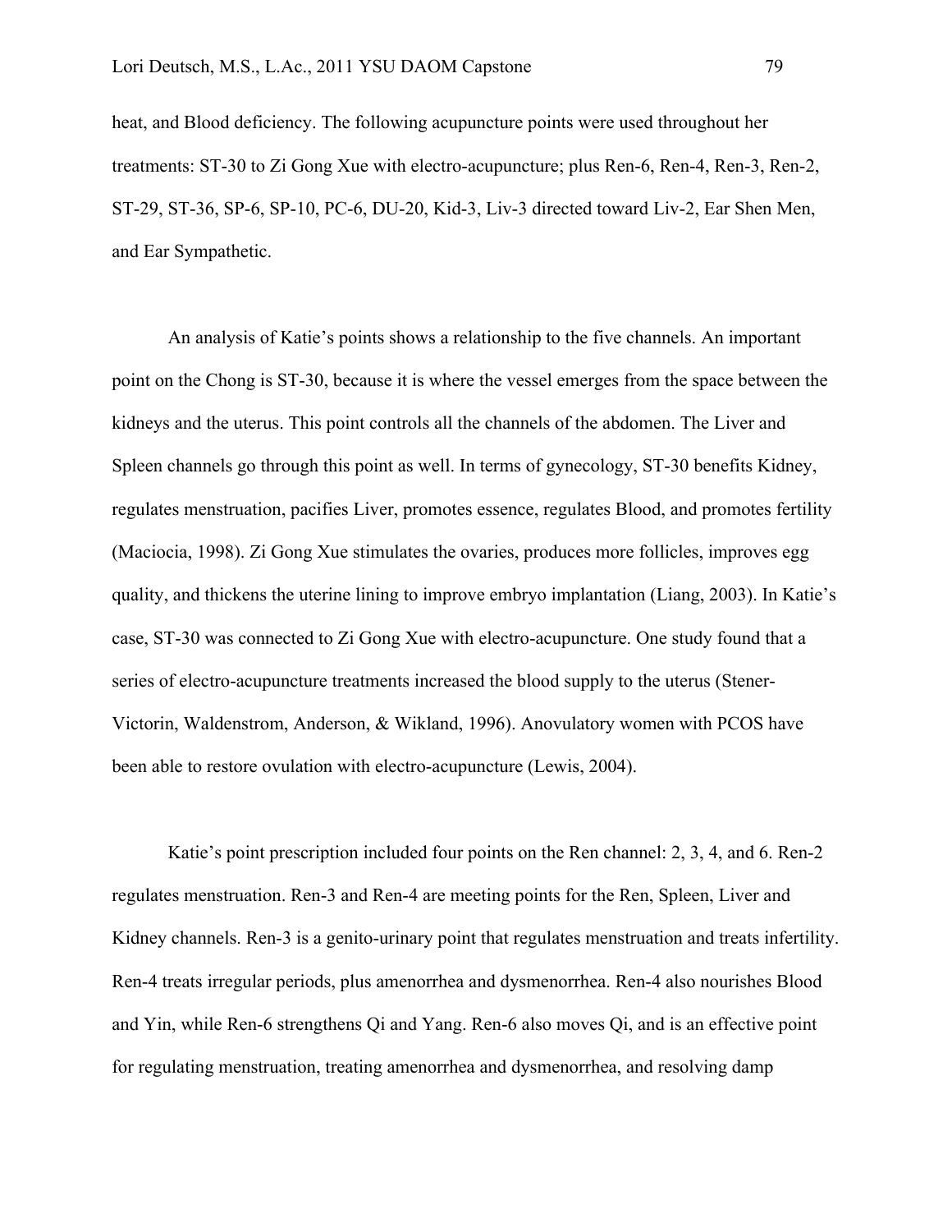heat, and Blood deficiency. The following acupuncture points were used throughout her treatments: ST-30 to Zi Gong Xue with electro-acupuncture; plus Ren-6, Ren-4, Ren-3, Ren-2, ST-29, ST-36, SP-6, SP-10, PC-6, DU-20, Kid-3, Liv-3 directed toward Liv-2, Ear Shen Men, and Ear Sympathetic.

An analysis of Katie's points shows a relationship to the five channels. An important point on the Chong is ST-30, because it is where the vessel emerges from the space between the kidneys and the uterus. This point controls all the channels of the abdomen. The Liver and Spleen channels go through this point as well. In terms of gynecology, ST-30 benefits Kidney, regulates menstruation, pacifies Liver, promotes essence, regulates Blood, and promotes fertility (Maciocia, 1998). Zi Gong Xue stimulates the ovaries, produces more follicles, improves egg quality, and thickens the uterine lining to improve embryo implantation (Liang, 2003). In Katie's case, ST-30 was connected to Zi Gong Xue with electro-acupuncture. One study found that a series of electro-acupuncture treatments increased the blood supply to the uterus (Stener-Victorin, Waldenstrom, Anderson, & Wikland, 1996). Anovulatory women with PCOS have been able to restore ovulation with electro-acupuncture (Lewis, 2004).

Katie's point prescription included four points on the Ren channel: 2, 3, 4, and 6. Ren-2 regulates menstruation. Ren-3 and Ren-4 are meeting points for the Ren, Spleen, Liver and Kidney channels. Ren-3 is a genito-urinary point that regulates menstruation and treats infertility. Ren-4 treats irregular periods, plus amenorrhea and dysmenorrhea. Ren-4 also nourishes Blood and Yin, while Ren-6 strengthens Qi and Yang. Ren-6 also moves Qi, and is an effective point for regulating menstruation, treating amenorrhea and dysmenorrhea, and resolving damp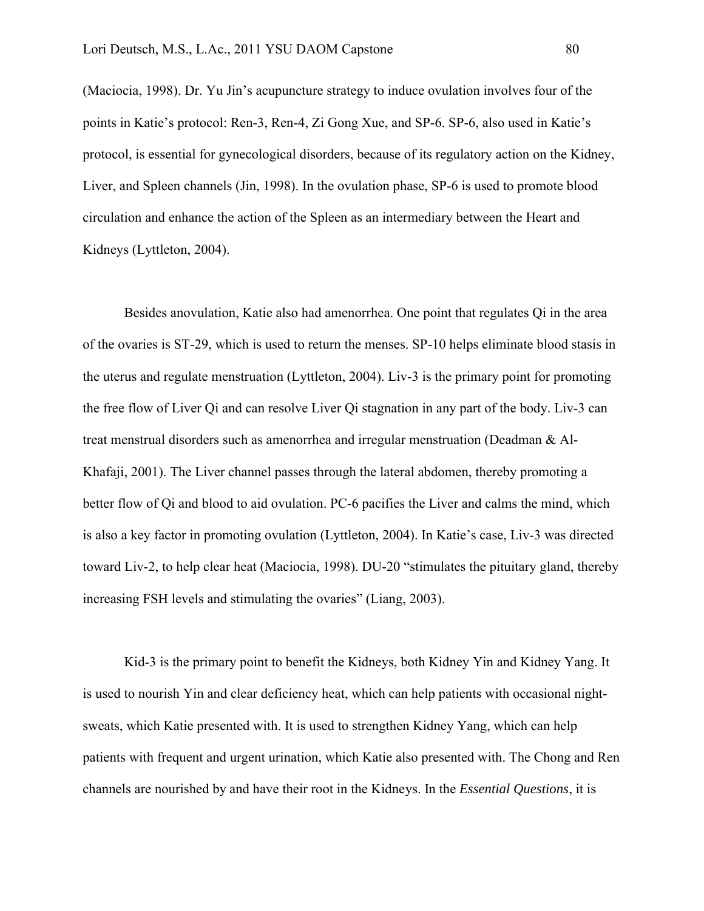(Maciocia, 1998). Dr. Yu Jin's acupuncture strategy to induce ovulation involves four of the points in Katie's protocol: Ren-3, Ren-4, Zi Gong Xue, and SP-6. SP-6, also used in Katie's protocol, is essential for gynecological disorders, because of its regulatory action on the Kidney, Liver, and Spleen channels (Jin, 1998). In the ovulation phase, SP-6 is used to promote blood circulation and enhance the action of the Spleen as an intermediary between the Heart and Kidneys (Lyttleton, 2004).

Besides anovulation, Katie also had amenorrhea. One point that regulates Qi in the area of the ovaries is ST-29, which is used to return the menses. SP-10 helps eliminate blood stasis in the uterus and regulate menstruation (Lyttleton, 2004). Liv-3 is the primary point for promoting the free flow of Liver Qi and can resolve Liver Qi stagnation in any part of the body. Liv-3 can treat menstrual disorders such as amenorrhea and irregular menstruation (Deadman & Al-Khafaji, 2001). The Liver channel passes through the lateral abdomen, thereby promoting a better flow of Qi and blood to aid ovulation. PC-6 pacifies the Liver and calms the mind, which is also a key factor in promoting ovulation (Lyttleton, 2004). In Katie's case, Liv-3 was directed toward Liv-2, to help clear heat (Maciocia, 1998). DU-20 "stimulates the pituitary gland, thereby increasing FSH levels and stimulating the ovaries" (Liang, 2003).

Kid-3 is the primary point to benefit the Kidneys, both Kidney Yin and Kidney Yang. It is used to nourish Yin and clear deficiency heat, which can help patients with occasional night-sweats, which Katie presented with. It is used to strengthen Kidney Yang, which can help patients with frequent and urgent urination, which Katie also presented with. The Chong and Ren channels are nourished by and have their root in the Kidneys. In the *Essential Questions*, it is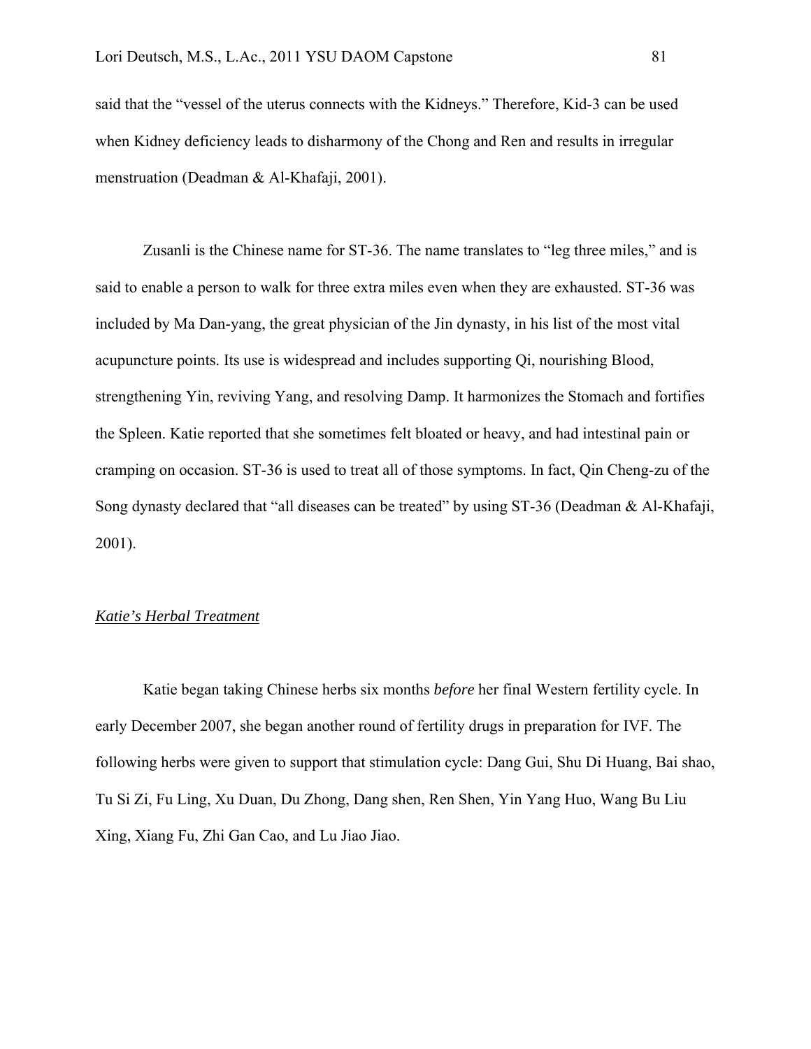said that the "vessel of the uterus connects with the Kidneys." Therefore, Kid-3 can be used when Kidney deficiency leads to disharmony of the Chong and Ren and results in irregular menstruation (Deadman & Al-Khafaji, 2001).

Zusanli is the Chinese name for ST-36. The name translates to "leg three miles," and is said to enable a person to walk for three extra miles even when they are exhausted. ST-36 was included by Ma Dan-yang, the great physician of the Jin dynasty, in his list of the most vital acupuncture points. Its use is widespread and includes supporting Qi, nourishing Blood, strengthening Yin, reviving Yang, and resolving Damp. It harmonizes the Stomach and fortifies the Spleen. Katie reported that she sometimes felt bloated or heavy, and had intestinal pain or cramping on occasion. ST-36 is used to treat all of those symptoms. In fact, Qin Cheng-zu of the Song dynasty declared that "all diseases can be treated" by using ST-36 (Deadman & Al-Khafaji, 2001).

*Katie's Herbal Treatment*

Katie began taking Chinese herbs six months *before* her final Western fertility cycle. In early December 2007, she began another round of fertility drugs in preparation for IVF. The following herbs were given to support that stimulation cycle: Dang Gui, Shu Di Huang, Bai shao, Tu Si Zi, Fu Ling, Xu Duan, Du Zhong, Dang shen, Ren Shen, Yin Yang Huo, Wang Bu Liu Xing, Xiang Fu, Zhi Gan Cao, and Lu Jiao Jiao.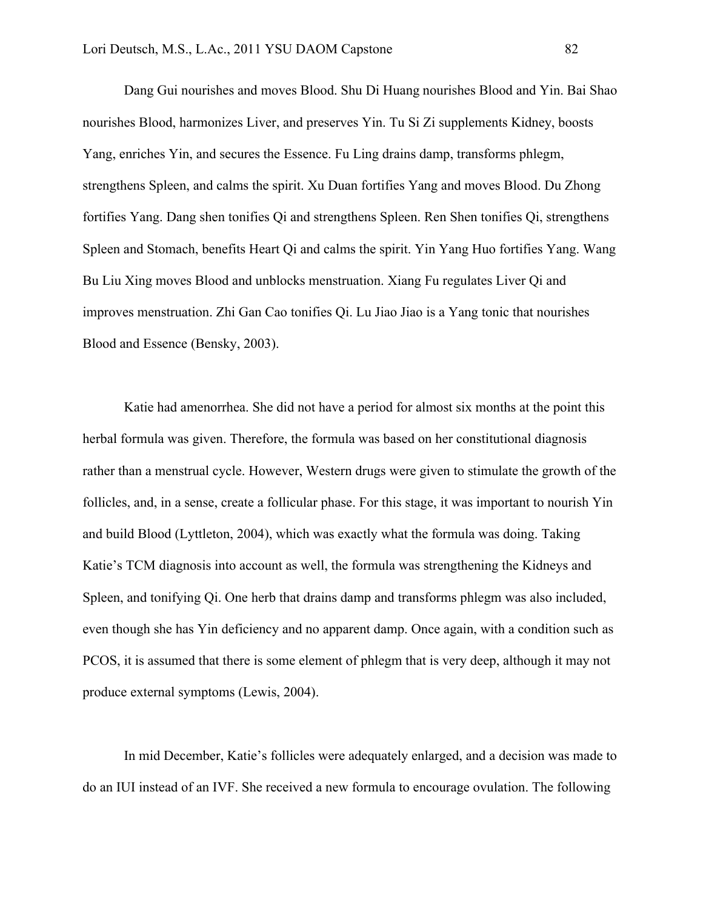Dang Gui nourishes and moves Blood. Shu Di Huang nourishes Blood and Yin. Bai Shao nourishes Blood, harmonizes Liver, and preserves Yin. Tu Si Zi supplements Kidney, boosts Yang, enriches Yin, and secures the Essence. Fu Ling drains damp, transforms phlegm, strengthens Spleen, and calms the spirit. Xu Duan fortifies Yang and moves Blood. Du Zhong fortifies Yang. Dang shen tonifies Qi and strengthens Spleen. Ren Shen tonifies Qi, strengthens Spleen and Stomach, benefits Heart Qi and calms the spirit. Yin Yang Huo fortifies Yang. Wang Bu Liu Xing moves Blood and unblocks menstruation. Xiang Fu regulates Liver Qi and improves menstruation. Zhi Gan Cao tonifies Qi. Lu Jiao Jiao is a Yang tonic that nourishes Blood and Essence (Bensky, 2003).

Katie had amenorrhea. She did not have a period for almost six months at the point this herbal formula was given. Therefore, the formula was based on her constitutional diagnosis rather than a menstrual cycle. However, Western drugs were given to stimulate the growth of the follicles, and, in a sense, create a follicular phase. For this stage, it was important to nourish Yin and build Blood (Lyttleton, 2004), which was exactly what the formula was doing. Taking Katie's TCM diagnosis into account as well, the formula was strengthening the Kidneys and Spleen, and tonifying Qi. One herb that drains damp and transforms phlegm was also included, even though she has Yin deficiency and no apparent damp. Once again, with a condition such as PCOS, it is assumed that there is some element of phlegm that is very deep, although it may not produce external symptoms (Lewis, 2004).

In mid December, Katie's follicles were adequately enlarged, and a decision was made to do an IUI instead of an IVF. She received a new formula to encourage ovulation. The following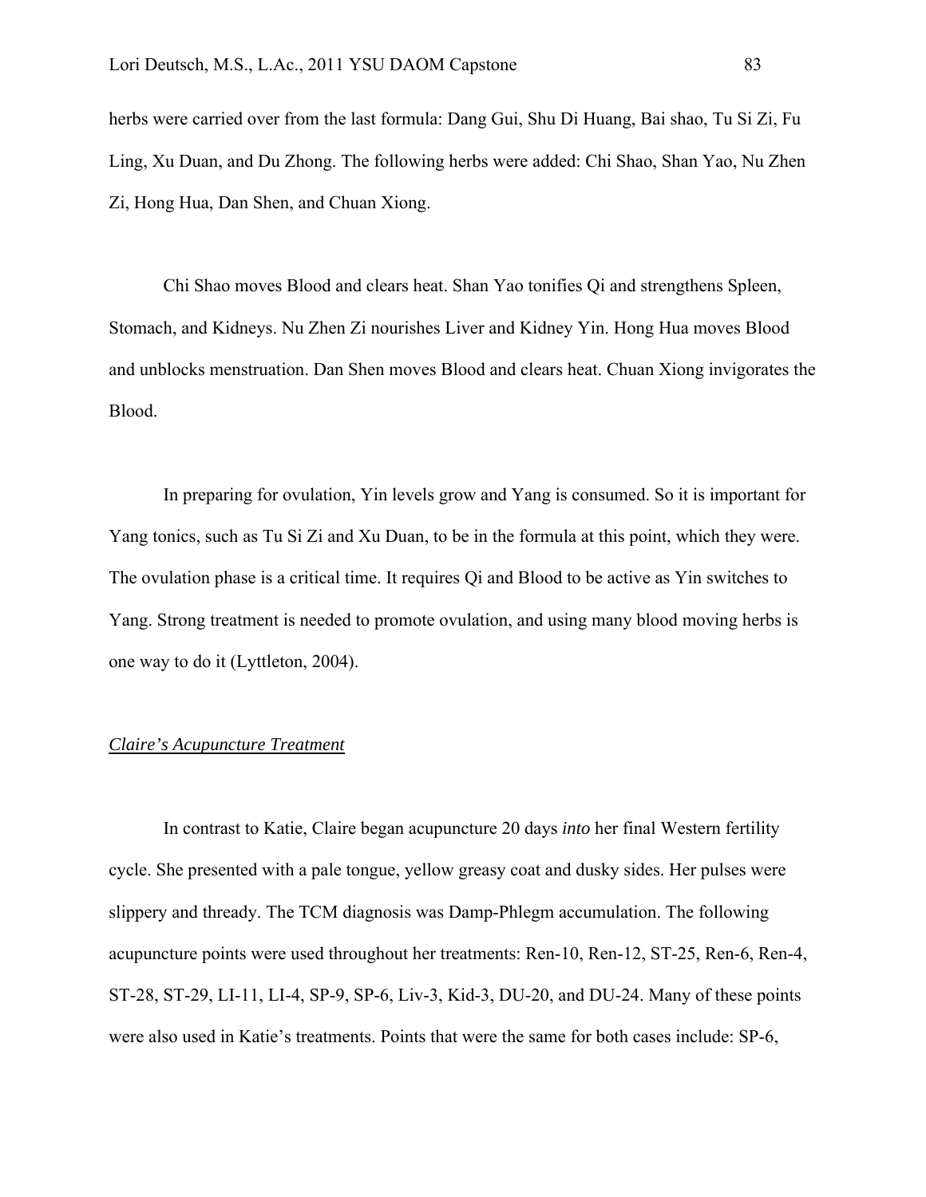herbs were carried over from the last formula: Dang Gui, Shu Di Huang, Bai shao, Tu Si Zi, Fu Ling, Xu Duan, and Du Zhong. The following herbs were added: Chi Shao, Shan Yao, Nu Zhen Zi, Hong Hua, Dan Shen, and Chuan Xiong.

Chi Shao moves Blood and clears heat. Shan Yao tonifies Qi and strengthens Spleen, Stomach, and Kidneys. Nu Zhen Zi nourishes Liver and Kidney Yin. Hong Hua moves Blood and unblocks menstruation. Dan Shen moves Blood and clears heat. Chuan Xiong invigorates the Blood.

In preparing for ovulation, Yin levels grow and Yang is consumed. So it is important for Yang tonics, such as Tu Si Zi and Xu Duan, to be in the formula at this point, which they were. The ovulation phase is a critical time. It requires Qi and Blood to be active as Yin switches to Yang. Strong treatment is needed to promote ovulation, and using many blood moving herbs is one way to do it (Lyttleton, 2004).

*Claire's Acupuncture Treatment*

In contrast to Katie, Claire began acupuncture 20 days *into* her final Western fertility cycle. She presented with a pale tongue, yellow greasy coat and dusky sides. Her pulses were slippery and thready. The TCM diagnosis was Damp-Phlegm accumulation. The following acupuncture points were used throughout her treatments: Ren-10, Ren-12, ST-25, Ren-6, Ren-4, ST-28, ST-29, LI-11, LI-4, SP-9, SP-6, Liv-3, Kid-3, DU-20, and DU-24. Many of these points were also used in Katie's treatments. Points that were the same for both cases include: SP-6,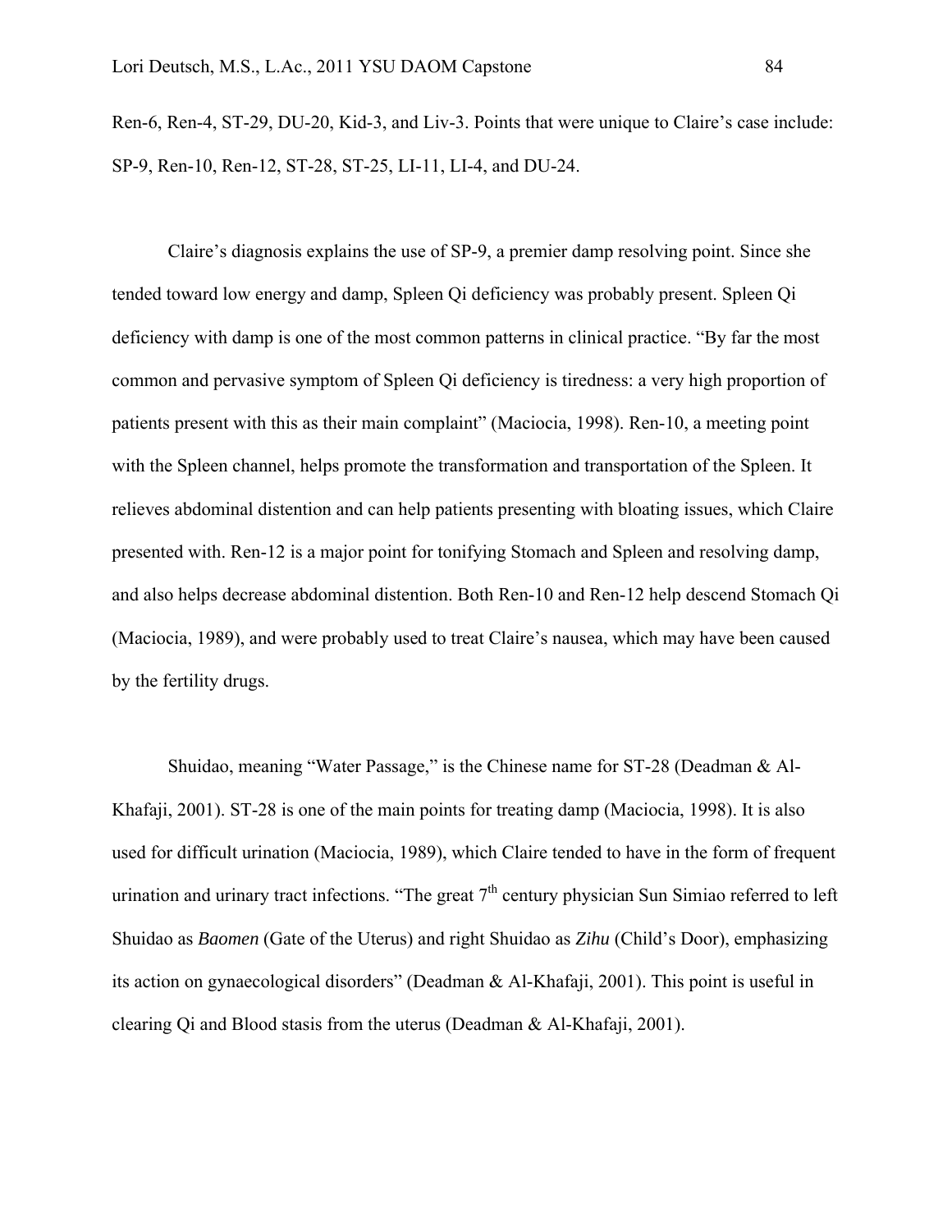Ren-6, Ren-4, ST-29, DU-20, Kid-3, and Liv-3. Points that were unique to Claire's case include: SP-9, Ren-10, Ren-12, ST-28, ST-25, LI-11, LI-4, and DU-24.

Claire's diagnosis explains the use of SP-9, a premier damp resolving point. Since she tended toward low energy and damp, Spleen Qi deficiency was probably present. Spleen Qi deficiency with damp is one of the most common patterns in clinical practice. "By far the most common and pervasive symptom of Spleen Qi deficiency is tiredness: a very high proportion of patients present with this as their main complaint" (Maciocia, 1998). Ren-10, a meeting point with the Spleen channel, helps promote the transformation and transportation of the Spleen. It relieves abdominal distention and can help patients presenting with bloating issues, which Claire presented with. Ren-12 is a major point for tonifying Stomach and Spleen and resolving damp, and also helps decrease abdominal distention. Both Ren-10 and Ren-12 help descend Stomach Qi (Maciocia, 1989), and were probably used to treat Claire's nausea, which may have been caused by the fertility drugs.

Shuidao, meaning "Water Passage," is the Chinese name for ST-28 (Deadman & Al-Khafaji, 2001). ST-28 is one of the main points for treating damp (Maciocia, 1998). It is also used for difficult urination (Maciocia, 1989), which Claire tended to have in the form of frequent urination and urinary tract infections. "The great 7th century physician Sun Simiao referred to left Shuidao as *Baomen* (Gate of the Uterus) and right Shuidao as *Zihu* (Child's Door), emphasizing its action on gynaecological disorders" (Deadman & Al-Khafaji, 2001). This point is useful in clearing Qi and Blood stasis from the uterus (Deadman & Al-Khafaji, 2001).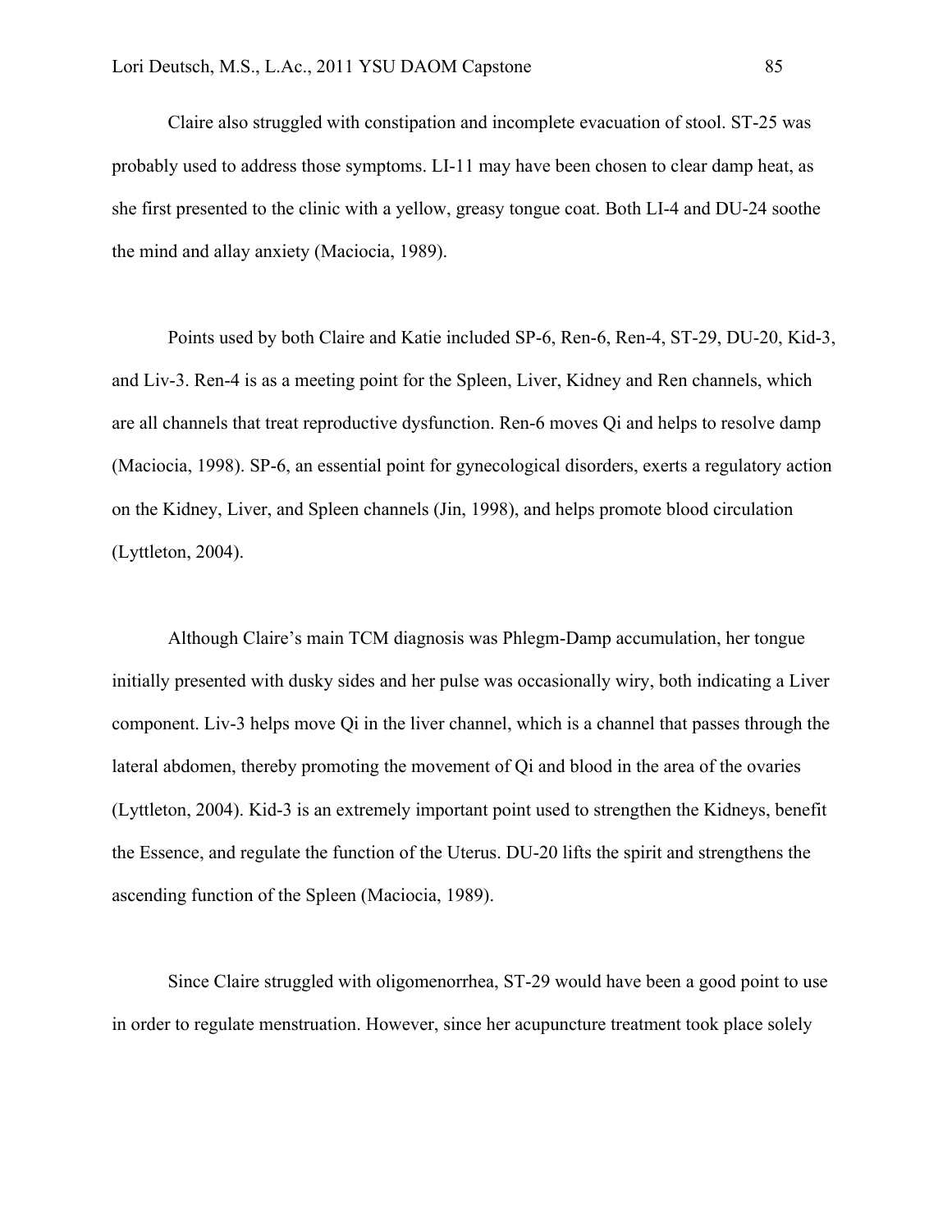Claire also struggled with constipation and incomplete evacuation of stool. ST-25 was probably used to address those symptoms. LI-11 may have been chosen to clear damp heat, as she first presented to the clinic with a yellow, greasy tongue coat. Both LI-4 and DU-24 soothe the mind and allay anxiety (Maciocia, 1989).

Points used by both Claire and Katie included SP-6, Ren-6, Ren-4, ST-29, DU-20, Kid-3, and Liv-3. Ren-4 is as a meeting point for the Spleen, Liver, Kidney and Ren channels, which are all channels that treat reproductive dysfunction. Ren-6 moves Qi and helps to resolve damp (Maciocia, 1998). SP-6, an essential point for gynecological disorders, exerts a regulatory action on the Kidney, Liver, and Spleen channels (Jin, 1998), and helps promote blood circulation (Lyttleton, 2004).

Although Claire's main TCM diagnosis was Phlegm-Damp accumulation, her tongue initially presented with dusky sides and her pulse was occasionally wiry, both indicating a Liver component. Liv-3 helps move Qi in the liver channel, which is a channel that passes through the lateral abdomen, thereby promoting the movement of Qi and blood in the area of the ovaries (Lyttleton, 2004). Kid-3 is an extremely important point used to strengthen the Kidneys, benefit the Essence, and regulate the function of the Uterus. DU-20 lifts the spirit and strengthens the ascending function of the Spleen (Maciocia, 1989).

Since Claire struggled with oligomenorrhea, ST-29 would have been a good point to use in order to regulate menstruation. However, since her acupuncture treatment took place solely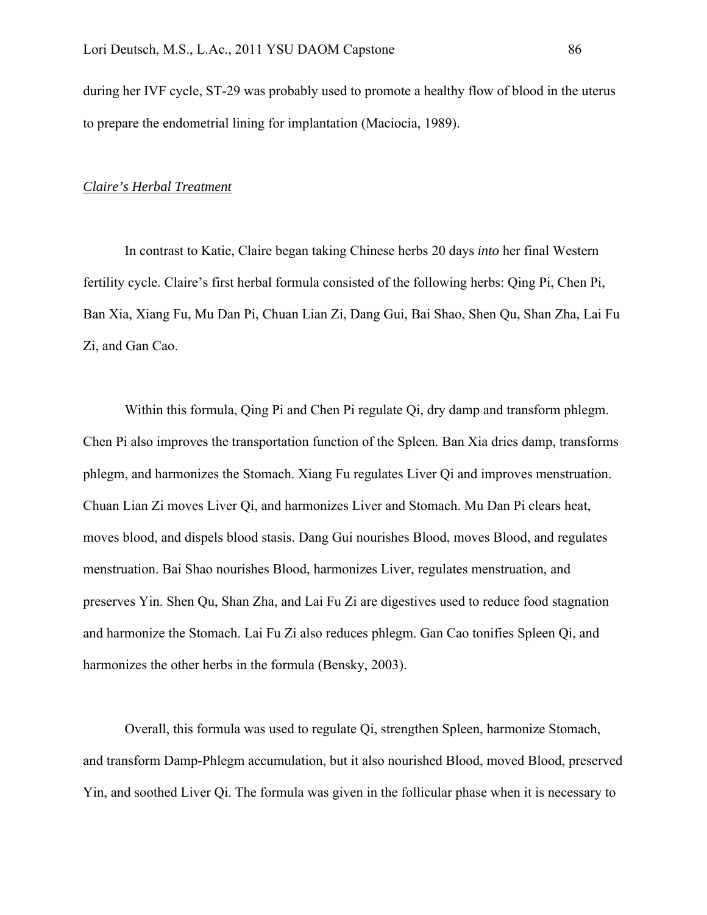during her IVF cycle, ST-29 was probably used to promote a healthy flow of blood in the uterus to prepare the endometrial lining for implantation (Maciocia, 1989).

*Claire's Herbal Treatment*

In contrast to Katie, Claire began taking Chinese herbs 20 days *into* her final Western fertility cycle. Claire's first herbal formula consisted of the following herbs: Qing Pi, Chen Pi, Ban Xia, Xiang Fu, Mu Dan Pi, Chuan Lian Zi, Dang Gui, Bai Shao, Shen Qu, Shan Zha, Lai Fu Zi, and Gan Cao.

Within this formula, Qing Pi and Chen Pi regulate Qi, dry damp and transform phlegm. Chen Pi also improves the transportation function of the Spleen. Ban Xia dries damp, transforms phlegm, and harmonizes the Stomach. Xiang Fu regulates Liver Qi and improves menstruation. Chuan Lian Zi moves Liver Qi, and harmonizes Liver and Stomach. Mu Dan Pi clears heat, moves blood, and dispels blood stasis. Dang Gui nourishes Blood, moves Blood, and regulates menstruation. Bai Shao nourishes Blood, harmonizes Liver, regulates menstruation, and preserves Yin. Shen Qu, Shan Zha, and Lai Fu Zi are digestives used to reduce food stagnation and harmonize the Stomach. Lai Fu Zi also reduces phlegm. Gan Cao tonifies Spleen Qi, and harmonizes the other herbs in the formula (Bensky, 2003).

Overall, this formula was used to regulate Qi, strengthen Spleen, harmonize Stomach, and transform Damp-Phlegm accumulation, but it also nourished Blood, moved Blood, preserved Yin, and soothed Liver Qi. The formula was given in the follicular phase when it is necessary to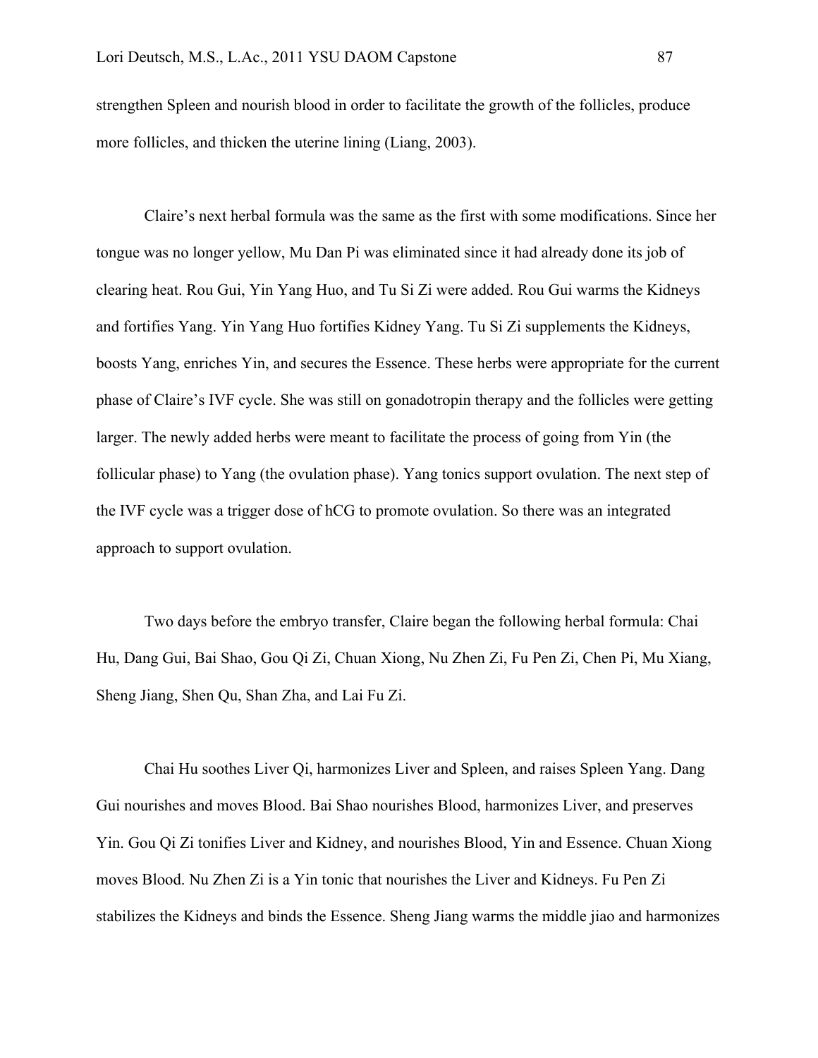strengthen Spleen and nourish blood in order to facilitate the growth of the follicles, produce more follicles, and thicken the uterine lining (Liang, 2003).

Claire's next herbal formula was the same as the first with some modifications. Since her tongue was no longer yellow, Mu Dan Pi was eliminated since it had already done its job of clearing heat. Rou Gui, Yin Yang Huo, and Tu Si Zi were added. Rou Gui warms the Kidneys and fortifies Yang. Yin Yang Huo fortifies Kidney Yang. Tu Si Zi supplements the Kidneys, boosts Yang, enriches Yin, and secures the Essence. These herbs were appropriate for the current phase of Claire's IVF cycle. She was still on gonadotropin therapy and the follicles were getting larger. The newly added herbs were meant to facilitate the process of going from Yin (the follicular phase) to Yang (the ovulation phase). Yang tonics support ovulation. The next step of the IVF cycle was a trigger dose of hCG to promote ovulation. So there was an integrated approach to support ovulation.

Two days before the embryo transfer, Claire began the following herbal formula: Chai Hu, Dang Gui, Bai Shao, Gou Qi Zi, Chuan Xiong, Nu Zhen Zi, Fu Pen Zi, Chen Pi, Mu Xiang, Sheng Jiang, Shen Qu, Shan Zha, and Lai Fu Zi.

Chai Hu soothes Liver Qi, harmonizes Liver and Spleen, and raises Spleen Yang. Dang Gui nourishes and moves Blood. Bai Shao nourishes Blood, harmonizes Liver, and preserves Yin. Gou Qi Zi tonifies Liver and Kidney, and nourishes Blood, Yin and Essence. Chuan Xiong moves Blood. Nu Zhen Zi is a Yin tonic that nourishes the Liver and Kidneys. Fu Pen Zi stabilizes the Kidneys and binds the Essence. Sheng Jiang warms the middle jiao and harmonizes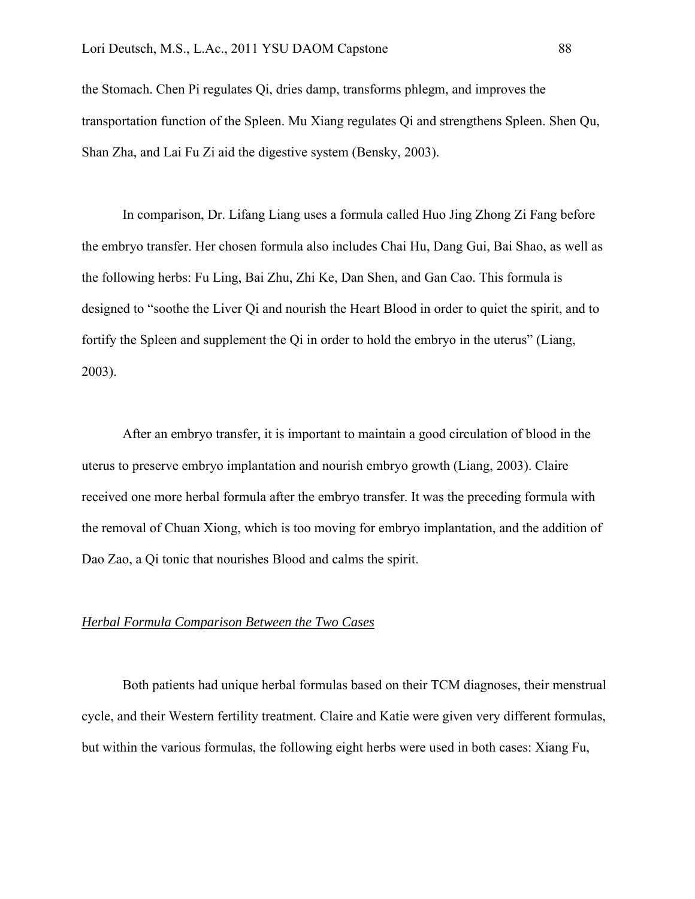the Stomach. Chen Pi regulates Qi, dries damp, transforms phlegm, and improves the transportation function of the Spleen. Mu Xiang regulates Qi and strengthens Spleen. Shen Qu, Shan Zha, and Lai Fu Zi aid the digestive system (Bensky, 2003).

In comparison, Dr. Lifang Liang uses a formula called Huo Jing Zhong Zi Fang before the embryo transfer. Her chosen formula also includes Chai Hu, Dang Gui, Bai Shao, as well as the following herbs: Fu Ling, Bai Zhu, Zhi Ke, Dan Shen, and Gan Cao. This formula is designed to "soothe the Liver Qi and nourish the Heart Blood in order to quiet the spirit, and to fortify the Spleen and supplement the Qi in order to hold the embryo in the uterus" (Liang, 2003).

After an embryo transfer, it is important to maintain a good circulation of blood in the uterus to preserve embryo implantation and nourish embryo growth (Liang, 2003). Claire received one more herbal formula after the embryo transfer. It was the preceding formula with the removal of Chuan Xiong, which is too moving for embryo implantation, and the addition of Dao Zao, a Qi tonic that nourishes Blood and calms the spirit.

*Herbal Formula Comparison Between the Two Cases*

Both patients had unique herbal formulas based on their TCM diagnoses, their menstrual cycle, and their Western fertility treatment. Claire and Katie were given very different formulas, but within the various formulas, the following eight herbs were used in both cases: Xiang Fu,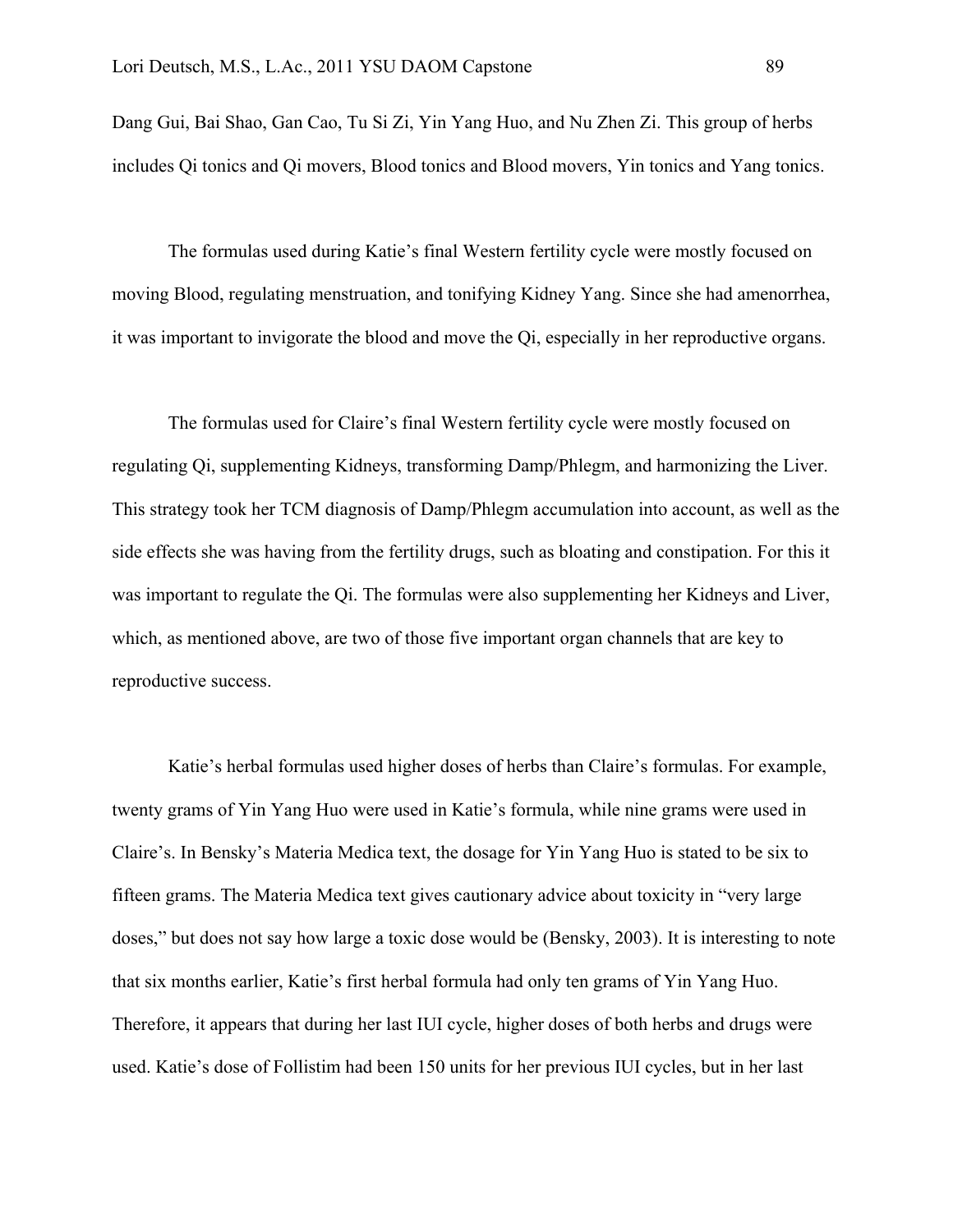Dang Gui, Bai Shao, Gan Cao, Tu Si Zi, Yin Yang Huo, and Nu Zhen Zi. This group of herbs includes Qi tonics and Qi movers, Blood tonics and Blood movers, Yin tonics and Yang tonics.

The formulas used during Katie's final Western fertility cycle were mostly focused on moving Blood, regulating menstruation, and tonifying Kidney Yang. Since she had amenorrhea, it was important to invigorate the blood and move the Qi, especially in her reproductive organs.

The formulas used for Claire's final Western fertility cycle were mostly focused on regulating Qi, supplementing Kidneys, transforming Damp/Phlegm, and harmonizing the Liver. This strategy took her TCM diagnosis of Damp/Phlegm accumulation into account, as well as the side effects she was having from the fertility drugs, such as bloating and constipation. For this it was important to regulate the Qi. The formulas were also supplementing her Kidneys and Liver, which, as mentioned above, are two of those five important organ channels that are key to reproductive success.

Katie's herbal formulas used higher doses of herbs than Claire's formulas. For example, twenty grams of Yin Yang Huo were used in Katie's formula, while nine grams were used in Claire's. In Bensky's Materia Medica text, the dosage for Yin Yang Huo is stated to be six to fifteen grams. The Materia Medica text gives cautionary advice about toxicity in "very large doses," but does not say how large a toxic dose would be (Bensky, 2003). It is interesting to note that six months earlier, Katie's first herbal formula had only ten grams of Yin Yang Huo. Therefore, it appears that during her last IUI cycle, higher doses of both herbs and drugs were used. Katie's dose of Follistim had been 150 units for her previous IUI cycles, but in her last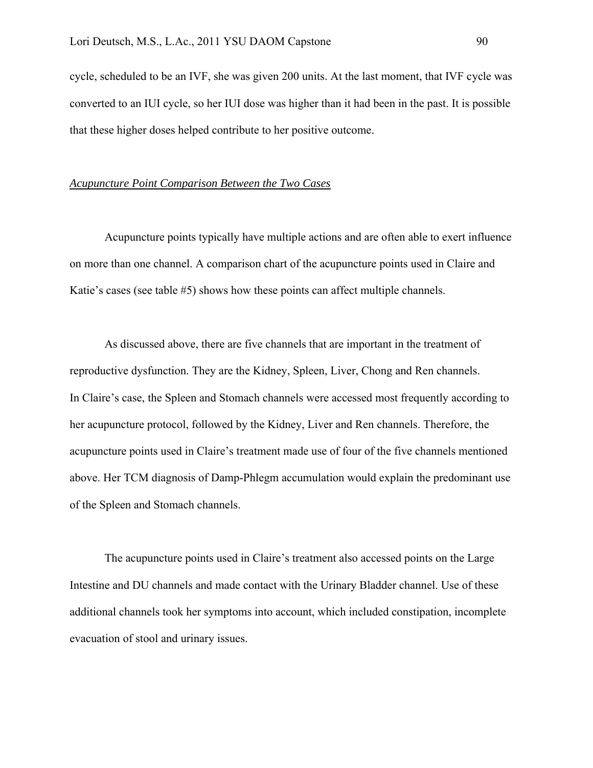cycle, scheduled to be an IVF, she was given 200 units. At the last moment, that IVF cycle was converted to an IUI cycle, so her IUI dose was higher than it had been in the past. It is possible that these higher doses helped contribute to her positive outcome.

*Acupuncture Point Comparison Between the Two Cases*

Acupuncture points typically have multiple actions and are often able to exert influence on more than one channel. A comparison chart of the acupuncture points used in Claire and Katie's cases (see table #5) shows how these points can affect multiple channels.

As discussed above, there are five channels that are important in the treatment of reproductive dysfunction. They are the Kidney, Spleen, Liver, Chong and Ren channels. In Claire's case, the Spleen and Stomach channels were accessed most frequently according to her acupuncture protocol, followed by the Kidney, Liver and Ren channels. Therefore, the acupuncture points used in Claire's treatment made use of four of the five channels mentioned above. Her TCM diagnosis of Damp-Phlegm accumulation would explain the predominant use of the Spleen and Stomach channels.

The acupuncture points used in Claire's treatment also accessed points on the Large Intestine and DU channels and made contact with the Urinary Bladder channel. Use of these additional channels took her symptoms into account, which included constipation, incomplete evacuation of stool and urinary issues.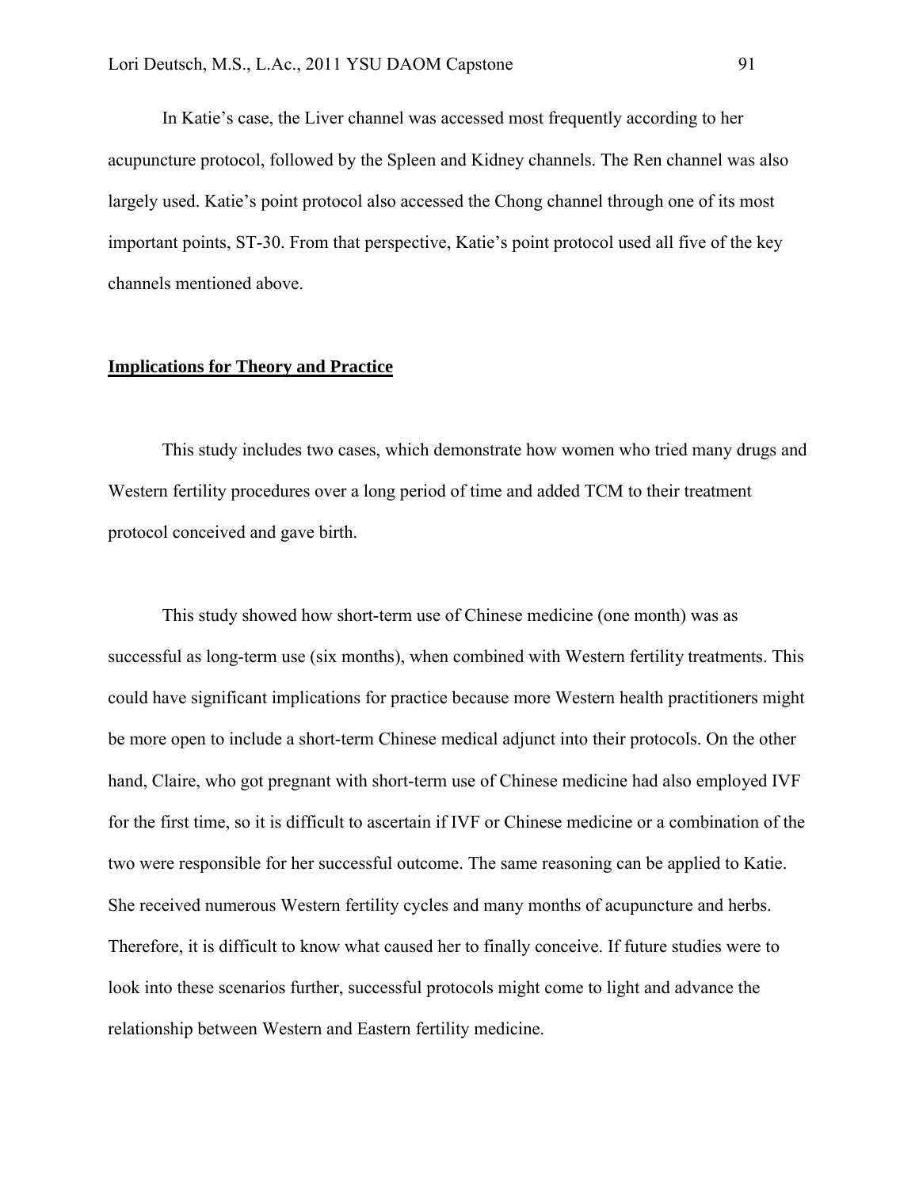In Katie's case, the Liver channel was accessed most frequently according to her acupuncture protocol, followed by the Spleen and Kidney channels. The Ren channel was also largely used. Katie's point protocol also accessed the Chong channel through one of its most important points, ST-30. From that perspective, Katie's point protocol used all five of the key channels mentioned above.

## **Implications for Theory and Practice**

This study includes two cases, which demonstrate how women who tried many drugs and Western fertility procedures over a long period of time and added TCM to their treatment protocol conceived and gave birth.

This study showed how short-term use of Chinese medicine (one month) was as successful as long-term use (six months), when combined with Western fertility treatments. This could have significant implications for practice because more Western health practitioners might be more open to include a short-term Chinese medical adjunct into their protocols. On the other hand, Claire, who got pregnant with short-term use of Chinese medicine had also employed IVF for the first time, so it is difficult to ascertain if IVF or Chinese medicine or a combination of the two were responsible for her successful outcome. The same reasoning can be applied to Katie. She received numerous Western fertility cycles and many months of acupuncture and herbs. Therefore, it is difficult to know what caused her to finally conceive. If future studies were to look into these scenarios further, successful protocols might come to light and advance the relationship between Western and Eastern fertility medicine.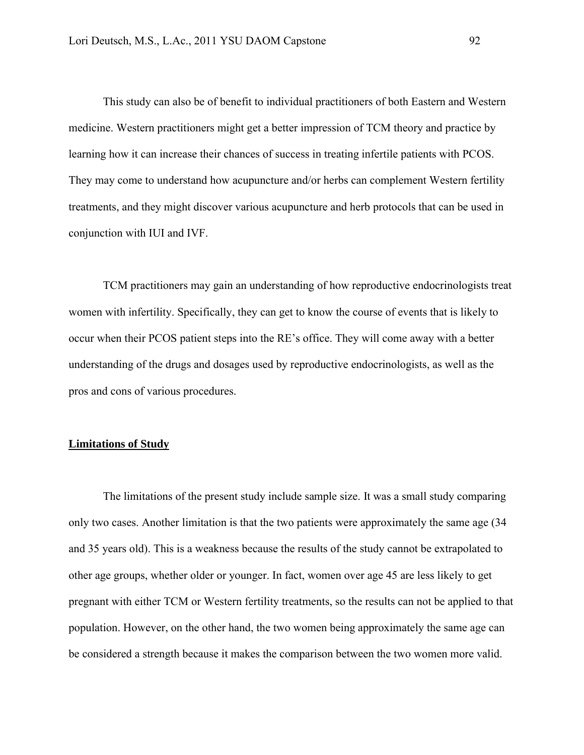This study can also be of benefit to individual practitioners of both Eastern and Western medicine. Western practitioners might get a better impression of TCM theory and practice by learning how it can increase their chances of success in treating infertile patients with PCOS. They may come to understand how acupuncture and/or herbs can complement Western fertility treatments, and they might discover various acupuncture and herb protocols that can be used in conjunction with IUI and IVF.

TCM practitioners may gain an understanding of how reproductive endocrinologists treat women with infertility. Specifically, they can get to know the course of events that is likely to occur when their PCOS patient steps into the RE's office. They will come away with a better understanding of the drugs and dosages used by reproductive endocrinologists, as well as the pros and cons of various procedures.

## Limitations of Study

The limitations of the present study include sample size. It was a small study comparing only two cases. Another limitation is that the two patients were approximately the same age (34 and 35 years old). This is a weakness because the results of the study cannot be extrapolated to other age groups, whether older or younger. In fact, women over age 45 are less likely to get pregnant with either TCM or Western fertility treatments, so the results can not be applied to that population. However, on the other hand, the two women being approximately the same age can be considered a strength because it makes the comparison between the two women more valid.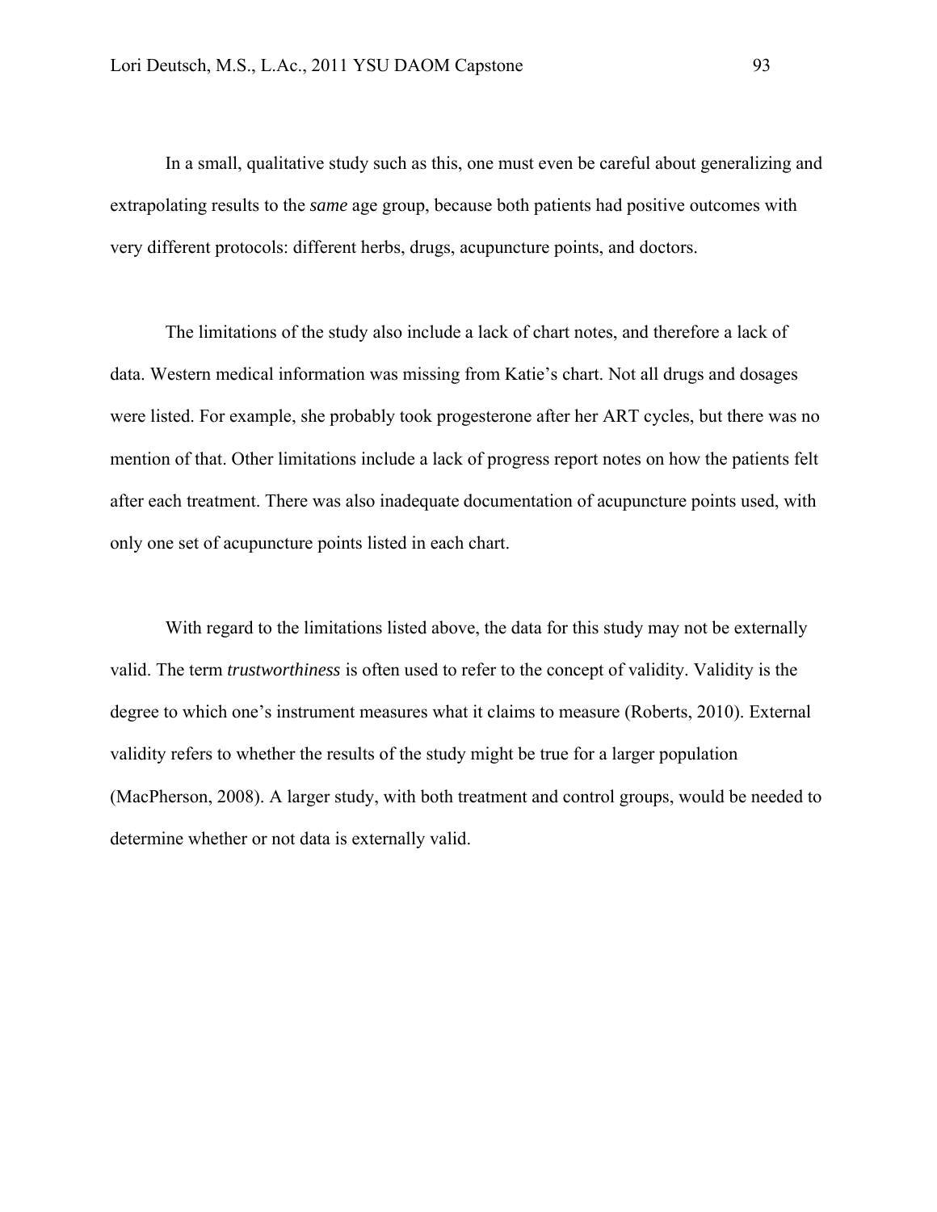In a small, qualitative study such as this, one must even be careful about generalizing and extrapolating results to the *same* age group, because both patients had positive outcomes with very different protocols: different herbs, drugs, acupuncture points, and doctors.

The limitations of the study also include a lack of chart notes, and therefore a lack of data. Western medical information was missing from Katie's chart. Not all drugs and dosages were listed. For example, she probably took progesterone after her ART cycles, but there was no mention of that. Other limitations include a lack of progress report notes on how the patients felt after each treatment. There was also inadequate documentation of acupuncture points used, with only one set of acupuncture points listed in each chart.

With regard to the limitations listed above, the data for this study may not be externally valid. The term *trustworthiness* is often used to refer to the concept of validity. Validity is the degree to which one's instrument measures what it claims to measure (Roberts, 2010). External validity refers to whether the results of the study might be true for a larger population (MacPherson, 2008). A larger study, with both treatment and control groups, would be needed to determine whether or not data is externally valid.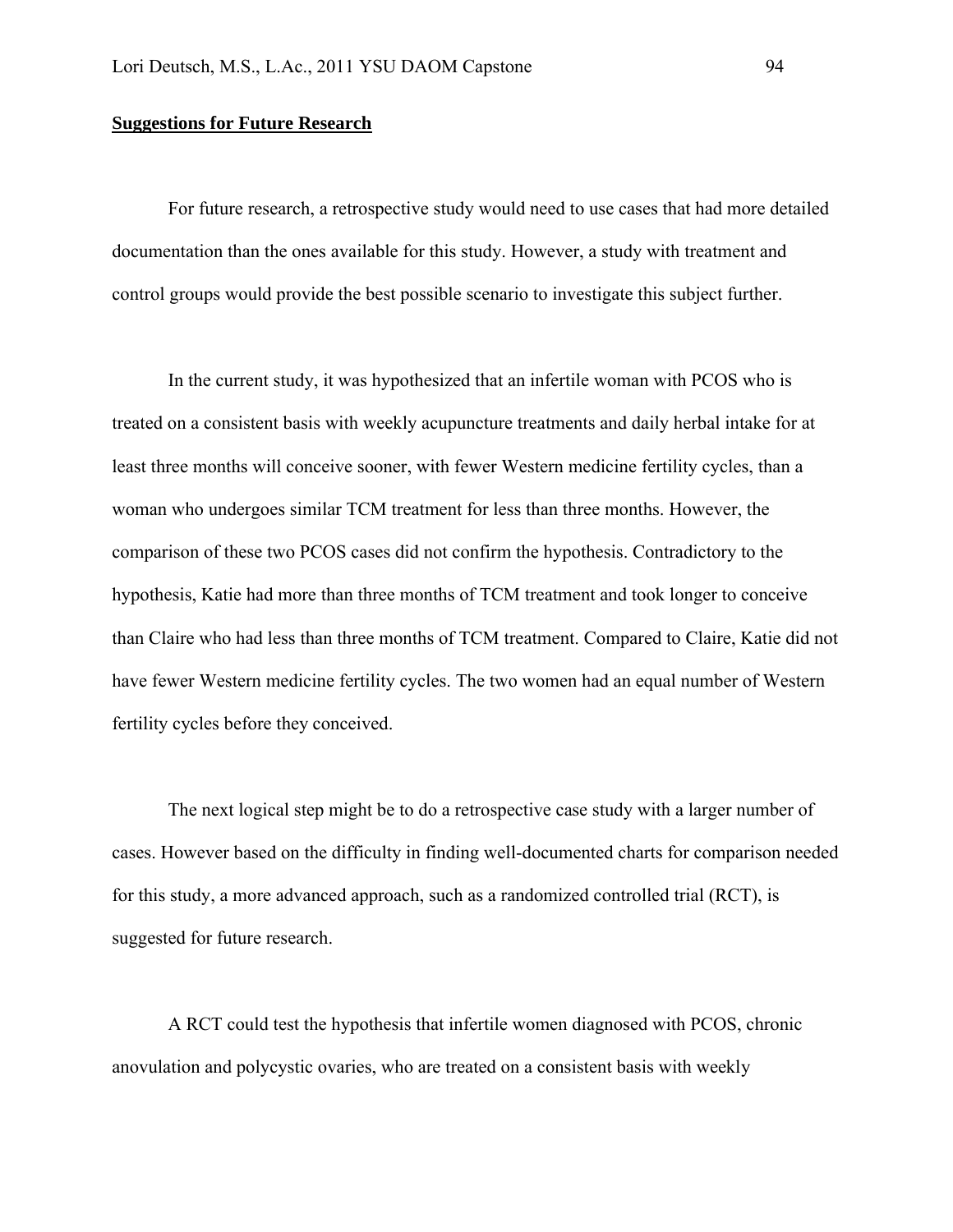**Suggestions for Future Research**

For future research, a retrospective study would need to use cases that had more detailed documentation than the ones available for this study. However, a study with treatment and control groups would provide the best possible scenario to investigate this subject further.

In the current study, it was hypothesized that an infertile woman with PCOS who is treated on a consistent basis with weekly acupuncture treatments and daily herbal intake for at least three months will conceive sooner, with fewer Western medicine fertility cycles, than a woman who undergoes similar TCM treatment for less than three months. However, the comparison of these two PCOS cases did not confirm the hypothesis. Contradictory to the hypothesis, Katie had more than three months of TCM treatment and took longer to conceive than Claire who had less than three months of TCM treatment. Compared to Claire, Katie did not have fewer Western medicine fertility cycles. The two women had an equal number of Western fertility cycles before they conceived.

The next logical step might be to do a retrospective case study with a larger number of cases. However based on the difficulty in finding well-documented charts for comparison needed for this study, a more advanced approach, such as a randomized controlled trial (RCT), is suggested for future research.

A RCT could test the hypothesis that infertile women diagnosed with PCOS, chronic anovulation and polycystic ovaries, who are treated on a consistent basis with weekly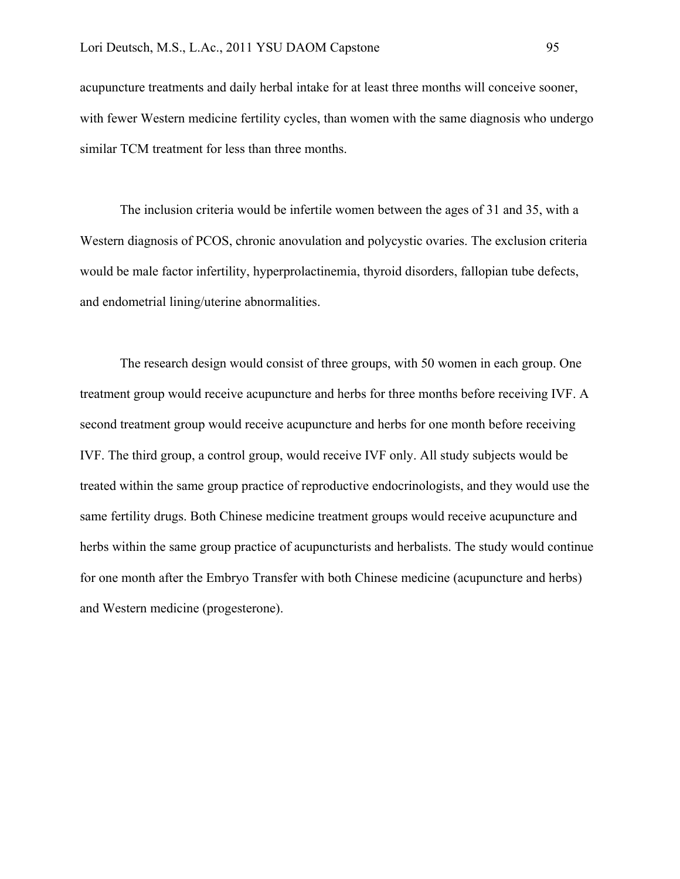acupuncture treatments and daily herbal intake for at least three months will conceive sooner, with fewer Western medicine fertility cycles, than women with the same diagnosis who undergo similar TCM treatment for less than three months.

The inclusion criteria would be infertile women between the ages of 31 and 35, with a Western diagnosis of PCOS, chronic anovulation and polycystic ovaries. The exclusion criteria would be male factor infertility, hyperprolactinemia, thyroid disorders, fallopian tube defects, and endometrial lining/uterine abnormalities.

The research design would consist of three groups, with 50 women in each group. One treatment group would receive acupuncture and herbs for three months before receiving IVF. A second treatment group would receive acupuncture and herbs for one month before receiving IVF. The third group, a control group, would receive IVF only. All study subjects would be treated within the same group practice of reproductive endocrinologists, and they would use the same fertility drugs. Both Chinese medicine treatment groups would receive acupuncture and herbs within the same group practice of acupuncturists and herbalists. The study would continue for one month after the Embryo Transfer with both Chinese medicine (acupuncture and herbs) and Western medicine (progesterone).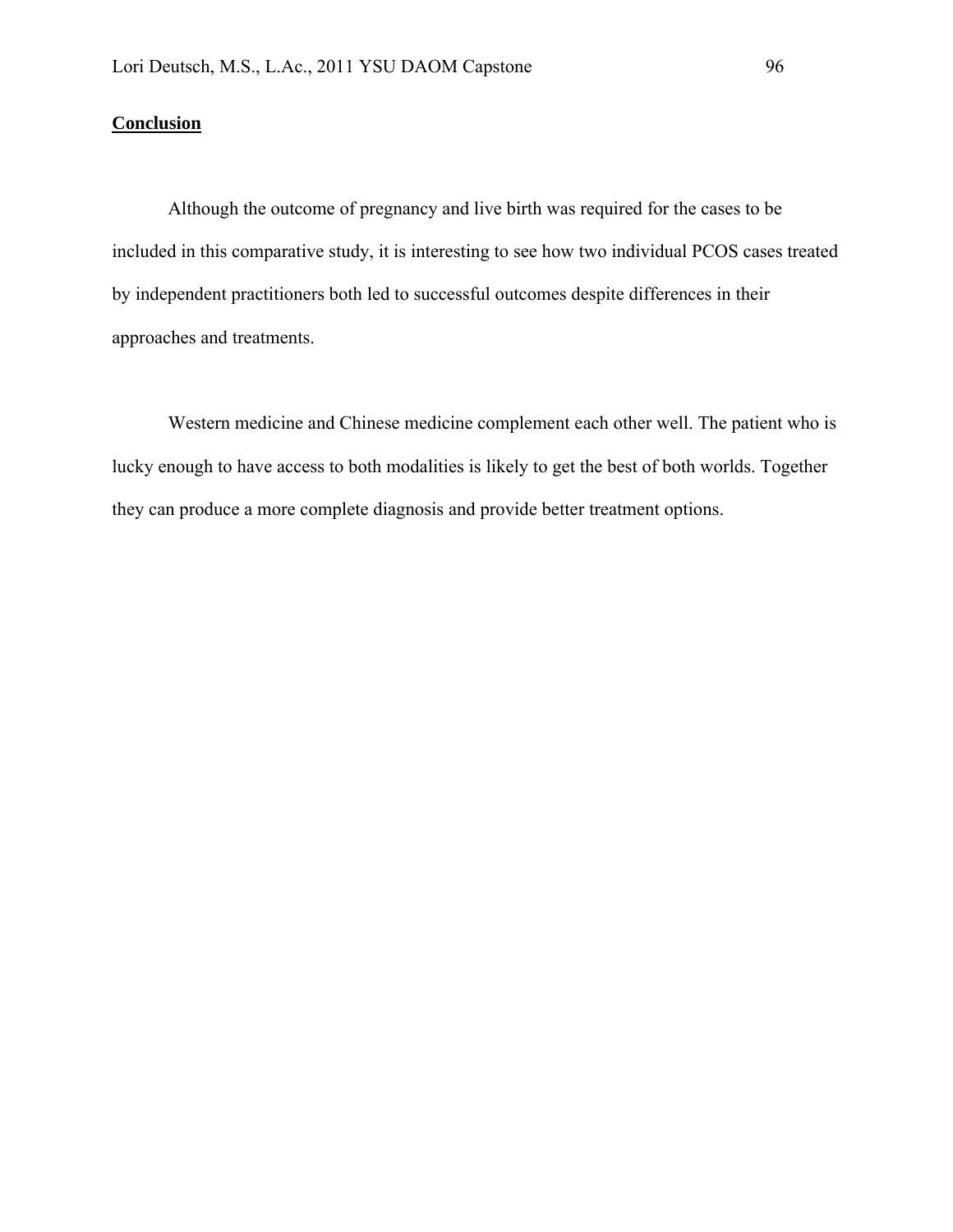## Conclusion

Although the outcome of pregnancy and live birth was required for the cases to be included in this comparative study, it is interesting to see how two individual PCOS cases treated by independent practitioners both led to successful outcomes despite differences in their approaches and treatments.

Western medicine and Chinese medicine complement each other well. The patient who is lucky enough to have access to both modalities is likely to get the best of both worlds. Together they can produce a more complete diagnosis and provide better treatment options.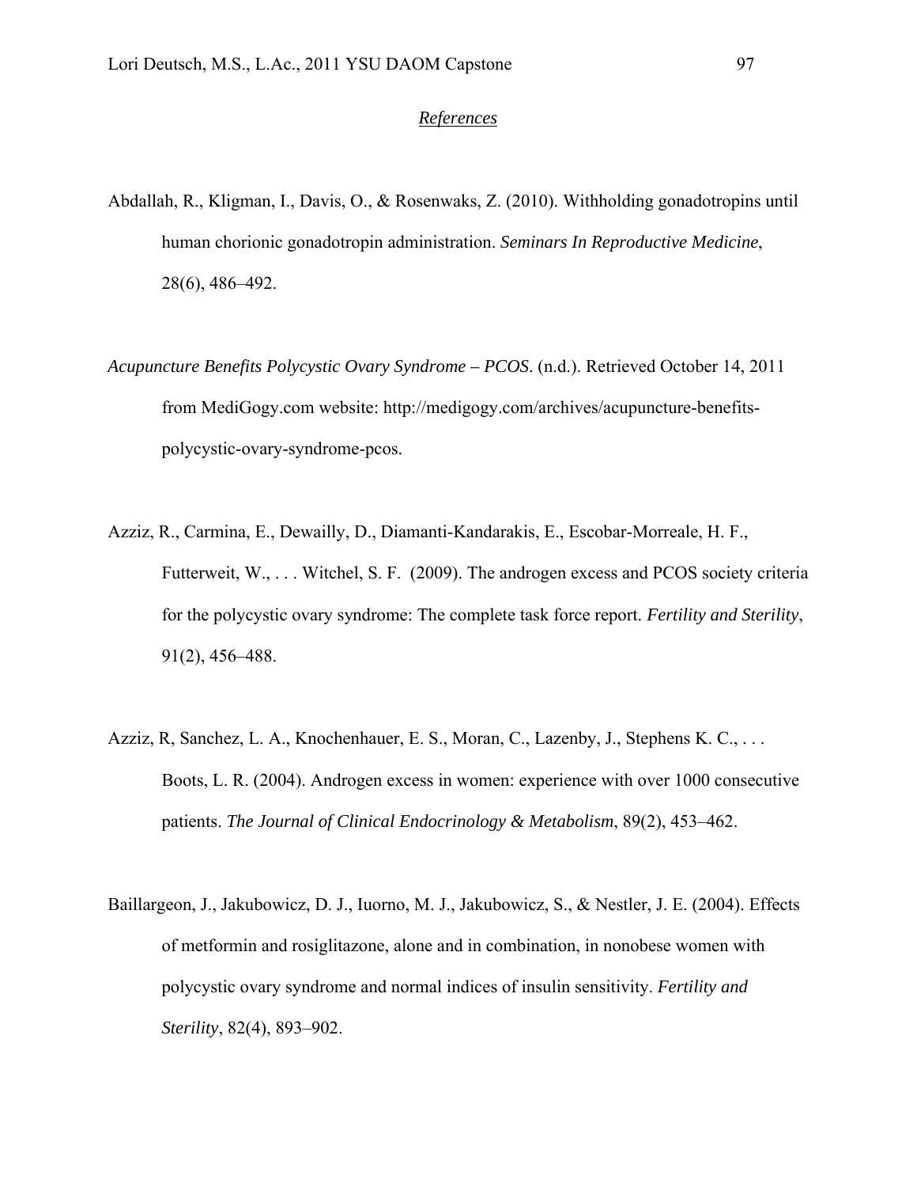## *References*

Abdallah, R., Kligman, I., Davis, O., & Rosenwaks, Z. (2010). Withholding gonadotropins until human chorionic gonadotropin administration. *Seminars In Reproductive Medicine*, 28(6), 486–492.

*Acupuncture Benefits Polycystic Ovary Syndrome – PCOS*. (n.d.). Retrieved October 14, 2011 from MediGogy.com website: http://medigogy.com/archives/acupuncture-benefits-polycystic-ovary-syndrome-pcos.

Azziz, R., Carmina, E., Dewailly, D., Diamanti-Kandarakis, E., Escobar-Morreale, H. F., Futterweit, W., . . . Witchel, S. F. (2009). The androgen excess and PCOS society criteria for the polycystic ovary syndrome: The complete task force report. *Fertility and Sterility*, 91(2), 456–488.

Azziz, R, Sanchez, L. A., Knochenhauer, E. S., Moran, C., Lazenby, J., Stephens K. C., . . . Boots, L. R. (2004). Androgen excess in women: experience with over 1000 consecutive patients. *The Journal of Clinical Endocrinology & Metabolism*, 89(2), 453–462.

Baillargeon, J., Jakubowicz, D. J., Iuorno, M. J., Jakubowicz, S., & Nestler, J. E. (2004). Effects of metformin and rosiglitazone, alone and in combination, in nonobese women with polycystic ovary syndrome and normal indices of insulin sensitivity. *Fertility and Sterility*, 82(4), 893–902.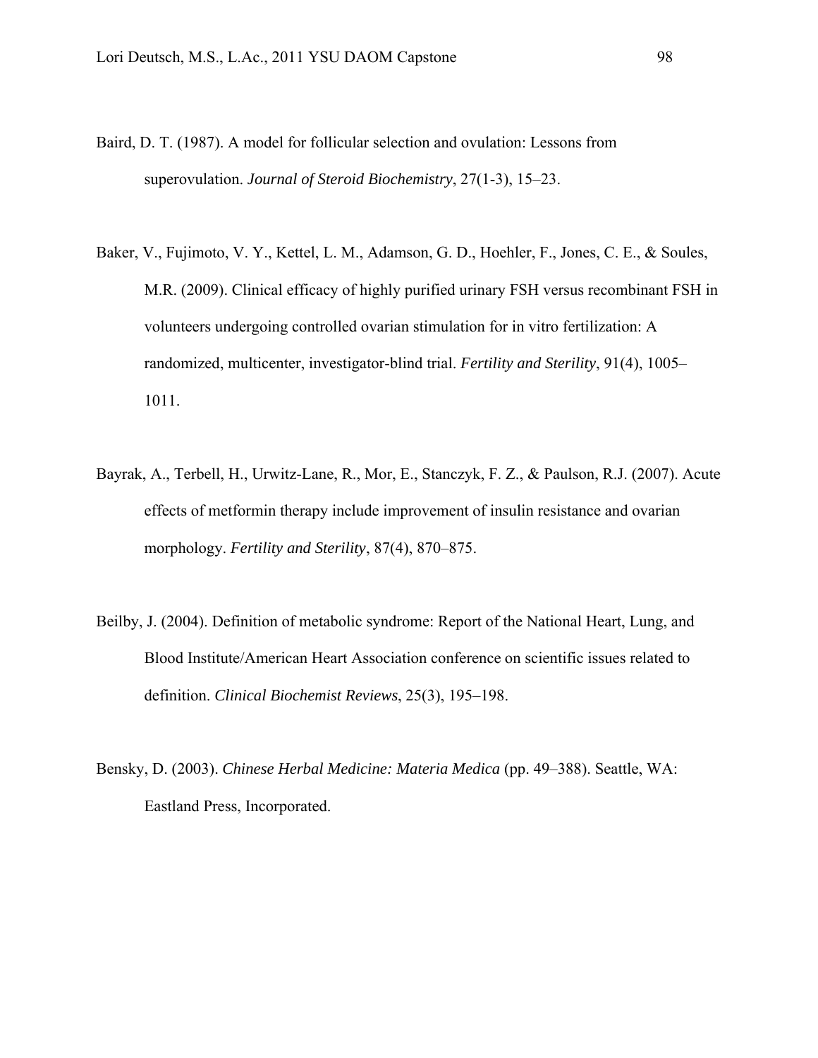Baird, D. T. (1987). A model for follicular selection and ovulation: Lessons from superovulation. *Journal of Steroid Biochemistry*, 27(1-3), 15–23.

Baker, V., Fujimoto, V. Y., Kettel, L. M., Adamson, G. D., Hoehler, F., Jones, C. E., & Soules, M.R. (2009). Clinical efficacy of highly purified urinary FSH versus recombinant FSH in volunteers undergoing controlled ovarian stimulation for in vitro fertilization: A randomized, multicenter, investigator-blind trial. *Fertility and Sterility*, 91(4), 1005–1011.

Bayrak, A., Terbell, H., Urwitz-Lane, R., Mor, E., Stanczyk, F. Z., & Paulson, R.J. (2007). Acute effects of metformin therapy include improvement of insulin resistance and ovarian morphology. *Fertility and Sterility*, 87(4), 870–875.

Beilby, J. (2004). Definition of metabolic syndrome: Report of the National Heart, Lung, and Blood Institute/American Heart Association conference on scientific issues related to definition. *Clinical Biochemist Reviews*, 25(3), 195–198.

Bensky, D. (2003). *Chinese Herbal Medicine: Materia Medica* (pp. 49–388). Seattle, WA: Eastland Press, Incorporated.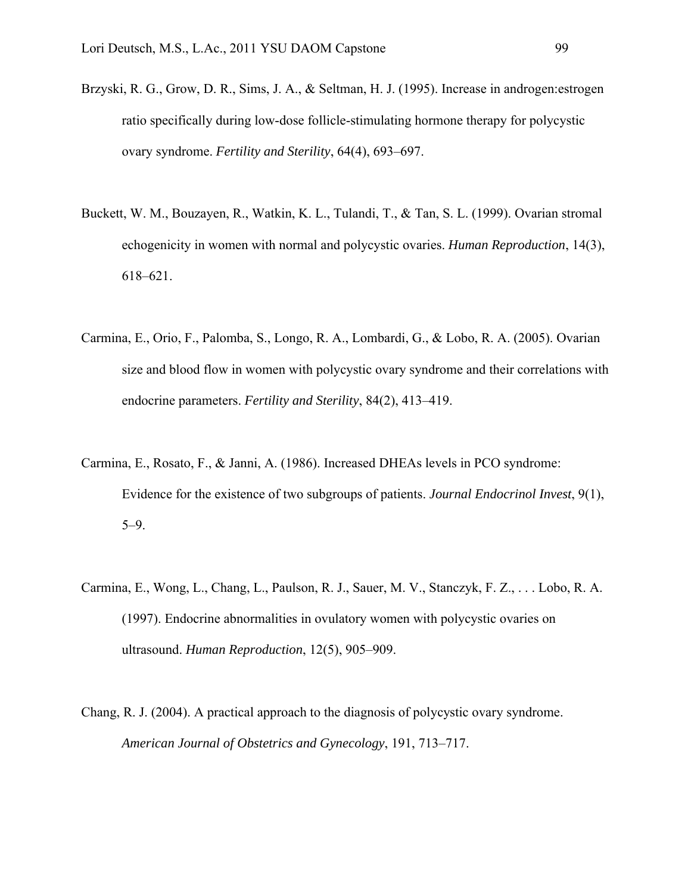Brzyski, R. G., Grow, D. R., Sims, J. A., & Seltman, H. J. (1995). Increase in androgen:estrogen ratio specifically during low-dose follicle-stimulating hormone therapy for polycystic ovary syndrome. *Fertility and Sterility*, 64(4), 693–697.

Buckett, W. M., Bouzayen, R., Watkin, K. L., Tulandi, T., & Tan, S. L. (1999). Ovarian stromal echogenicity in women with normal and polycystic ovaries. *Human Reproduction*, 14(3), 618–621.

Carmina, E., Orio, F., Palomba, S., Longo, R. A., Lombardi, G., & Lobo, R. A. (2005). Ovarian size and blood flow in women with polycystic ovary syndrome and their correlations with endocrine parameters. *Fertility and Sterility*, 84(2), 413–419.

Carmina, E., Rosato, F., & Janni, A. (1986). Increased DHEAs levels in PCO syndrome: Evidence for the existence of two subgroups of patients. *Journal Endocrinol Invest*, 9(1), 5–9.

Carmina, E., Wong, L., Chang, L., Paulson, R. J., Sauer, M. V., Stanczyk, F. Z., . . . Lobo, R. A. (1997). Endocrine abnormalities in ovulatory women with polycystic ovaries on ultrasound. *Human Reproduction*, 12(5), 905–909.

Chang, R. J. (2004). A practical approach to the diagnosis of polycystic ovary syndrome. *American Journal of Obstetrics and Gynecology*, 191, 713–717.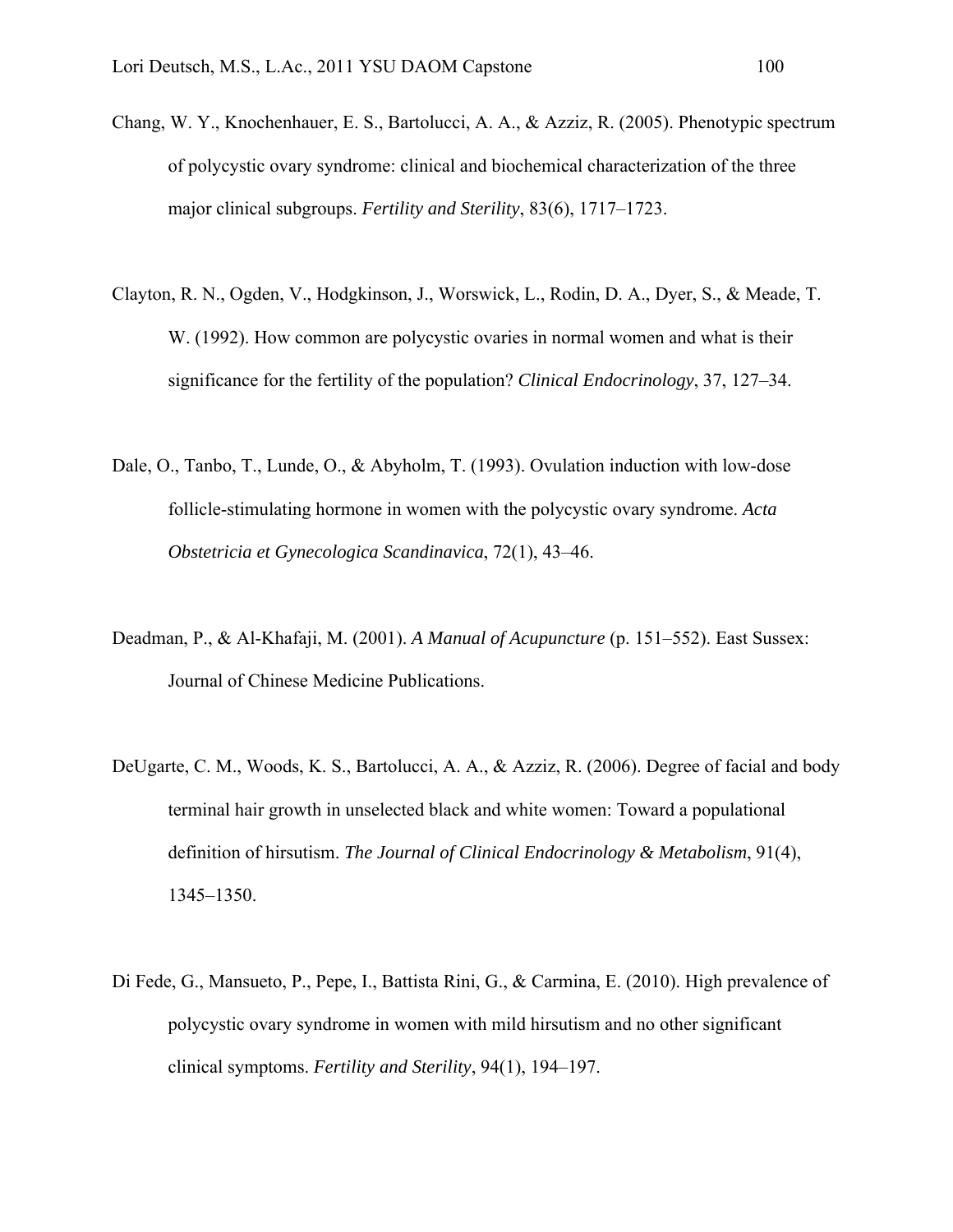Chang, W. Y., Knochenhauer, E. S., Bartolucci, A. A., & Azziz, R. (2005). Phenotypic spectrum of polycystic ovary syndrome: clinical and biochemical characterization of the three major clinical subgroups. *Fertility and Sterility*, 83(6), 1717–1723.

Clayton, R. N., Ogden, V., Hodgkinson, J., Worswick, L., Rodin, D. A., Dyer, S., & Meade, T. W. (1992). How common are polycystic ovaries in normal women and what is their significance for the fertility of the population? *Clinical Endocrinology*, 37, 127–34.

Dale, O., Tanbo, T., Lunde, O., & Abyholm, T. (1993). Ovulation induction with low-dose follicle-stimulating hormone in women with the polycystic ovary syndrome. *Acta Obstetricia et Gynecologica Scandinavica*, 72(1), 43–46.

Deadman, P., & Al-Khafaji, M. (2001). *A Manual of Acupuncture* (p. 151–552). East Sussex: Journal of Chinese Medicine Publications.

DeUgarte, C. M., Woods, K. S., Bartolucci, A. A., & Azziz, R. (2006). Degree of facial and body terminal hair growth in unselected black and white women: Toward a populational definition of hirsutism. *The Journal of Clinical Endocrinology & Metabolism*, 91(4), 1345–1350.

Di Fede, G., Mansueto, P., Pepe, I., Battista Rini, G., & Carmina, E. (2010). High prevalence of polycystic ovary syndrome in women with mild hirsutism and no other significant clinical symptoms. *Fertility and Sterility*, 94(1), 194–197.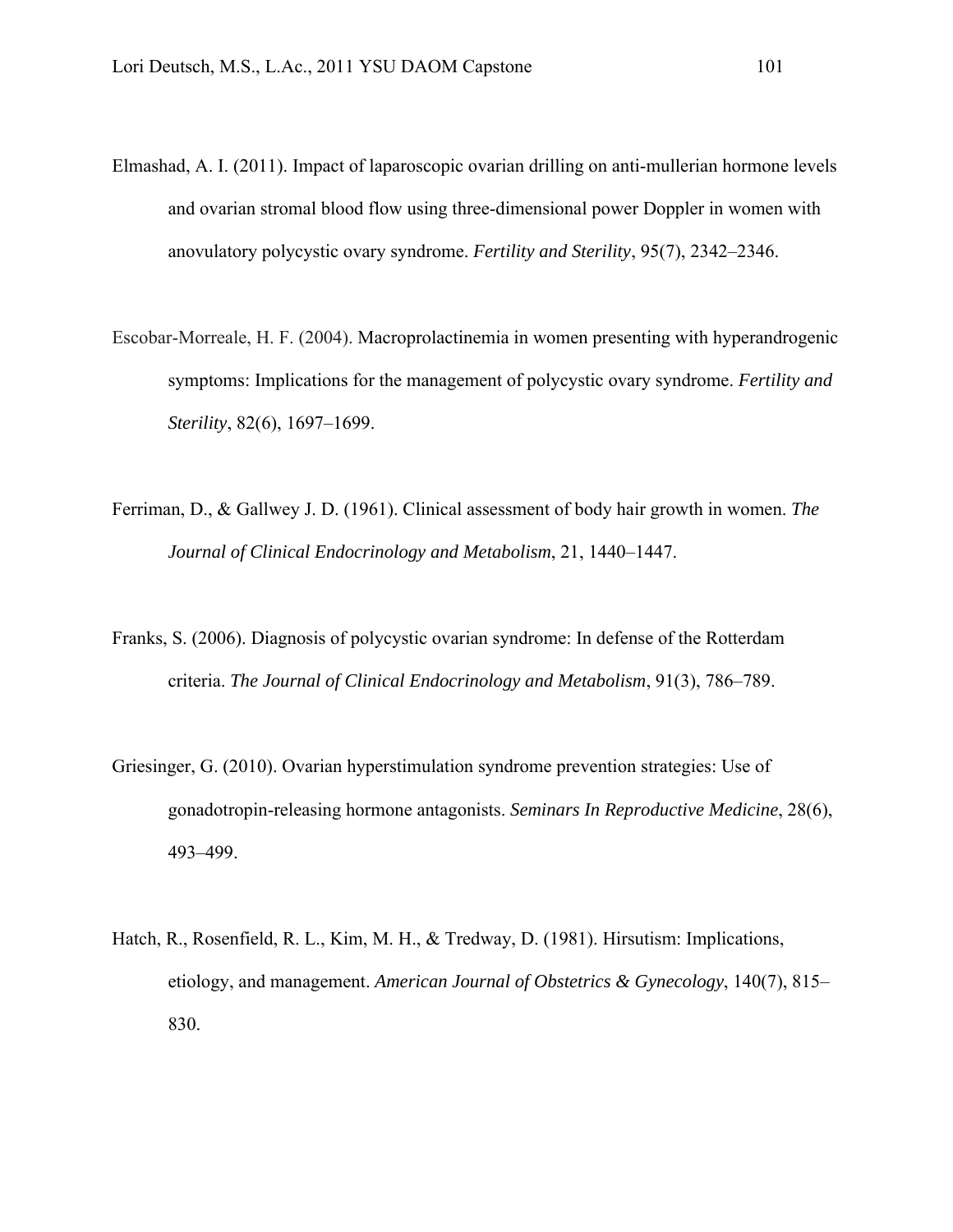Elmashad, A. I. (2011). Impact of laparoscopic ovarian drilling on anti-mullerian hormone levels and ovarian stromal blood flow using three-dimensional power Doppler in women with anovulatory polycystic ovary syndrome. *Fertility and Sterility*, 95(7), 2342–2346.

Escobar-Morreale, H. F. (2004). Macroprolactinemia in women presenting with hyperandrogenic symptoms: Implications for the management of polycystic ovary syndrome. *Fertility and Sterility*, 82(6), 1697–1699.

Ferriman, D., & Gallwey J. D. (1961). Clinical assessment of body hair growth in women. *The Journal of Clinical Endocrinology and Metabolism*, 21, 1440–1447.

Franks, S. (2006). Diagnosis of polycystic ovarian syndrome: In defense of the Rotterdam criteria. *The Journal of Clinical Endocrinology and Metabolism*, 91(3), 786–789.

Griesinger, G. (2010). Ovarian hyperstimulation syndrome prevention strategies: Use of gonadotropin-releasing hormone antagonists. *Seminars In Reproductive Medicine*, 28(6), 493–499.

Hatch, R., Rosenfield, R. L., Kim, M. H., & Tredway, D. (1981). Hirsutism: Implications, etiology, and management. *American Journal of Obstetrics & Gynecology*, 140(7), 815–830.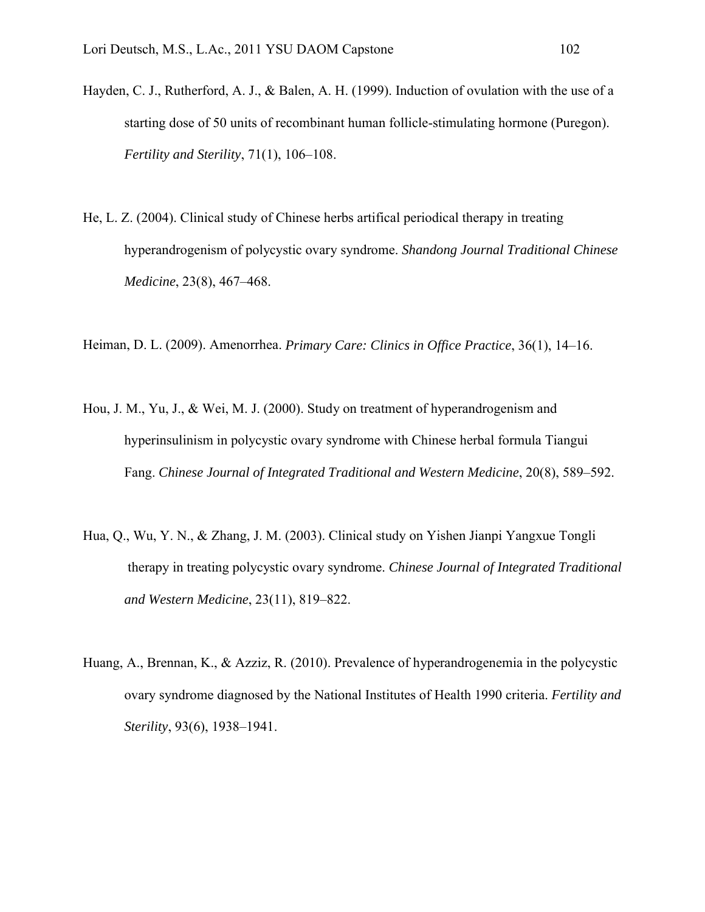Hayden, C. J., Rutherford, A. J., & Balen, A. H. (1999). Induction of ovulation with the use of a starting dose of 50 units of recombinant human follicle-stimulating hormone (Puregon). *Fertility and Sterility*, 71(1), 106–108.

He, L. Z. (2004). Clinical study of Chinese herbs artifical periodical therapy in treating hyperandrogenism of polycystic ovary syndrome. *Shandong Journal Traditional Chinese Medicine*, 23(8), 467–468.

Heiman, D. L. (2009). Amenorrhea. *Primary Care: Clinics in Office Practice*, 36(1), 14–16.

Hou, J. M., Yu, J., & Wei, M. J. (2000). Study on treatment of hyperandrogenism and hyperinsulinism in polycystic ovary syndrome with Chinese herbal formula Tiangui Fang. *Chinese Journal of Integrated Traditional and Western Medicine*, 20(8), 589–592.

Hua, Q., Wu, Y. N., & Zhang, J. M. (2003). Clinical study on Yishen Jianpi Yangxue Tongli therapy in treating polycystic ovary syndrome. *Chinese Journal of Integrated Traditional and Western Medicine*, 23(11), 819–822.

Huang, A., Brennan, K., & Azziz, R. (2010). Prevalence of hyperandrogenemia in the polycystic ovary syndrome diagnosed by the National Institutes of Health 1990 criteria. *Fertility and Sterility*, 93(6), 1938–1941.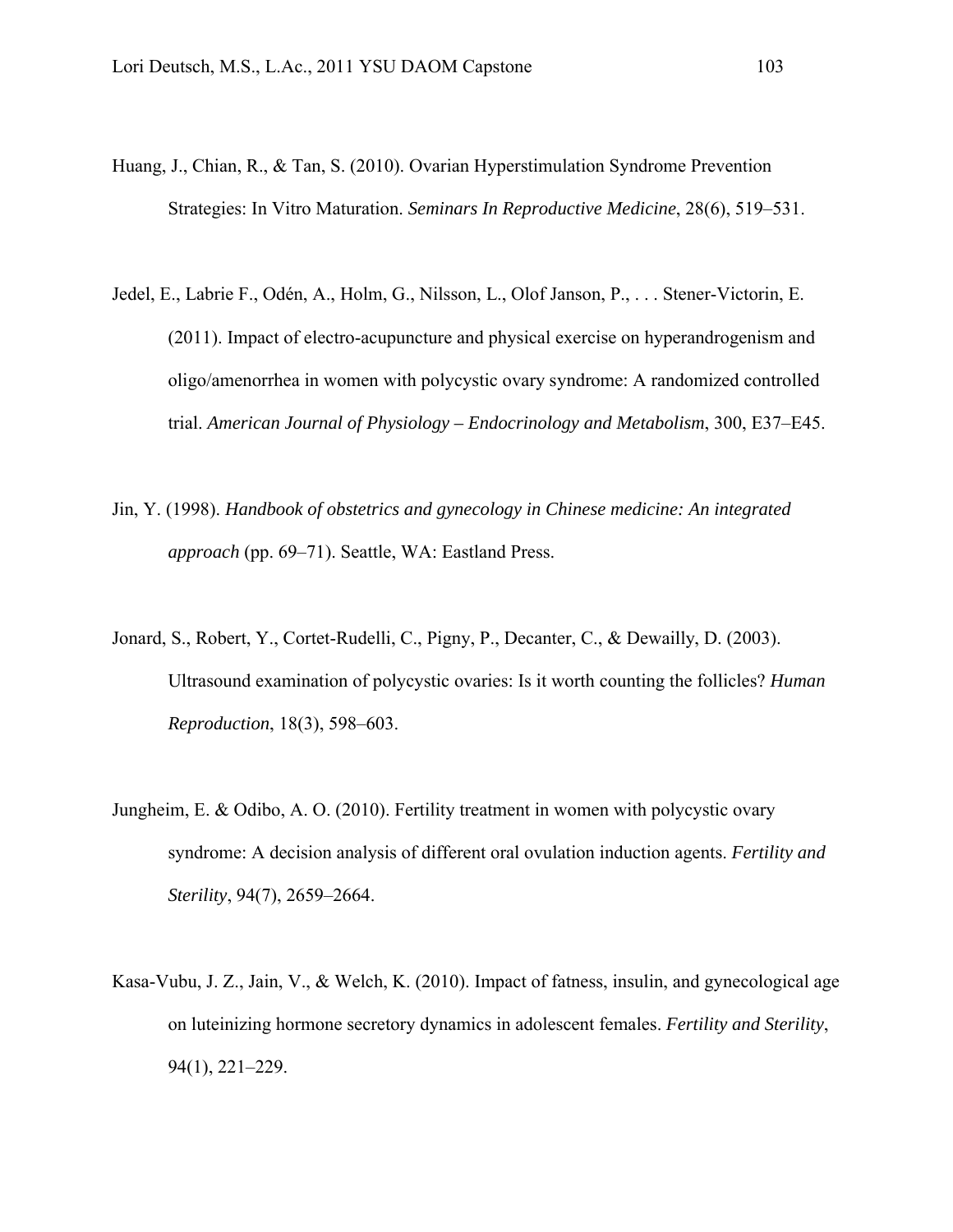Huang, J., Chian, R., & Tan, S. (2010). Ovarian Hyperstimulation Syndrome Prevention Strategies: In Vitro Maturation. *Seminars In Reproductive Medicine*, 28(6), 519–531.

Jedel, E., Labrie F., Odén, A., Holm, G., Nilsson, L., Olof Janson, P., . . . Stener-Victorin, E. (2011). Impact of electro-acupuncture and physical exercise on hyperandrogenism and oligo/amenorrhea in women with polycystic ovary syndrome: A randomized controlled trial. *American Journal of Physiology – Endocrinology and Metabolism*, 300, E37–E45.

Jin, Y. (1998). *Handbook of obstetrics and gynecology in Chinese medicine: An integrated approach* (pp. 69–71). Seattle, WA: Eastland Press.

Jonard, S., Robert, Y., Cortet-Rudelli, C., Pigny, P., Decanter, C., & Dewailly, D. (2003). Ultrasound examination of polycystic ovaries: Is it worth counting the follicles? *Human Reproduction*, 18(3), 598–603.

Jungheim, E. & Odibo, A. O. (2010). Fertility treatment in women with polycystic ovary syndrome: A decision analysis of different oral ovulation induction agents. *Fertility and Sterility*, 94(7), 2659–2664.

Kasa-Vubu, J. Z., Jain, V., & Welch, K. (2010). Impact of fatness, insulin, and gynecological age on luteinizing hormone secretory dynamics in adolescent females. *Fertility and Sterility*, 94(1), 221–229.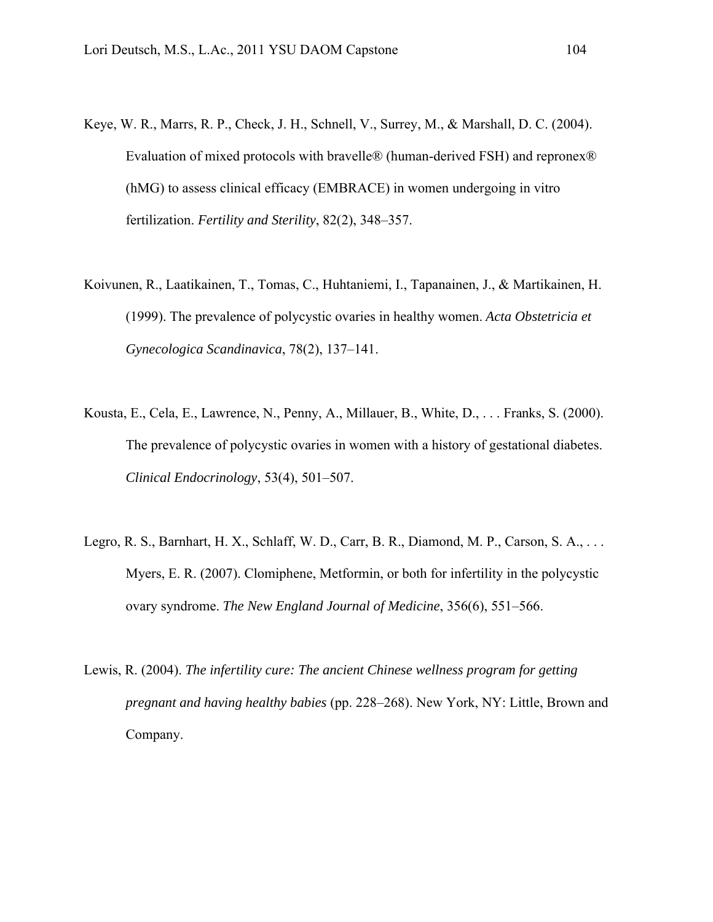Keye, W. R., Marrs, R. P., Check, J. H., Schnell, V., Surrey, M., & Marshall, D. C. (2004). Evaluation of mixed protocols with bravelle® (human-derived FSH) and repronex® (hMG) to assess clinical efficacy (EMBRACE) in women undergoing in vitro fertilization. *Fertility and Sterility*, 82(2), 348–357.

Koivunen, R., Laatikainen, T., Tomas, C., Huhtaniemi, I., Tapanainen, J., & Martikainen, H. (1999). The prevalence of polycystic ovaries in healthy women. *Acta Obstetricia et Gynecologica Scandinavica*, 78(2), 137–141.

Kousta, E., Cela, E., Lawrence, N., Penny, A., Millauer, B., White, D., . . . Franks, S. (2000). The prevalence of polycystic ovaries in women with a history of gestational diabetes. *Clinical Endocrinology*, 53(4), 501–507.

Legro, R. S., Barnhart, H. X., Schlaff, W. D., Carr, B. R., Diamond, M. P., Carson, S. A., . . . Myers, E. R. (2007). Clomiphene, Metformin, or both for infertility in the polycystic ovary syndrome. *The New England Journal of Medicine*, 356(6), 551–566.

Lewis, R. (2004). *The infertility cure: The ancient Chinese wellness program for getting pregnant and having healthy babies* (pp. 228–268). New York, NY: Little, Brown and Company.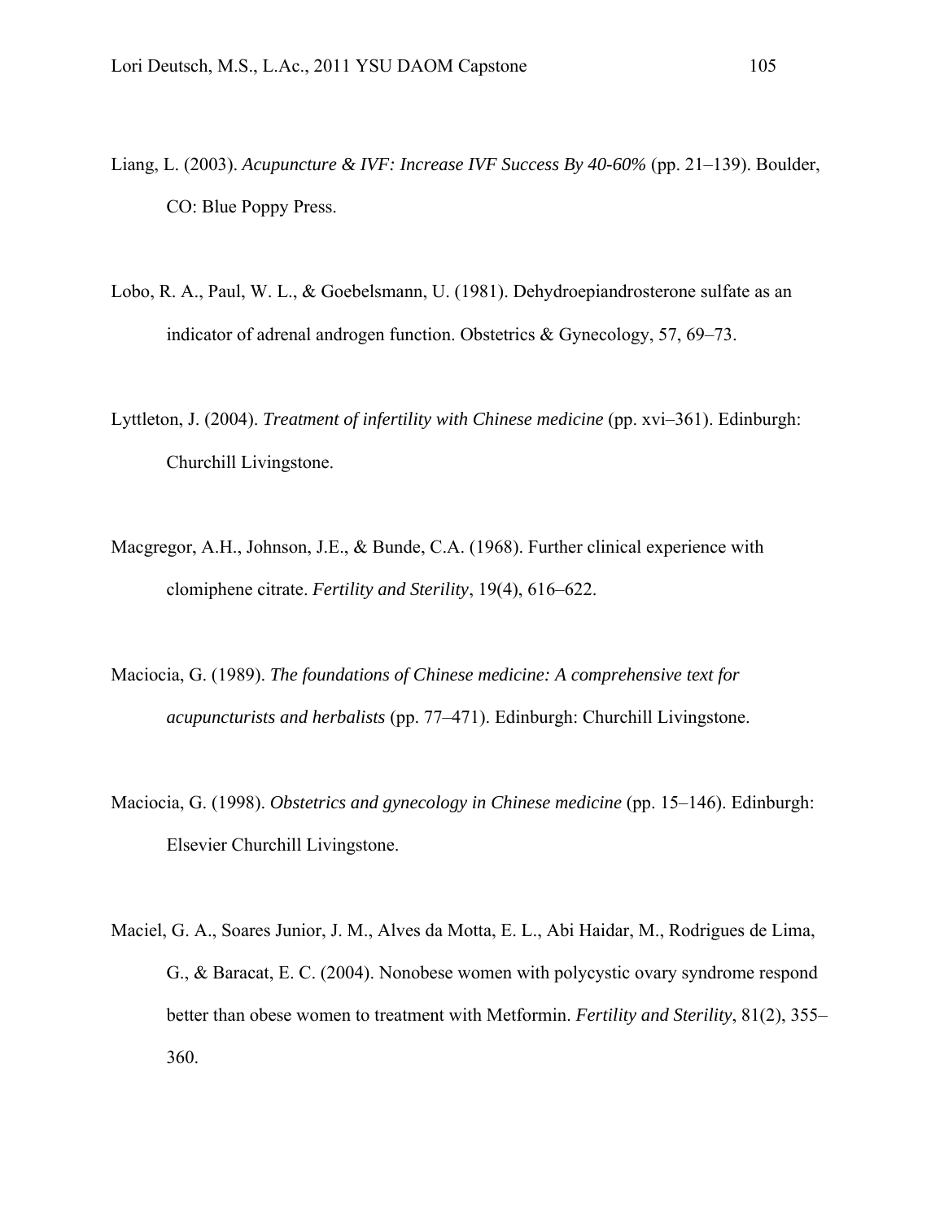Liang, L. (2003). *Acupuncture & IVF: Increase IVF Success By 40-60%* (pp. 21–139). Boulder, CO: Blue Poppy Press.

Lobo, R. A., Paul, W. L., & Goebelsmann, U. (1981). Dehydroepiandrosterone sulfate as an indicator of adrenal androgen function. Obstetrics & Gynecology, 57, 69–73.

Lyttleton, J. (2004). *Treatment of infertility with Chinese medicine* (pp. xvi–361). Edinburgh: Churchill Livingstone.

Macgregor, A.H., Johnson, J.E., & Bunde, C.A. (1968). Further clinical experience with clomiphene citrate. *Fertility and Sterility*, 19(4), 616–622.

Maciocia, G. (1989). *The foundations of Chinese medicine: A comprehensive text for acupuncturists and herbalists* (pp. 77–471). Edinburgh: Churchill Livingstone.

Maciocia, G. (1998). *Obstetrics and gynecology in Chinese medicine* (pp. 15–146). Edinburgh: Elsevier Churchill Livingstone.

Maciel, G. A., Soares Junior, J. M., Alves da Motta, E. L., Abi Haidar, M., Rodrigues de Lima, G., & Baracat, E. C. (2004). Nonobese women with polycystic ovary syndrome respond better than obese women to treatment with Metformin. *Fertility and Sterility*, 81(2), 355–360.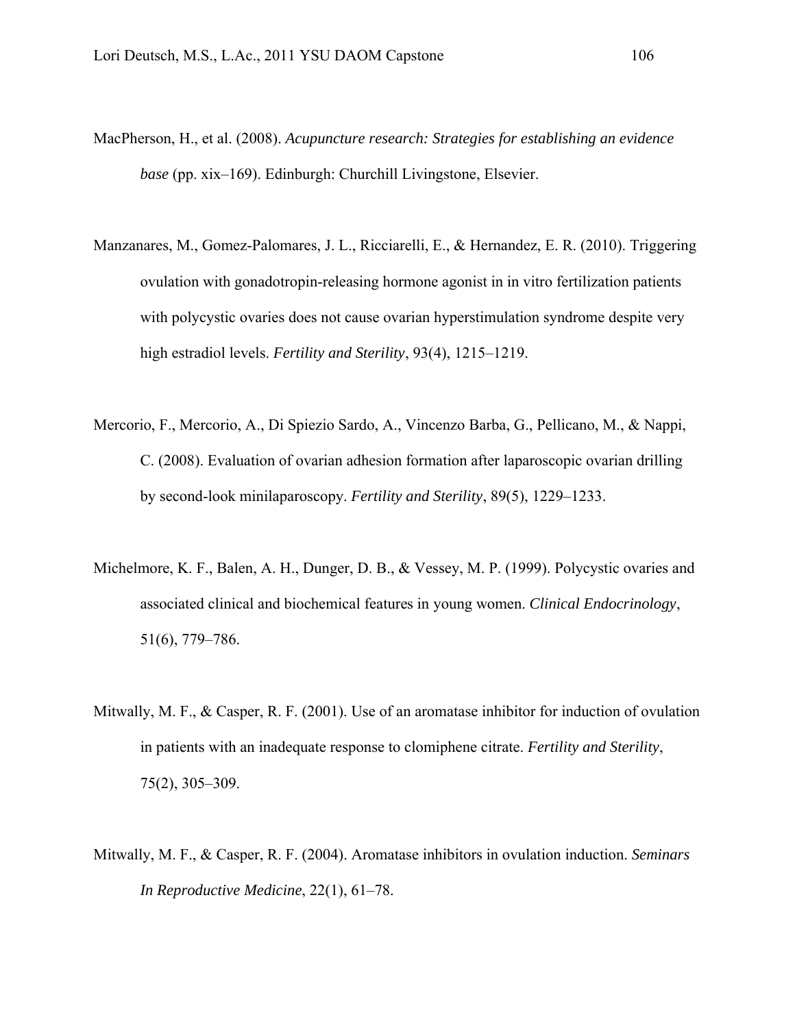MacPherson, H., et al. (2008). *Acupuncture research: Strategies for establishing an evidence base* (pp. xix–169). Edinburgh: Churchill Livingstone, Elsevier.

Manzanares, M., Gomez-Palomares, J. L., Ricciarelli, E., & Hernandez, E. R. (2010). Triggering ovulation with gonadotropin-releasing hormone agonist in in vitro fertilization patients with polycystic ovaries does not cause ovarian hyperstimulation syndrome despite very high estradiol levels. *Fertility and Sterility*, 93(4), 1215–1219.

Mercorio, F., Mercorio, A., Di Spiezio Sardo, A., Vincenzo Barba, G., Pellicano, M., & Nappi, C. (2008). Evaluation of ovarian adhesion formation after laparoscopic ovarian drilling by second-look minilaparoscopy. *Fertility and Sterility*, 89(5), 1229–1233.

Michelmore, K. F., Balen, A. H., Dunger, D. B., & Vessey, M. P. (1999). Polycystic ovaries and associated clinical and biochemical features in young women. *Clinical Endocrinology*, 51(6), 779–786.

Mitwally, M. F., & Casper, R. F. (2001). Use of an aromatase inhibitor for induction of ovulation in patients with an inadequate response to clomiphene citrate. *Fertility and Sterility*, 75(2), 305–309.

Mitwally, M. F., & Casper, R. F. (2004). Aromatase inhibitors in ovulation induction. *Seminars In Reproductive Medicine*, 22(1), 61–78.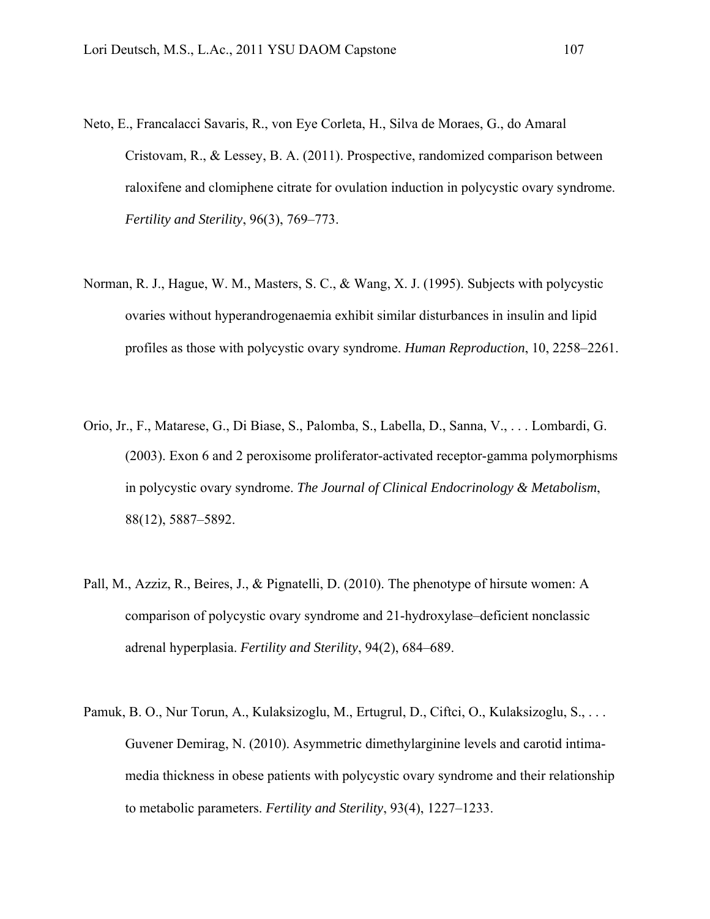Neto, E., Francalacci Savaris, R., von Eye Corleta, H., Silva de Moraes, G., do Amaral Cristovam, R., & Lessey, B. A. (2011). Prospective, randomized comparison between raloxifene and clomiphene citrate for ovulation induction in polycystic ovary syndrome. *Fertility and Sterility*, 96(3), 769–773.

Norman, R. J., Hague, W. M., Masters, S. C., & Wang, X. J. (1995). Subjects with polycystic ovaries without hyperandrogenaemia exhibit similar disturbances in insulin and lipid profiles as those with polycystic ovary syndrome. *Human Reproduction*, 10, 2258–2261.

Orio, Jr., F., Matarese, G., Di Biase, S., Palomba, S., Labella, D., Sanna, V., . . . Lombardi, G. (2003). Exon 6 and 2 peroxisome proliferator-activated receptor-gamma polymorphisms in polycystic ovary syndrome. *The Journal of Clinical Endocrinology & Metabolism*, 88(12), 5887–5892.

Pall, M., Azziz, R., Beires, J., & Pignatelli, D. (2010). The phenotype of hirsute women: A comparison of polycystic ovary syndrome and 21-hydroxylase–deficient nonclassic adrenal hyperplasia. *Fertility and Sterility*, 94(2), 684–689.

Pamuk, B. O., Nur Torun, A., Kulaksizoglu, M., Ertugrul, D., Ciftci, O., Kulaksizoglu, S., . . . Guvener Demirag, N. (2010). Asymmetric dimethylarginine levels and carotid intima-media thickness in obese patients with polycystic ovary syndrome and their relationship to metabolic parameters. *Fertility and Sterility*, 93(4), 1227–1233.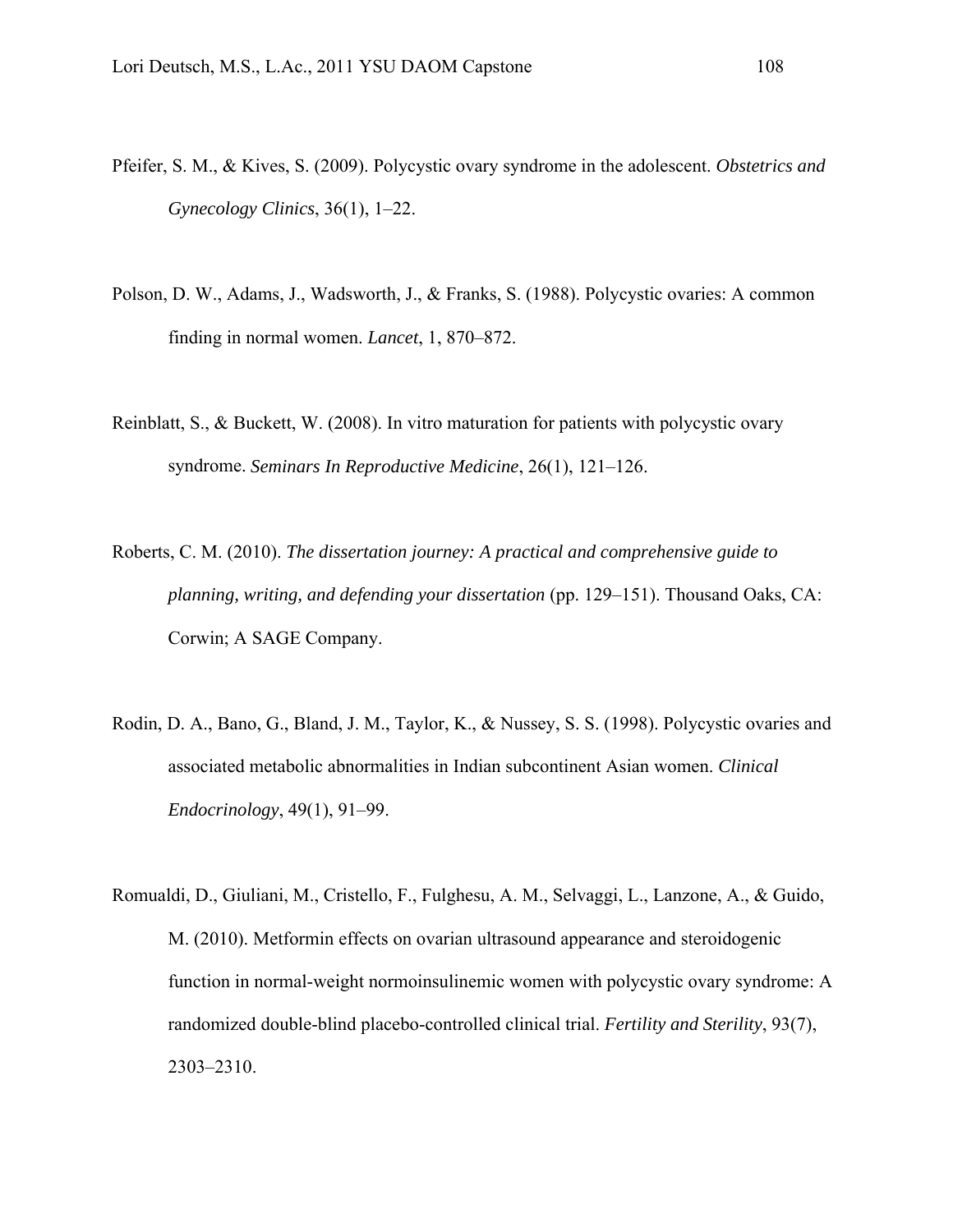Pfeifer, S. M., & Kives, S. (2009). Polycystic ovary syndrome in the adolescent. *Obstetrics and Gynecology Clinics*, 36(1), 1–22.

Polson, D. W., Adams, J., Wadsworth, J., & Franks, S. (1988). Polycystic ovaries: A common finding in normal women. *Lancet*, 1, 870–872.

Reinblatt, S., & Buckett, W. (2008). In vitro maturation for patients with polycystic ovary syndrome. *Seminars In Reproductive Medicine*, 26(1), 121–126.

Roberts, C. M. (2010). *The dissertation journey: A practical and comprehensive guide to planning, writing, and defending your dissertation* (pp. 129–151). Thousand Oaks, CA: Corwin; A SAGE Company.

Rodin, D. A., Bano, G., Bland, J. M., Taylor, K., & Nussey, S. S. (1998). Polycystic ovaries and associated metabolic abnormalities in Indian subcontinent Asian women. *Clinical Endocrinology*, 49(1), 91–99.

Romualdi, D., Giuliani, M., Cristello, F., Fulghesu, A. M., Selvaggi, L., Lanzone, A., & Guido, M. (2010). Metformin effects on ovarian ultrasound appearance and steroidogenic function in normal-weight normoinsulinemic women with polycystic ovary syndrome: A randomized double-blind placebo-controlled clinical trial. *Fertility and Sterility*, 93(7), 2303–2310.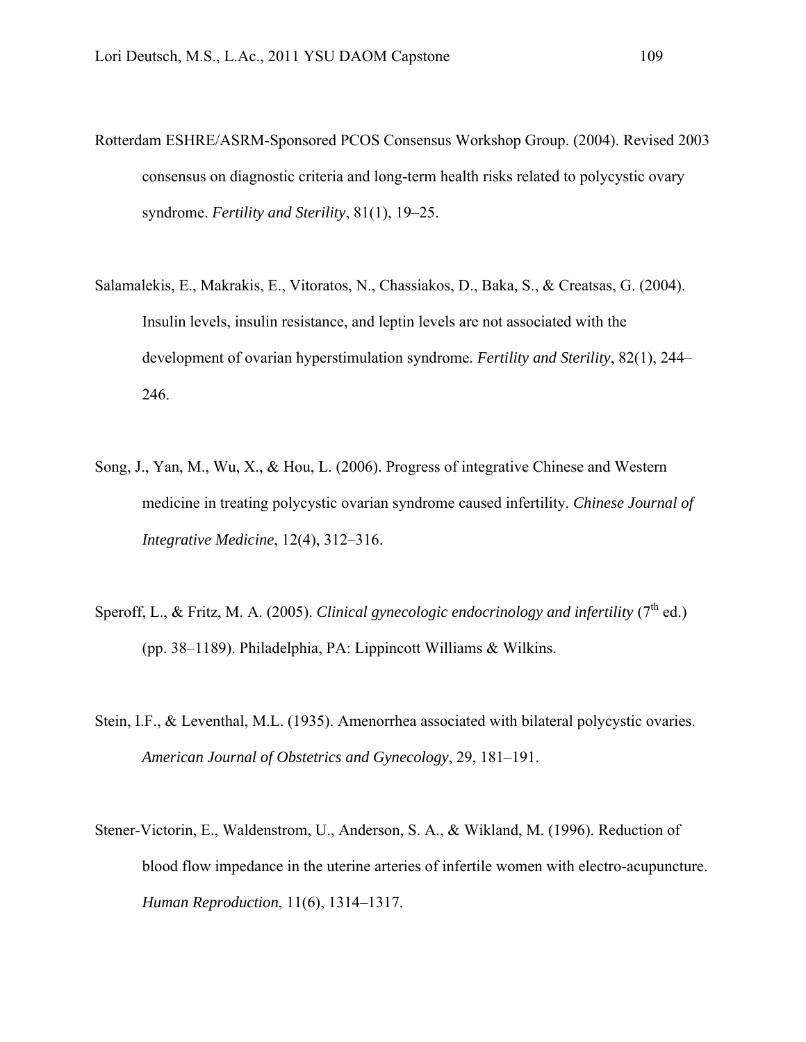Rotterdam ESHRE/ASRM-Sponsored PCOS Consensus Workshop Group. (2004). Revised 2003 consensus on diagnostic criteria and long-term health risks related to polycystic ovary syndrome. *Fertility and Sterility*, 81(1), 19–25.

Salamalekis, E., Makrakis, E., Vitoratos, N., Chassiakos, D., Baka, S., & Creatsas, G. (2004). Insulin levels, insulin resistance, and leptin levels are not associated with the development of ovarian hyperstimulation syndrome. *Fertility and Sterility*, 82(1), 244–246.

Song, J., Yan, M., Wu, X., & Hou, L. (2006). Progress of integrative Chinese and Western medicine in treating polycystic ovarian syndrome caused infertility. *Chinese Journal of Integrative Medicine*, 12(4), 312–316.

Speroff, L., & Fritz, M. A. (2005). *Clinical gynecologic endocrinology and infertility* (7th ed.) (pp. 38–1189). Philadelphia, PA: Lippincott Williams & Wilkins.

Stein, I.F., & Leventhal, M.L. (1935). Amenorrhea associated with bilateral polycystic ovaries. *American Journal of Obstetrics and Gynecology*, 29, 181–191.

Stener-Victorin, E., Waldenstrom, U., Anderson, S. A., & Wikland, M. (1996). Reduction of blood flow impedance in the uterine arteries of infertile women with electro-acupuncture. *Human Reproduction*, 11(6), 1314–1317.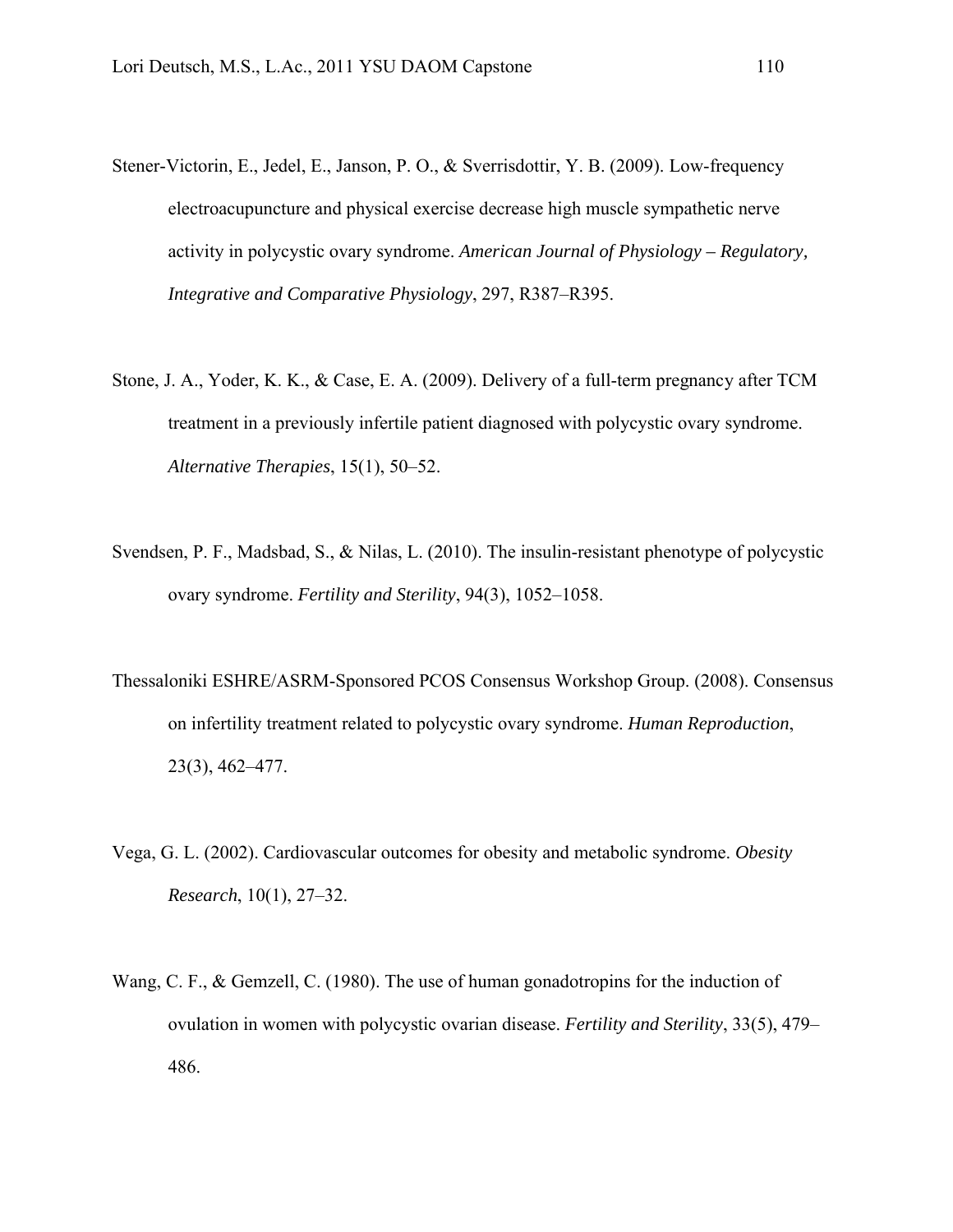Stener-Victorin, E., Jedel, E., Janson, P. O., & Sverrisdottir, Y. B. (2009). Low-frequency electroacupuncture and physical exercise decrease high muscle sympathetic nerve activity in polycystic ovary syndrome. *American Journal of Physiology – Regulatory, Integrative and Comparative Physiology*, 297, R387–R395.

Stone, J. A., Yoder, K. K., & Case, E. A. (2009). Delivery of a full-term pregnancy after TCM treatment in a previously infertile patient diagnosed with polycystic ovary syndrome. *Alternative Therapies*, 15(1), 50–52.

Svendsen, P. F., Madsbad, S., & Nilas, L. (2010). The insulin-resistant phenotype of polycystic ovary syndrome. *Fertility and Sterility*, 94(3), 1052–1058.

Thessaloniki ESHRE/ASRM-Sponsored PCOS Consensus Workshop Group. (2008). Consensus on infertility treatment related to polycystic ovary syndrome. *Human Reproduction*, 23(3), 462–477.

Vega, G. L. (2002). Cardiovascular outcomes for obesity and metabolic syndrome. *Obesity Research*, 10(1), 27–32.

Wang, C. F., & Gemzell, C. (1980). The use of human gonadotropins for the induction of ovulation in women with polycystic ovarian disease. *Fertility and Sterility*, 33(5), 479–486.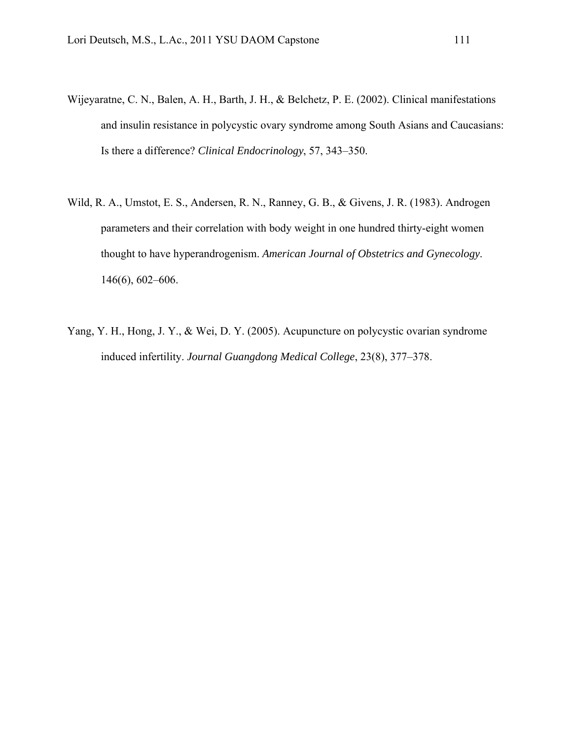Wijeyaratne, C. N., Balen, A. H., Barth, J. H., & Belchetz, P. E. (2002). Clinical manifestations and insulin resistance in polycystic ovary syndrome among South Asians and Caucasians: Is there a difference? *Clinical Endocrinology*, 57, 343–350.

Wild, R. A., Umstot, E. S., Andersen, R. N., Ranney, G. B., & Givens, J. R. (1983). Androgen parameters and their correlation with body weight in one hundred thirty-eight women thought to have hyperandrogenism. *American Journal of Obstetrics and Gynecology*. 146(6), 602–606.

Yang, Y. H., Hong, J. Y., & Wei, D. Y. (2005). Acupuncture on polycystic ovarian syndrome induced infertility. *Journal Guangdong Medical College*, 23(8), 377–378.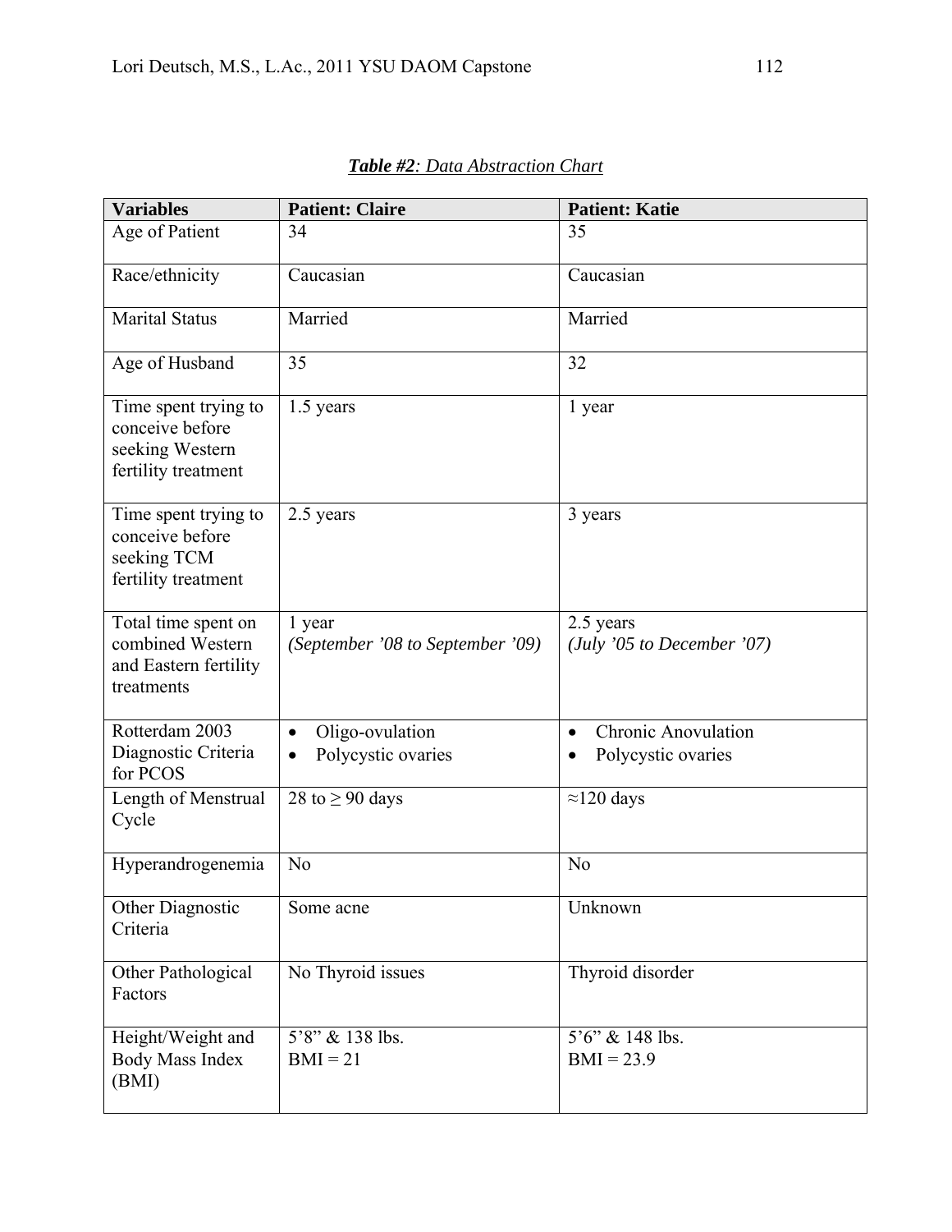***Table #2**: Data Abstraction Chart*

| Variables | Patient: Claire | Patient: Katie |
|---|---|---|
| Age of Patient | 34 | 35 |
| Race/ethnicity | Caucasian | Caucasian |
| Marital Status | Married | Married |
| Age of Husband | 35 | 32 |
| Time spent trying to conceive before seeking Western fertility treatment | 1.5 years | 1 year |
| Time spent trying to conceive before seeking TCM fertility treatment | 2.5 years | 3 years |
| Total time spent on combined Western and Eastern fertility treatments | 1 year *(September '08 to September '09)* | 2.5 years *(July '05 to December '07)* |
| Rotterdam 2003 Diagnostic Criteria for PCOS | • Oligo-ovulation • Polycystic ovaries | • Chronic Anovulation • Polycystic ovaries |
| Length of Menstrual Cycle | 28 to $\geq$ 90 days | $\approx$120 days |
| Hyperandrogenemia | No | No |
| Other Diagnostic Criteria | Some acne | Unknown |
| Other Pathological Factors | No Thyroid issues | Thyroid disorder |
| Height/Weight and Body Mass Index (BMI) | 5'8" & 138 lbs. BMI = 21 | 5'6" & 148 lbs. BMI = 23.9 |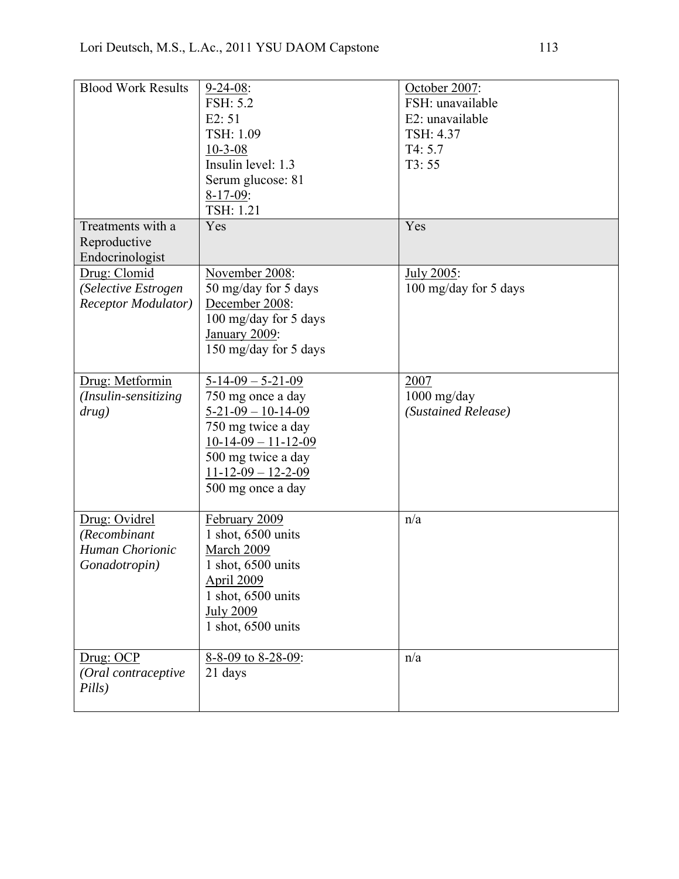| | | |
|---|---|---|
| Blood Work Results | 9-24-08:<br>FSH: 5.2<br>E2: 51<br>TSH: 1.09<br>10-3-08<br>Insulin level: 1.3<br>Serum glucose: 81<br>8-17-09:<br>TSH: 1.21 | October 2007:<br>FSH: unavailable<br>E2: unavailable<br>TSH: 4.37<br>T4: 5.7<br>T3: 55 |
| Treatments with a Reproductive Endocrinologist | Yes | Yes |
| Drug: Clomid<br>*(Selective Estrogen Receptor Modulator)* | November 2008:<br>50 mg/day for 5 days<br>December 2008:<br>100 mg/day for 5 days<br>January 2009:<br>150 mg/day for 5 days | July 2005:<br>100 mg/day for 5 days |
| Drug: Metformin<br>*(Insulin-sensitizing drug)* | 5-14-09 – 5-21-09<br>750 mg once a day<br>5-21-09 – 10-14-09<br>750 mg twice a day<br>10-14-09 – 11-12-09<br>500 mg twice a day<br>11-12-09 – 12-2-09<br>500 mg once a day | 2007<br>1000 mg/day<br>*(Sustained Release)* |
| Drug: Ovidrel<br>*(Recombinant Human Chorionic Gonadotropin)* | February 2009<br>1 shot, 6500 units<br>March 2009<br>1 shot, 6500 units<br>April 2009<br>1 shot, 6500 units<br>July 2009<br>1 shot, 6500 units | n/a |
| Drug: OCP<br>*(Oral contraceptive Pills)* | 8-8-09 to 8-28-09:<br>21 days | n/a |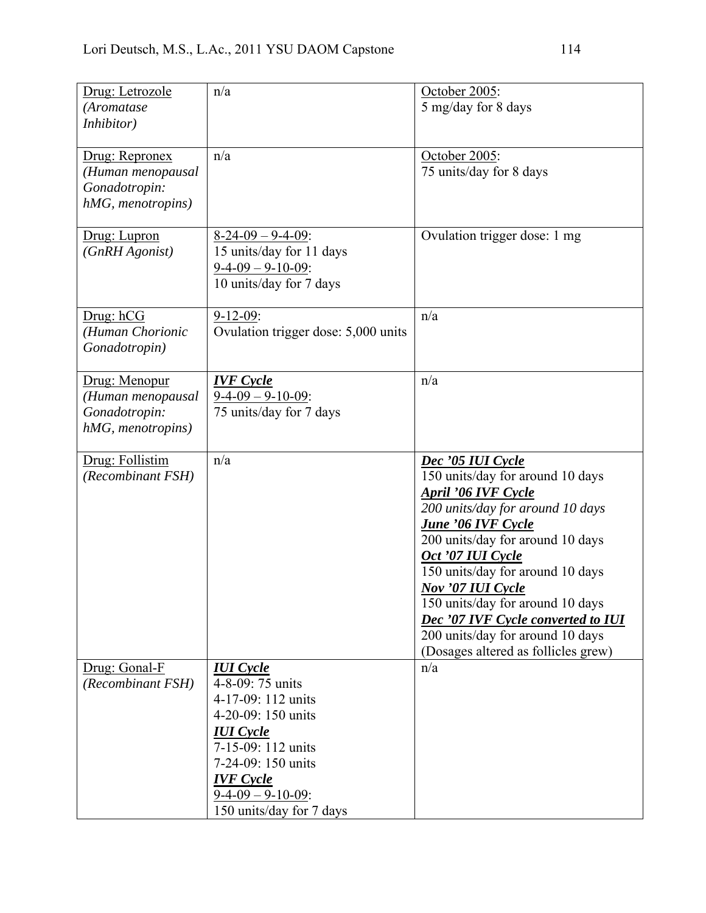| | | |
|---|---|---|
| <u>Drug: Letrozole</u><br>*(Aromatase Inhibitor)* | n/a | <u>October 2005</u>:<br>5 mg/day for 8 days |
| <u>Drug: Repronex</u><br>*(Human menopausal Gonadotropin: hMG, menotropins)* | n/a | <u>October 2005</u>:<br>75 units/day for 8 days |
| <u>Drug: Lupron</u><br>*(GnRH Agonist)* | <u>8-24-09 – 9-4-09</u>:<br>15 units/day for 11 days<br><u>9-4-09 – 9-10-09</u>:<br>10 units/day for 7 days | Ovulation trigger dose: 1 mg |
| <u>Drug: hCG</u><br>*(Human Chorionic Gonadotropin)* | <u>9-12-09</u>:<br>Ovulation trigger dose: 5,000 units | n/a |
| <u>Drug: Menopur</u><br>*(Human menopausal Gonadotropin: hMG, menotropins)* | ***<u>IVF Cycle</u>***<br><u>9-4-09 – 9-10-09</u>:<br>75 units/day for 7 days | n/a |
| <u>Drug: Follistim</u><br>*(Recombinant FSH)* | n/a | ***<u>Dec '05 IUI Cycle</u>***<br>150 units/day for around 10 days<br>***<u>April '06 IVF Cycle</u>***<br>*200 units/day for around 10 days*<br>***<u>June '06 IVF Cycle</u>***<br>200 units/day for around 10 days<br>***<u>Oct '07 IUI Cycle</u>***<br>150 units/day for around 10 days<br>***<u>Nov '07 IUI Cycle</u>***<br>150 units/day for around 10 days<br>***<u>Dec '07 IVF Cycle converted to IUI</u>***<br>200 units/day for around 10 days<br>(Dosages altered as follicles grew) |
| <u>Drug: Gonal-F</u><br>*(Recombinant FSH)* | ***<u>IUI Cycle</u>***<br>4-8-09: 75 units<br>4-17-09: 112 units<br>4-20-09: 150 units<br>***<u>IUI Cycle</u>***<br>7-15-09: 112 units<br>7-24-09: 150 units<br>***<u>IVF Cycle</u>***<br><u>9-4-09 – 9-10-09</u>:<br>150 units/day for 7 days | n/a |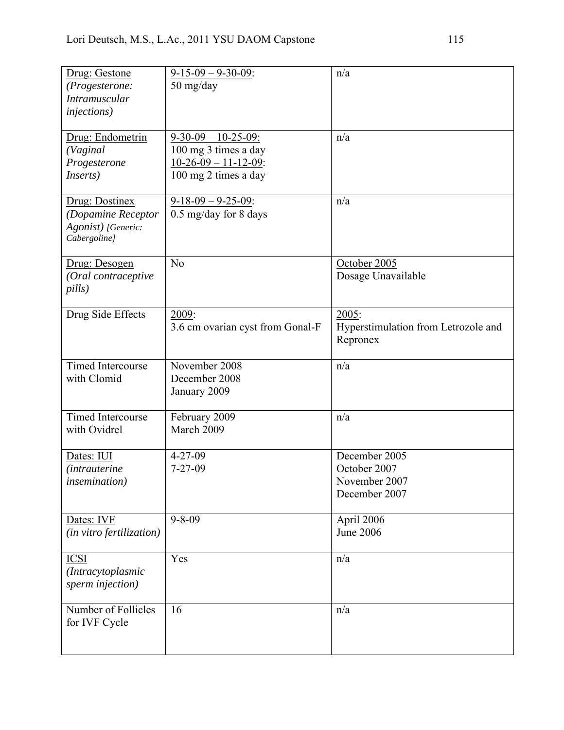| Drug: Gestone *(Progesterone: Intramuscular injections)* | 9-15-09 – 9-30-09: 50 mg/day | n/a |
|---|---|---|
| Drug: Endometrin *(Vaginal Progesterone Inserts)* | 9-30-09 – 10-25-09: 100 mg 3 times a day<br>10-26-09 – 11-12-09: 100 mg 2 times a day | n/a |
| Drug: Dostinex *(Dopamine Receptor Agonist) [Generic: Cabergoline]* | 9-18-09 – 9-25-09: 0.5 mg/day for 8 days | n/a |
| Drug: Desogen *(Oral contraceptive pills)* | No | October 2005<br>Dosage Unavailable |
| Drug Side Effects | 2009: 3.6 cm ovarian cyst from Gonal-F | 2005: Hyperstimulation from Letrozole and Repronex |
| Timed Intercourse with Clomid | November 2008<br>December 2008<br>January 2009 | n/a |
| Timed Intercourse with Ovidrel | February 2009<br>March 2009 | n/a |
| Dates: IUI *(intrauterine insemination)* | 4-27-09<br>7-27-09 | December 2005<br>October 2007<br>November 2007<br>December 2007 |
| Dates: IVF *(in vitro fertilization)* | 9-8-09 | April 2006<br>June 2006 |
| ICSI *(Intracytoplasmic sperm injection)* | Yes | n/a |
| Number of Follicles for IVF Cycle | 16 | n/a |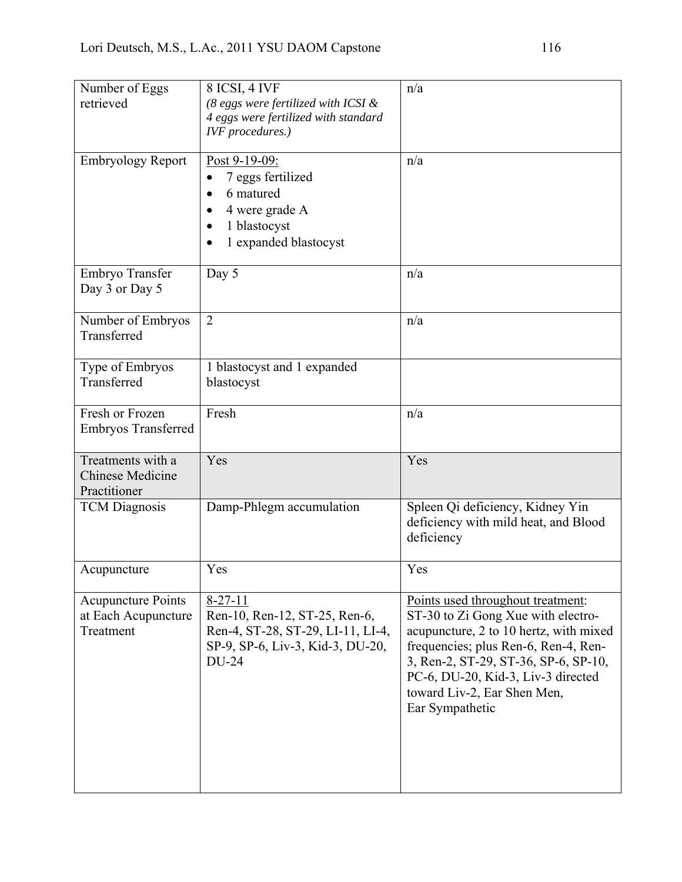| | | |
|---|---|---|
| Number of Eggs retrieved | 8 ICSI, 4 IVF *(8 eggs were fertilized with ICSI & 4 eggs were fertilized with standard IVF procedures.)* | n/a |
| Embryology Report | Post 9-19-09:<br>• 7 eggs fertilized<br>• 6 matured<br>• 4 were grade A<br>• 1 blastocyst<br>• 1 expanded blastocyst | n/a |
| Embryo Transfer Day 3 or Day 5 | Day 5 | n/a |
| Number of Embryos Transferred | 2 | n/a |
| Type of Embryos Transferred | 1 blastocyst and 1 expanded blastocyst | |
| Fresh or Frozen Embryos Transferred | Fresh | n/a |
| Treatments with a Chinese Medicine Practitioner | Yes | Yes |
| TCM Diagnosis | Damp-Phlegm accumulation | Spleen Qi deficiency, Kidney Yin deficiency with mild heat, and Blood deficiency |
| Acupuncture | Yes | Yes |
| Acupuncture Points at Each Acupuncture Treatment | 8-27-11<br>Ren-10, Ren-12, ST-25, Ren-6, Ren-4, ST-28, ST-29, LI-11, LI-4, SP-9, SP-6, Liv-3, Kid-3, DU-20, DU-24 | Points used throughout treatment:<br>ST-30 to Zi Gong Xue with electro-acupuncture, 2 to 10 hertz, with mixed frequencies; plus Ren-6, Ren-4, Ren-3, Ren-2, ST-29, ST-36, SP-6, SP-10, PC-6, DU-20, Kid-3, Liv-3 directed toward Liv-2, Ear Shen Men, Ear Sympathetic |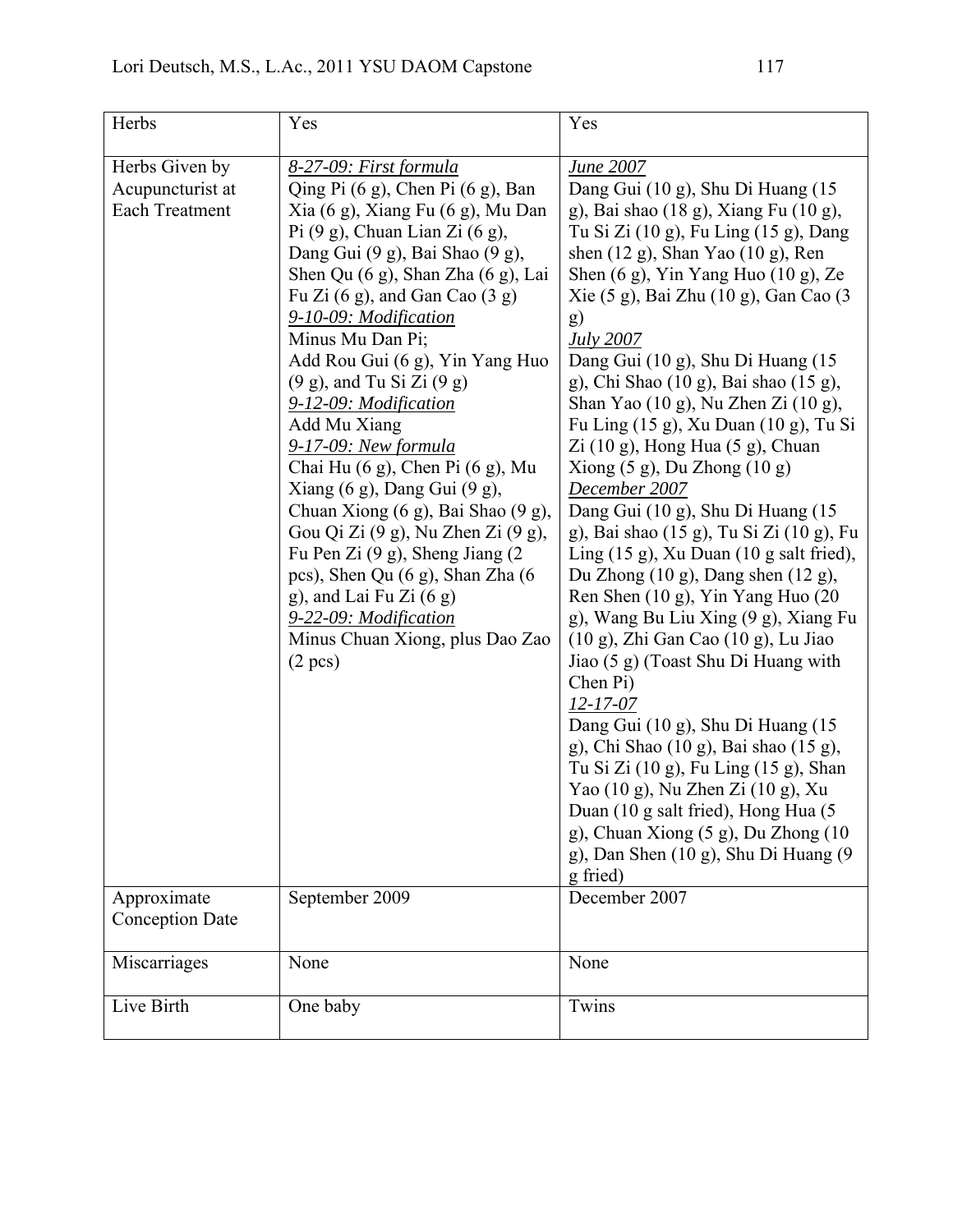| | | |
|---|---|---|
| Herbs | Yes | Yes |
| Herbs Given by Acupuncturist at Each Treatment | _8-27-09: First formula_<br>Qing Pi (6 g), Chen Pi (6 g), Ban Xia (6 g), Xiang Fu (6 g), Mu Dan Pi (9 g), Chuan Lian Zi (6 g), Dang Gui (9 g), Bai Shao (9 g), Shen Qu (6 g), Shan Zha (6 g), Lai Fu Zi (6 g), and Gan Cao (3 g)<br>_9-10-09: Modification_<br>Minus Mu Dan Pi;<br>Add Rou Gui (6 g), Yin Yang Huo (9 g), and Tu Si Zi (9 g)<br>_9-12-09: Modification_<br>Add Mu Xiang<br>_9-17-09: New formula_<br>Chai Hu (6 g), Chen Pi (6 g), Mu Xiang (6 g), Dang Gui (9 g), Chuan Xiong (6 g), Bai Shao (9 g), Gou Qi Zi (9 g), Nu Zhen Zi (9 g), Fu Pen Zi (9 g), Sheng Jiang (2 pcs), Shen Qu (6 g), Shan Zha (6 g), and Lai Fu Zi (6 g)<br>_9-22-09: Modification_<br>Minus Chuan Xiong, plus Dao Zao (2 pcs) | _June 2007_<br>Dang Gui (10 g), Shu Di Huang (15 g), Bai shao (18 g), Xiang Fu (10 g), Tu Si Zi (10 g), Fu Ling (15 g), Dang shen (12 g), Shan Yao (10 g), Ren Shen (6 g), Yin Yang Huo (10 g), Ze Xie (5 g), Bai Zhu (10 g), Gan Cao (3 g)<br>_July 2007_<br>Dang Gui (10 g), Shu Di Huang (15 g), Chi Shao (10 g), Bai shao (15 g), Shan Yao (10 g), Nu Zhen Zi (10 g), Fu Ling (15 g), Xu Duan (10 g), Tu Si Zi (10 g), Hong Hua (5 g), Chuan Xiong (5 g), Du Zhong (10 g)<br>_December 2007_<br>Dang Gui (10 g), Shu Di Huang (15 g), Bai shao (15 g), Tu Si Zi (10 g), Fu Ling (15 g), Xu Duan (10 g salt fried), Du Zhong (10 g), Dang shen (12 g), Ren Shen (10 g), Yin Yang Huo (20 g), Wang Bu Liu Xing (9 g), Xiang Fu (10 g), Zhi Gan Cao (10 g), Lu Jiao Jiao (5 g) (Toast Shu Di Huang with Chen Pi)<br>_12-17-07_<br>Dang Gui (10 g), Shu Di Huang (15 g), Chi Shao (10 g), Bai shao (15 g), Tu Si Zi (10 g), Fu Ling (15 g), Shan Yao (10 g), Nu Zhen Zi (10 g), Xu Duan (10 g salt fried), Hong Hua (5 g), Chuan Xiong (5 g), Du Zhong (10 g), Dan Shen (10 g), Shu Di Huang (9 g fried) |
| Approximate Conception Date | September 2009 | December 2007 |
| Miscarriages | None | None |
| Live Birth | One baby | Twins |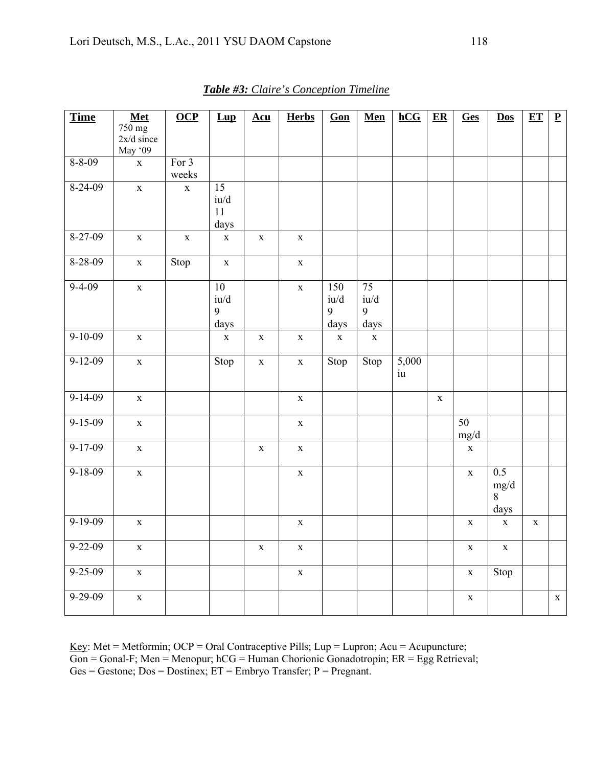***Table #3:** Claire's Conception Timeline*

| Time | Met 750 mg 2x/d since May '09 | OCP | Lup | Acu | Herbs | Gon | Men | hCG | ER | Ges | Dos | ET | P |
|---|---|---|---|---|---|---|---|---|---|---|---|---|---|
| 8-8-09 | x | For 3 weeks | | | | | | | | | | | |
| 8-24-09 | x | x | 15 iu/d 11 days | | | | | | | | | | |
| 8-27-09 | x | x | x | x | x | | | | | | | | |
| 8-28-09 | x | Stop | x | | x | | | | | | | | |
| 9-4-09 | x | | 10 iu/d 9 days | | x | 150 iu/d 9 days | 75 iu/d 9 days | | | | | | |
| 9-10-09 | x | | x | x | x | x | x | | | | | | |
| 9-12-09 | x | | Stop | x | x | Stop | Stop | 5,000 iu | | | | | |
| 9-14-09 | x | | | | x | | | | x | | | | |
| 9-15-09 | x | | | | x | | | | | 50 mg/d | | | |
| 9-17-09 | x | | | x | x | | | | | x | | | |
| 9-18-09 | x | | | | x | | | | | x | 0.5 mg/d 8 days | | |
| 9-19-09 | x | | | | x | | | | | x | x | x | |
| 9-22-09 | x | | | x | x | | | | | x | x | | |
| 9-25-09 | x | | | | x | | | | | x | Stop | | |
| 9-29-09 | x | | | | | | | | | x | | | x |

Key: Met = Metformin; OCP = Oral Contraceptive Pills; Lup = Lupron; Acu = Acupuncture; Gon = Gonal-F; Men = Menopur; hCG = Human Chorionic Gonadotropin; ER = Egg Retrieval; Ges = Gestone; Dos = Dostinex; ET = Embryo Transfer; P = Pregnant.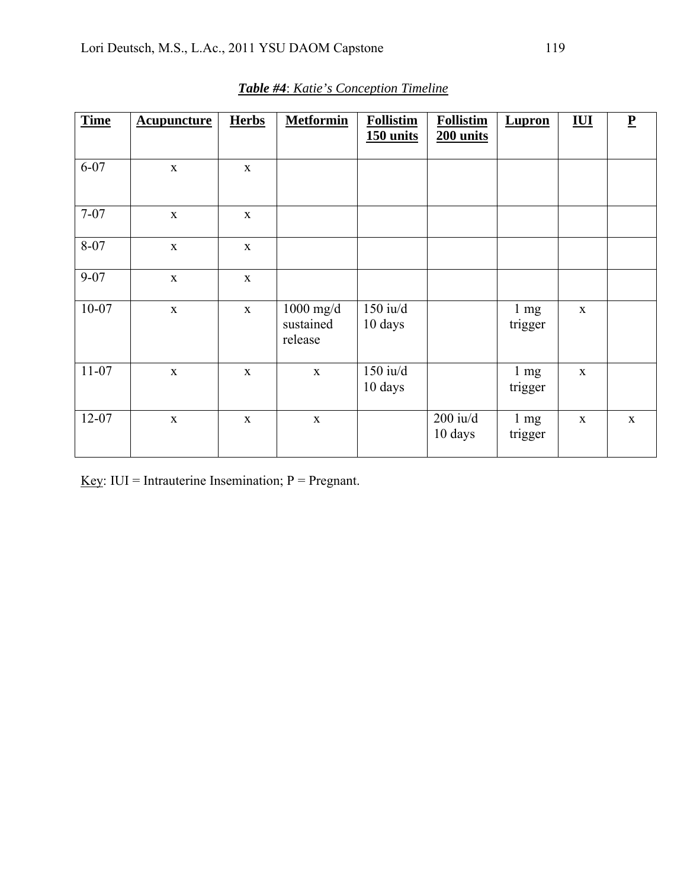***Table #4**: Katie's Conception Timeline*

| **Time** | **Acupuncture** | **Herbs** | **Metformin** | **Follistim 150 units** | **Follistim 200 units** | **Lupron** | **IUI** | **P** |
|---|---|---|---|---|---|---|---|---|
| 6-07 | x | x | | | | | | |
| 7-07 | x | x | | | | | | |
| 8-07 | x | x | | | | | | |
| 9-07 | x | x | | | | | | |
| 10-07 | x | x | 1000 mg/d sustained release | 150 iu/d 10 days | | 1 mg trigger | x | |
| 11-07 | x | x | x | 150 iu/d 10 days | | 1 mg trigger | x | |
| 12-07 | x | x | x | | 200 iu/d 10 days | 1 mg trigger | x | x |

Key: IUI = Intrauterine Insemination; P = Pregnant.